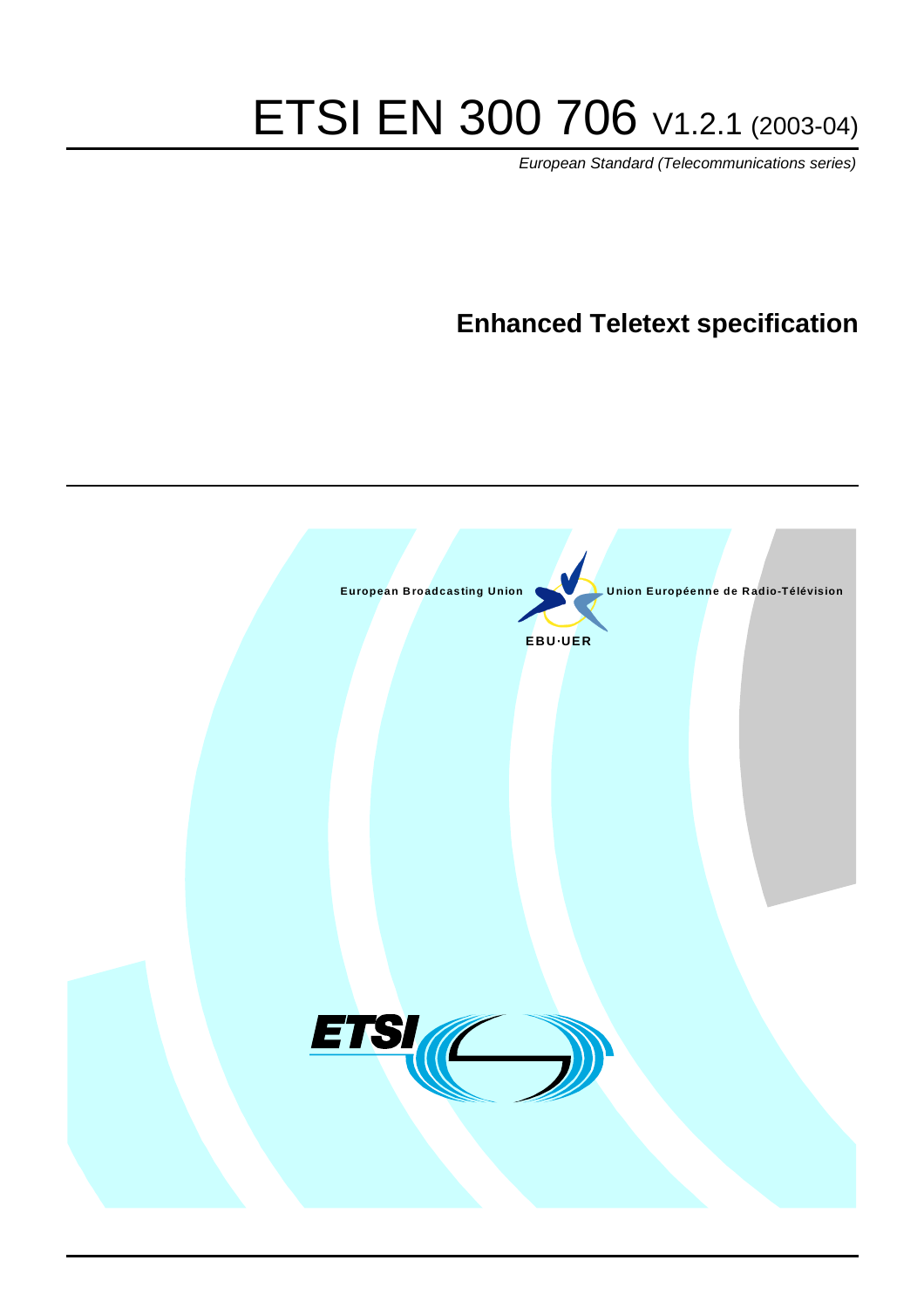# ETSI EN 300 706 V1.2.1 (2003-04)

*European Standard (Telecommunications series)*

## Enhanced Teletext specification

European Broadcasting Union

Union Européenne de Radio-Télévision

EBU·UER

ETSI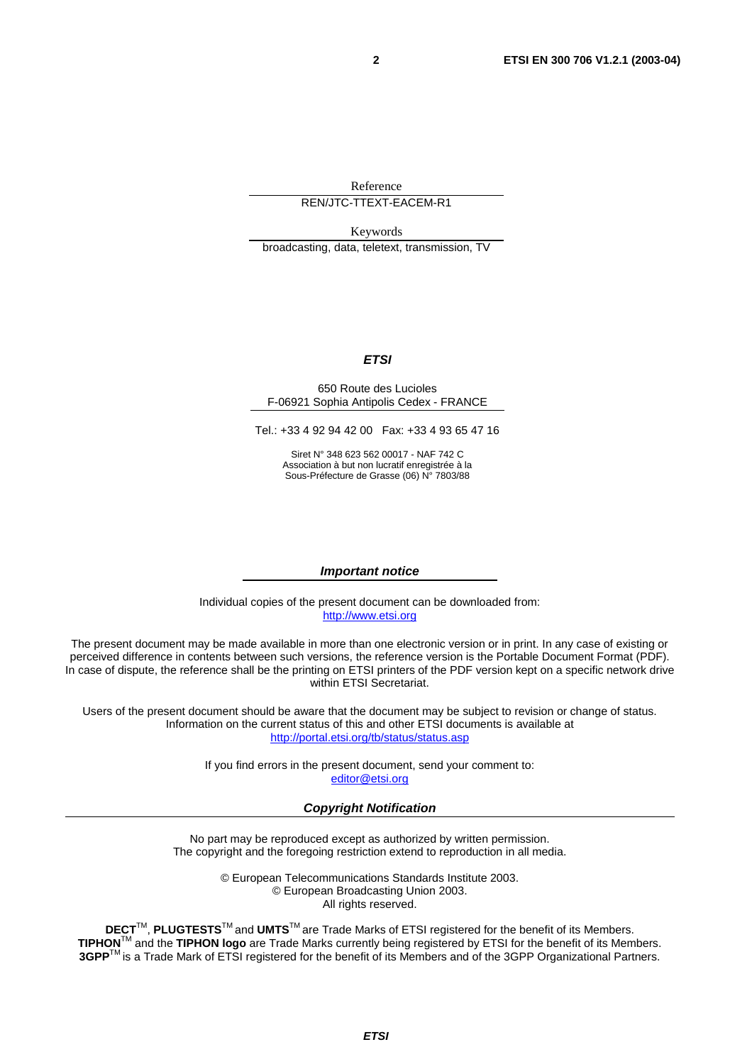Reference

REN/JTC-TTEXT-EACEM-R1

Keywords

broadcasting, data, teletext, transmission, TV

***ETSI***

650 Route des Lucioles
F-06921 Sophia Antipolis Cedex - FRANCE

Tel.: +33 4 92 94 42 00 Fax: +33 4 93 65 47 16

Siret N° 348 623 562 00017 - NAF 742 C
Association à but non lucratif enregistrée à la
Sous-Préfecture de Grasse (06) N° 7803/88

***Important notice***

Individual copies of the present document can be downloaded from:
http://www.etsi.org

The present document may be made available in more than one electronic version or in print. In any case of existing or perceived difference in contents between such versions, the reference version is the Portable Document Format (PDF). In case of dispute, the reference shall be the printing on ETSI printers of the PDF version kept on a specific network drive within ETSI Secretariat.

Users of the present document should be aware that the document may be subject to revision or change of status. Information on the current status of this and other ETSI documents is available at
http://portal.etsi.org/tb/status/status.asp

If you find errors in the present document, send your comment to:
editor@etsi.org

***Copyright Notification***

No part may be reproduced except as authorized by written permission.
The copyright and the foregoing restriction extend to reproduction in all media.

© European Telecommunications Standards Institute 2003.
© European Broadcasting Union 2003.
All rights reserved.

**DECT**™, **PLUGTESTS**™ and **UMTS**™ are Trade Marks of ETSI registered for the benefit of its Members.
**TIPHON**™ and the **TIPHON logo** are Trade Marks currently being registered by ETSI for the benefit of its Members.
**3GPP**™ is a Trade Mark of ETSI registered for the benefit of its Members and of the 3GPP Organizational Partners.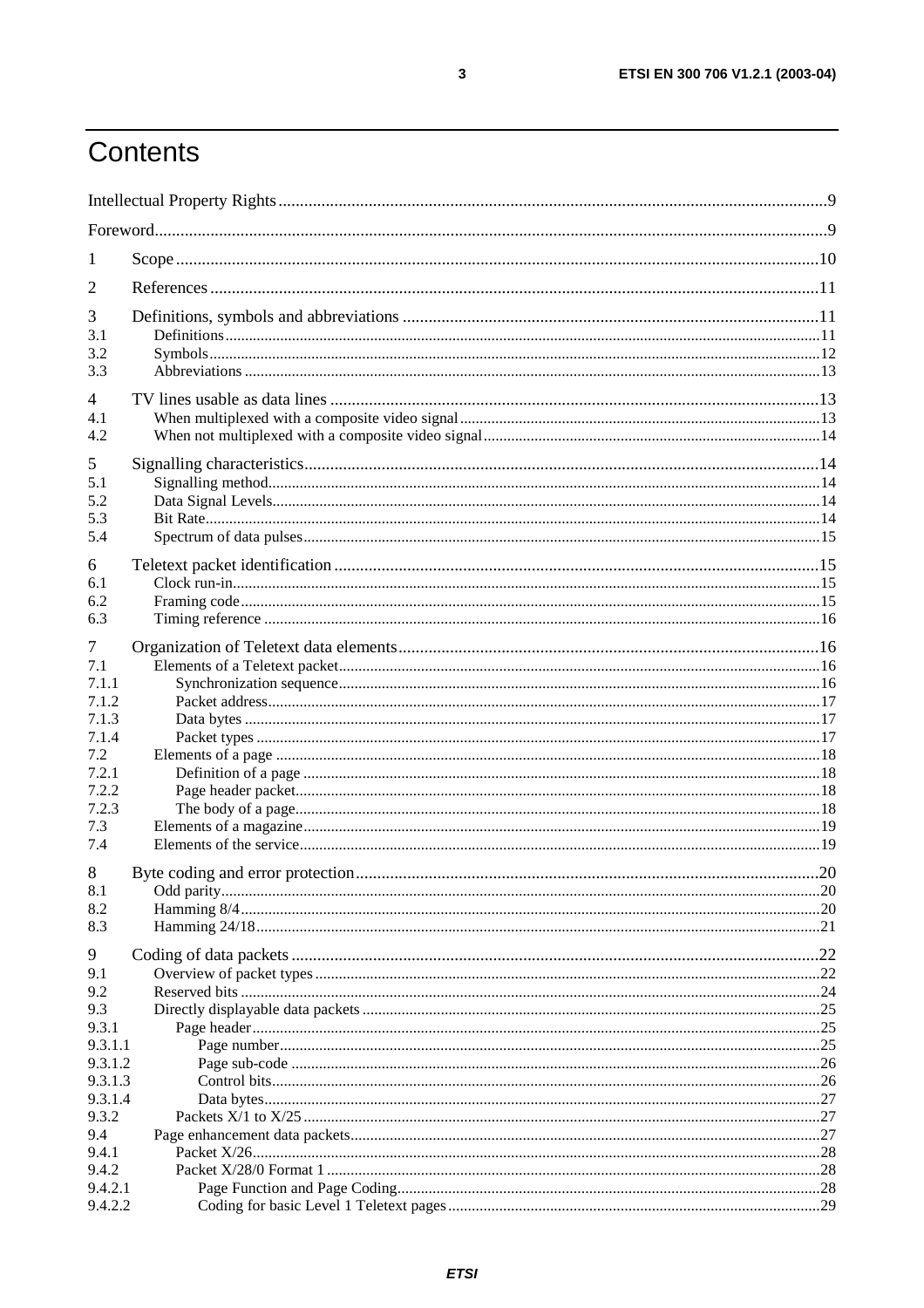# Contents

Intellectual Property Rights ....................................................................................................................................9

Foreword.................................................................................................................................................................9

1 Scope ..................................................................................................................................................................10

2 References ..........................................................................................................................................................11

3 Definitions, symbols and abbreviations .............................................................................................................11
3.1 Definitions .......................................................................................................................................................11
3.2 Symbols ...........................................................................................................................................................12
3.3 Abbreviations ..................................................................................................................................................13

4 TV lines usable as data lines .............................................................................................................................13
4.1 When multiplexed with a composite video signal ..........................................................................................13
4.2 When not multiplexed with a composite video signal ....................................................................................14

5 Signalling characteristics ...................................................................................................................................14
5.1 Signalling method ...........................................................................................................................................14
5.2 Data Signal Levels ..........................................................................................................................................14
5.3 Bit Rate ...........................................................................................................................................................14
5.4 Spectrum of data pulses ..................................................................................................................................15

6 Teletext packet identification ............................................................................................................................15
6.1 Clock run-in .....................................................................................................................................................15
6.2 Framing code ...................................................................................................................................................15
6.3 Timing reference .............................................................................................................................................16

7 Organization of Teletext data elements .............................................................................................................16
7.1 Elements of a Teletext packet ..........................................................................................................................16
7.1.1 Synchronization sequence ............................................................................................................................16
7.1.2 Packet address ...............................................................................................................................................17
7.1.3 Data bytes .....................................................................................................................................................17
7.1.4 Packet types ..................................................................................................................................................17
7.2 Elements of a page ..........................................................................................................................................18
7.2.1 Definition of a page ......................................................................................................................................18
7.2.2 Page header packet ........................................................................................................................................18
7.2.3 The body of a page ........................................................................................................................................18
7.3 Elements of a magazine ...................................................................................................................................19
7.4 Elements of the service ....................................................................................................................................19

8 Byte coding and error protection .......................................................................................................................20
8.1 Odd parity ........................................................................................................................................................20
8.2 Hamming 8/4 ...................................................................................................................................................20
8.3 Hamming 24/18 ...............................................................................................................................................21

9 Coding of data packets .......................................................................................................................................22
9.1 Overview of packet types ................................................................................................................................22
9.2 Reserved bits ...................................................................................................................................................24
9.3 Directly displayable data packets ....................................................................................................................25
9.3.1 Page header ...................................................................................................................................................25
9.3.1.1 Page number ..............................................................................................................................................25
9.3.1.2 Page sub-code ............................................................................................................................................26
9.3.1.3 Control bits ................................................................................................................................................26
9.3.1.4 Data bytes ..................................................................................................................................................27
9.3.2 Packets X/1 to X/25 ......................................................................................................................................27
9.4 Page enhancement data packets .......................................................................................................................27
9.4.1 Packet X/26 ..................................................................................................................................................28
9.4.2 Packet X/28/0 Format 1 ................................................................................................................................28
9.4.2.1 Page Function and Page Coding ................................................................................................................28
9.4.2.2 Coding for basic Level 1 Teletext pages ....................................................................................................29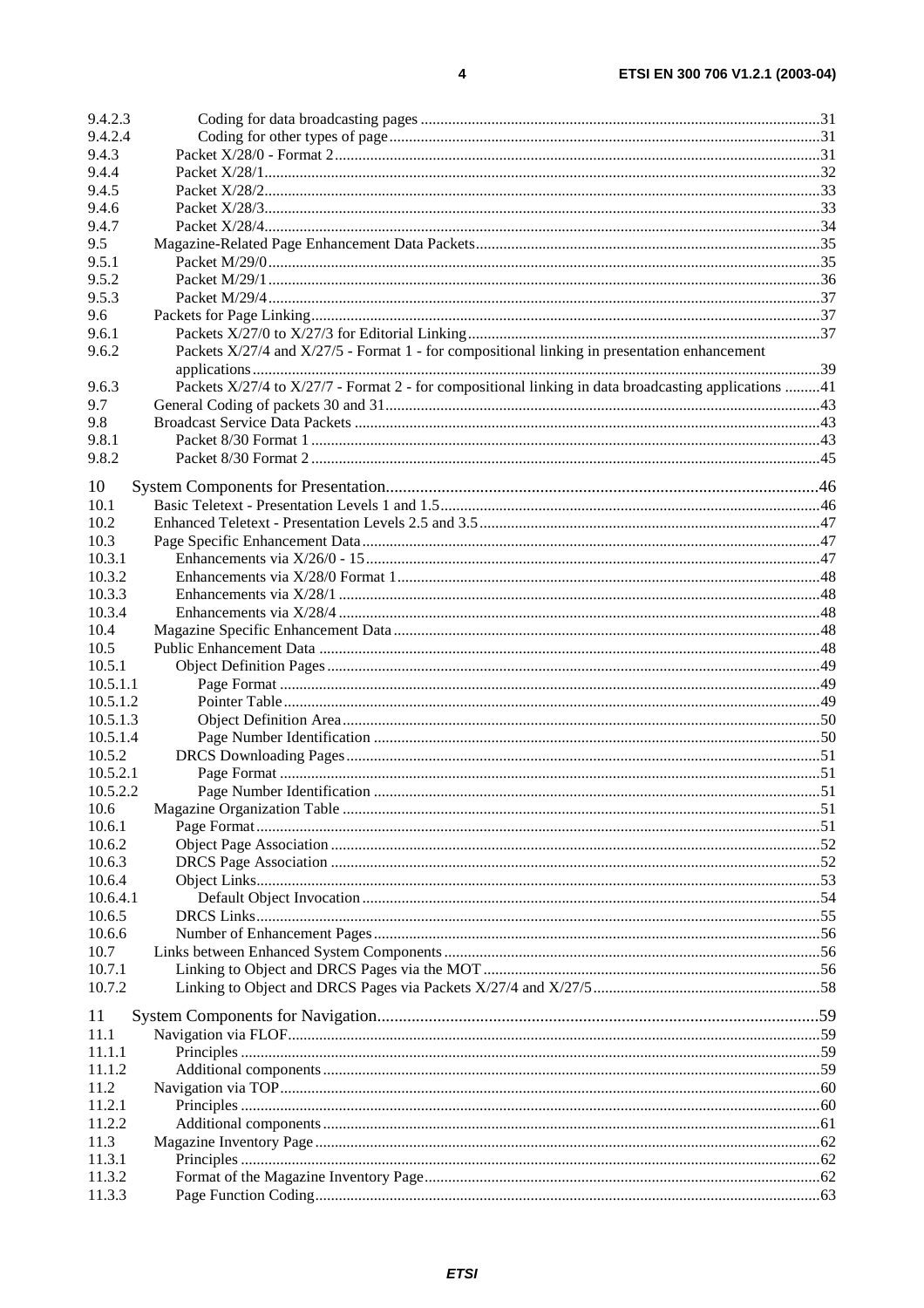9.4.2.3 Coding for data broadcasting pages ....................................................................................................31
9.4.2.4 Coding for other types of page .............................................................................................................31
9.4.3 Packet X/28/0 - Format 2.............................................................................................................................31
9.4.4 Packet X/28/1...............................................................................................................................................32
9.4.5 Packet X/28/2...............................................................................................................................................33
9.4.6 Packet X/28/3...............................................................................................................................................33
9.4.7 Packet X/28/4...............................................................................................................................................34
9.5 Magazine-Related Page Enhancement Data Packets........................................................................................35
9.5.1 Packet M/29/0..............................................................................................................................................35
9.5.2 Packet M/29/1..............................................................................................................................................36
9.5.3 Packet M/29/4..............................................................................................................................................37
9.6 Packets for Page Linking...................................................................................................................................37
9.6.1 Packets X/27/0 to X/27/3 for Editorial Linking...........................................................................................37
9.6.2 Packets X/27/4 and X/27/5 - Format 1 - for compositional linking in presentation enhancement applications.................................................................................................................................................39
9.6.3 Packets X/27/4 to X/27/7 - Format 2 - for compositional linking in data broadcasting applications ..........41
9.7 General Coding of packets 30 and 31...............................................................................................................43
9.8 Broadcast Service Data Packets ........................................................................................................................43
9.8.1 Packet 8/30 Format 1 ...................................................................................................................................43
9.8.2 Packet 8/30 Format 2 ...................................................................................................................................45

10 System Components for Presentation....................................................................................................46
10.1 Basic Teletext - Presentation Levels 1 and 1.5..................................................................................................46
10.2 Enhanced Teletext - Presentation Levels 2.5 and 3.5........................................................................................47
10.3 Page Specific Enhancement Data......................................................................................................................47
10.3.1 Enhancements via X/26/0 - 15.....................................................................................................................47
10.3.2 Enhancements via X/28/0 Format 1.............................................................................................................48
10.3.3 Enhancements via X/28/1 ............................................................................................................................48
10.3.4 Enhancements via X/28/4 ............................................................................................................................48
10.4 Magazine Specific Enhancement Data..............................................................................................................48
10.5 Public Enhancement Data .................................................................................................................................48
10.5.1 Object Definition Pages...............................................................................................................................49
10.5.1.1 Page Format ...........................................................................................................................................49
10.5.1.2 Pointer Table..........................................................................................................................................49
10.5.1.3 Object Definition Area ...........................................................................................................................50
10.5.1.4 Page Number Identification ...................................................................................................................50
10.5.2 DRCS Downloading Pages..........................................................................................................................51
10.5.2.1 Page Format ...........................................................................................................................................51
10.5.2.2 Page Number Identification ...................................................................................................................51
10.6 Magazine Organization Table ...........................................................................................................................51
10.6.1 Page Format.................................................................................................................................................51
10.6.2 Object Page Association ..............................................................................................................................52
10.6.3 DRCS Page Association ..............................................................................................................................52
10.6.4 Object Links.................................................................................................................................................53
10.6.4.1 Default Object Invocation ......................................................................................................................54
10.6.5 DRCS Links.................................................................................................................................................55
10.6.6 Number of Enhancement Pages...................................................................................................................56
10.7 Links between Enhanced System Components.................................................................................................56
10.7.1 Linking to Object and DRCS Pages via the MOT .......................................................................................56
10.7.2 Linking to Object and DRCS Pages via Packets X/27/4 and X/27/5...........................................................58

11 System Components for Navigation.......................................................................................................59
11.1 Navigation via FLOF.........................................................................................................................................59
11.1.1 Principles .....................................................................................................................................................59
11.1.2 Additional components................................................................................................................................59
11.2 Navigation via TOP...........................................................................................................................................60
11.2.1 Principles .....................................................................................................................................................60
11.2.2 Additional components................................................................................................................................61
11.3 Magazine Inventory Page ..................................................................................................................................62
11.3.1 Principles .....................................................................................................................................................62
11.3.2 Format of the Magazine Inventory Page......................................................................................................62
11.3.3 Page Function Coding..................................................................................................................................63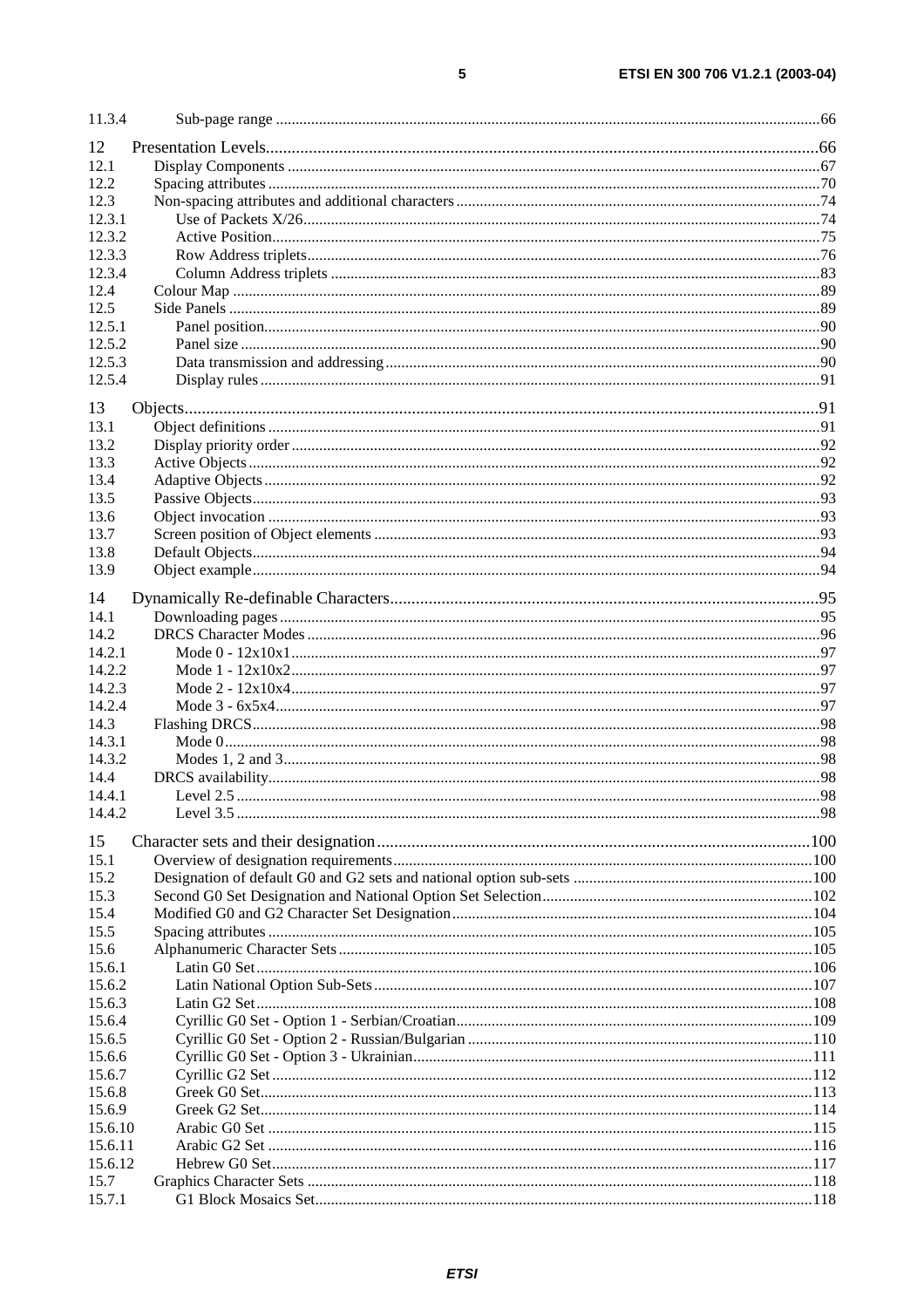11.3.4 Sub-page range ....................................................................................................................................66

12 Presentation Levels.............................................................................................................................66
12.1 Display Components ..........................................................................................................................67
12.2 Spacing attributes ..............................................................................................................................70
12.3 Non-spacing attributes and additional characters ...............................................................................74
12.3.1 Use of Packets X/26....................................................................................................................74
12.3.2 Active Position............................................................................................................................75
12.3.3 Row Address triplets...................................................................................................................76
12.3.4 Column Address triplets .............................................................................................................83
12.4 Colour Map ........................................................................................................................................89
12.5 Side Panels .........................................................................................................................................89
12.5.1 Panel position..............................................................................................................................90
12.5.2 Panel size ....................................................................................................................................90
12.5.3 Data transmission and addressing ...............................................................................................90
12.5.4 Display rules ...............................................................................................................................91

13 Objects..................................................................................................................................................91
13.1 Object definitions ...............................................................................................................................91
13.2 Display priority order .........................................................................................................................92
13.3 Active Objects ....................................................................................................................................92
13.4 Adaptive Objects ................................................................................................................................92
13.5 Passive Objects...................................................................................................................................93
13.6 Object invocation ...............................................................................................................................93
13.7 Screen position of Object elements ....................................................................................................93
13.8 Default Objects...................................................................................................................................94
13.9 Object example...................................................................................................................................94

14 Dynamically Re-definable Characters...................................................................................................95
14.1 Downloading pages ............................................................................................................................95
14.2 DRCS Character Modes .....................................................................................................................96
14.2.1 Mode 0 - 12x10x1.......................................................................................................................97
14.2.2 Mode 1 - 12x10x2.......................................................................................................................97
14.2.3 Mode 2 - 12x10x4.......................................................................................................................97
14.2.4 Mode 3 - 6x5x4...........................................................................................................................97
14.3 Flashing DRCS...................................................................................................................................98
14.3.1 Mode 0.........................................................................................................................................98
14.3.2 Modes 1, 2 and 3.........................................................................................................................98
14.4 DRCS availability...............................................................................................................................98
14.4.1 Level 2.5 .....................................................................................................................................98
14.4.2 Level 3.5 .....................................................................................................................................98

15 Character sets and their designation.....................................................................................................100
15.1 Overview of designation requirements.............................................................................................100
15.2 Designation of default G0 and G2 sets and national option sub-sets ...............................................100
15.3 Second G0 Set Designation and National Option Set Selection.......................................................102
15.4 Modified G0 and G2 Character Set Designation..............................................................................104
15.5 Spacing attributes .............................................................................................................................105
15.6 Alphanumeric Character Sets...........................................................................................................105
15.6.1 Latin G0 Set..............................................................................................................................106
15.6.2 Latin National Option Sub-Sets................................................................................................107
15.6.3 Latin G2 Set..............................................................................................................................108
15.6.4 Cyrillic G0 Set - Option 1 - Serbian/Croatian...........................................................................109
15.6.5 Cyrillic G0 Set - Option 2 - Russian/Bulgarian ........................................................................110
15.6.6 Cyrillic G0 Set - Option 3 - Ukrainian......................................................................................111
15.6.7 Cyrillic G2 Set ..........................................................................................................................112
15.6.8 Greek G0 Set.............................................................................................................................113
15.6.9 Greek G2 Set.............................................................................................................................114
15.6.10 Arabic G0 Set ...........................................................................................................................115
15.6.11 Arabic G2 Set ...........................................................................................................................116
15.6.12 Hebrew G0 Set..........................................................................................................................117
15.7 Graphics Character Sets ...................................................................................................................118
15.7.1 G1 Block Mosaics Set...............................................................................................................118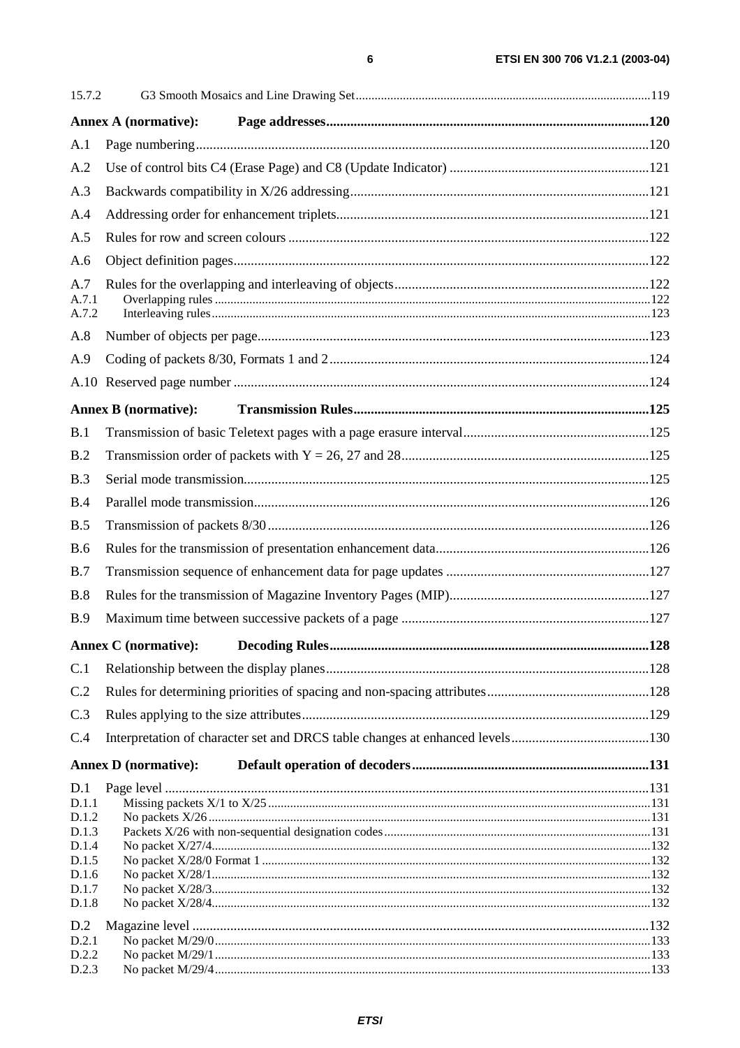15.7.2 G3 Smooth Mosaics and Line Drawing Set ....119

**Annex A (normative): Page addresses....120**

A.1 Page numbering....120

A.2 Use of control bits C4 (Erase Page) and C8 (Update Indicator) ....121

A.3 Backwards compatibility in X/26 addressing....121

A.4 Addressing order for enhancement triplets....121

A.5 Rules for row and screen colours ....122

A.6 Object definition pages....122

A.7 Rules for the overlapping and interleaving of objects....122

A.7.1 Overlapping rules ....122

A.7.2 Interleaving rules....123

A.8 Number of objects per page....123

A.9 Coding of packets 8/30, Formats 1 and 2....124

A.10 Reserved page number ....124

**Annex B (normative): Transmission Rules....125**

B.1 Transmission of basic Teletext pages with a page erasure interval....125

B.2 Transmission order of packets with Y = 26, 27 and 28....125

B.3 Serial mode transmission....125

B.4 Parallel mode transmission....126

B.5 Transmission of packets 8/30 ....126

B.6 Rules for the transmission of presentation enhancement data....126

B.7 Transmission sequence of enhancement data for page updates ....127

B.8 Rules for the transmission of Magazine Inventory Pages (MIP)....127

B.9 Maximum time between successive packets of a page ....127

**Annex C (normative): Decoding Rules....128**

C.1 Relationship between the display planes....128

C.2 Rules for determining priorities of spacing and non-spacing attributes....128

C.3 Rules applying to the size attributes....129

C.4 Interpretation of character set and DRCS table changes at enhanced levels....130

**Annex D (normative): Default operation of decoders....131**

D.1 Page level ....131

D.1.1 Missing packets X/1 to X/25....131

D.1.2 No packets X/26....131

D.1.3 Packets X/26 with non-sequential designation codes....131

D.1.4 No packet X/27/4....132

D.1.5 No packet X/28/0 Format 1 ....132

D.1.6 No packet X/28/1....132

D.1.7 No packet X/28/3....132

D.1.8 No packet X/28/4....132

D.2 Magazine level ....132

D.2.1 No packet M/29/0....133

D.2.2 No packet M/29/1....133

D.2.3 No packet M/29/4....133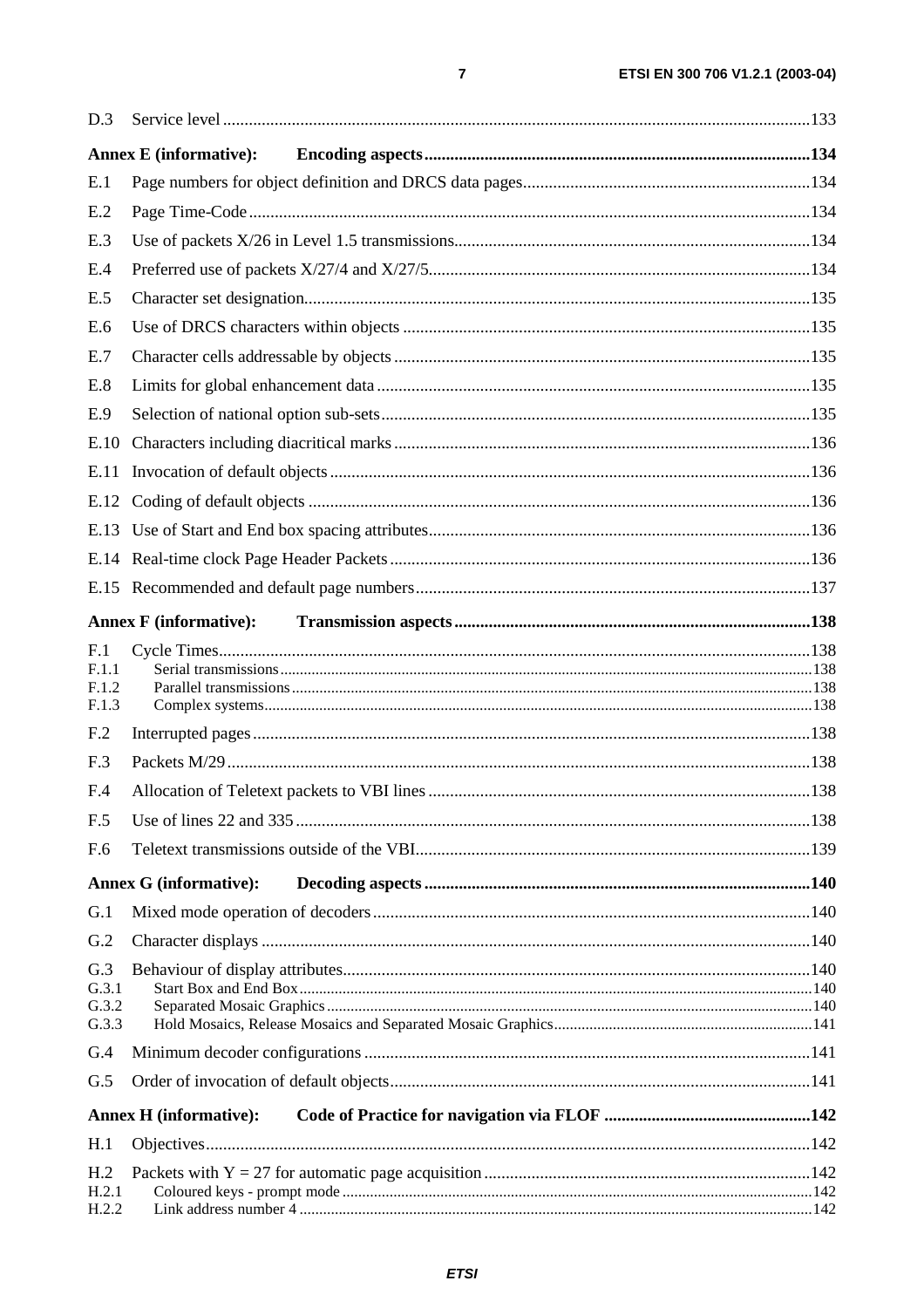D.3 Service level .......................................................................................................................................133

**Annex E (informative): Encoding aspects.........................................................................................134**

E.1 Page numbers for object definition and DRCS data pages..................................................................134

E.2 Page Time-Code .................................................................................................................................134

E.3 Use of packets X/26 in Level 1.5 transmissions..................................................................................134

E.4 Preferred use of packets X/27/4 and X/27/5........................................................................................134

E.5 Character set designation.....................................................................................................................135

E.6 Use of DRCS characters within objects ..............................................................................................135

E.7 Character cells addressable by objects ................................................................................................135

E.8 Limits for global enhancement data ....................................................................................................135

E.9 Selection of national option sub-sets...................................................................................................135

E.10 Characters including diacritical marks ................................................................................................136

E.11 Invocation of default objects ...............................................................................................................136

E.12 Coding of default objects ...................................................................................................................136

E.13 Use of Start and End box spacing attributes........................................................................................136

E.14 Real-time clock Page Header Packets .................................................................................................136

E.15 Recommended and default page numbers...........................................................................................137

**Annex F (informative): Transmission aspects .................................................................................138**

F.1 Cycle Times........................................................................................................................................138
F.1.1 Serial transmissions.......................................................................................................................138
F.1.2 Parallel transmissions....................................................................................................................138
F.1.3 Complex systems...........................................................................................................................138

F.2 Interrupted pages ................................................................................................................................138

F.3 Packets M/29 ......................................................................................................................................138

F.4 Allocation of Teletext packets to VBI lines ........................................................................................138

F.5 Use of lines 22 and 335 ......................................................................................................................138

F.6 Teletext transmissions outside of the VBI...........................................................................................139

**Annex G (informative): Decoding aspects .........................................................................................140**

G.1 Mixed mode operation of decoders .....................................................................................................140

G.2 Character displays ..............................................................................................................................140

G.3 Behaviour of display attributes............................................................................................................140
G.3.1 Start Box and End Box..................................................................................................................140
G.3.2 Separated Mosaic Graphics............................................................................................................140
G.3.3 Hold Mosaics, Release Mosaics and Separated Mosaic Graphics..................................................141

G.4 Minimum decoder configurations .......................................................................................................141

G.5 Order of invocation of default objects.................................................................................................141

**Annex H (informative): Code of Practice for navigation via FLOF ...............................................142**

H.1 Objectives...........................................................................................................................................142

H.2 Packets with Y = 27 for automatic page acquisition ...........................................................................142
H.2.1 Coloured keys - prompt mode .......................................................................................................142
H.2.2 Link address number 4 .................................................................................................................142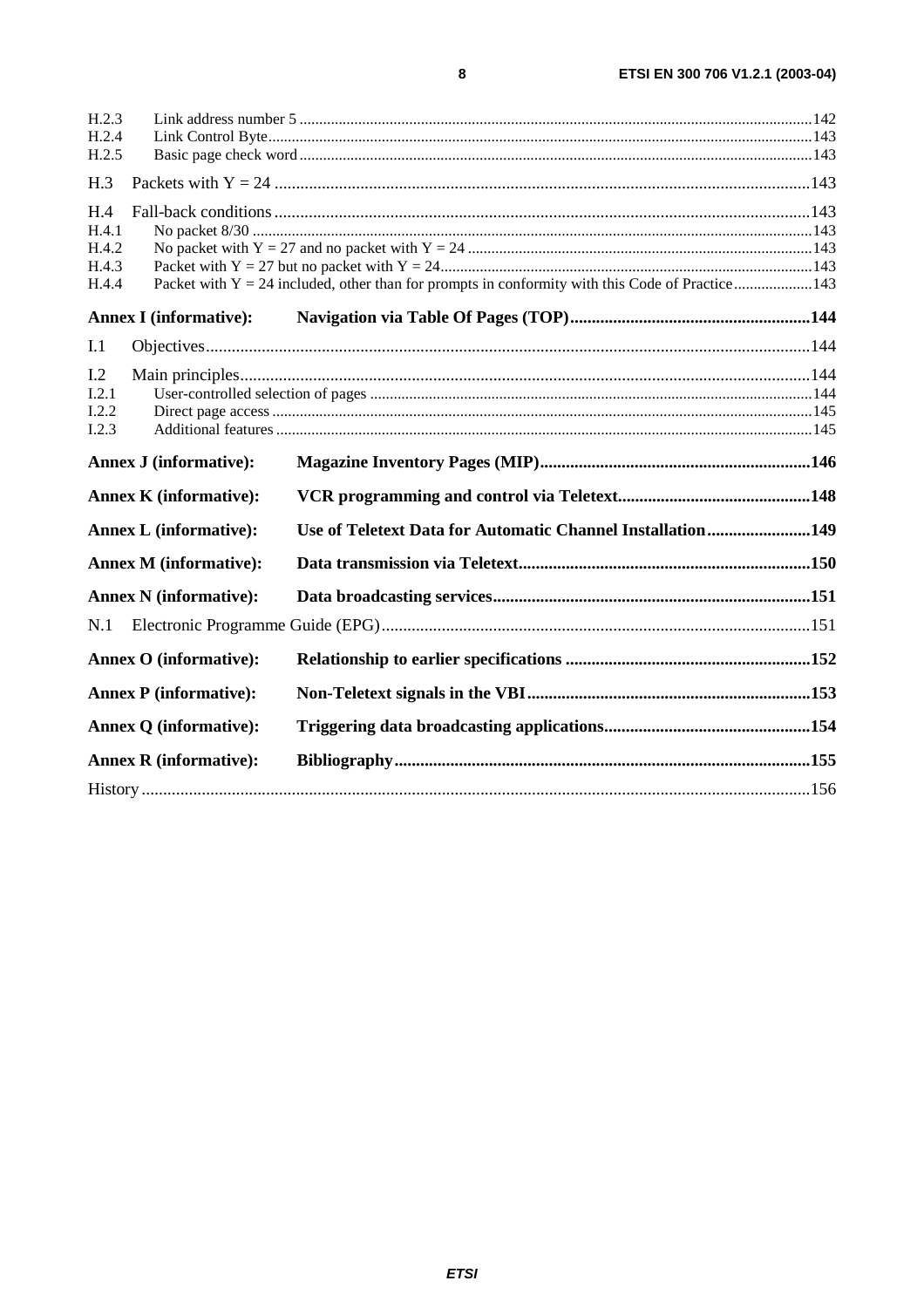H.2.3 Link address number 5 ....................................................................................................................................142
H.2.4 Link Control Byte..............................................................................................................................................143
H.2.5 Basic page check word .....................................................................................................................................143

H.3 Packets with $Y = 24$ ...........................................................................................................................................143

H.4 Fall-back conditions ..............................................................................................................................................143
H.4.1 No packet 8/30 ..................................................................................................................................................143
H.4.2 No packet with $Y = 27$ and no packet with $Y = 24$ ........................................................................................143
H.4.3 Packet with $Y = 27$ but no packet with $Y = 24$..............................................................................................143
H.4.4 Packet with $Y = 24$ included, other than for prompts in conformity with this Code of Practice.....................143

**Annex I (informative): Navigation via Table Of Pages (TOP)........................................................144**

I.1 Objectives..............................................................................................................................................................144

I.2 Main principles......................................................................................................................................................144
I.2.1 User-controlled selection of pages ....................................................................................................................144
I.2.2 Direct page access .............................................................................................................................................145
I.2.3 Additional features ............................................................................................................................................145

**Annex J (informative): Magazine Inventory Pages (MIP)...............................................................146**

**Annex K (informative): VCR programming and control via Teletext............................................148**

**Annex L (informative): Use of Teletext Data for Automatic Channel Installation........................149**

**Annex M (informative): Data transmission via Teletext...................................................................150**

**Annex N (informative): Data broadcasting services..........................................................................151**

N.1 Electronic Programme Guide (EPG)....................................................................................................................151

**Annex O (informative): Relationship to earlier specifications .........................................................152**

**Annex P (informative): Non-Teletext signals in the VBI..................................................................153**

**Annex Q (informative): Triggering data broadcasting applications................................................154**

**Annex R (informative): Bibliography.................................................................................................155**

History ..........................................................................................................................................................................156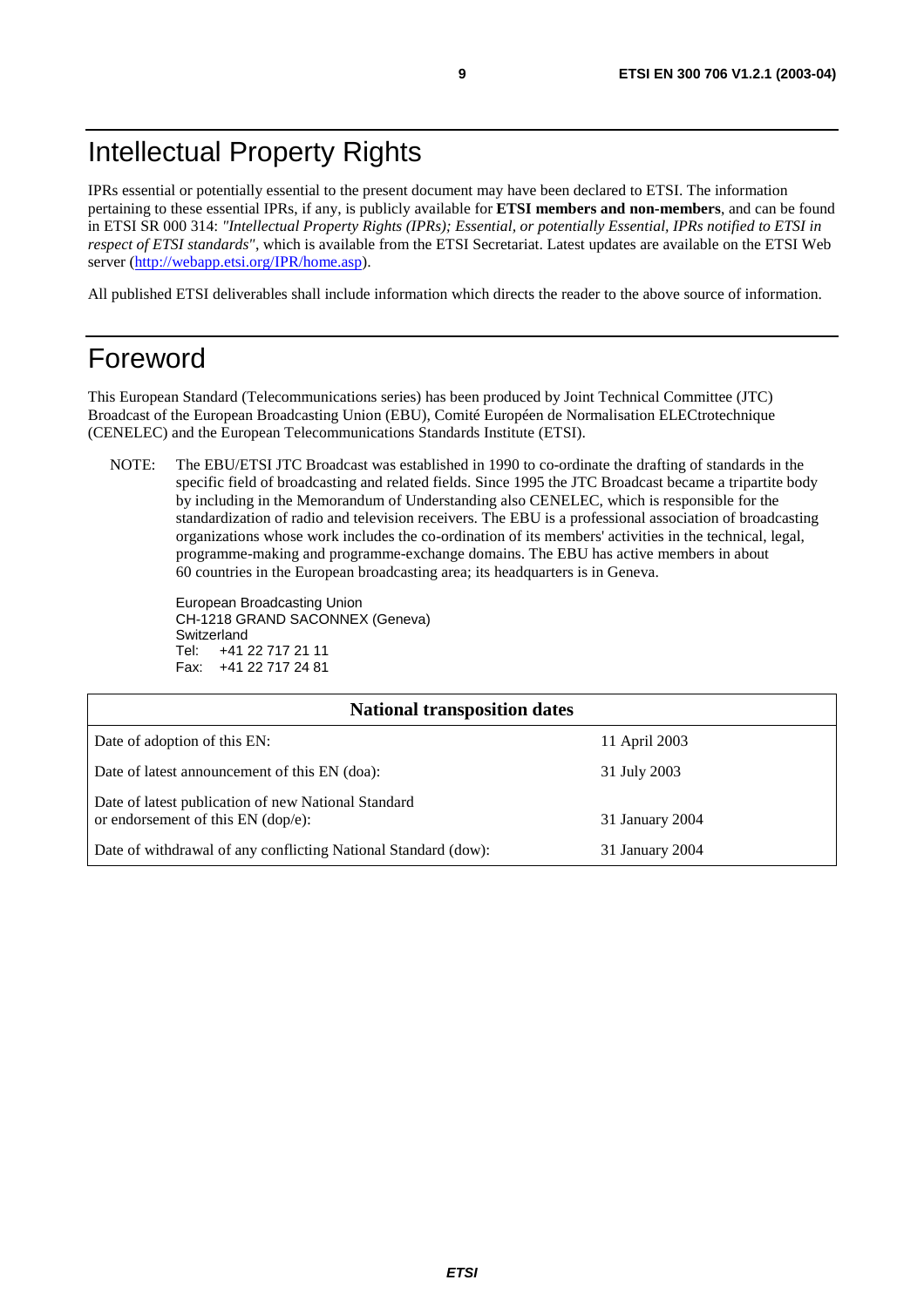# Intellectual Property Rights

IPRs essential or potentially essential to the present document may have been declared to ETSI. The information pertaining to these essential IPRs, if any, is publicly available for **ETSI members and non-members**, and can be found in ETSI SR 000 314: *"Intellectual Property Rights (IPRs); Essential, or potentially Essential, IPRs notified to ETSI in respect of ETSI standards"*, which is available from the ETSI Secretariat. Latest updates are available on the ETSI Web server (http://webapp.etsi.org/IPR/home.asp).

All published ETSI deliverables shall include information which directs the reader to the above source of information.

# Foreword

This European Standard (Telecommunications series) has been produced by Joint Technical Committee (JTC) Broadcast of the European Broadcasting Union (EBU), Comité Européen de Normalisation ELECtrotechnique (CENELEC) and the European Telecommunications Standards Institute (ETSI).

NOTE: The EBU/ETSI JTC Broadcast was established in 1990 to co-ordinate the drafting of standards in the specific field of broadcasting and related fields. Since 1995 the JTC Broadcast became a tripartite body by including in the Memorandum of Understanding also CENELEC, which is responsible for the standardization of radio and television receivers. The EBU is a professional association of broadcasting organizations whose work includes the co-ordination of its members' activities in the technical, legal, programme-making and programme-exchange domains. The EBU has active members in about 60 countries in the European broadcasting area; its headquarters is in Geneva.

European Broadcasting Union
CH-1218 GRAND SACONNEX (Geneva)
Switzerland
Tel: +41 22 717 21 11
Fax: +41 22 717 24 81

| National transposition dates | |
|---|---|
| Date of adoption of this EN: | 11 April 2003 |
| Date of latest announcement of this EN (doa): | 31 July 2003 |
| Date of latest publication of new National Standard or endorsement of this EN (dop/e): | 31 January 2004 |
| Date of withdrawal of any conflicting National Standard (dow): | 31 January 2004 |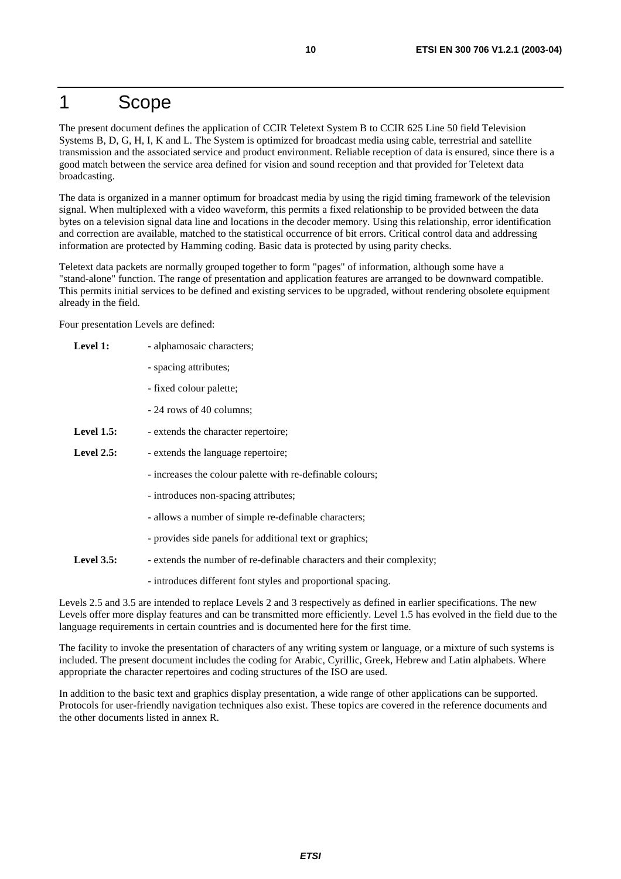# 1 Scope

The present document defines the application of CCIR Teletext System B to CCIR 625 Line 50 field Television Systems B, D, G, H, I, K and L. The System is optimized for broadcast media using cable, terrestrial and satellite transmission and the associated service and product environment. Reliable reception of data is ensured, since there is a good match between the service area defined for vision and sound reception and that provided for Teletext data broadcasting.

The data is organized in a manner optimum for broadcast media by using the rigid timing framework of the television signal. When multiplexed with a video waveform, this permits a fixed relationship to be provided between the data bytes on a television signal data line and locations in the decoder memory. Using this relationship, error identification and correction are available, matched to the statistical occurrence of bit errors. Critical control data and addressing information are protected by Hamming coding. Basic data is protected by using parity checks.

Teletext data packets are normally grouped together to form "pages" of information, although some have a "stand-alone" function. The range of presentation and application features are arranged to be downward compatible. This permits initial services to be defined and existing services to be upgraded, without rendering obsolete equipment already in the field.

Four presentation Levels are defined:

**Level 1:**
- alphamosaic characters;
- spacing attributes;
- fixed colour palette;
- 24 rows of 40 columns;

**Level 1.5:**
- extends the character repertoire;

**Level 2.5:**
- extends the language repertoire;
- increases the colour palette with re-definable colours;
- introduces non-spacing attributes;
- allows a number of simple re-definable characters;
- provides side panels for additional text or graphics;

**Level 3.5:**
- extends the number of re-definable characters and their complexity;
- introduces different font styles and proportional spacing.

Levels 2.5 and 3.5 are intended to replace Levels 2 and 3 respectively as defined in earlier specifications. The new Levels offer more display features and can be transmitted more efficiently. Level 1.5 has evolved in the field due to the language requirements in certain countries and is documented here for the first time.

The facility to invoke the presentation of characters of any writing system or language, or a mixture of such systems is included. The present document includes the coding for Arabic, Cyrillic, Greek, Hebrew and Latin alphabets. Where appropriate the character repertoires and coding structures of the ISO are used.

In addition to the basic text and graphics display presentation, a wide range of other applications can be supported. Protocols for user-friendly navigation techniques also exist. These topics are covered in the reference documents and the other documents listed in annex R.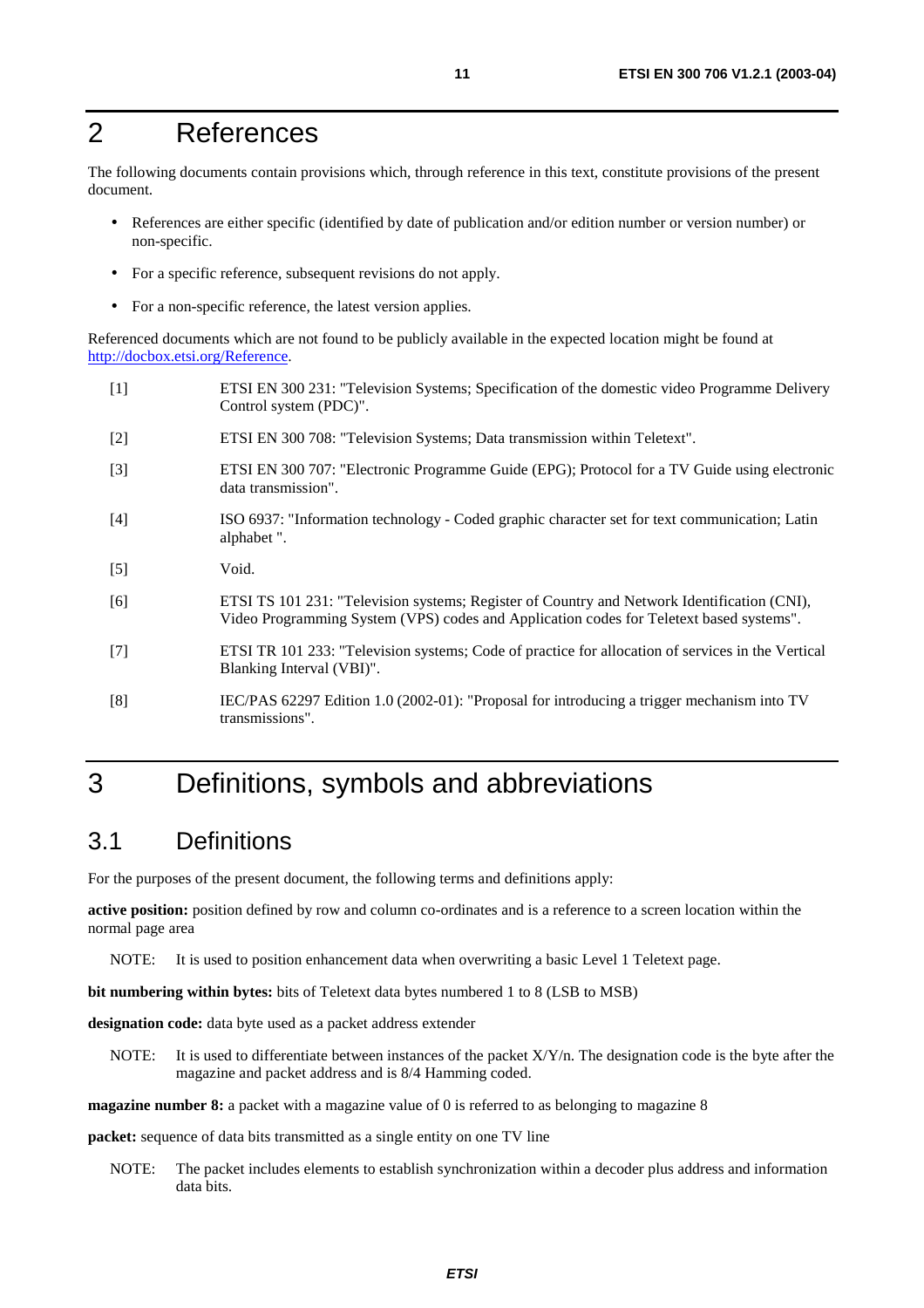# 2 References

The following documents contain provisions which, through reference in this text, constitute provisions of the present document.

- References are either specific (identified by date of publication and/or edition number or version number) or non-specific.
- For a specific reference, subsequent revisions do not apply.
- For a non-specific reference, the latest version applies.

Referenced documents which are not found to be publicly available in the expected location might be found at http://docbox.etsi.org/Reference.

[1] ETSI EN 300 231: "Television Systems; Specification of the domestic video Programme Delivery Control system (PDC)".

[2] ETSI EN 300 708: "Television Systems; Data transmission within Teletext".

[3] ETSI EN 300 707: "Electronic Programme Guide (EPG); Protocol for a TV Guide using electronic data transmission".

[4] ISO 6937: "Information technology - Coded graphic character set for text communication; Latin alphabet ".

[5] Void.

[6] ETSI TS 101 231: "Television systems; Register of Country and Network Identification (CNI), Video Programming System (VPS) codes and Application codes for Teletext based systems".

[7] ETSI TR 101 233: "Television systems; Code of practice for allocation of services in the Vertical Blanking Interval (VBI)".

[8] IEC/PAS 62297 Edition 1.0 (2002-01): "Proposal for introducing a trigger mechanism into TV transmissions".

# 3 Definitions, symbols and abbreviations

## 3.1 Definitions

For the purposes of the present document, the following terms and definitions apply:

**active position:** position defined by row and column co-ordinates and is a reference to a screen location within the normal page area

NOTE: It is used to position enhancement data when overwriting a basic Level 1 Teletext page.

**bit numbering within bytes:** bits of Teletext data bytes numbered 1 to 8 (LSB to MSB)

**designation code:** data byte used as a packet address extender

NOTE: It is used to differentiate between instances of the packet X/Y/n. The designation code is the byte after the magazine and packet address and is 8/4 Hamming coded.

**magazine number 8:** a packet with a magazine value of 0 is referred to as belonging to magazine 8

**packet:** sequence of data bits transmitted as a single entity on one TV line

NOTE: The packet includes elements to establish synchronization within a decoder plus address and information data bits.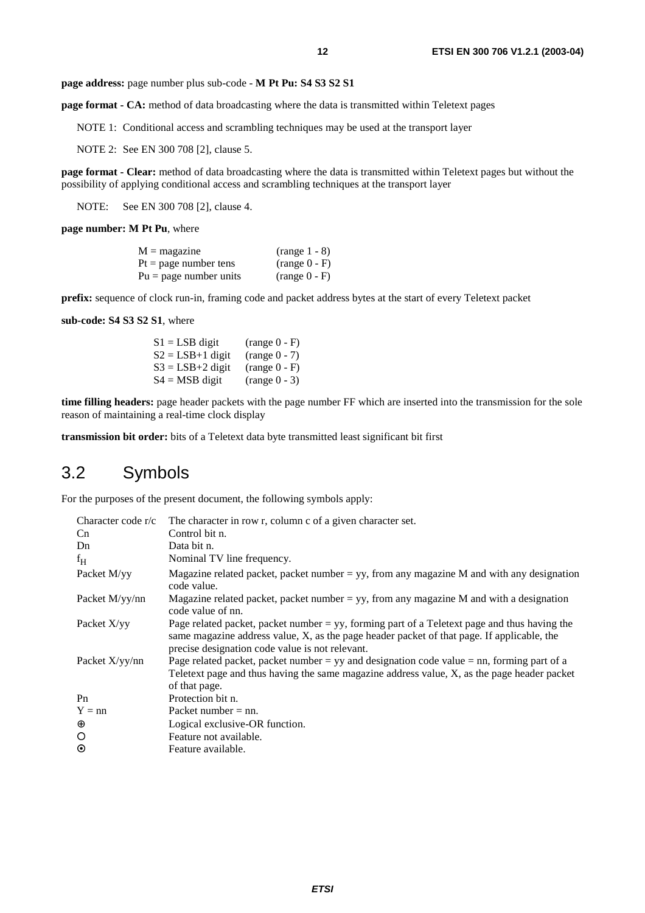**page address:** page number plus sub-code - **M Pt Pu: S4 S3 S2 S1**

**page format - CA:** method of data broadcasting where the data is transmitted within Teletext pages

NOTE 1: Conditional access and scrambling techniques may be used at the transport layer

NOTE 2: See EN 300 708 [2], clause 5.

**page format - Clear:** method of data broadcasting where the data is transmitted within Teletext pages but without the possibility of applying conditional access and scrambling techniques at the transport layer

NOTE: See EN 300 708 [2], clause 4.

**page number: M Pt Pu**, where

| | |
|---|---|
| M = magazine | (range 1 - 8) |
| Pt = page number tens | (range 0 - F) |
| Pu = page number units | (range 0 - F) |

**prefix:** sequence of clock run-in, framing code and packet address bytes at the start of every Teletext packet

**sub-code: S4 S3 S2 S1**, where

| | |
|---|---|
| S1 = LSB digit | (range 0 - F) |
| S2 = LSB+1 digit | (range 0 - 7) |
| S3 = LSB+2 digit | (range 0 - F) |
| S4 = MSB digit | (range 0 - 3) |

**time filling headers:** page header packets with the page number FF which are inserted into the transmission for the sole reason of maintaining a real-time clock display

**transmission bit order:** bits of a Teletext data byte transmitted least significant bit first

## 3.2 Symbols

For the purposes of the present document, the following symbols apply:

| | |
|---|---|
| Character code r/c | The character in row r, column c of a given character set. |
| Cn | Control bit n. |
| Dn | Data bit n. |
| $f_H$ | Nominal TV line frequency. |
| Packet M/yy | Magazine related packet, packet number = yy, from any magazine M and with any designation code value. |
| Packet M/yy/nn | Magazine related packet, packet number = yy, from any magazine M and with a designation code value of nn. |
| Packet X/yy | Page related packet, packet number = yy, forming part of a Teletext page and thus having the same magazine address value, X, as the page header packet of that page. If applicable, the precise designation code value is not relevant. |
| Packet X/yy/nn | Page related packet, packet number = yy and designation code value = nn, forming part of a Teletext page and thus having the same magazine address value, X, as the page header packet of that page. |
| Pn | Protection bit n. |
| Y = nn | Packet number = nn. |
| $\oplus$ | Logical exclusive-OR function. |
| ○ | Feature not available. |
| ⊙ | Feature available. |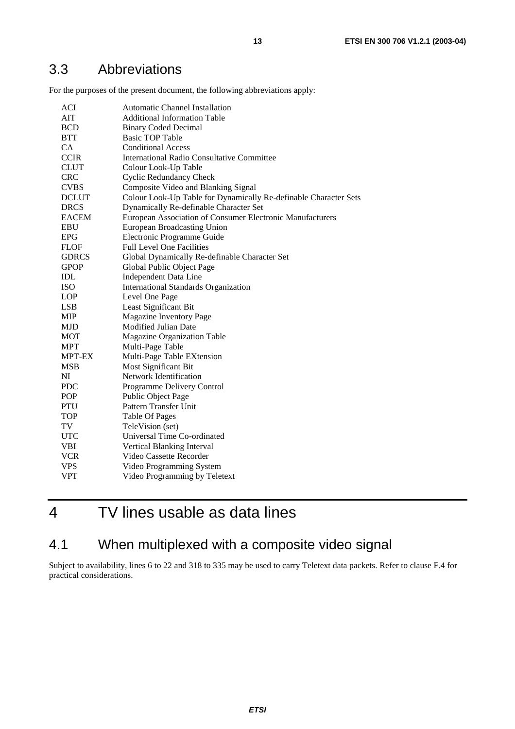## 3.3 Abbreviations

For the purposes of the present document, the following abbreviations apply:

| | |
|---|---|
| ACI | Automatic Channel Installation |
| AIT | Additional Information Table |
| BCD | Binary Coded Decimal |
| BTT | Basic TOP Table |
| CA | Conditional Access |
| CCIR | International Radio Consultative Committee |
| CLUT | Colour Look-Up Table |
| CRC | Cyclic Redundancy Check |
| CVBS | Composite Video and Blanking Signal |
| DCLUT | Colour Look-Up Table for Dynamically Re-definable Character Sets |
| DRCS | Dynamically Re-definable Character Set |
| EACEM | European Association of Consumer Electronic Manufacturers |
| EBU | European Broadcasting Union |
| EPG | Electronic Programme Guide |
| FLOF | Full Level One Facilities |
| GDRCS | Global Dynamically Re-definable Character Set |
| GPOP | Global Public Object Page |
| IDL | Independent Data Line |
| ISO | International Standards Organization |
| LOP | Level One Page |
| LSB | Least Significant Bit |
| MIP | Magazine Inventory Page |
| MJD | Modified Julian Date |
| MOT | Magazine Organization Table |
| MPT | Multi-Page Table |
| MPT-EX | Multi-Page Table EXtension |
| MSB | Most Significant Bit |
| NI | Network Identification |
| PDC | Programme Delivery Control |
| POP | Public Object Page |
| PTU | Pattern Transfer Unit |
| TOP | Table Of Pages |
| TV | TeleVision (set) |
| UTC | Universal Time Co-ordinated |
| VBI | Vertical Blanking Interval |
| VCR | Video Cassette Recorder |
| VPS | Video Programming System |
| VPT | Video Programming by Teletext |

# 4 TV lines usable as data lines

## 4.1 When multiplexed with a composite video signal

Subject to availability, lines 6 to 22 and 318 to 335 may be used to carry Teletext data packets. Refer to clause F.4 for practical considerations.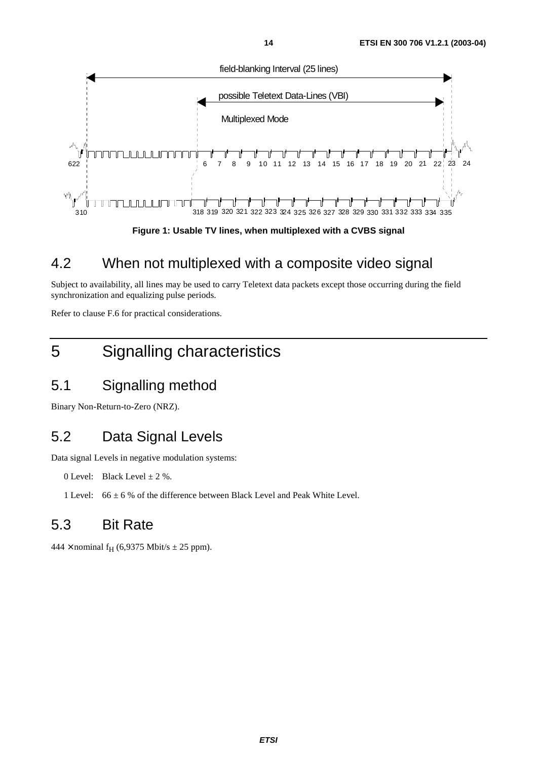Figure 1: Usable TV lines, when multiplexed with a CVBS signal

## 4.2 When not multiplexed with a composite video signal

Subject to availability, all lines may be used to carry Teletext data packets except those occurring during the field synchronization and equalizing pulse periods.

Refer to clause F.6 for practical considerations.

# 5 Signalling characteristics

## 5.1 Signalling method

Binary Non-Return-to-Zero (NRZ).

## 5.2 Data Signal Levels

Data signal Levels in negative modulation systems:

0 Level: Black Level ± 2 %.

1 Level: 66 ± 6 % of the difference between Black Level and Peak White Level.

## 5.3 Bit Rate

444 × nominal $f_H$ (6,9375 Mbit/s ± 25 ppm).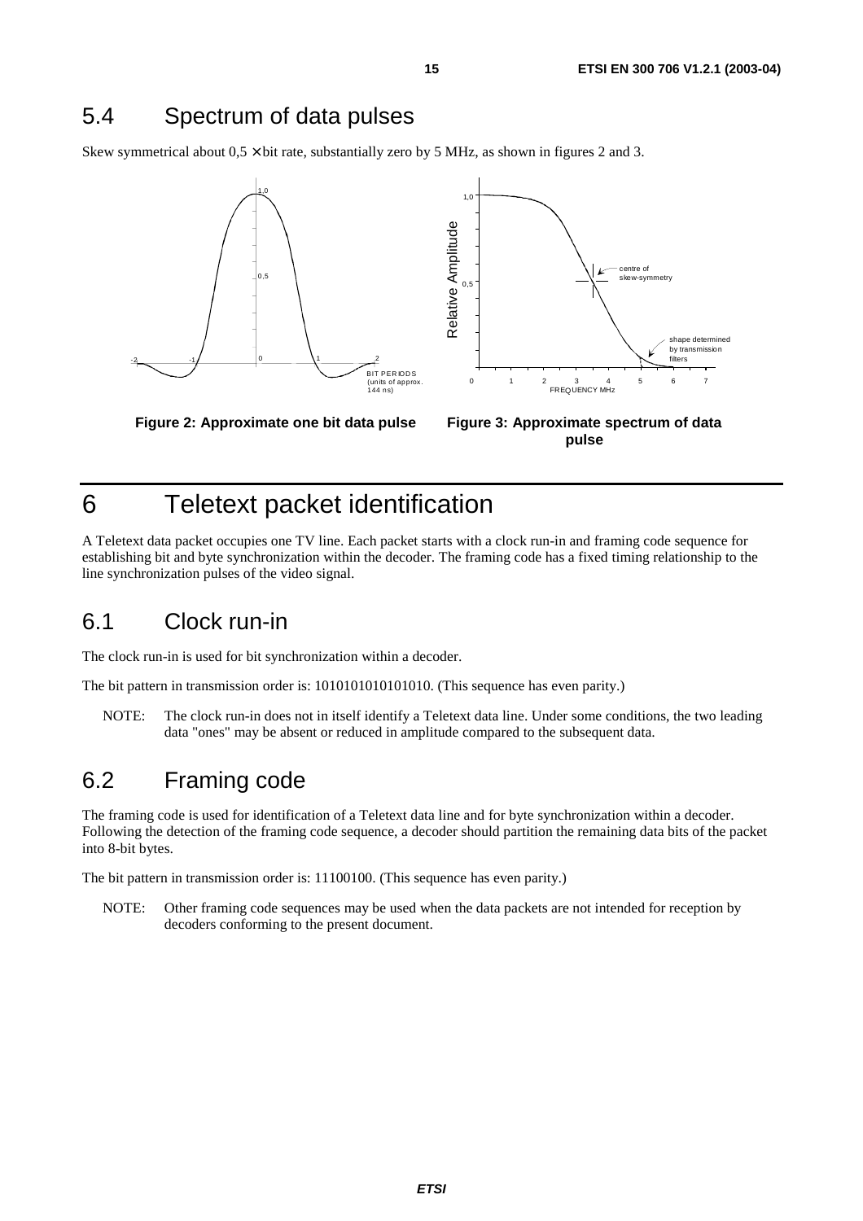## 5.4 Spectrum of data pulses

Skew symmetrical about 0,5 × bit rate, substantially zero by 5 MHz, as shown in figures 2 and 3.

**Figure 2: Approximate one bit data pulse**

**Figure 3: Approximate spectrum of data pulse**

# 6 Teletext packet identification

A Teletext data packet occupies one TV line. Each packet starts with a clock run-in and framing code sequence for establishing bit and byte synchronization within the decoder. The framing code has a fixed timing relationship to the line synchronization pulses of the video signal.

## 6.1 Clock run-in

The clock run-in is used for bit synchronization within a decoder.

The bit pattern in transmission order is: 1010101010101010. (This sequence has even parity.)

NOTE: The clock run-in does not in itself identify a Teletext data line. Under some conditions, the two leading data "ones" may be absent or reduced in amplitude compared to the subsequent data.

## 6.2 Framing code

The framing code is used for identification of a Teletext data line and for byte synchronization within a decoder. Following the detection of the framing code sequence, a decoder should partition the remaining data bits of the packet into 8-bit bytes.

The bit pattern in transmission order is: 11100100. (This sequence has even parity.)

NOTE: Other framing code sequences may be used when the data packets are not intended for reception by decoders conforming to the present document.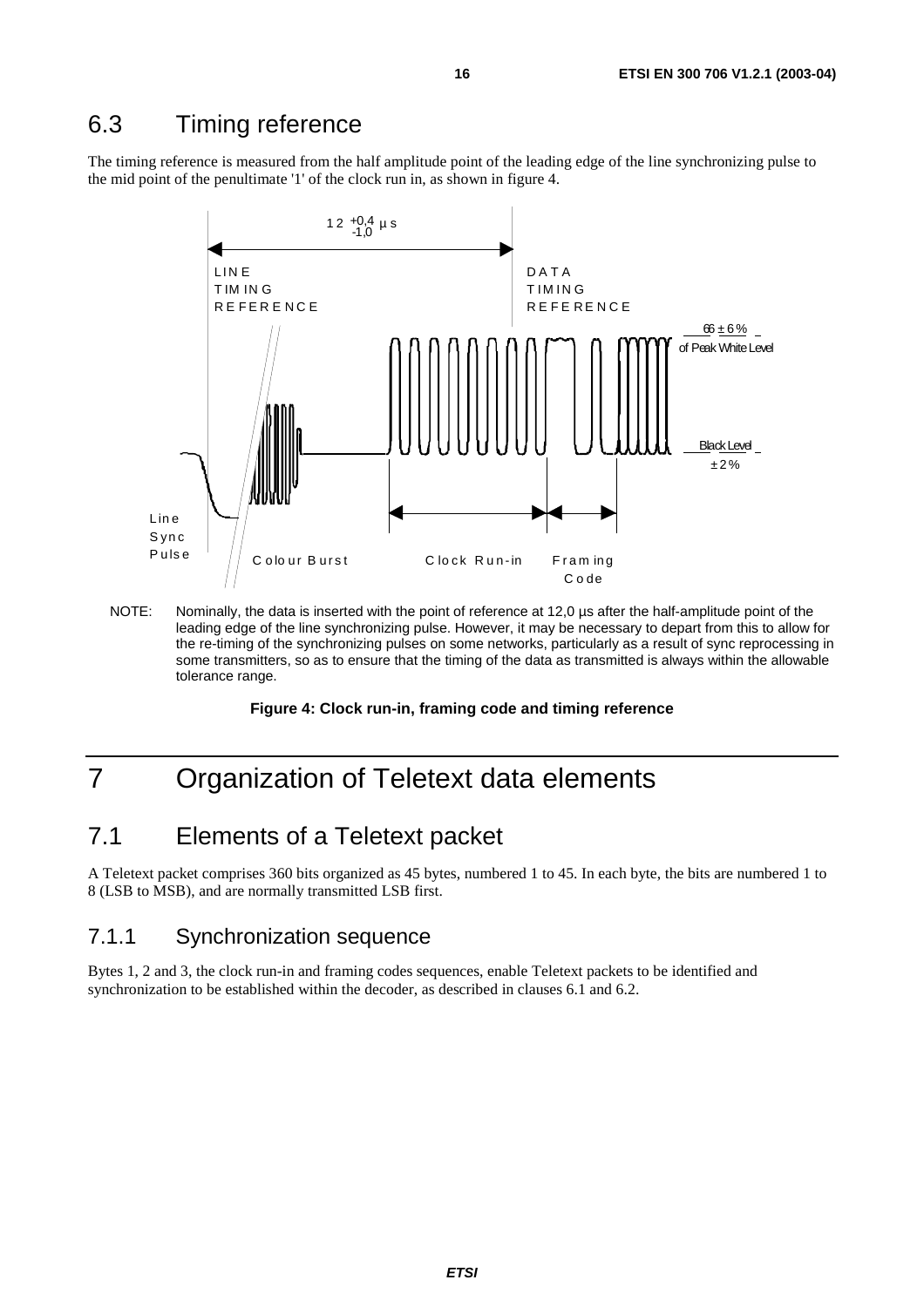## 6.3 Timing reference

The timing reference is measured from the half amplitude point of the leading edge of the line synchronizing pulse to the mid point of the penultimate '1' of the clock run in, as shown in figure 4.

$12 \,^{+0,4}_{-1,0}\ \mu s$

LINE TIMING REFERENCE

DATA TIMING REFERENCE

$66 \pm 6\%$ of Peak White Level

Black Level $\pm 2\%$

Line Sync Pulse

Colour Burst

Clock Run-in

Framing Code

NOTE: Nominally, the data is inserted with the point of reference at 12,0 µs after the half-amplitude point of the leading edge of the line synchronizing pulse. However, it may be necessary to depart from this to allow for the re-timing of the synchronizing pulses on some networks, particularly as a result of sync reprocessing in some transmitters, so as to ensure that the timing of the data as transmitted is always within the allowable tolerance range.

**Figure 4: Clock run-in, framing code and timing reference**

# 7 Organization of Teletext data elements

## 7.1 Elements of a Teletext packet

A Teletext packet comprises 360 bits organized as 45 bytes, numbered 1 to 45. In each byte, the bits are numbered 1 to 8 (LSB to MSB), and are normally transmitted LSB first.

### 7.1.1 Synchronization sequence

Bytes 1, 2 and 3, the clock run-in and framing codes sequences, enable Teletext packets to be identified and synchronization to be established within the decoder, as described in clauses 6.1 and 6.2.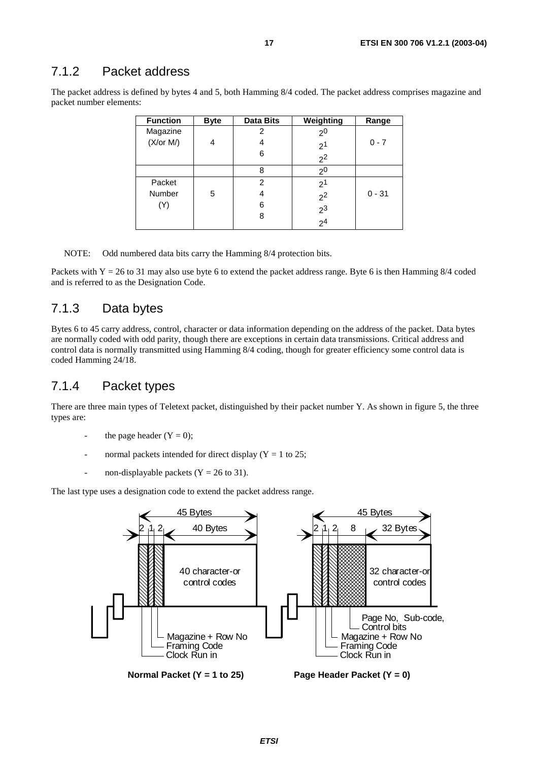### 7.1.2 Packet address

The packet address is defined by bytes 4 and 5, both Hamming 8/4 coded. The packet address comprises magazine and packet number elements:

| Function | Byte | Data Bits | Weighting | Range |
|---|---|---|---|---|
| Magazine (X/or M/) | 4 | 2<br>4<br>6 | $2^0$<br>$2^1$<br>$2^2$ | 0 - 7 |
| | | 8 | $2^0$ | |
| Packet Number (Y) | 5 | 2<br>4<br>6<br>8 | $2^1$<br>$2^2$<br>$2^3$<br>$2^4$ | 0 - 31 |

NOTE: Odd numbered data bits carry the Hamming 8/4 protection bits.

Packets with Y = 26 to 31 may also use byte 6 to extend the packet address range. Byte 6 is then Hamming 8/4 coded and is referred to as the Designation Code.

### 7.1.3 Data bytes

Bytes 6 to 45 carry address, control, character or data information depending on the address of the packet. Data bytes are normally coded with odd parity, though there are exceptions in certain data transmissions. Critical address and control data is normally transmitted using Hamming 8/4 coding, though for greater efficiency some control data is coded Hamming 24/18.

### 7.1.4 Packet types

There are three main types of Teletext packet, distinguished by their packet number Y. As shown in figure 5, the three types are:

- the page header (Y = 0);
- normal packets intended for direct display (Y = 1 to 25;
- non-displayable packets (Y = 26 to 31).

The last type uses a designation code to extend the packet address range.

Normal Packet (Y = 1 to 25): 45 Bytes; 2, 1, 2, 40 Bytes; 40 character-or control codes; Magazine + Row No; Framing Code; Clock Run in

Page Header Packet (Y = 0): 45 Bytes; 2, 1, 2, 8, 32 Bytes; 32 character-or control codes; Page No, Sub-code, Control bits; Magazine + Row No; Framing Code; Clock Run in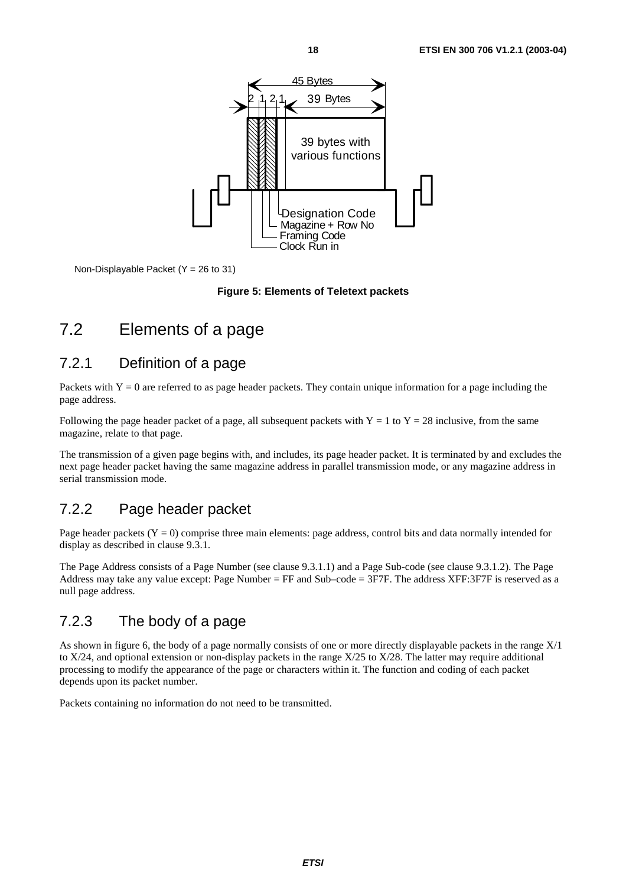45 Bytes

2 1 2 1 39 Bytes

39 bytes with various functions

Designation Code
Magazine + Row No
Framing Code
Clock Run in

Non-Displayable Packet (Y = 26 to 31)

**Figure 5: Elements of Teletext packets**

## 7.2 Elements of a page

### 7.2.1 Definition of a page

Packets with Y = 0 are referred to as page header packets. They contain unique information for a page including the page address.

Following the page header packet of a page, all subsequent packets with Y = 1 to Y = 28 inclusive, from the same magazine, relate to that page.

The transmission of a given page begins with, and includes, its page header packet. It is terminated by and excludes the next page header packet having the same magazine address in parallel transmission mode, or any magazine address in serial transmission mode.

### 7.2.2 Page header packet

Page header packets (Y = 0) comprise three main elements: page address, control bits and data normally intended for display as described in clause 9.3.1.

The Page Address consists of a Page Number (see clause 9.3.1.1) and a Page Sub-code (see clause 9.3.1.2). The Page Address may take any value except: Page Number = FF and Sub–code = 3F7F. The address XFF:3F7F is reserved as a null page address.

### 7.2.3 The body of a page

As shown in figure 6, the body of a page normally consists of one or more directly displayable packets in the range X/1 to X/24, and optional extension or non-display packets in the range X/25 to X/28. The latter may require additional processing to modify the appearance of the page or characters within it. The function and coding of each packet depends upon its packet number.

Packets containing no information do not need to be transmitted.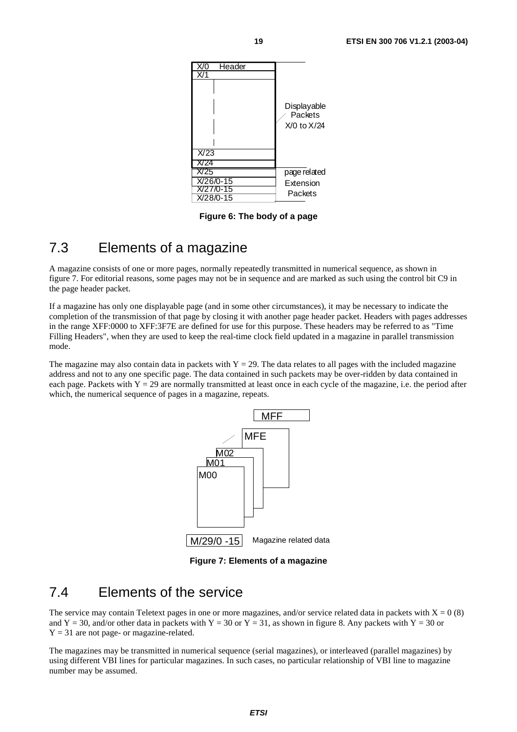Figure 6: The body of a page

## 7.3 Elements of a magazine

A magazine consists of one or more pages, normally repeatedly transmitted in numerical sequence, as shown in figure 7. For editorial reasons, some pages may not be in sequence and are marked as such using the control bit C9 in the page header packet.

If a magazine has only one displayable page (and in some other circumstances), it may be necessary to indicate the completion of the transmission of that page by closing it with another page header packet. Headers with pages addresses in the range XFF:0000 to XFF:3F7E are defined for use for this purpose. These headers may be referred to as "Time Filling Headers", when they are used to keep the real-time clock field updated in a magazine in parallel transmission mode.

The magazine may also contain data in packets with Y = 29. The data relates to all pages with the included magazine address and not to any one specific page. The data contained in such packets may be over-ridden by data contained in each page. Packets with Y = 29 are normally transmitted at least once in each cycle of the magazine, i.e. the period after which, the numerical sequence of pages in a magazine, repeats.

Figure 7: Elements of a magazine

## 7.4 Elements of the service

The service may contain Teletext pages in one or more magazines, and/or service related data in packets with X = 0 (8) and Y = 30, and/or other data in packets with Y = 30 or Y = 31, as shown in figure 8. Any packets with Y = 30 or Y = 31 are not page- or magazine-related.

The magazines may be transmitted in numerical sequence (serial magazines), or interleaved (parallel magazines) by using different VBI lines for particular magazines. In such cases, no particular relationship of VBI line to magazine number may be assumed.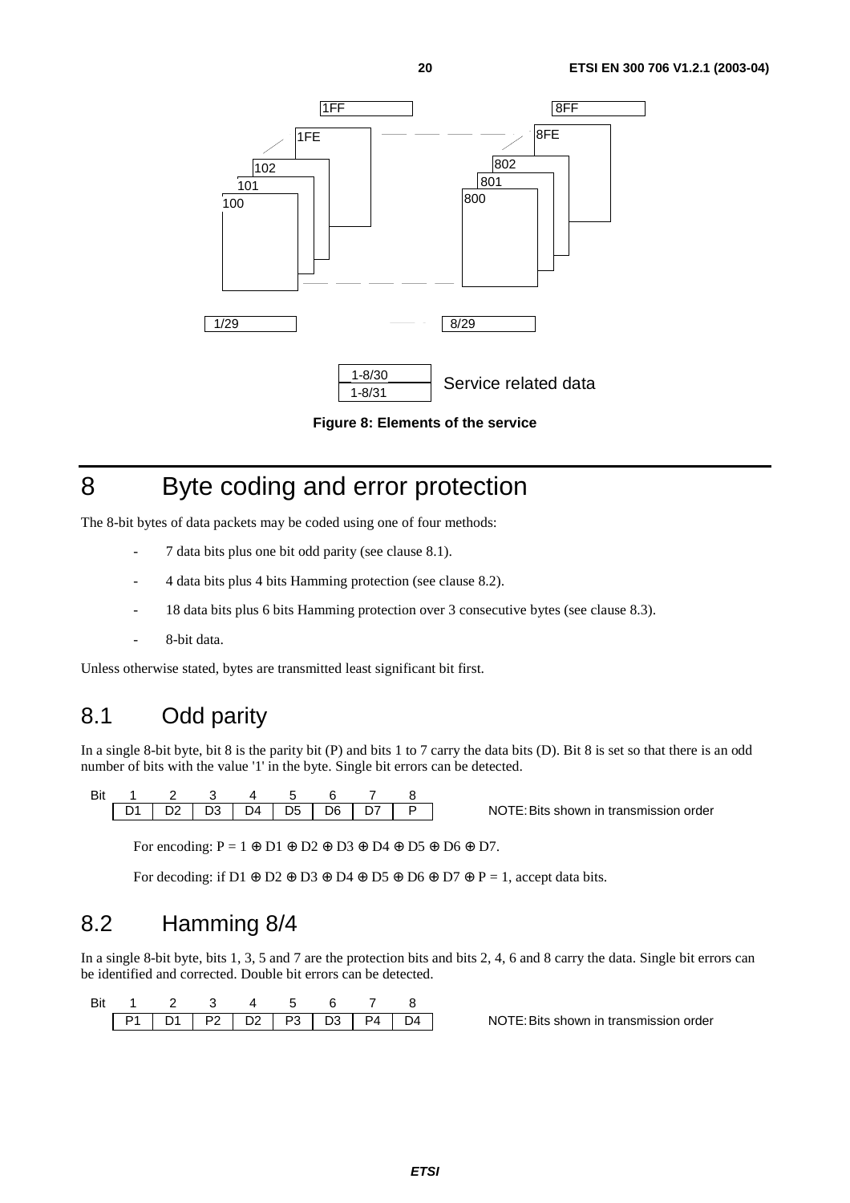1FF

1FE

102

101

100

8FF

8FE

802

801

800

1/29

8/29

1-8/30

1-8/31

Service related data

**Figure 8: Elements of the service**

# 8 Byte coding and error protection

The 8-bit bytes of data packets may be coded using one of four methods:

- 7 data bits plus one bit odd parity (see clause 8.1).
- 4 data bits plus 4 bits Hamming protection (see clause 8.2).
- 18 data bits plus 6 bits Hamming protection over 3 consecutive bytes (see clause 8.3).
- 8-bit data.

Unless otherwise stated, bytes are transmitted least significant bit first.

## 8.1 Odd parity

In a single 8-bit byte, bit 8 is the parity bit (P) and bits 1 to 7 carry the data bits (D). Bit 8 is set so that there is an odd number of bits with the value '1' in the byte. Single bit errors can be detected.

| Bit | 1 | 2 | 3 | 4 | 5 | 6 | 7 | 8 |
|---|---|---|---|---|---|---|---|---|
| | D1 | D2 | D3 | D4 | D5 | D6 | D7 | P |

NOTE: Bits shown in transmission order

For encoding: $P = 1 \oplus D1 \oplus D2 \oplus D3 \oplus D4 \oplus D5 \oplus D6 \oplus D7$.

For decoding: if $D1 \oplus D2 \oplus D3 \oplus D4 \oplus D5 \oplus D6 \oplus D7 \oplus P = 1$, accept data bits.

## 8.2 Hamming 8/4

In a single 8-bit byte, bits 1, 3, 5 and 7 are the protection bits and bits 2, 4, 6 and 8 carry the data. Single bit errors can be identified and corrected. Double bit errors can be detected.

| Bit | 1 | 2 | 3 | 4 | 5 | 6 | 7 | 8 |
|---|---|---|---|---|---|---|---|---|
| | P1 | D1 | P2 | D2 | P3 | D3 | P4 | D4 |

NOTE: Bits shown in transmission order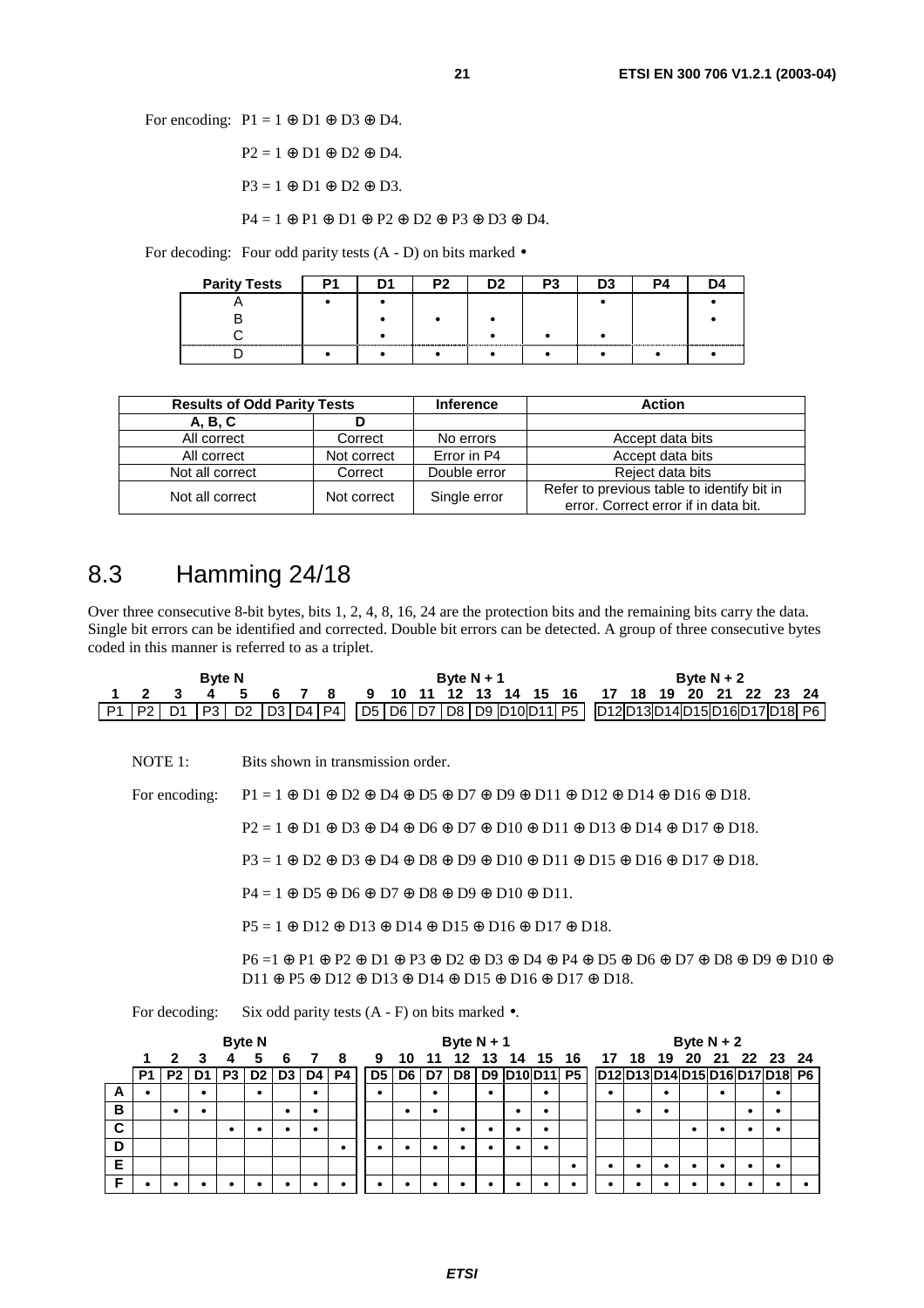For encoding: P1 = 1 ⊕ D1 ⊕ D3 ⊕ D4.

P2 = 1 ⊕ D1 ⊕ D2 ⊕ D4.

P3 = 1 ⊕ D1 ⊕ D2 ⊕ D3.

P4 = 1 ⊕ P1 ⊕ D1 ⊕ P2 ⊕ D2 ⊕ P3 ⊕ D3 ⊕ D4.

For decoding: Four odd parity tests (A - D) on bits marked •

| Parity Tests | P1 | D1 | P2 | D2 | P3 | D3 | P4 | D4 |
|---|---|---|---|---|---|---|---|---|
| A | • | • | | | | • | | • |
| B | | • | • | • | | | | • |
| C | | • | | • | • | • | | |
| D | • | • | • | • | • | • | • | • |

| Results of Odd Parity Tests | | Inference | Action |
|---|---|---|---|
| A, B, C | D | | |
| All correct | Correct | No errors | Accept data bits |
| All correct | Not correct | Error in P4 | Accept data bits |
| Not all correct | Correct | Double error | Reject data bits |
| Not all correct | Not correct | Single error | Refer to previous table to identify bit in error. Correct error if in data bit. |

## 8.3 Hamming 24/18

Over three consecutive 8-bit bytes, bits 1, 2, 4, 8, 16, 24 are the protection bits and the remaining bits carry the data. Single bit errors can be identified and corrected. Double bit errors can be detected. A group of three consecutive bytes coded in this manner is referred to as a triplet.

| Byte N | | | | | | | | Byte N + 1 | | | | | | | | Byte N + 2 | | | | | | | |
|---|---|---|---|---|---|---|---|---|---|---|---|---|---|---|---|---|---|---|---|---|---|---|---|
| 1 | 2 | 3 | 4 | 5 | 6 | 7 | 8 | 9 | 10 | 11 | 12 | 13 | 14 | 15 | 16 | 17 | 18 | 19 | 20 | 21 | 22 | 23 | 24 |
| P1 | P2 | D1 | P3 | D2 | D3 | D4 | P4 | D5 | D6 | D7 | D8 | D9 | D10 | D11 | P5 | D12 | D13 | D14 | D15 | D16 | D17 | D18 | P6 |

NOTE 1: Bits shown in transmission order.

For encoding: P1 = 1 ⊕ D1 ⊕ D2 ⊕ D4 ⊕ D5 ⊕ D7 ⊕ D9 ⊕ D11 ⊕ D12 ⊕ D14 ⊕ D16 ⊕ D18.

P2 = 1 ⊕ D1 ⊕ D3 ⊕ D4 ⊕ D6 ⊕ D7 ⊕ D10 ⊕ D11 ⊕ D13 ⊕ D14 ⊕ D17 ⊕ D18.

P3 = 1 ⊕ D2 ⊕ D3 ⊕ D4 ⊕ D8 ⊕ D9 ⊕ D10 ⊕ D11 ⊕ D15 ⊕ D16 ⊕ D17 ⊕ D18.

P4 = 1 ⊕ D5 ⊕ D6 ⊕ D7 ⊕ D8 ⊕ D9 ⊕ D10 ⊕ D11.

P5 = 1 ⊕ D12 ⊕ D13 ⊕ D14 ⊕ D15 ⊕ D16 ⊕ D17 ⊕ D18.

P6 =1 ⊕ P1 ⊕ P2 ⊕ D1 ⊕ P3 ⊕ D2 ⊕ D3 ⊕ D4 ⊕ P4 ⊕ D5 ⊕ D6 ⊕ D7 ⊕ D8 ⊕ D9 ⊕ D10 ⊕ D11 ⊕ P5 ⊕ D12 ⊕ D13 ⊕ D14 ⊕ D15 ⊕ D16 ⊕ D17 ⊕ D18.

For decoding: Six odd parity tests (A - F) on bits marked •.

| | Byte N | | | | | | | | Byte N + 1 | | | | | | | | Byte N + 2 | | | | | | | |
|---|---|---|---|---|---|---|---|---|---|---|---|---|---|---|---|---|---|---|---|---|---|---|---|---|
| | 1 | 2 | 3 | 4 | 5 | 6 | 7 | 8 | 9 | 10 | 11 | 12 | 13 | 14 | 15 | 16 | 17 | 18 | 19 | 20 | 21 | 22 | 23 | 24 |
| | P1 | P2 | D1 | P3 | D2 | D3 | D4 | P4 | D5 | D6 | D7 | D8 | D9 | D10 | D11 | P5 | D12 | D13 | D14 | D15 | D16 | D17 | D18 | P6 |
| A | • | | • | | • | | • | | • | | • | | • | | • | | • | | • | | • | | • | |
| B | | • | • | | | • | • | | | • | • | | | • | • | | | • | • | | | • | • | |
| C | | | | • | • | • | • | | | | | • | • | • | • | | | | | • | • | • | • | |
| D | | | | | | | | • | • | • | • | • | • | • | • | | | | | | | | | |
| E | | | | | | | | | | | | | | | | • | • | • | • | • | • | • | • | |
| F | • | • | • | • | • | • | • | • | • | • | • | • | • | • | • | • | • | • | • | • | • | • | • | • |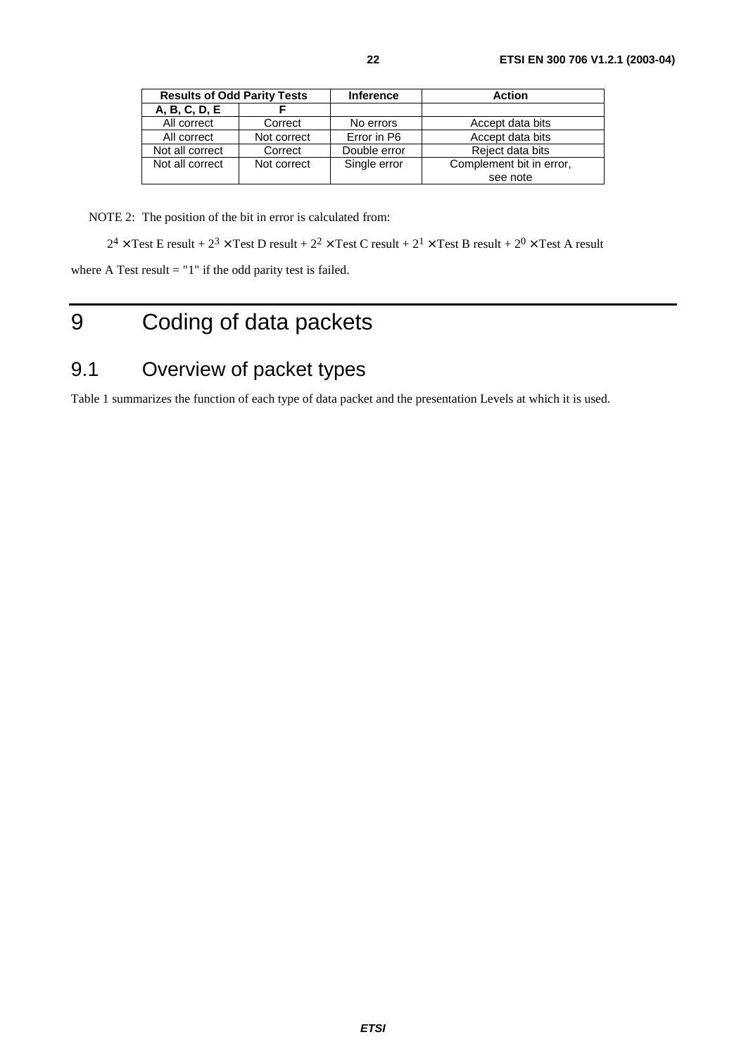| Results of Odd Parity Tests | | Inference | Action |
|---|---|---|---|
| **A, B, C, D, E** | **F** | | |
| All correct | Correct | No errors | Accept data bits |
| All correct | Not correct | Error in P6 | Accept data bits |
| Not all correct | Correct | Double error | Reject data bits |
| Not all correct | Not correct | Single error | Complement bit in error, see note |

NOTE 2: The position of the bit in error is calculated from:

$2^4 \times$ Test E result + $2^3 \times$ Test D result + $2^2 \times$ Test C result + $2^1 \times$ Test B result + $2^0 \times$ Test A result

where A Test result = "1" if the odd parity test is failed.

# 9 Coding of data packets

## 9.1 Overview of packet types

Table 1 summarizes the function of each type of data packet and the presentation Levels at which it is used.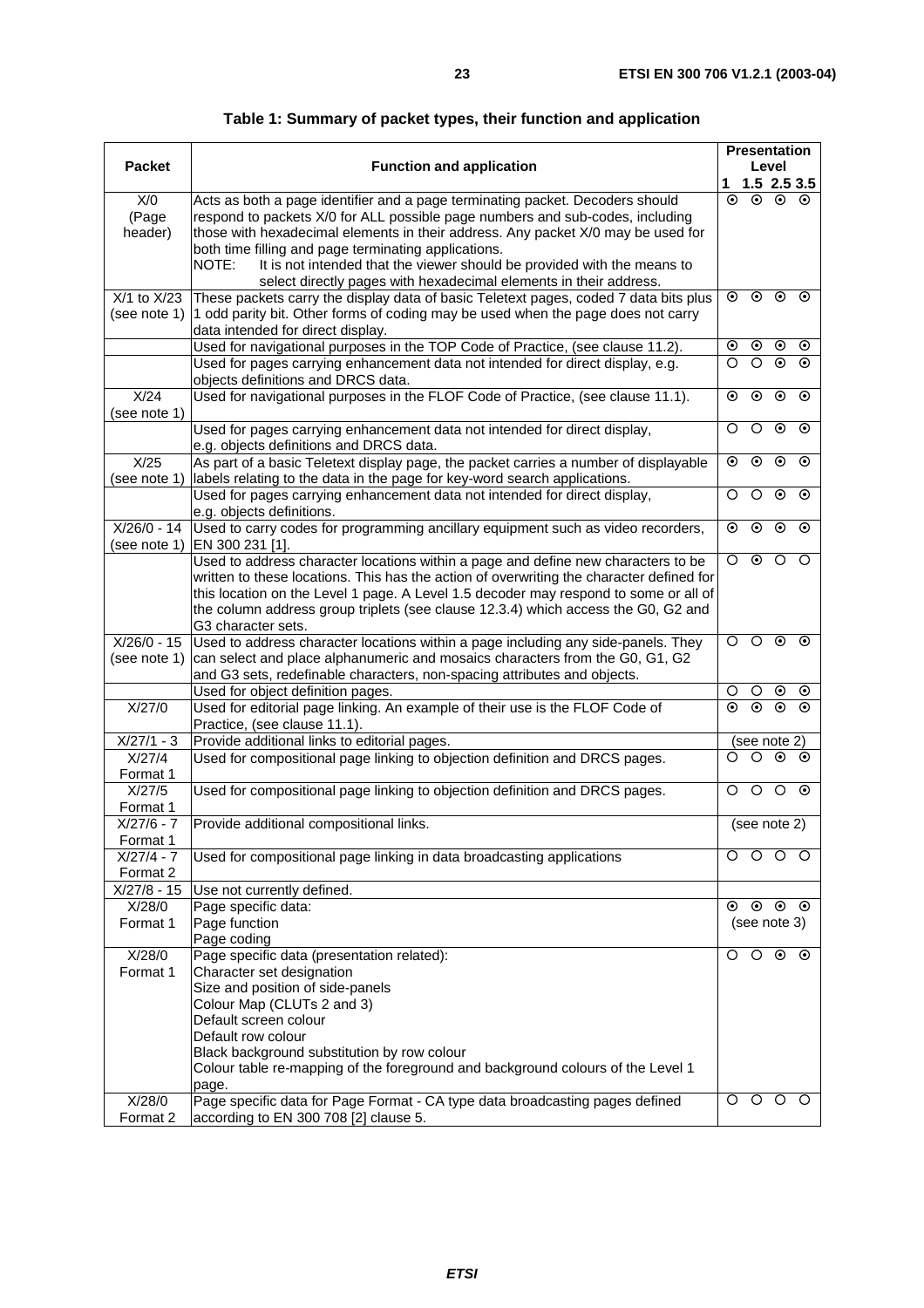**Table 1: Summary of packet types, their function and application**

| Packet | Function and application | Presentation Level 1 | 1.5 | 2.5 | 3.5 |
|---|---|---|---|---|---|
| X/0 (Page header) | Acts as both a page identifier and a page terminating packet. Decoders should respond to packets X/0 for ALL possible page numbers and sub-codes, including those with hexadecimal elements in their address. Any packet X/0 may be used for both time filling and page terminating applications.<br>NOTE: It is not intended that the viewer should be provided with the means to select directly pages with hexadecimal elements in their address. | ⊙ | ⊙ | ⊙ | ⊙ |
| X/1 to X/23 (see note 1) | These packets carry the display data of basic Teletext pages, coded 7 data bits plus 1 odd parity bit. Other forms of coding may be used when the page does not carry data intended for direct display. | ⊙ | ⊙ | ⊙ | ⊙ |
| | Used for navigational purposes in the TOP Code of Practice, (see clause 11.2). | ⊙ | ⊙ | ⊙ | ⊙ |
| | Used for pages carrying enhancement data not intended for direct display, e.g. objects definitions and DRCS data. | O | O | ⊙ | ⊙ |
| X/24 (see note 1) | Used for navigational purposes in the FLOF Code of Practice, (see clause 11.1). | ⊙ | ⊙ | ⊙ | ⊙ |
| | Used for pages carrying enhancement data not intended for direct display, e.g. objects definitions and DRCS data. | O | O | ⊙ | ⊙ |
| X/25 (see note 1) | As part of a basic Teletext display page, the packet carries a number of displayable labels relating to the data in the page for key-word search applications. | ⊙ | ⊙ | ⊙ | ⊙ |
| | Used for pages carrying enhancement data not intended for direct display, e.g. objects definitions. | O | O | ⊙ | ⊙ |
| X/26/0 - 14 (see note 1) | Used to carry codes for programming ancillary equipment such as video recorders, EN 300 231 [1]. | ⊙ | ⊙ | ⊙ | ⊙ |
| | Used to address character locations within a page and define new characters to be written to these locations. This has the action of overwriting the character defined for this location on the Level 1 page. A Level 1.5 decoder may respond to some or all of the column address group triplets (see clause 12.3.4) which access the G0, G2 and G3 character sets. | O | ⊙ | O | O |
| X/26/0 - 15 (see note 1) | Used to address character locations within a page including any side-panels. They can select and place alphanumeric and mosaics characters from the G0, G1, G2 and G3 sets, redefinable characters, non-spacing attributes and objects. | O | O | ⊙ | ⊙ |
| | Used for object definition pages. | O | O | ⊙ | ⊙ |
| X/27/0 | Used for editorial page linking. An example of their use is the FLOF Code of Practice, (see clause 11.1). | ⊙ | ⊙ | ⊙ | ⊙ |
| X/27/1 - 3 | Provide additional links to editorial pages. | (see note 2) | | | |
| X/27/4 Format 1 | Used for compositional page linking to objection definition and DRCS pages. | O | O | ⊙ | ⊙ |
| X/27/5 Format 1 | Used for compositional page linking to objection definition and DRCS pages. | O | O | O | ⊙ |
| X/27/6 - 7 Format 1 | Provide additional compositional links. | (see note 2) | | | |
| X/27/4 - 7 Format 2 | Used for compositional page linking in data broadcasting applications | O | O | O | O |
| X/27/8 - 15 | Use not currently defined. | | | | |
| X/28/0 Format 1 | Page specific data:<br>Page function<br>Page coding | ⊙<br>(see note 3) | ⊙ | ⊙ | ⊙ |
| X/28/0 Format 1 | Page specific data (presentation related):<br>Character set designation<br>Size and position of side-panels<br>Colour Map (CLUTs 2 and 3)<br>Default screen colour<br>Default row colour<br>Black background substitution by row colour<br>Colour table re-mapping of the foreground and background colours of the Level 1 page. | O | O | ⊙ | ⊙ |
| X/28/0 Format 2 | Page specific data for Page Format - CA type data broadcasting pages defined according to EN 300 708 [2] clause 5. | O | O | O | O |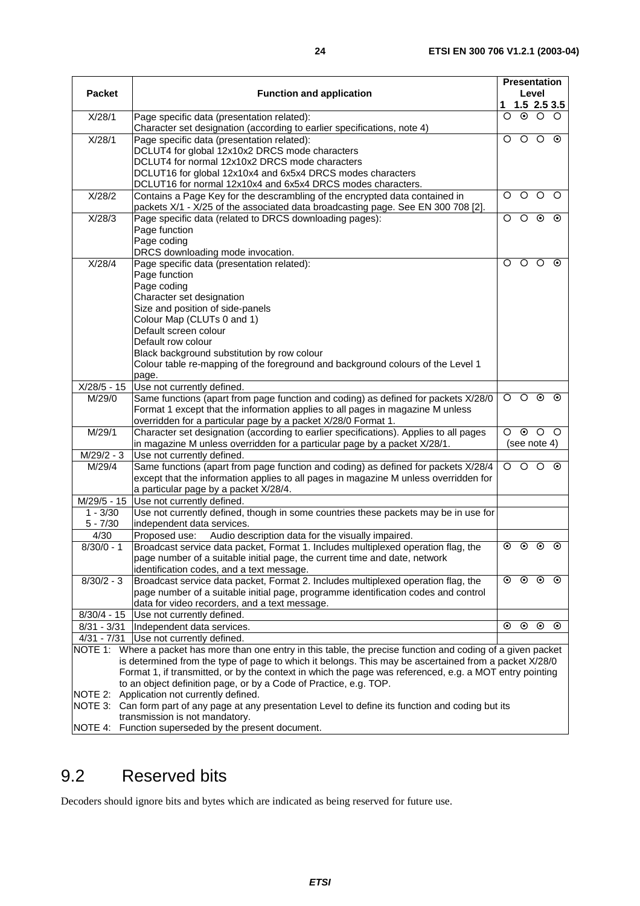| Packet | Function and application | Presentation Level | | | |
|---|---|---|---|---|---|
| | | 1 | 1.5 | 2.5 | 3.5 |
| X/28/1 | Page specific data (presentation related):<br>Character set designation (according to earlier specifications, note 4) | ○ | ⊙ | ○ | ○ |
| X/28/1 | Page specific data (presentation related):<br>DCLUT4 for global 12x10x2 DRCS mode characters<br>DCLUT4 for normal 12x10x2 DRCS mode characters<br>DCLUT16 for global 12x10x4 and 6x5x4 DRCS modes characters<br>DCLUT16 for normal 12x10x4 and 6x5x4 DRCS modes characters. | ○ | ○ | ○ | ⊙ |
| X/28/2 | Contains a Page Key for the descrambling of the encrypted data contained in packets X/1 - X/25 of the associated data broadcasting page. See EN 300 708 [2]. | ○ | ○ | ○ | ○ |
| X/28/3 | Page specific data (related to DRCS downloading pages):<br>Page function<br>Page coding<br>DRCS downloading mode invocation. | ○ | ○ | ⊙ | ⊙ |
| X/28/4 | Page specific data (presentation related):<br>Page function<br>Page coding<br>Character set designation<br>Size and position of side-panels<br>Colour Map (CLUTs 0 and 1)<br>Default screen colour<br>Default row colour<br>Black background substitution by row colour<br>Colour table re-mapping of the foreground and background colours of the Level 1 page. | ○ | ○ | ○ | ⊙ |
| X/28/5 - 15 | Use not currently defined. | | | | |
| M/29/0 | Same functions (apart from page function and coding) as defined for packets X/28/0 Format 1 except that the information applies to all pages in magazine M unless overridden for a particular page by a packet X/28/0 Format 1. | ○ | ○ | ⊙ | ⊙ |
| M/29/1 | Character set designation (according to earlier specifications). Applies to all pages in magazine M unless overridden for a particular page by a packet X/28/1. | ○ | ⊙ | ○ | ○ |
| | | (see note 4) | | | |
| M/29/2 - 3 | Use not currently defined. | | | | |
| M/29/4 | Same functions (apart from page function and coding) as defined for packets X/28/4 except that the information applies to all pages in magazine M unless overridden for a particular page by a packet X/28/4. | ○ | ○ | ○ | ⊙ |
| M/29/5 - 15 | Use not currently defined. | | | | |
| 1 - 3/30<br>5 - 7/30 | Use not currently defined, though in some countries these packets may be in use for independent data services. | | | | |
| 4/30 | Proposed use: Audio description data for the visually impaired. | | | | |
| 8/30/0 - 1 | Broadcast service data packet, Format 1. Includes multiplexed operation flag, the page number of a suitable initial page, the current time and date, network identification codes, and a text message. | ⊙ | ⊙ | ⊙ | ⊙ |
| 8/30/2 - 3 | Broadcast service data packet, Format 2. Includes multiplexed operation flag, the page number of a suitable initial page, programme identification codes and control data for video recorders, and a text message. | ⊙ | ⊙ | ⊙ | ⊙ |
| 8/30/4 - 15 | Use not currently defined. | | | | |
| 8/31 - 3/31 | Independent data services. | ⊙ | ⊙ | ⊙ | ⊙ |
| 4/31 - 7/31 | Use not currently defined. | | | | |

NOTE 1: Where a packet has more than one entry in this table, the precise function and coding of a given packet is determined from the type of page to which it belongs. This may be ascertained from a packet X/28/0 Format 1, if transmitted, or by the context in which the page was referenced, e.g. a MOT entry pointing to an object definition page, or by a Code of Practice, e.g. TOP.

NOTE 2: Application not currently defined.

NOTE 3: Can form part of any page at any presentation Level to define its function and coding but its transmission is not mandatory.

NOTE 4: Function superseded by the present document.

## 9.2 Reserved bits

Decoders should ignore bits and bytes which are indicated as being reserved for future use.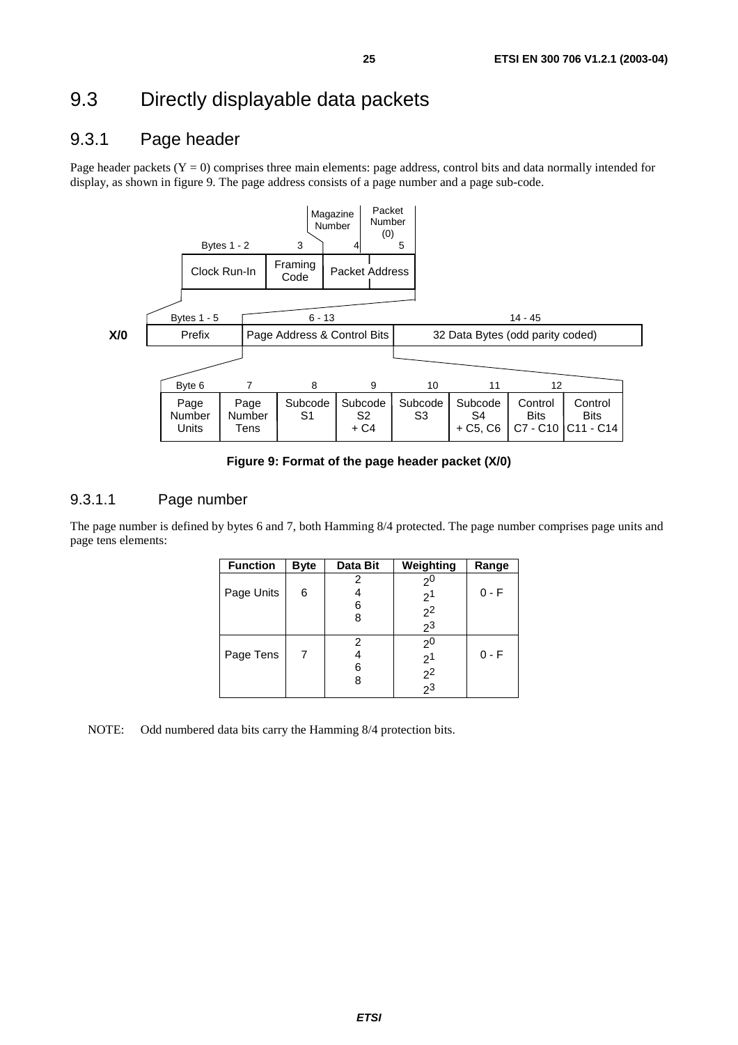# 9.3 Directly displayable data packets

## 9.3.1 Page header

Page header packets (Y = 0) comprises three main elements: page address, control bits and data normally intended for display, as shown in figure 9. The page address consists of a page number and a page sub-code.

| Bytes 1 - 2 | 3 | 4 | 5 |
|---|---|---|---|
| Clock Run-In | Framing Code | Packet Address (Magazine Number) | Packet Address (Packet Number (0)) |

| | Bytes 1 - 5 | 6 - 13 | 14 - 45 |
|---|---|---|---|
| X/0 | Prefix | Page Address & Control Bits | 32 Data Bytes (odd parity coded) |

| Byte 6 | 7 | 8 | 9 | 10 | 11 | 12 | |
|---|---|---|---|---|---|---|---|
| Page Number Units | Page Number Tens | Subcode S1 | Subcode S2 + C4 | Subcode S3 | Subcode S4 + C5, C6 | Control Bits C7 - C10 | Control Bits C11 - C14 |

**Figure 9: Format of the page header packet (X/0)**

### 9.3.1.1 Page number

The page number is defined by bytes 6 and 7, both Hamming 8/4 protected. The page number comprises page units and page tens elements:

| Function | Byte | Data Bit | Weighting | Range |
|---|---|---|---|---|
| Page Units | 6 | 2<br>4<br>6<br>8 | $2^0$<br>$2^1$<br>$2^2$<br>$2^3$ | 0 - F |
| Page Tens | 7 | 2<br>4<br>6<br>8 | $2^0$<br>$2^1$<br>$2^2$<br>$2^3$ | 0 - F |

NOTE: Odd numbered data bits carry the Hamming 8/4 protection bits.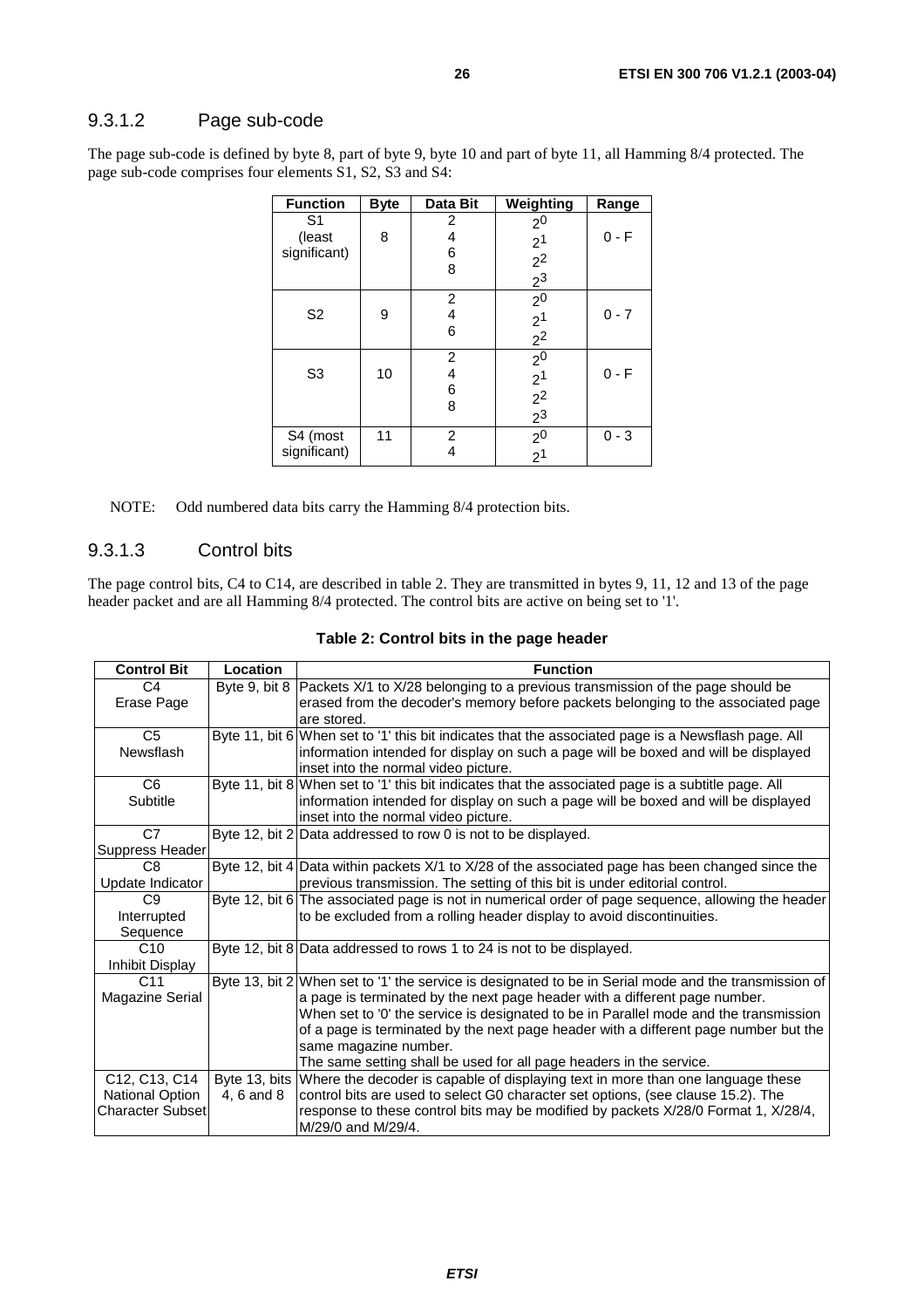### 9.3.1.2 Page sub-code

The page sub-code is defined by byte 8, part of byte 9, byte 10 and part of byte 11, all Hamming 8/4 protected. The page sub-code comprises four elements S1, S2, S3 and S4:

| Function | Byte | Data Bit | Weighting | Range |
|---|---|---|---|---|
| S1 (least significant) | 8 | 2<br>4<br>6<br>8 | $2^0$<br>$2^1$<br>$2^2$<br>$2^3$ | 0 - F |
| S2 | 9 | 2<br>4<br>6 | $2^0$<br>$2^1$<br>$2^2$ | 0 - 7 |
| S3 | 10 | 2<br>4<br>6<br>8 | $2^0$<br>$2^1$<br>$2^2$<br>$2^3$ | 0 - F |
| S4 (most significant) | 11 | 2<br>4 | $2^0$<br>$2^1$ | 0 - 3 |

NOTE: Odd numbered data bits carry the Hamming 8/4 protection bits.

### 9.3.1.3 Control bits

The page control bits, C4 to C14, are described in table 2. They are transmitted in bytes 9, 11, 12 and 13 of the page header packet and are all Hamming 8/4 protected. The control bits are active on being set to '1'.

**Table 2: Control bits in the page header**

| Control Bit | Location | Function |
|---|---|---|
| C4 Erase Page | Byte 9, bit 8 | Packets X/1 to X/28 belonging to a previous transmission of the page should be erased from the decoder's memory before packets belonging to the associated page are stored. |
| C5 Newsflash | Byte 11, bit 6 | When set to '1' this bit indicates that the associated page is a Newsflash page. All information intended for display on such a page will be boxed and will be displayed inset into the normal video picture. |
| C6 Subtitle | Byte 11, bit 8 | When set to '1' this bit indicates that the associated page is a subtitle page. All information intended for display on such a page will be boxed and will be displayed inset into the normal video picture. |
| C7 Suppress Header | Byte 12, bit 2 | Data addressed to row 0 is not to be displayed. |
| C8 Update Indicator | Byte 12, bit 4 | Data within packets X/1 to X/28 of the associated page has been changed since the previous transmission. The setting of this bit is under editorial control. |
| C9 Interrupted Sequence | Byte 12, bit 6 | The associated page is not in numerical order of page sequence, allowing the header to be excluded from a rolling header display to avoid discontinuities. |
| C10 Inhibit Display | Byte 12, bit 8 | Data addressed to rows 1 to 24 is not to be displayed. |
| C11 Magazine Serial | Byte 13, bit 2 | When set to '1' the service is designated to be in Serial mode and the transmission of a page is terminated by the next page header with a different page number.<br>When set to '0' the service is designated to be in Parallel mode and the transmission of a page is terminated by the next page header with a different page number but the same magazine number.<br>The same setting shall be used for all page headers in the service. |
| C12, C13, C14 National Option Character Subset | Byte 13, bits 4, 6 and 8 | Where the decoder is capable of displaying text in more than one language these control bits are used to select G0 character set options, (see clause 15.2). The response to these control bits may be modified by packets X/28/0 Format 1, X/28/4, M/29/0 and M/29/4. |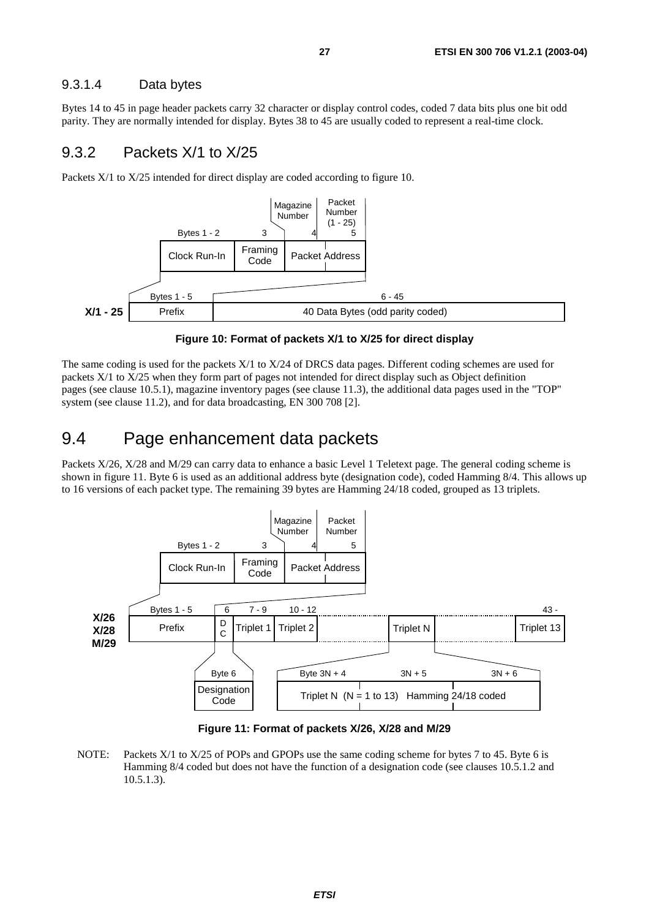#### 9.3.1.4 Data bytes

Bytes 14 to 45 in page header packets carry 32 character or display control codes, coded 7 data bits plus one bit odd parity. They are normally intended for display. Bytes 38 to 45 are usually coded to represent a real-time clock.

### 9.3.2 Packets X/1 to X/25

Packets X/1 to X/25 intended for direct display are coded according to figure 10.

**Figure 10: Format of packets X/1 to X/25 for direct display**

The same coding is used for the packets X/1 to X/24 of DRCS data pages. Different coding schemes are used for packets X/1 to X/25 when they form part of pages not intended for direct display such as Object definition pages (see clause 10.5.1), magazine inventory pages (see clause 11.3), the additional data pages used in the "TOP" system (see clause 11.2), and for data broadcasting, EN 300 708 [2].

## 9.4 Page enhancement data packets

Packets X/26, X/28 and M/29 can carry data to enhance a basic Level 1 Teletext page. The general coding scheme is shown in figure 11. Byte 6 is used as an additional address byte (designation code), coded Hamming 8/4. This allows up to 16 versions of each packet type. The remaining 39 bytes are Hamming 24/18 coded, grouped as 13 triplets.

**Figure 11: Format of packets X/26, X/28 and M/29**

NOTE: Packets X/1 to X/25 of POPs and GPOPs use the same coding scheme for bytes 7 to 45. Byte 6 is Hamming 8/4 coded but does not have the function of a designation code (see clauses 10.5.1.2 and 10.5.1.3).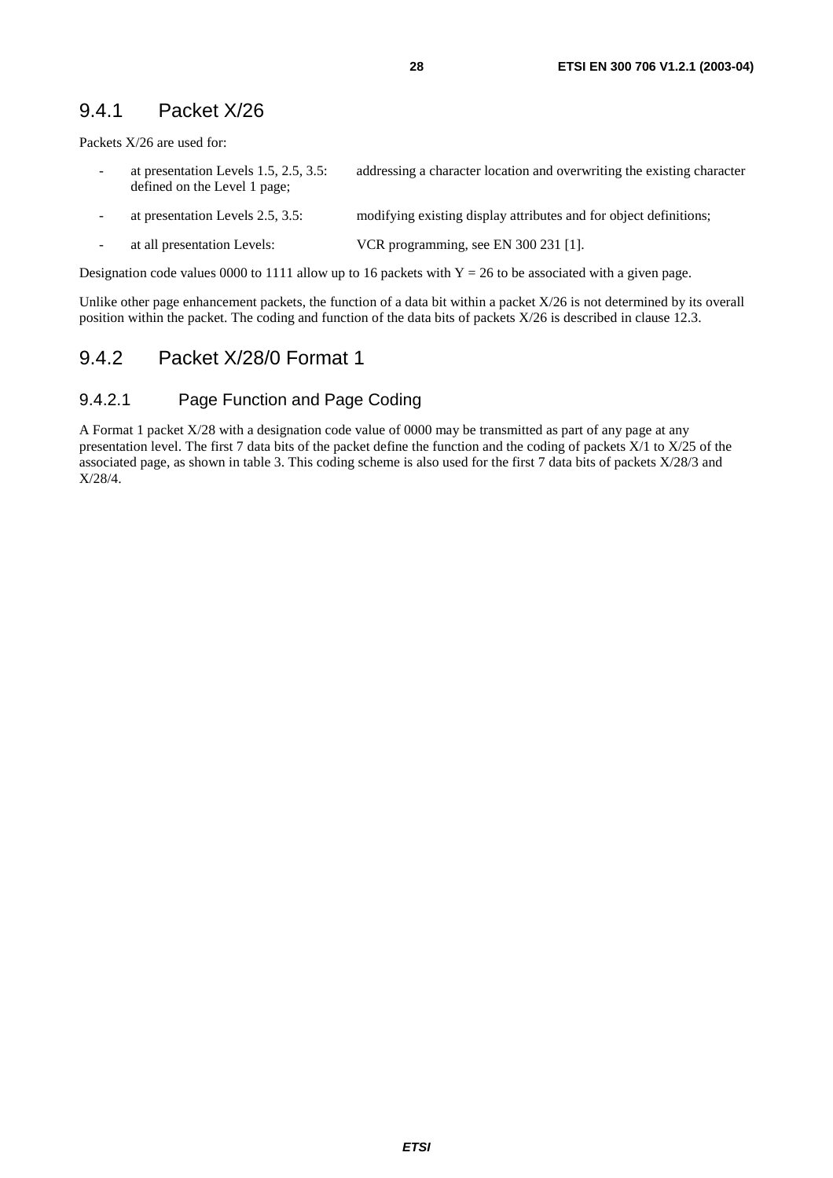### 9.4.1 Packet X/26

Packets X/26 are used for:

- at presentation Levels 1.5, 2.5, 3.5: addressing a character location and overwriting the existing character defined on the Level 1 page;
- at presentation Levels 2.5, 3.5: modifying existing display attributes and for object definitions;
- at all presentation Levels: VCR programming, see EN 300 231 [1].

Designation code values 0000 to 1111 allow up to 16 packets with Y = 26 to be associated with a given page.

Unlike other page enhancement packets, the function of a data bit within a packet X/26 is not determined by its overall position within the packet. The coding and function of the data bits of packets X/26 is described in clause 12.3.

### 9.4.2 Packet X/28/0 Format 1

#### 9.4.2.1 Page Function and Page Coding

A Format 1 packet X/28 with a designation code value of 0000 may be transmitted as part of any page at any presentation level. The first 7 data bits of the packet define the function and the coding of packets X/1 to X/25 of the associated page, as shown in table 3. This coding scheme is also used for the first 7 data bits of packets X/28/3 and X/28/4.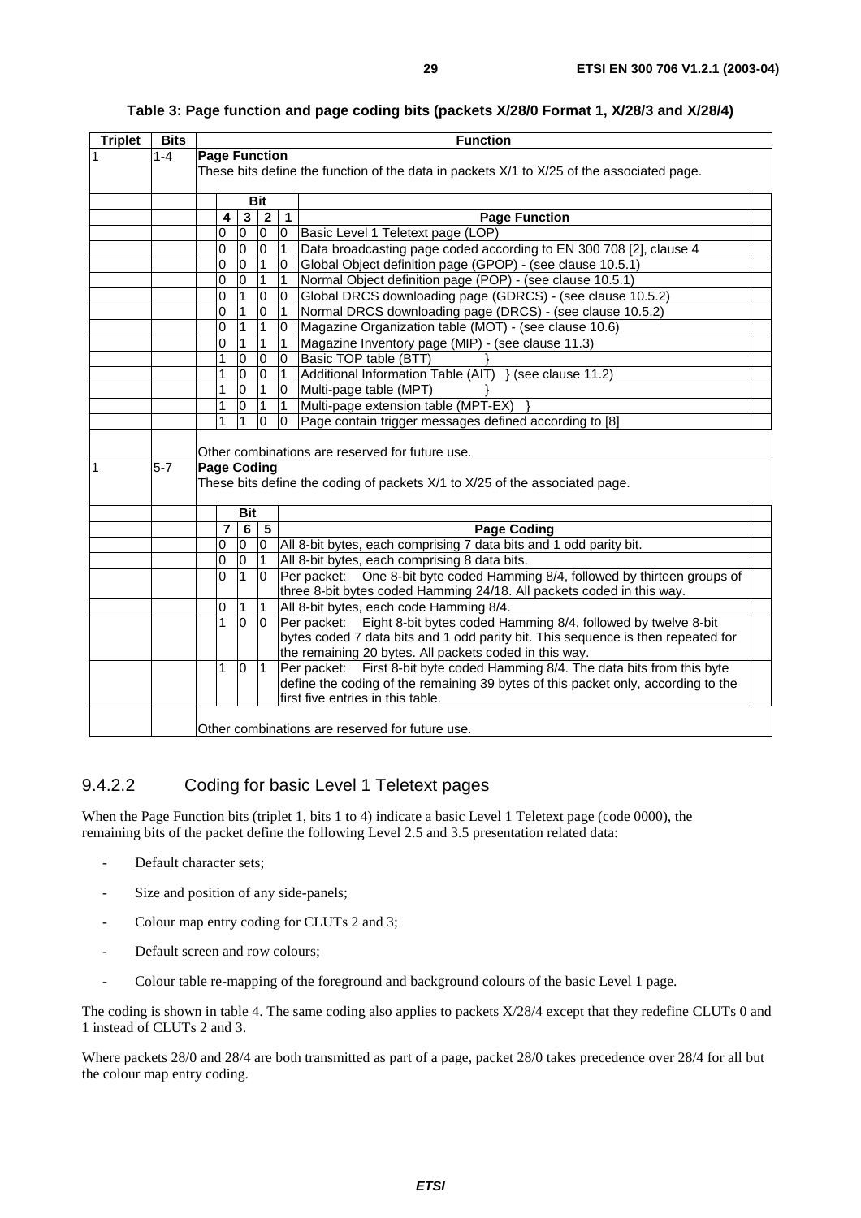**Table 3: Page function and page coding bits (packets X/28/0 Format 1, X/28/3 and X/28/4)**

| Triplet | Bits | Function | | | | |
|---|---|---|---|---|---|---|
| 1 | 1-4 | **Page Function**<br>These bits define the function of the data in packets X/1 to X/25 of the associated page. | | | | |
| | | **Bit** | | | | |
| | | **4** | **3** | **2** | **1** | **Page Function** |
| | | 0 | 0 | 0 | 0 | Basic Level 1 Teletext page (LOP) |
| | | 0 | 0 | 0 | 1 | Data broadcasting page coded according to EN 300 708 [2], clause 4 |
| | | 0 | 0 | 1 | 0 | Global Object definition page (GPOP) - (see clause 10.5.1) |
| | | 0 | 0 | 1 | 1 | Normal Object definition page (POP) - (see clause 10.5.1) |
| | | 0 | 1 | 0 | 0 | Global DRCS downloading page (GDRCS) - (see clause 10.5.2) |
| | | 0 | 1 | 0 | 1 | Normal DRCS downloading page (DRCS) - (see clause 10.5.2) |
| | | 0 | 1 | 1 | 0 | Magazine Organization table (MOT) - (see clause 10.6) |
| | | 0 | 1 | 1 | 1 | Magazine Inventory page (MIP) - (see clause 11.3) |
| | | 1 | 0 | 0 | 0 | Basic TOP table (BTT) } |
| | | 1 | 0 | 0 | 1 | Additional Information Table (AIT) } (see clause 11.2) |
| | | 1 | 0 | 1 | 0 | Multi-page table (MPT) } |
| | | 1 | 0 | 1 | 1 | Multi-page extension table (MPT-EX) } |
| | | 1 | 1 | 0 | 0 | Page contain trigger messages defined according to [8] |
| | | Other combinations are reserved for future use. | | | | |
| 1 | 5-7 | **Page Coding**<br>These bits define the coding of packets X/1 to X/25 of the associated page. | | | | |
| | | **Bit** | | | | |
| | | **7** | **6** | **5** | | **Page Coding** |
| | | 0 | 0 | 0 | | All 8-bit bytes, each comprising 7 data bits and 1 odd parity bit. |
| | | 0 | 0 | 1 | | All 8-bit bytes, each comprising 8 data bits. |
| | | 0 | 1 | 0 | | Per packet: One 8-bit byte coded Hamming 8/4, followed by thirteen groups of three 8-bit bytes coded Hamming 24/18. All packets coded in this way. |
| | | 0 | 1 | 1 | | All 8-bit bytes, each code Hamming 8/4. |
| | | 1 | 0 | 0 | | Per packet: Eight 8-bit bytes coded Hamming 8/4, followed by twelve 8-bit bytes coded 7 data bits and 1 odd parity bit. This sequence is then repeated for the remaining 20 bytes. All packets coded in this way. |
| | | 1 | 0 | 1 | | Per packet: First 8-bit byte coded Hamming 8/4. The data bits from this byte define the coding of the remaining 39 bytes of this packet only, according to the first five entries in this table. |
| | | Other combinations are reserved for future use. | | | | |

### 9.4.2.2 Coding for basic Level 1 Teletext pages

When the Page Function bits (triplet 1, bits 1 to 4) indicate a basic Level 1 Teletext page (code 0000), the remaining bits of the packet define the following Level 2.5 and 3.5 presentation related data:

- Default character sets;
- Size and position of any side-panels;
- Colour map entry coding for CLUTs 2 and 3;
- Default screen and row colours;
- Colour table re-mapping of the foreground and background colours of the basic Level 1 page.

The coding is shown in table 4. The same coding also applies to packets X/28/4 except that they redefine CLUTs 0 and 1 instead of CLUTs 2 and 3.

Where packets 28/0 and 28/4 are both transmitted as part of a page, packet 28/0 takes precedence over 28/4 for all but the colour map entry coding.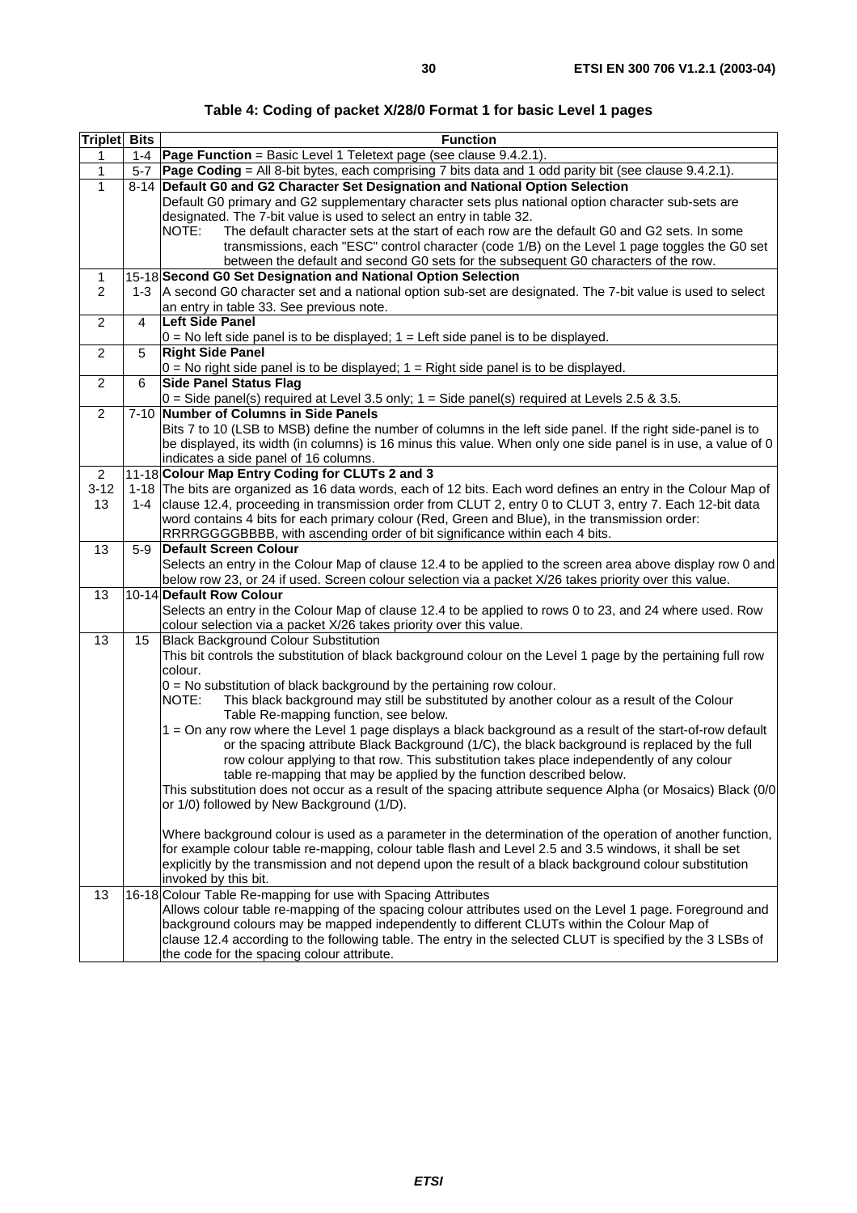**Table 4: Coding of packet X/28/0 Format 1 for basic Level 1 pages**

| Triplet | Bits | Function |
|---|---|---|
| 1 | 1-4 | **Page Function** = Basic Level 1 Teletext page (see clause 9.4.2.1). |
| 1 | 5-7 | **Page Coding** = All 8-bit bytes, each comprising 7 bits data and 1 odd parity bit (see clause 9.4.2.1). |
| 1 | 8-14 | **Default G0 and G2 Character Set Designation and National Option Selection**<br>Default G0 primary and G2 supplementary character sets plus national option character sub-sets are designated. The 7-bit value is used to select an entry in table 32.<br>NOTE: The default character sets at the start of each row are the default G0 and G2 sets. In some transmissions, each "ESC" control character (code 1/B) on the Level 1 page toggles the G0 set between the default and second G0 sets for the subsequent G0 characters of the row. |
| 1<br>2 | 15-18<br>1-3 | **Second G0 Set Designation and National Option Selection**<br>A second G0 character set and a national option sub-set are designated. The 7-bit value is used to select an entry in table 33. See previous note. |
| 2 | 4 | **Left Side Panel**<br>0 = No left side panel is to be displayed; 1 = Left side panel is to be displayed. |
| 2 | 5 | **Right Side Panel**<br>0 = No right side panel is to be displayed; 1 = Right side panel is to be displayed. |
| 2 | 6 | **Side Panel Status Flag**<br>0 = Side panel(s) required at Level 3.5 only; 1 = Side panel(s) required at Levels 2.5 & 3.5. |
| 2 | 7-10 | **Number of Columns in Side Panels**<br>Bits 7 to 10 (LSB to MSB) define the number of columns in the left side panel. If the right side-panel is to be displayed, its width (in columns) is 16 minus this value. When only one side panel is in use, a value of 0 indicates a side panel of 16 columns. |
| 2<br>3-12<br>13 | 11-18<br>1-18<br>1-4 | **Colour Map Entry Coding for CLUTs 2 and 3**<br>The bits are organized as 16 data words, each of 12 bits. Each word defines an entry in the Colour Map of clause 12.4, proceeding in transmission order from CLUT 2, entry 0 to CLUT 3, entry 7. Each 12-bit data word contains 4 bits for each primary colour (Red, Green and Blue), in the transmission order: RRRRGGGGBBBB, with ascending order of bit significance within each 4 bits. |
| 13 | 5-9 | **Default Screen Colour**<br>Selects an entry in the Colour Map of clause 12.4 to be applied to the screen area above display row 0 and below row 23, or 24 if used. Screen colour selection via a packet X/26 takes priority over this value. |
| 13 | 10-14 | **Default Row Colour**<br>Selects an entry in the Colour Map of clause 12.4 to be applied to rows 0 to 23, and 24 where used. Row colour selection via a packet X/26 takes priority over this value. |
| 13 | 15 | Black Background Colour Substitution<br>This bit controls the substitution of black background colour on the Level 1 page by the pertaining full row colour.<br>0 = No substitution of black background by the pertaining row colour.<br>NOTE: This black background may still be substituted by another colour as a result of the Colour Table Re-mapping function, see below.<br>1 = On any row where the Level 1 page displays a black background as a result of the start-of-row default or the spacing attribute Black Background (1/C), the black background is replaced by the full row colour applying to that row. This substitution takes place independently of any colour table re-mapping that may be applied by the function described below.<br>This substitution does not occur as a result of the spacing attribute sequence Alpha (or Mosaics) Black (0/0 or 1/0) followed by New Background (1/D).<br><br>Where background colour is used as a parameter in the determination of the operation of another function, for example colour table re-mapping, colour table flash and Level 2.5 and 3.5 windows, it shall be set explicitly by the transmission and not depend upon the result of a black background colour substitution invoked by this bit. |
| 13 | 16-18 | Colour Table Re-mapping for use with Spacing Attributes<br>Allows colour table re-mapping of the spacing colour attributes used on the Level 1 page. Foreground and background colours may be mapped independently to different CLUTs within the Colour Map of clause 12.4 according to the following table. The entry in the selected CLUT is specified by the 3 LSBs of the code for the spacing colour attribute. |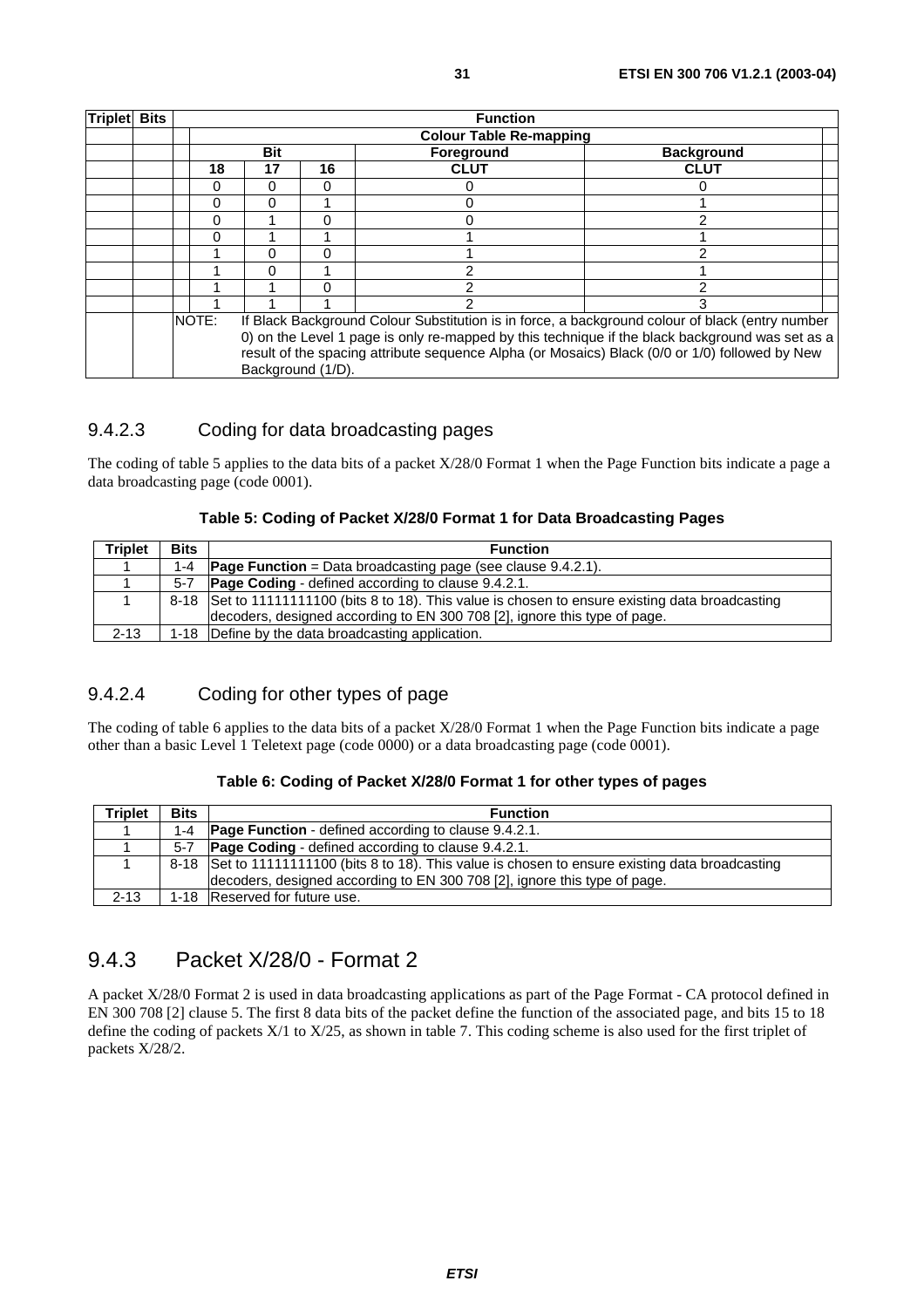| Triplet | Bits | Function | | | | |
|---|---|---|---|---|---|---|
| | | Colour Table Re-mapping | | | | |
| | | Bit | | | Foreground | Background |
| | | 18 | 17 | 16 | CLUT | CLUT |
| | | 0 | 0 | 0 | 0 | 0 |
| | | 0 | 0 | 1 | 0 | 1 |
| | | 0 | 1 | 0 | 0 | 2 |
| | | 0 | 1 | 1 | 1 | 1 |
| | | 1 | 0 | 0 | 1 | 2 |
| | | 1 | 0 | 1 | 2 | 1 |
| | | 1 | 1 | 0 | 2 | 2 |
| | | 1 | 1 | 1 | 2 | 3 |
| | | NOTE: If Black Background Colour Substitution is in force, a background colour of black (entry number 0) on the Level 1 page is only re-mapped by this technique if the black background was set as a result of the spacing attribute sequence Alpha (or Mosaics) Black (0/0 or 1/0) followed by New Background (1/D). | | | | |

### 9.4.2.3 Coding for data broadcasting pages

The coding of table 5 applies to the data bits of a packet X/28/0 Format 1 when the Page Function bits indicate a page a data broadcasting page (code 0001).

**Table 5: Coding of Packet X/28/0 Format 1 for Data Broadcasting Pages**

| Triplet | Bits | Function |
|---|---|---|
| 1 | 1-4 | **Page Function** = Data broadcasting page (see clause 9.4.2.1). |
| 1 | 5-7 | **Page Coding** - defined according to clause 9.4.2.1. |
| 1 | 8-18 | Set to 11111111100 (bits 8 to 18). This value is chosen to ensure existing data broadcasting decoders, designed according to EN 300 708 [2], ignore this type of page. |
| 2-13 | 1-18 | Define by the data broadcasting application. |

### 9.4.2.4 Coding for other types of page

The coding of table 6 applies to the data bits of a packet X/28/0 Format 1 when the Page Function bits indicate a page other than a basic Level 1 Teletext page (code 0000) or a data broadcasting page (code 0001).

**Table 6: Coding of Packet X/28/0 Format 1 for other types of pages**

| Triplet | Bits | Function |
|---|---|---|
| 1 | 1-4 | **Page Function** - defined according to clause 9.4.2.1. |
| 1 | 5-7 | **Page Coding** - defined according to clause 9.4.2.1. |
| 1 | 8-18 | Set to 11111111100 (bits 8 to 18). This value is chosen to ensure existing data broadcasting decoders, designed according to EN 300 708 [2], ignore this type of page. |
| 2-13 | 1-18 | Reserved for future use. |

## 9.4.3 Packet X/28/0 - Format 2

A packet X/28/0 Format 2 is used in data broadcasting applications as part of the Page Format - CA protocol defined in EN 300 708 [2] clause 5. The first 8 data bits of the packet define the function of the associated page, and bits 15 to 18 define the coding of packets X/1 to X/25, as shown in table 7. This coding scheme is also used for the first triplet of packets X/28/2.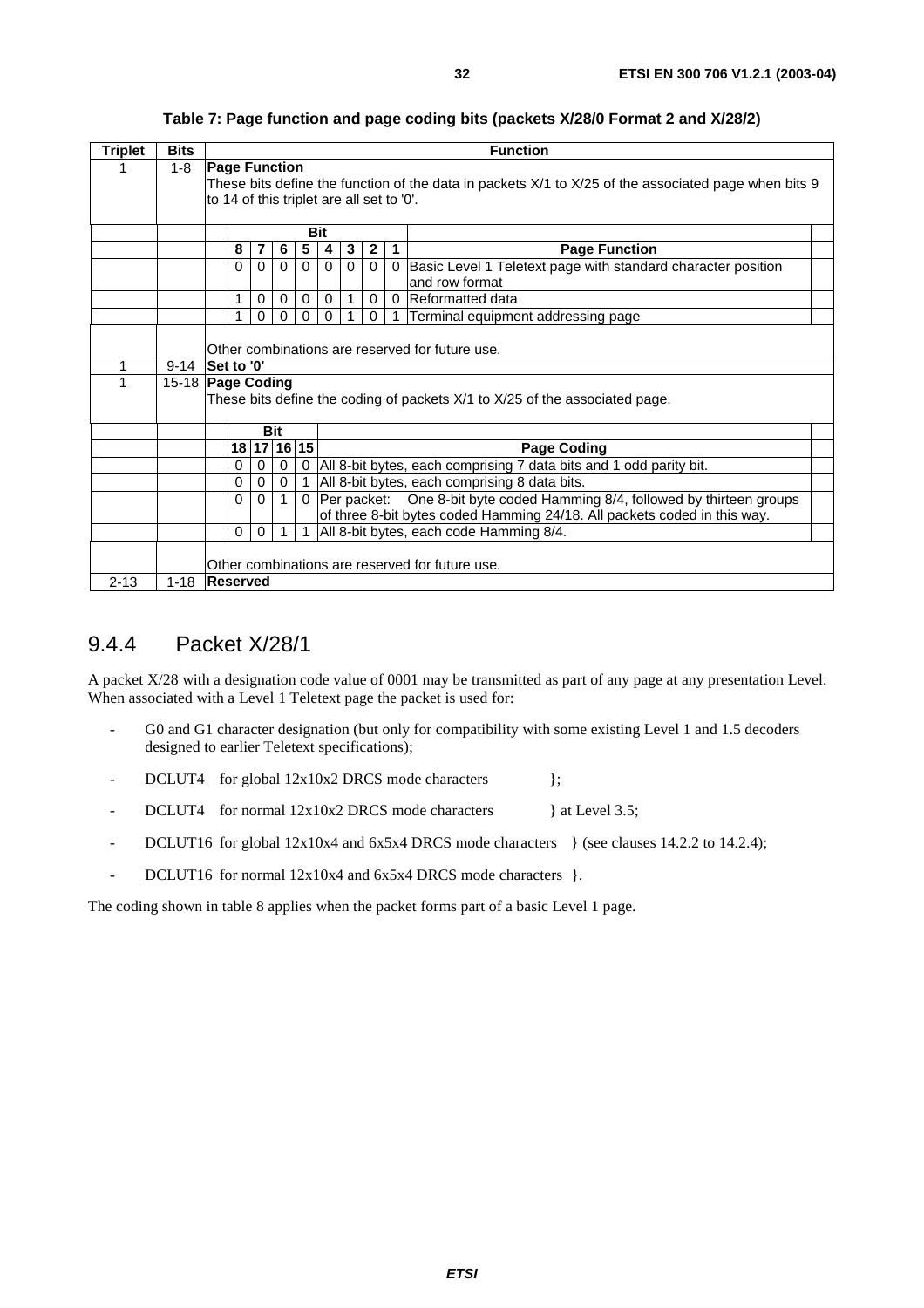**Table 7: Page function and page coding bits (packets X/28/0 Format 2 and X/28/2)**

| Triplet | Bits | Function |
|---|---|---|
| 1 | 1-8 | **Page Function**<br>These bits define the function of the data in packets X/1 to X/25 of the associated page when bits 9 to 14 of this triplet are all set to '0'. |
| | | **Bit 8 7 6 5 4 3 2 1** — **Page Function** |
| | | 0 0 0 0 0 0 0 0 — Basic Level 1 Teletext page with standard character position and row format |
| | | 1 0 0 0 0 1 0 0 — Reformatted data |
| | | 1 0 0 0 0 1 0 1 — Terminal equipment addressing page |
| | | Other combinations are reserved for future use. |
| 1 | 9-14 | **Set to '0'** |
| 1 | 15-18 | **Page Coding**<br>These bits define the coding of packets X/1 to X/25 of the associated page. |
| | | **Bit 18 17 16 15** — **Page Coding** |
| | | 0 0 0 0 — All 8-bit bytes, each comprising 7 data bits and 1 odd parity bit. |
| | | 0 0 0 1 — All 8-bit bytes, each comprising 8 data bits. |
| | | 0 0 1 0 — Per packet: One 8-bit byte coded Hamming 8/4, followed by thirteen groups of three 8-bit bytes coded Hamming 24/18. All packets coded in this way. |
| | | 0 0 1 1 — All 8-bit bytes, each code Hamming 8/4. |
| | | Other combinations are reserved for future use. |
| 2-13 | 1-18 | **Reserved** |

## 9.4.4 Packet X/28/1

A packet X/28 with a designation code value of 0001 may be transmitted as part of any page at any presentation Level. When associated with a Level 1 Teletext page the packet is used for:

- G0 and G1 character designation (but only for compatibility with some existing Level 1 and 1.5 decoders designed to earlier Teletext specifications);
- DCLUT4 for global 12x10x2 DRCS mode characters };
- DCLUT4 for normal 12x10x2 DRCS mode characters } at Level 3.5;
- DCLUT16 for global 12x10x4 and 6x5x4 DRCS mode characters } (see clauses 14.2.2 to 14.2.4);
- DCLUT16 for normal 12x10x4 and 6x5x4 DRCS mode characters }.

The coding shown in table 8 applies when the packet forms part of a basic Level 1 page.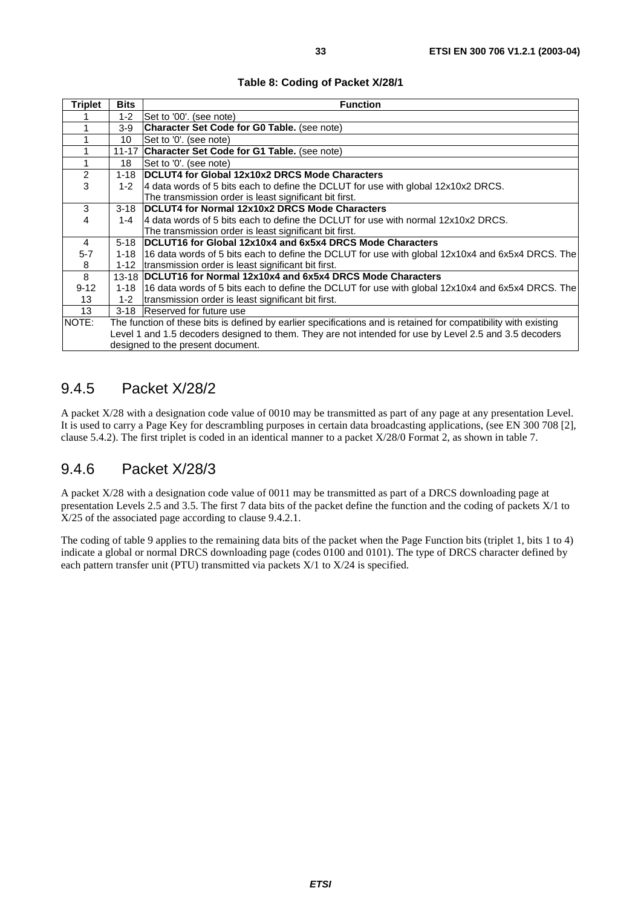**Table 8: Coding of Packet X/28/1**

| Triplet | Bits | Function |
|---|---|---|
| 1 | 1-2 | Set to '00'. (see note) |
| 1 | 3-9 | **Character Set Code for G0 Table.** (see note) |
| 1 | 10 | Set to '0'. (see note) |
| 1 | 11-17 | **Character Set Code for G1 Table.** (see note) |
| 1 | 18 | Set to '0'. (see note) |
| 2<br>3 | 1-18<br>1-2 | **DCLUT4 for Global 12x10x2 DRCS Mode Characters**<br>4 data words of 5 bits each to define the DCLUT for use with global 12x10x2 DRCS. The transmission order is least significant bit first. |
| 3<br>4 | 3-18<br>1-4 | **DCLUT4 for Normal 12x10x2 DRCS Mode Characters**<br>4 data words of 5 bits each to define the DCLUT for use with normal 12x10x2 DRCS. The transmission order is least significant bit first. |
| 4<br>5-7<br>8 | 5-18<br>1-18<br>1-12 | **DCLUT16 for Global 12x10x4 and 6x5x4 DRCS Mode Characters**<br>16 data words of 5 bits each to define the DCLUT for use with global 12x10x4 and 6x5x4 DRCS. The transmission order is least significant bit first. |
| 8<br>9-12<br>13 | 13-18<br>1-18<br>1-2 | **DCLUT16 for Normal 12x10x4 and 6x5x4 DRCS Mode Characters**<br>16 data words of 5 bits each to define the DCLUT for use with global 12x10x4 and 6x5x4 DRCS. The transmission order is least significant bit first. |
| 13 | 3-18 | Reserved for future use |
| NOTE: | | The function of these bits is defined by earlier specifications and is retained for compatibility with existing Level 1 and 1.5 decoders designed to them. They are not intended for use by Level 2.5 and 3.5 decoders designed to the present document. |

### 9.4.5 Packet X/28/2

A packet X/28 with a designation code value of 0010 may be transmitted as part of any page at any presentation Level. It is used to carry a Page Key for descrambling purposes in certain data broadcasting applications, (see EN 300 708 [2], clause 5.4.2). The first triplet is coded in an identical manner to a packet X/28/0 Format 2, as shown in table 7.

### 9.4.6 Packet X/28/3

A packet X/28 with a designation code value of 0011 may be transmitted as part of a DRCS downloading page at presentation Levels 2.5 and 3.5. The first 7 data bits of the packet define the function and the coding of packets X/1 to X/25 of the associated page according to clause 9.4.2.1.

The coding of table 9 applies to the remaining data bits of the packet when the Page Function bits (triplet 1, bits 1 to 4) indicate a global or normal DRCS downloading page (codes 0100 and 0101). The type of DRCS character defined by each pattern transfer unit (PTU) transmitted via packets X/1 to X/24 is specified.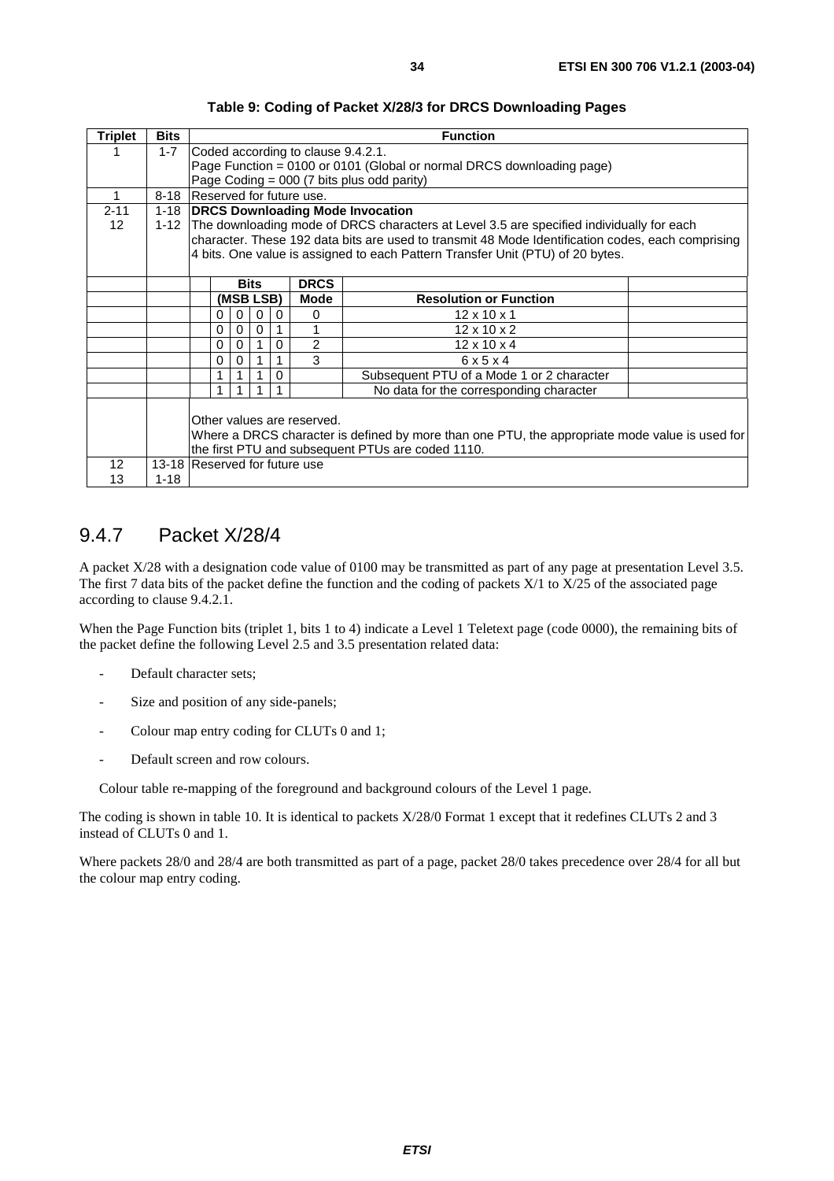**Table 9: Coding of Packet X/28/3 for DRCS Downloading Pages**

| Triplet | Bits | Function |
|---|---|---|
| 1 | 1-7 | Coded according to clause 9.4.2.1.<br>Page Function = 0100 or 0101 (Global or normal DRCS downloading page)<br>Page Coding = 000 (7 bits plus odd parity) |
| 1 | 8-18 | Reserved for future use. |
| 2-11<br>12 | 1-18<br>1-12 | **DRCS Downloading Mode Invocation**<br>The downloading mode of DRCS characters at Level 3.5 are specified individually for each character. These 192 data bits are used to transmit 48 Mode Identification codes, each comprising 4 bits. One value is assigned to each Pattern Transfer Unit (PTU) of 20 bytes.<br><br>**Bits (MSB LSB)** / **DRCS Mode** / **Resolution or Function**<br>0 0 0 0 / 0 / 12 x 10 x 1<br>0 0 0 1 / 1 / 12 x 10 x 2<br>0 0 1 0 / 2 / 12 x 10 x 4<br>0 0 1 1 / 3 / 6 x 5 x 4<br>1 1 1 0 / / Subsequent PTU of a Mode 1 or 2 character<br>1 1 1 1 / / No data for the corresponding character<br><br>Other values are reserved.<br>Where a DRCS character is defined by more than one PTU, the appropriate mode value is used for the first PTU and subsequent PTUs are coded 1110. |
| 12<br>13 | 13-18<br>1-18 | Reserved for future use |

## 9.4.7 Packet X/28/4

A packet X/28 with a designation code value of 0100 may be transmitted as part of any page at presentation Level 3.5. The first 7 data bits of the packet define the function and the coding of packets X/1 to X/25 of the associated page according to clause 9.4.2.1.

When the Page Function bits (triplet 1, bits 1 to 4) indicate a Level 1 Teletext page (code 0000), the remaining bits of the packet define the following Level 2.5 and 3.5 presentation related data:

- Default character sets;
- Size and position of any side-panels;
- Colour map entry coding for CLUTs 0 and 1;
- Default screen and row colours.

Colour table re-mapping of the foreground and background colours of the Level 1 page.

The coding is shown in table 10. It is identical to packets X/28/0 Format 1 except that it redefines CLUTs 2 and 3 instead of CLUTs 0 and 1.

Where packets 28/0 and 28/4 are both transmitted as part of a page, packet 28/0 takes precedence over 28/4 for all but the colour map entry coding.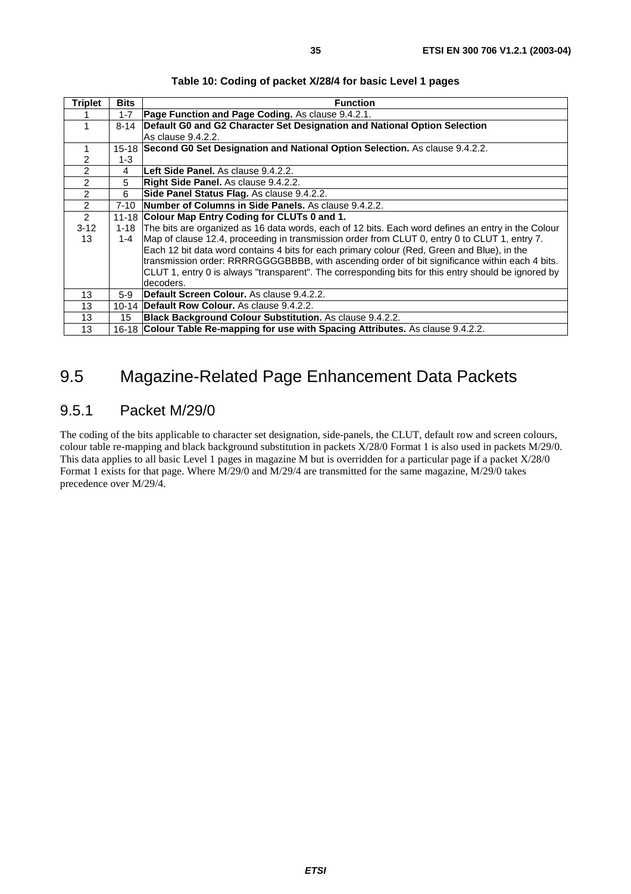**Table 10: Coding of packet X/28/4 for basic Level 1 pages**

| Triplet | Bits | Function |
|---|---|---|
| 1 | 1-7 | **Page Function and Page Coding.** As clause 9.4.2.1. |
| 1 | 8-14 | **Default G0 and G2 Character Set Designation and National Option Selection** As clause 9.4.2.2. |
| 1<br>2 | 15-18<br>1-3 | **Second G0 Set Designation and National Option Selection.** As clause 9.4.2.2. |
| 2 | 4 | **Left Side Panel.** As clause 9.4.2.2. |
| 2 | 5 | **Right Side Panel.** As clause 9.4.2.2. |
| 2 | 6 | **Side Panel Status Flag.** As clause 9.4.2.2. |
| 2 | 7-10 | **Number of Columns in Side Panels.** As clause 9.4.2.2. |
| 2<br>3-12<br>13 | 11-18<br>1-18<br>1-4 | **Colour Map Entry Coding for CLUTs 0 and 1.** The bits are organized as 16 data words, each of 12 bits. Each word defines an entry in the Colour Map of clause 12.4, proceeding in transmission order from CLUT 0, entry 0 to CLUT 1, entry 7. Each 12 bit data word contains 4 bits for each primary colour (Red, Green and Blue), in the transmission order: RRRRGGGGBBBB, with ascending order of bit significance within each 4 bits. CLUT 1, entry 0 is always "transparent". The corresponding bits for this entry should be ignored by decoders. |
| 13 | 5-9 | **Default Screen Colour.** As clause 9.4.2.2. |
| 13 | 10-14 | **Default Row Colour.** As clause 9.4.2.2. |
| 13 | 15 | **Black Background Colour Substitution.** As clause 9.4.2.2. |
| 13 | 16-18 | **Colour Table Re-mapping for use with Spacing Attributes.** As clause 9.4.2.2. |

# 9.5 Magazine-Related Page Enhancement Data Packets

## 9.5.1 Packet M/29/0

The coding of the bits applicable to character set designation, side-panels, the CLUT, default row and screen colours, colour table re-mapping and black background substitution in packets X/28/0 Format 1 is also used in packets M/29/0. This data applies to all basic Level 1 pages in magazine M but is overridden for a particular page if a packet X/28/0 Format 1 exists for that page. Where M/29/0 and M/29/4 are transmitted for the same magazine, M/29/0 takes precedence over M/29/4.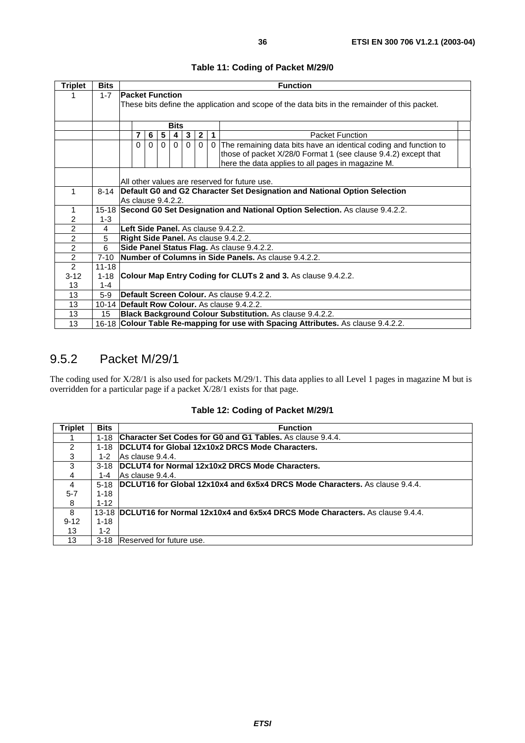**Table 11: Coding of Packet M/29/0**

| Triplet | Bits | Function |
|---|---|---|
| 1 | 1-7 | **Packet Function**<br>These bits define the application and scope of the data bits in the remainder of this packet. |
| | | **Bits**<br>**7 6 5 4 3 2 1** — Packet Function<br>0 0 0 0 0 0 0 — The remaining data bits have an identical coding and function to those of packet X/28/0 Format 1 (see clause 9.4.2) except that here the data applies to all pages in magazine M. |
| | | All other values are reserved for future use. |
| 1 | 8-14 | **Default G0 and G2 Character Set Designation and National Option Selection**<br>As clause 9.4.2.2. |
| 1<br>2 | 15-18<br>1-3 | **Second G0 Set Designation and National Option Selection.** As clause 9.4.2.2. |
| 2 | 4 | **Left Side Panel.** As clause 9.4.2.2. |
| 2 | 5 | **Right Side Panel.** As clause 9.4.2.2. |
| 2 | 6 | **Side Panel Status Flag.** As clause 9.4.2.2. |
| 2 | 7-10 | **Number of Columns in Side Panels.** As clause 9.4.2.2. |
| 2<br>3-12<br>13 | 11-18<br>1-18<br>1-4 | **Colour Map Entry Coding for CLUTs 2 and 3.** As clause 9.4.2.2. |
| 13 | 5-9 | **Default Screen Colour.** As clause 9.4.2.2. |
| 13 | 10-14 | **Default Row Colour.** As clause 9.4.2.2. |
| 13 | 15 | **Black Background Colour Substitution.** As clause 9.4.2.2. |
| 13 | 16-18 | **Colour Table Re-mapping for use with Spacing Attributes.** As clause 9.4.2.2. |

## 9.5.2 Packet M/29/1

The coding used for X/28/1 is also used for packets M/29/1. This data applies to all Level 1 pages in magazine M but is overridden for a particular page if a packet X/28/1 exists for that page.

**Table 12: Coding of Packet M/29/1**

| Triplet | Bits | Function |
|---|---|---|
| 1 | 1-18 | **Character Set Codes for G0 and G1 Tables.** As clause 9.4.4. |
| 2<br>3 | 1-18<br>1-2 | **DCLUT4 for Global 12x10x2 DRCS Mode Characters.**<br>As clause 9.4.4. |
| 3<br>4 | 3-18<br>1-4 | **DCLUT4 for Normal 12x10x2 DRCS Mode Characters.**<br>As clause 9.4.4. |
| 4<br>5-7<br>8 | 5-18<br>1-18<br>1-12 | **DCLUT16 for Global 12x10x4 and 6x5x4 DRCS Mode Characters.** As clause 9.4.4. |
| 8<br>9-12<br>13 | 13-18<br>1-18<br>1-2 | **DCLUT16 for Normal 12x10x4 and 6x5x4 DRCS Mode Characters.** As clause 9.4.4. |
| 13 | 3-18 | Reserved for future use. |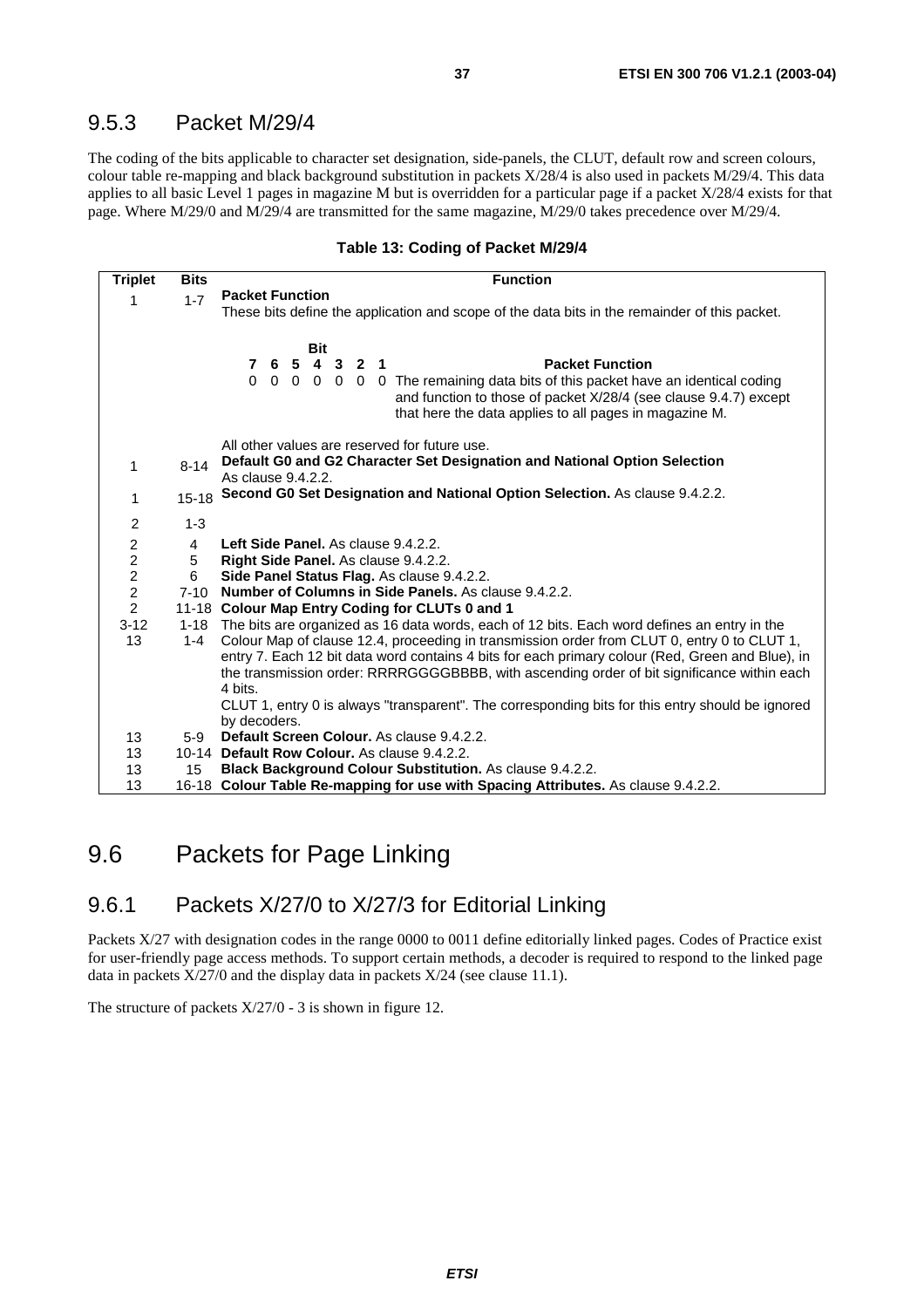## 9.5.3 Packet M/29/4

The coding of the bits applicable to character set designation, side-panels, the CLUT, default row and screen colours, colour table re-mapping and black background substitution in packets X/28/4 is also used in packets M/29/4. This data applies to all basic Level 1 pages in magazine M but is overridden for a particular page if a packet X/28/4 exists for that page. Where M/29/0 and M/29/4 are transmitted for the same magazine, M/29/0 takes precedence over M/29/4.

**Table 13: Coding of Packet M/29/4**

| Triplet | Bits | Function |
|---|---|---|
| 1 | 1-7 | **Packet Function**<br>These bits define the application and scope of the data bits in the remainder of this packet.<br><br>**Bit 7 6 5 4 3 2 1 — Packet Function**<br>0 0 0 0 0 0 0 — The remaining data bits of this packet have an identical coding and function to those of packet X/28/4 (see clause 9.4.7) except that here the data applies to all pages in magazine M.<br><br>All other values are reserved for future use. |
| 1 | 8-14 | **Default G0 and G2 Character Set Designation and National Option Selection**<br>As clause 9.4.2.2. |
| 1 | 15-18 | **Second G0 Set Designation and National Option Selection.** As clause 9.4.2.2. |
| 2 | 1-3 | |
| 2 | 4 | **Left Side Panel.** As clause 9.4.2.2. |
| 2 | 5 | **Right Side Panel.** As clause 9.4.2.2. |
| 2 | 6 | **Side Panel Status Flag.** As clause 9.4.2.2. |
| 2 | 7-10 | **Number of Columns in Side Panels.** As clause 9.4.2.2. |
| 2 | 11-18 | **Colour Map Entry Coding for CLUTs 0 and 1** |
| 3-12 | 1-18 | The bits are organized as 16 data words, each of 12 bits. Each word defines an entry in the Colour Map of clause 12.4, proceeding in transmission order from CLUT 0, entry 0 to CLUT 1, entry 7. Each 12 bit data word contains 4 bits for each primary colour (Red, Green and Blue), in the transmission order: RRRRGGGGBBBB, with ascending order of bit significance within each 4 bits.<br>CLUT 1, entry 0 is always "transparent". The corresponding bits for this entry should be ignored by decoders. |
| 13 | 1-4 | |
| 13 | 5-9 | **Default Screen Colour.** As clause 9.4.2.2. |
| 13 | 10-14 | **Default Row Colour.** As clause 9.4.2.2. |
| 13 | 15 | **Black Background Colour Substitution.** As clause 9.4.2.2. |
| 13 | 16-18 | **Colour Table Re-mapping for use with Spacing Attributes.** As clause 9.4.2.2. |

# 9.6 Packets for Page Linking

## 9.6.1 Packets X/27/0 to X/27/3 for Editorial Linking

Packets X/27 with designation codes in the range 0000 to 0011 define editorially linked pages. Codes of Practice exist for user-friendly page access methods. To support certain methods, a decoder is required to respond to the linked page data in packets X/27/0 and the display data in packets X/24 (see clause 11.1).

The structure of packets X/27/0 - 3 is shown in figure 12.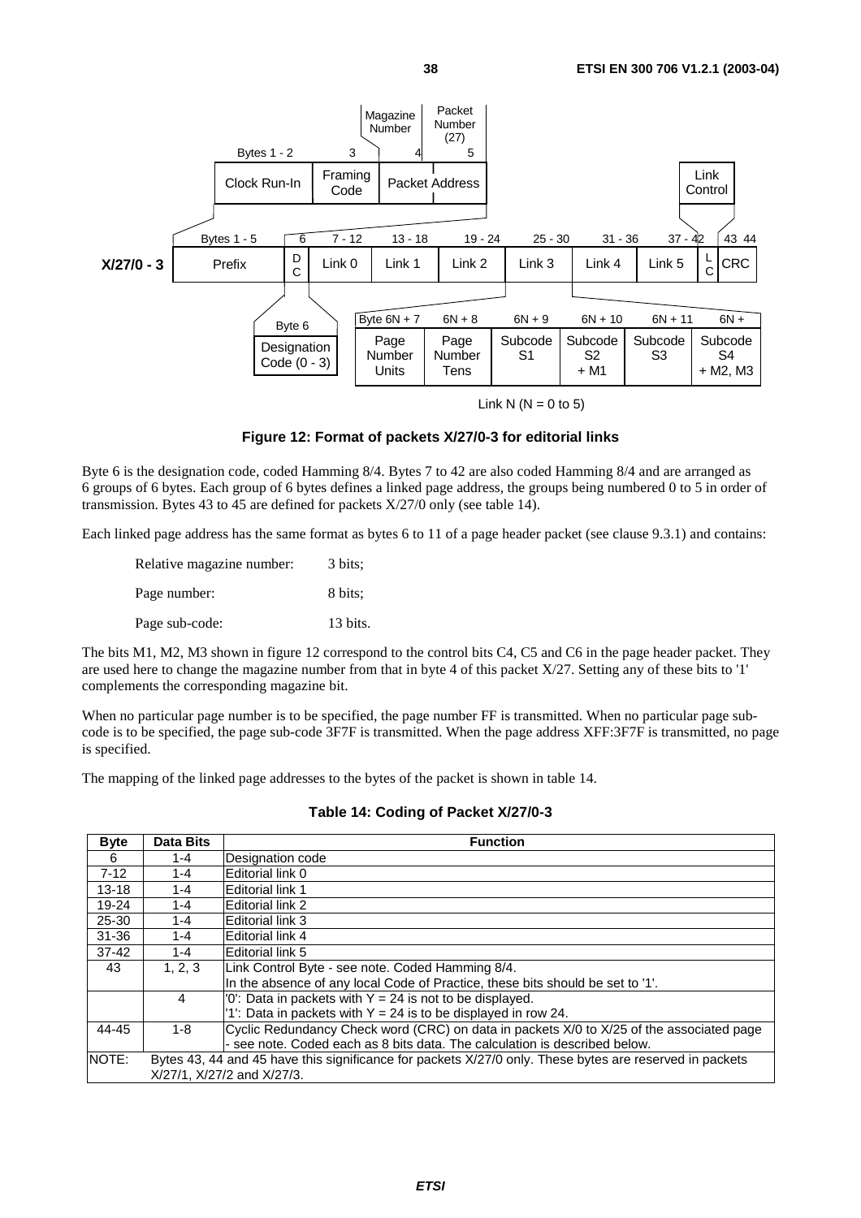**Figure 12: Format of packets X/27/0-3 for editorial links**

Byte 6 is the designation code, coded Hamming 8/4. Bytes 7 to 42 are also coded Hamming 8/4 and are arranged as 6 groups of 6 bytes. Each group of 6 bytes defines a linked page address, the groups being numbered 0 to 5 in order of transmission. Bytes 43 to 45 are defined for packets X/27/0 only (see table 14).

Each linked page address has the same format as bytes 6 to 11 of a page header packet (see clause 9.3.1) and contains:

Relative magazine number: 3 bits;

Page number: 8 bits;

Page sub-code: 13 bits.

The bits M1, M2, M3 shown in figure 12 correspond to the control bits C4, C5 and C6 in the page header packet. They are used here to change the magazine number from that in byte 4 of this packet X/27. Setting any of these bits to '1' complements the corresponding magazine bit.

When no particular page number is to be specified, the page number FF is transmitted. When no particular page sub-code is to be specified, the page sub-code 3F7F is transmitted. When the page address XFF:3F7F is transmitted, no page is specified.

The mapping of the linked page addresses to the bytes of the packet is shown in table 14.

**Table 14: Coding of Packet X/27/0-3**

| Byte | Data Bits | Function |
|---|---|---|
| 6 | 1-4 | Designation code |
| 7-12 | 1-4 | Editorial link 0 |
| 13-18 | 1-4 | Editorial link 1 |
| 19-24 | 1-4 | Editorial link 2 |
| 25-30 | 1-4 | Editorial link 3 |
| 31-36 | 1-4 | Editorial link 4 |
| 37-42 | 1-4 | Editorial link 5 |
| 43 | 1, 2, 3 | Link Control Byte - see note. Coded Hamming 8/4. In the absence of any local Code of Practice, these bits should be set to '1'. |
| | 4 | '0': Data in packets with Y = 24 is not to be displayed. '1': Data in packets with Y = 24 is to be displayed in row 24. |
| 44-45 | 1-8 | Cyclic Redundancy Check word (CRC) on data in packets X/0 to X/25 of the associated page - see note. Coded each as 8 bits data. The calculation is described below. |
| NOTE: | | Bytes 43, 44 and 45 have this significance for packets X/27/0 only. These bytes are reserved in packets X/27/1, X/27/2 and X/27/3. |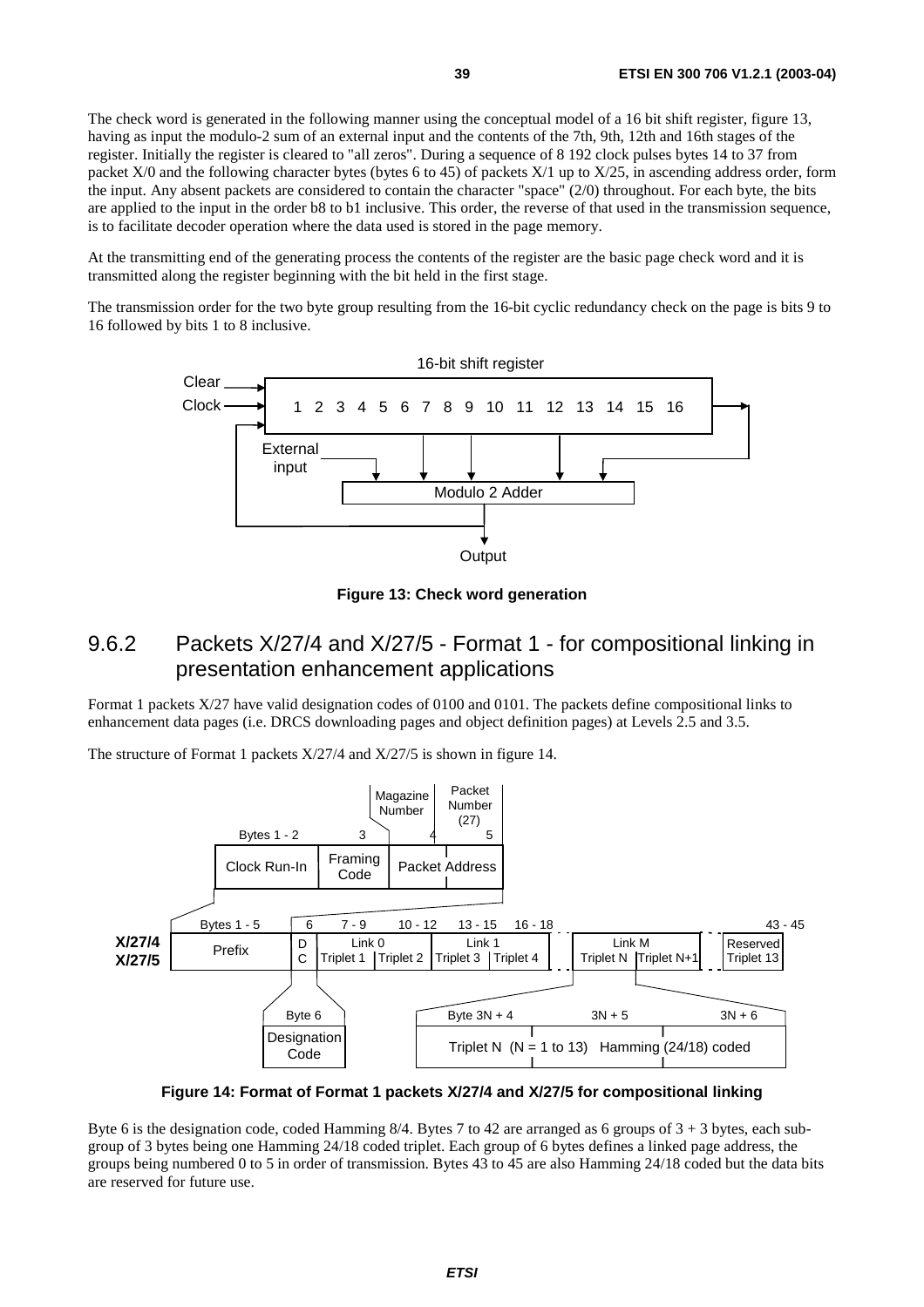The check word is generated in the following manner using the conceptual model of a 16 bit shift register, figure 13, having as input the modulo-2 sum of an external input and the contents of the 7th, 9th, 12th and 16th stages of the register. Initially the register is cleared to "all zeros". During a sequence of 8 192 clock pulses bytes 14 to 37 from packet X/0 and the following character bytes (bytes 6 to 45) of packets X/1 up to X/25, in ascending address order, form the input. Any absent packets are considered to contain the character "space" (2/0) throughout. For each byte, the bits are applied to the input in the order b8 to b1 inclusive. This order, the reverse of that used in the transmission sequence, is to facilitate decoder operation where the data used is stored in the page memory.

At the transmitting end of the generating process the contents of the register are the basic page check word and it is transmitted along the register beginning with the bit held in the first stage.

The transmission order for the two byte group resulting from the 16-bit cyclic redundancy check on the page is bits 9 to 16 followed by bits 1 to 8 inclusive.

16-bit shift register

Clear
Clock
1 2 3 4 5 6 7 8 9 10 11 12 13 14 15 16
External input
Modulo 2 Adder
Output

**Figure 13: Check word generation**

## 9.6.2 Packets X/27/4 and X/27/5 - Format 1 - for compositional linking in presentation enhancement applications

Format 1 packets X/27 have valid designation codes of 0100 and 0101. The packets define compositional links to enhancement data pages (i.e. DRCS downloading pages and object definition pages) at Levels 2.5 and 3.5.

The structure of Format 1 packets X/27/4 and X/27/5 is shown in figure 14.

| Bytes 1 - 2 | 3 | 4 | 5 |
|---|---|---|---|
| Clock Run-In | Framing Code | Packet Address (Magazine Number) | Packet Address (Packet Number (27)) |

| | Bytes 1 - 5 | 6 | 7 - 9 | 10 - 12 | 13 - 15 | 16 - 18 | ... | | ... | 43 - 45 |
|---|---|---|---|---|---|---|---|---|---|---|
| **X/27/4** **X/27/5** | Prefix | DC | Link 0 Triplet 1 | Link 0 Triplet 2 | Link 1 Triplet 3 | Link 1 Triplet 4 | Link M Triplet N | Link M Triplet N+1 | | Reserved Triplet 13 |

Byte 6: Designation Code

Byte 3N + 4, 3N + 5, 3N + 6: Triplet N (N = 1 to 13) Hamming (24/18) coded

**Figure 14: Format of Format 1 packets X/27/4 and X/27/5 for compositional linking**

Byte 6 is the designation code, coded Hamming 8/4. Bytes 7 to 42 are arranged as 6 groups of 3 + 3 bytes, each sub-group of 3 bytes being one Hamming 24/18 coded triplet. Each group of 6 bytes defines a linked page address, the groups being numbered 0 to 5 in order of transmission. Bytes 43 to 45 are also Hamming 24/18 coded but the data bits are reserved for future use.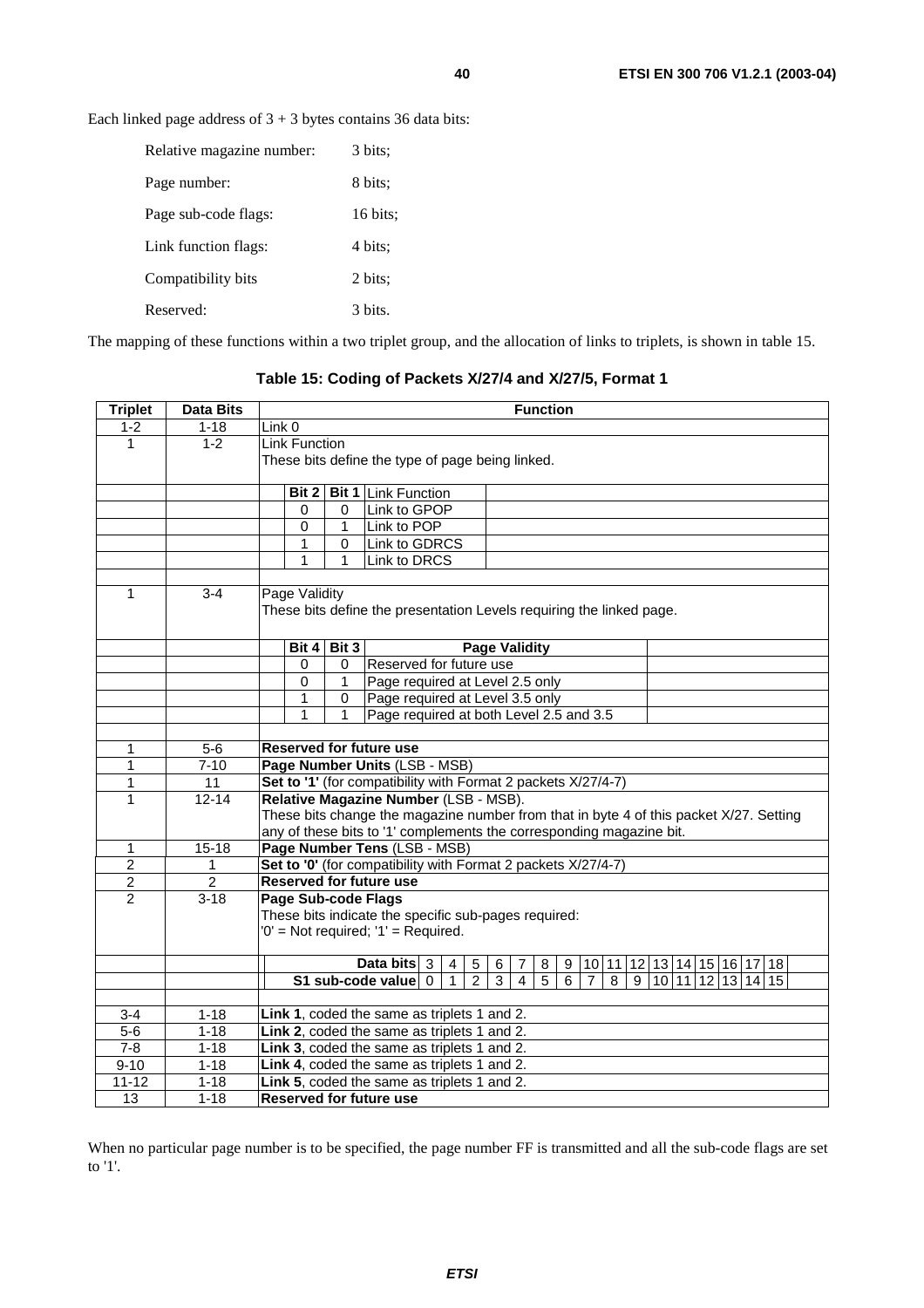Each linked page address of 3 + 3 bytes contains 36 data bits:

| | |
|---|---|
| Relative magazine number: | 3 bits; |
| Page number: | 8 bits; |
| Page sub-code flags: | 16 bits; |
| Link function flags: | 4 bits; |
| Compatibility bits | 2 bits; |
| Reserved: | 3 bits. |

The mapping of these functions within a two triplet group, and the allocation of links to triplets, is shown in table 15.

**Table 15: Coding of Packets X/27/4 and X/27/5, Format 1**

| Triplet | Data Bits | Function |
|---|---|---|
| 1-2 | 1-18 | Link 0 |
| 1 | 1-2 | Link Function<br>These bits define the type of page being linked.<br><br>**Bit 2 / Bit 1 / Link Function**<br>0 0 Link to GPOP<br>0 1 Link to POP<br>1 0 Link to GDRCS<br>1 1 Link to DRCS |
| 1 | 3-4 | Page Validity<br>These bits define the presentation Levels requiring the linked page.<br><br>**Bit 4 / Bit 3 / Page Validity**<br>0 0 Reserved for future use<br>0 1 Page required at Level 2.5 only<br>1 0 Page required at Level 3.5 only<br>1 1 Page required at both Level 2.5 and 3.5 |
| 1 | 5-6 | **Reserved for future use** |
| 1 | 7-10 | **Page Number Units** (LSB - MSB) |
| 1 | 11 | **Set to '1'** (for compatibility with Format 2 packets X/27/4-7) |
| 1 | 12-14 | **Relative Magazine Number** (LSB - MSB).<br>These bits change the magazine number from that in byte 4 of this packet X/27. Setting any of these bits to '1' complements the corresponding magazine bit. |
| 1 | 15-18 | **Page Number Tens** (LSB - MSB) |
| 2 | 1 | **Set to '0'** (for compatibility with Format 2 packets X/27/4-7) |
| 2 | 2 | **Reserved for future use** |
| 2 | 3-18 | **Page Sub-code Flags**<br>These bits indicate the specific sub-pages required:<br>'0' = Not required; '1' = Required.<br><br>**Data bits**: 3 4 5 6 7 8 9 10 11 12 13 14 15 16 17 18<br>**S1 sub-code value**: 0 1 2 3 4 5 6 7 8 9 10 11 12 13 14 15 |
| 3-4 | 1-18 | **Link 1**, coded the same as triplets 1 and 2. |
| 5-6 | 1-18 | **Link 2**, coded the same as triplets 1 and 2. |
| 7-8 | 1-18 | **Link 3**, coded the same as triplets 1 and 2. |
| 9-10 | 1-18 | **Link 4**, coded the same as triplets 1 and 2. |
| 11-12 | 1-18 | **Link 5**, coded the same as triplets 1 and 2. |
| 13 | 1-18 | **Reserved for future use** |

When no particular page number is to be specified, the page number FF is transmitted and all the sub-code flags are set to '1'.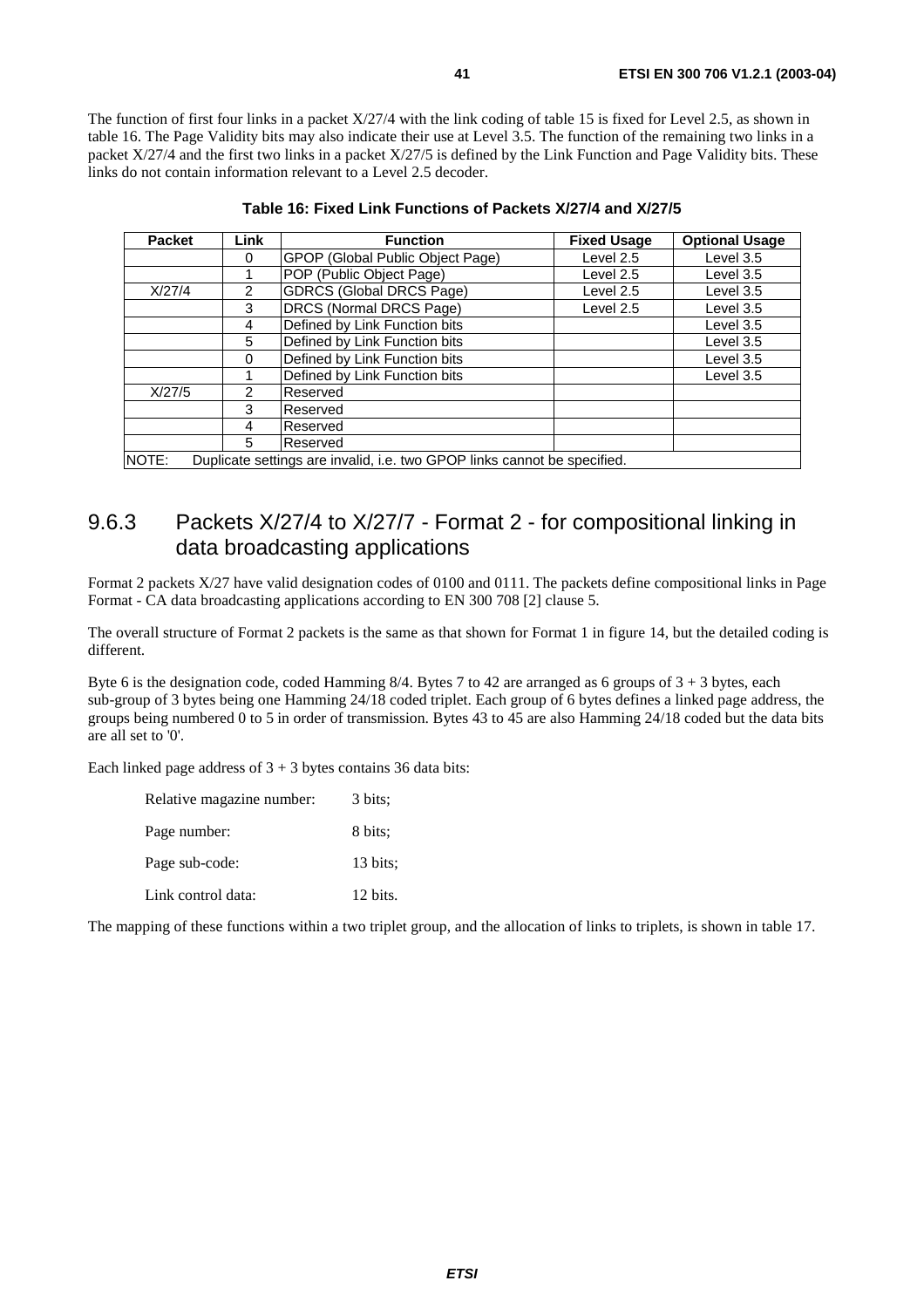The function of first four links in a packet X/27/4 with the link coding of table 15 is fixed for Level 2.5, as shown in table 16. The Page Validity bits may also indicate their use at Level 3.5. The function of the remaining two links in a packet X/27/4 and the first two links in a packet X/27/5 is defined by the Link Function and Page Validity bits. These links do not contain information relevant to a Level 2.5 decoder.

**Table 16: Fixed Link Functions of Packets X/27/4 and X/27/5**

| Packet | Link | Function | Fixed Usage | Optional Usage |
|---|---|---|---|---|
| | 0 | GPOP (Global Public Object Page) | Level 2.5 | Level 3.5 |
| | 1 | POP (Public Object Page) | Level 2.5 | Level 3.5 |
| X/27/4 | 2 | GDRCS (Global DRCS Page) | Level 2.5 | Level 3.5 |
| | 3 | DRCS (Normal DRCS Page) | Level 2.5 | Level 3.5 |
| | 4 | Defined by Link Function bits | | Level 3.5 |
| | 5 | Defined by Link Function bits | | Level 3.5 |
| | 0 | Defined by Link Function bits | | Level 3.5 |
| | 1 | Defined by Link Function bits | | Level 3.5 |
| X/27/5 | 2 | Reserved | | |
| | 3 | Reserved | | |
| | 4 | Reserved | | |
| | 5 | Reserved | | |
| NOTE: Duplicate settings are invalid, i.e. two GPOP links cannot be specified. | | | | |

### 9.6.3 Packets X/27/4 to X/27/7 - Format 2 - for compositional linking in data broadcasting applications

Format 2 packets X/27 have valid designation codes of 0100 and 0111. The packets define compositional links in Page Format - CA data broadcasting applications according to EN 300 708 [2] clause 5.

The overall structure of Format 2 packets is the same as that shown for Format 1 in figure 14, but the detailed coding is different.

Byte 6 is the designation code, coded Hamming 8/4. Bytes 7 to 42 are arranged as 6 groups of 3 + 3 bytes, each sub-group of 3 bytes being one Hamming 24/18 coded triplet. Each group of 6 bytes defines a linked page address, the groups being numbered 0 to 5 in order of transmission. Bytes 43 to 45 are also Hamming 24/18 coded but the data bits are all set to '0'.

Each linked page address of 3 + 3 bytes contains 36 data bits:

- Relative magazine number: 3 bits;
- Page number: 8 bits;
- Page sub-code: 13 bits;
- Link control data: 12 bits.

The mapping of these functions within a two triplet group, and the allocation of links to triplets, is shown in table 17.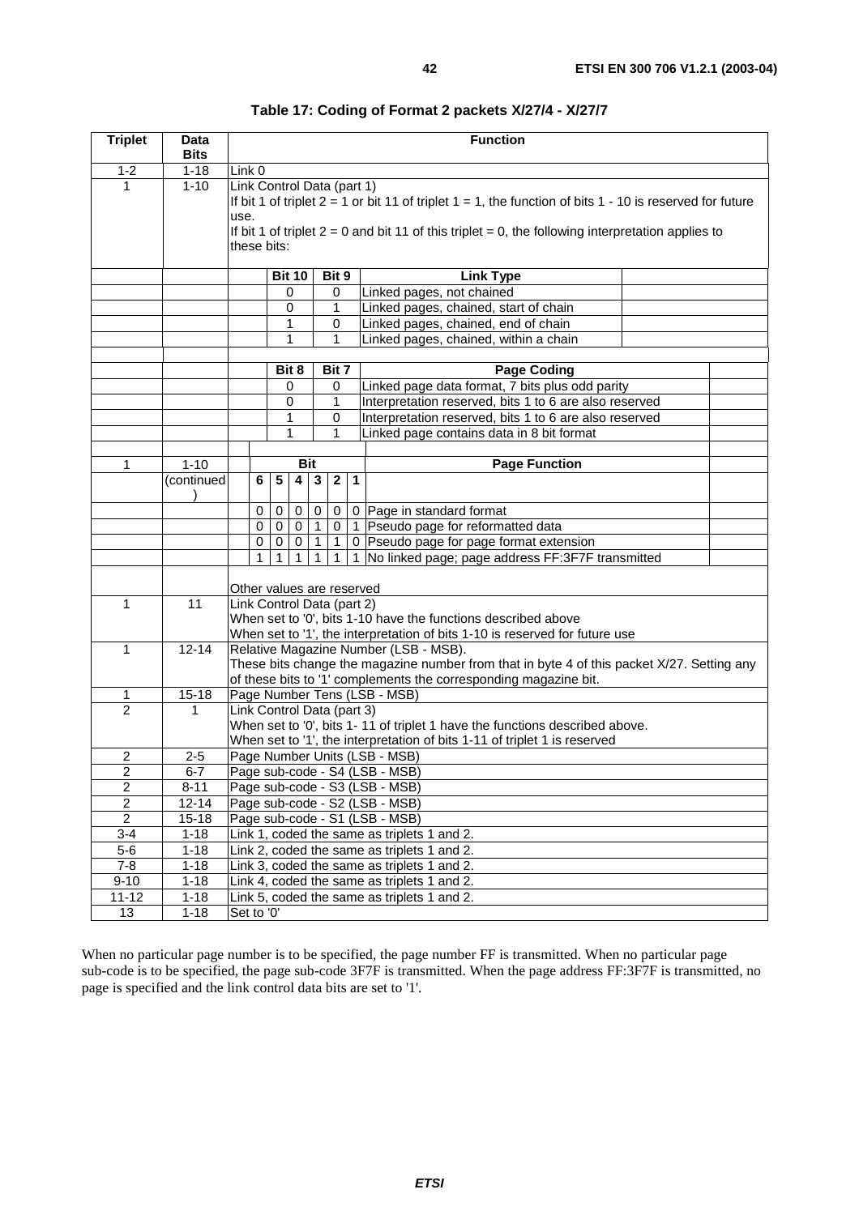**Table 17: Coding of Format 2 packets X/27/4 - X/27/7**

| Triplet | Data Bits | Function |
|---|---|---|
| 1-2 | 1-18 | Link 0 |
| 1 | 1-10 | Link Control Data (part 1)<br>If bit 1 of triplet 2 = 1 or bit 11 of triplet 1 = 1, the function of bits 1 - 10 is reserved for future use.<br>If bit 1 of triplet 2 = 0 and bit 11 of this triplet = 0, the following interpretation applies to these bits: |
| | | **Bit 10 / Bit 9 — Link Type**<br>0 0 — Linked pages, not chained<br>0 1 — Linked pages, chained, start of chain<br>1 0 — Linked pages, chained, end of chain<br>1 1 — Linked pages, chained, within a chain |
| | | **Bit 8 / Bit 7 — Page Coding**<br>0 0 — Linked page data format, 7 bits plus odd parity<br>0 1 — Interpretation reserved, bits 1 to 6 are also reserved<br>1 0 — Interpretation reserved, bits 1 to 6 are also reserved<br>1 1 — Linked page contains data in 8 bit format |
| 1 | 1-10 (continued) | **Bit 6 5 4 3 2 1 — Page Function**<br>0 0 0 0 0 0 — Page in standard format<br>0 0 0 1 0 1 — Pseudo page for reformatted data<br>0 0 0 1 1 0 — Pseudo page for page format extension<br>1 1 1 1 1 1 — No linked page; page address FF:3F7F transmitted<br><br>Other values are reserved |
| 1 | 11 | Link Control Data (part 2)<br>When set to '0', bits 1-10 have the functions described above<br>When set to '1', the interpretation of bits 1-10 is reserved for future use |
| 1 | 12-14 | Relative Magazine Number (LSB - MSB).<br>These bits change the magazine number from that in byte 4 of this packet X/27. Setting any of these bits to '1' complements the corresponding magazine bit. |
| 1 | 15-18 | Page Number Tens (LSB - MSB) |
| 2 | 1 | Link Control Data (part 3)<br>When set to '0', bits 1- 11 of triplet 1 have the functions described above.<br>When set to '1', the interpretation of bits 1-11 of triplet 1 is reserved |
| 2 | 2-5 | Page Number Units (LSB - MSB) |
| 2 | 6-7 | Page sub-code - S4 (LSB - MSB) |
| 2 | 8-11 | Page sub-code - S3 (LSB - MSB) |
| 2 | 12-14 | Page sub-code - S2 (LSB - MSB) |
| 2 | 15-18 | Page sub-code - S1 (LSB - MSB) |
| 3-4 | 1-18 | Link 1, coded the same as triplets 1 and 2. |
| 5-6 | 1-18 | Link 2, coded the same as triplets 1 and 2. |
| 7-8 | 1-18 | Link 3, coded the same as triplets 1 and 2. |
| 9-10 | 1-18 | Link 4, coded the same as triplets 1 and 2. |
| 11-12 | 1-18 | Link 5, coded the same as triplets 1 and 2. |
| 13 | 1-18 | Set to '0' |

When no particular page number is to be specified, the page number FF is transmitted. When no particular page sub-code is to be specified, the page sub-code 3F7F is transmitted. When the page address FF:3F7F is transmitted, no page is specified and the link control data bits are set to '1'.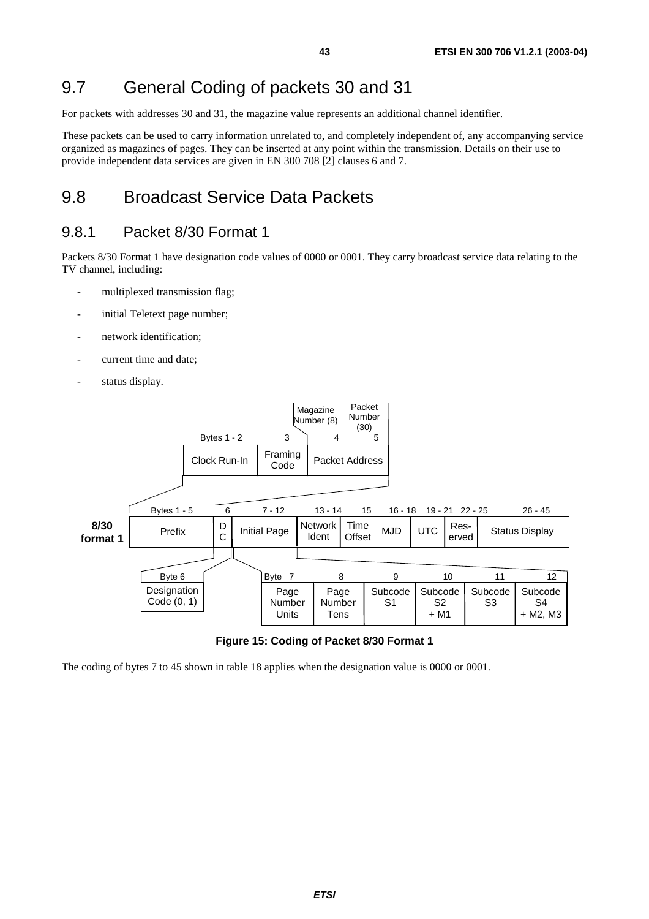## 9.7 General Coding of packets 30 and 31

For packets with addresses 30 and 31, the magazine value represents an additional channel identifier.

These packets can be used to carry information unrelated to, and completely independent of, any accompanying service organized as magazines of pages. They can be inserted at any point within the transmission. Details on their use to provide independent data services are given in EN 300 708 [2] clauses 6 and 7.

## 9.8 Broadcast Service Data Packets

### 9.8.1 Packet 8/30 Format 1

Packets 8/30 Format 1 have designation code values of 0000 or 0001. They carry broadcast service data relating to the TV channel, including:

- multiplexed transmission flag;
- initial Teletext page number;
- network identification;
- current time and date;
- status display.

| Bytes 1 - 2 | 3 | 4 | 5 |
|---|---|---|---|
| Clock Run-In | Framing Code | Packet Address: Magazine Number (8) | Packet Address: Packet Number (30) |

**8/30 format 1**

| Bytes 1 - 5 | 6 | 7 - 12 | 13 - 14 | 15 | 16 - 18 | 19 - 21 | 22 - 25 | 26 - 45 |
|---|---|---|---|---|---|---|---|---|
| Prefix | DC | Initial Page | Network Ident | Time Offset | MJD | UTC | Res-erved | Status Display |

| Byte 6 |
|---|
| Designation Code (0, 1) |

| Byte 7 | 8 | 9 | 10 | 11 | 12 |
|---|---|---|---|---|---|
| Page Number Units | Page Number Tens | Subcode S1 | Subcode S2 + M1 | Subcode S3 | Subcode S4 + M2, M3 |

**Figure 15: Coding of Packet 8/30 Format 1**

The coding of bytes 7 to 45 shown in table 18 applies when the designation value is 0000 or 0001.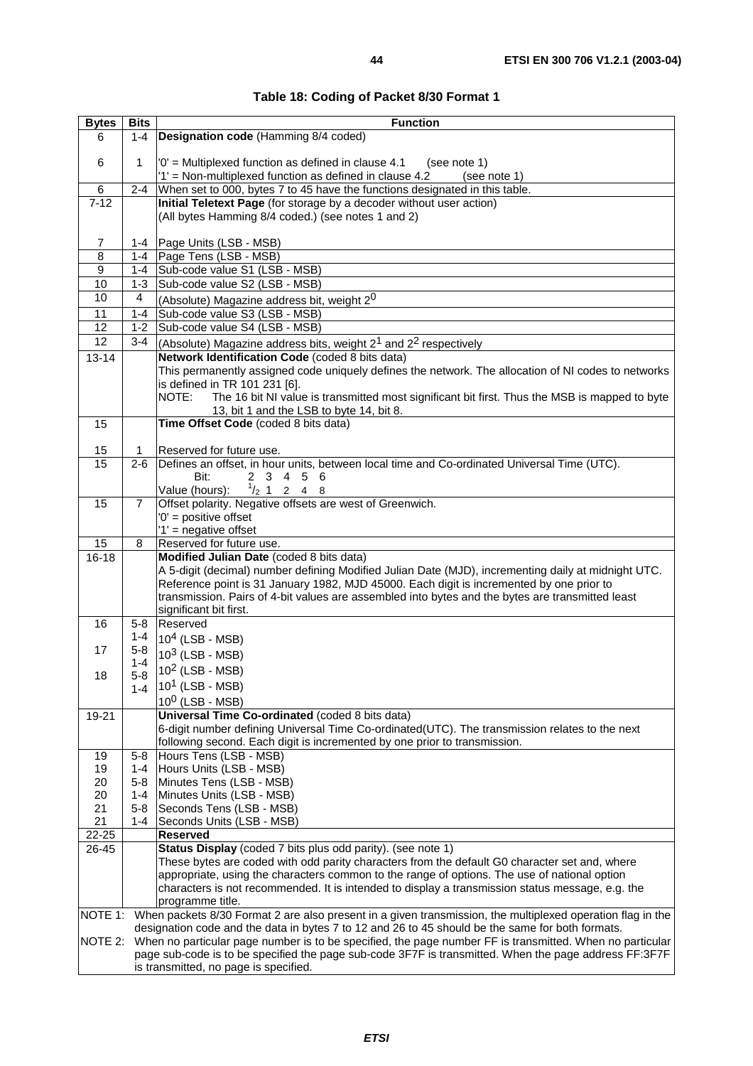**Table 18: Coding of Packet 8/30 Format 1**

| Bytes | Bits | Function |
|---|---|---|
| 6 | 1-4 | **Designation code** (Hamming 8/4 coded) |
| 6 | 1 | '0' = Multiplexed function as defined in clause 4.1 (see note 1)<br>'1' = Non-multiplexed function as defined in clause 4.2 (see note 1) |
| 6 | 2-4 | When set to 000, bytes 7 to 45 have the functions designated in this table. |
| 7-12 | | **Initial Teletext Page** (for storage by a decoder without user action)<br>(All bytes Hamming 8/4 coded.) (see notes 1 and 2) |
| 7 | 1-4 | Page Units (LSB - MSB) |
| 8 | 1-4 | Page Tens (LSB - MSB) |
| 9 | 1-4 | Sub-code value S1 (LSB - MSB) |
| 10 | 1-3 | Sub-code value S2 (LSB - MSB) |
| 10 | 4 | (Absolute) Magazine address bit, weight $2^0$ |
| 11 | 1-4 | Sub-code value S3 (LSB - MSB) |
| 12 | 1-2 | Sub-code value S4 (LSB - MSB) |
| 12 | 3-4 | (Absolute) Magazine address bits, weight $2^1$ and $2^2$ respectively |
| 13-14 | | **Network Identification Code** (coded 8 bits data)<br>This permanently assigned code uniquely defines the network. The allocation of NI codes to networks is defined in TR 101 231 [6].<br>NOTE: The 16 bit NI value is transmitted most significant bit first. Thus the MSB is mapped to byte 13, bit 1 and the LSB to byte 14, bit 8. |
| 15 | | **Time Offset Code** (coded 8 bits data) |
| 15 | 1 | Reserved for future use. |
| 15 | 2-6 | Defines an offset, in hour units, between local time and Co-ordinated Universal Time (UTC).<br>Bit: 2 3 4 5 6<br>Value (hours): $^1/_2$ 1 2 4 8 |
| 15 | 7 | Offset polarity. Negative offsets are west of Greenwich.<br>'0' = positive offset<br>'1' = negative offset |
| 15 | 8 | Reserved for future use. |
| 16-18 | | **Modified Julian Date** (coded 8 bits data)<br>A 5-digit (decimal) number defining Modified Julian Date (MJD), incrementing daily at midnight UTC. Reference point is 31 January 1982, MJD 45000. Each digit is incremented by one prior to transmission. Pairs of 4-bit values are assembled into bytes and the bytes are transmitted least significant bit first. |
| 16 | 5-8 | Reserved |
| 16 | 1-4 | $10^4$ (LSB - MSB) |
| 17 | 5-8 | $10^3$ (LSB - MSB) |
| 17 | 1-4 | $10^2$ (LSB - MSB) |
| 18 | 5-8 | $10^1$ (LSB - MSB) |
| 18 | 1-4 | $10^0$ (LSB - MSB) |
| 19-21 | | **Universal Time Co-ordinated** (coded 8 bits data)<br>6-digit number defining Universal Time Co-ordinated(UTC). The transmission relates to the next following second. Each digit is incremented by one prior to transmission. |
| 19 | 5-8 | Hours Tens (LSB - MSB) |
| 19 | 1-4 | Hours Units (LSB - MSB) |
| 20 | 5-8 | Minutes Tens (LSB - MSB) |
| 20 | 1-4 | Minutes Units (LSB - MSB) |
| 21 | 5-8 | Seconds Tens (LSB - MSB) |
| 21 | 1-4 | Seconds Units (LSB - MSB) |
| 22-25 | | **Reserved** |
| 26-45 | | **Status Display** (coded 7 bits plus odd parity). (see note 1)<br>These bytes are coded with odd parity characters from the default G0 character set and, where appropriate, using the characters common to the range of options. The use of national option characters is not recommended. It is intended to display a transmission status message, e.g. the programme title. |

NOTE 1: When packets 8/30 Format 2 are also present in a given transmission, the multiplexed operation flag in the designation code and the data in bytes 7 to 12 and 26 to 45 should be the same for both formats.

NOTE 2: When no particular page number is to be specified, the page number FF is transmitted. When no particular page sub-code is to be specified the page sub-code 3F7F is transmitted. When the page address FF:3F7F is transmitted, no page is specified.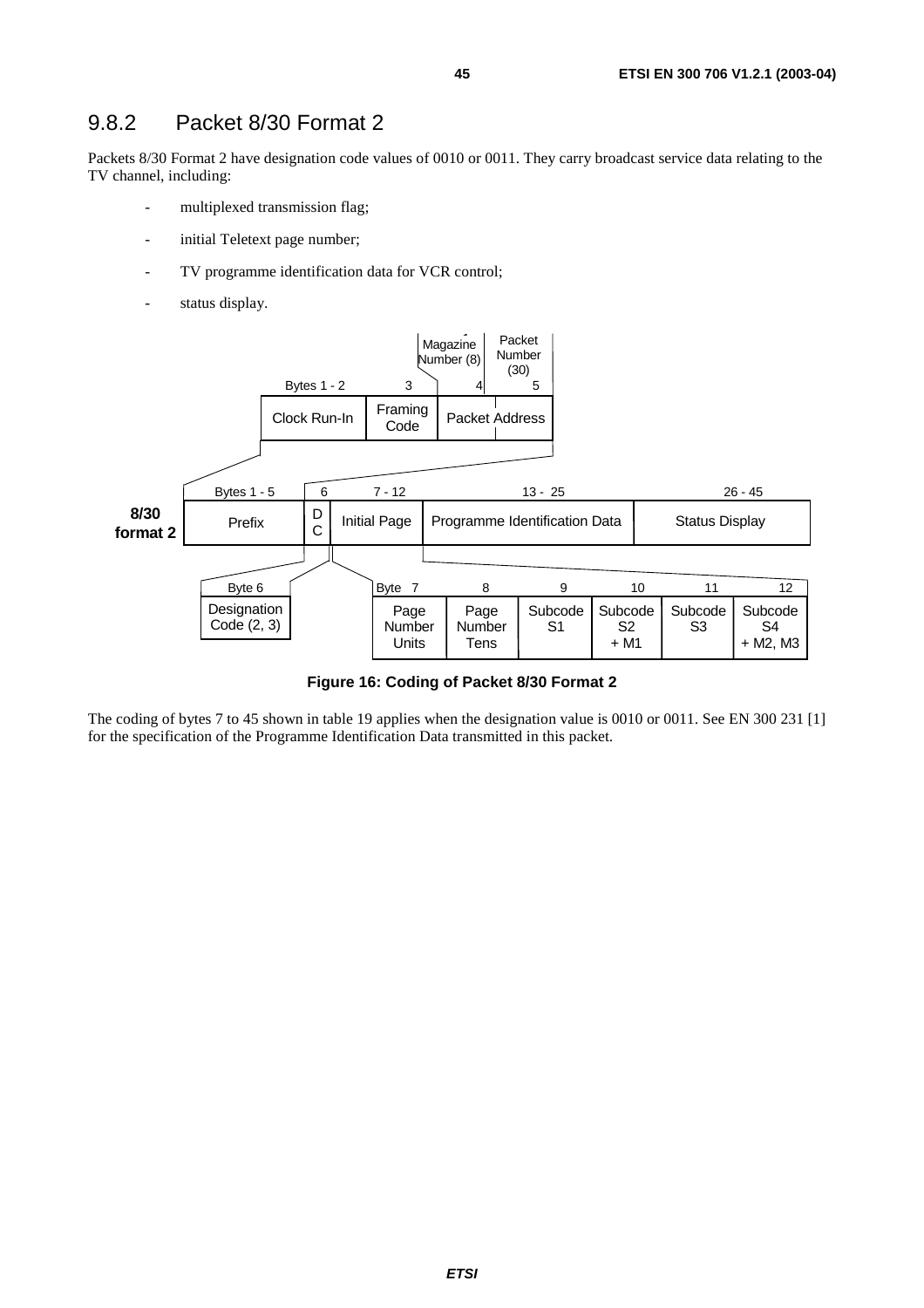## 9.8.2 Packet 8/30 Format 2

Packets 8/30 Format 2 have designation code values of 0010 or 0011. They carry broadcast service data relating to the TV channel, including:

- multiplexed transmission flag;
- initial Teletext page number;
- TV programme identification data for VCR control;
- status display.

| Bytes 1 - 2 | 3 | 4 | 5 |
|---|---|---|---|
| Clock Run-In | Framing Code | Packet Address (Magazine Number (8)) | Packet Address (Packet Number (30)) |

**8/30 format 2**

| Bytes 1 - 5 | 6 | 7 - 12 | 13 - 25 | 26 - 45 |
|---|---|---|---|---|
| Prefix | DC | Initial Page | Programme Identification Data | Status Display |

| Byte 6 |
|---|
| Designation Code (2, 3) |

| Byte 7 | 8 | 9 | 10 | 11 | 12 |
|---|---|---|---|---|---|
| Page Number Units | Page Number Tens | Subcode S1 | Subcode S2 + M1 | Subcode S3 | Subcode S4 + M2, M3 |

**Figure 16: Coding of Packet 8/30 Format 2**

The coding of bytes 7 to 45 shown in table 19 applies when the designation value is 0010 or 0011. See EN 300 231 [1] for the specification of the Programme Identification Data transmitted in this packet.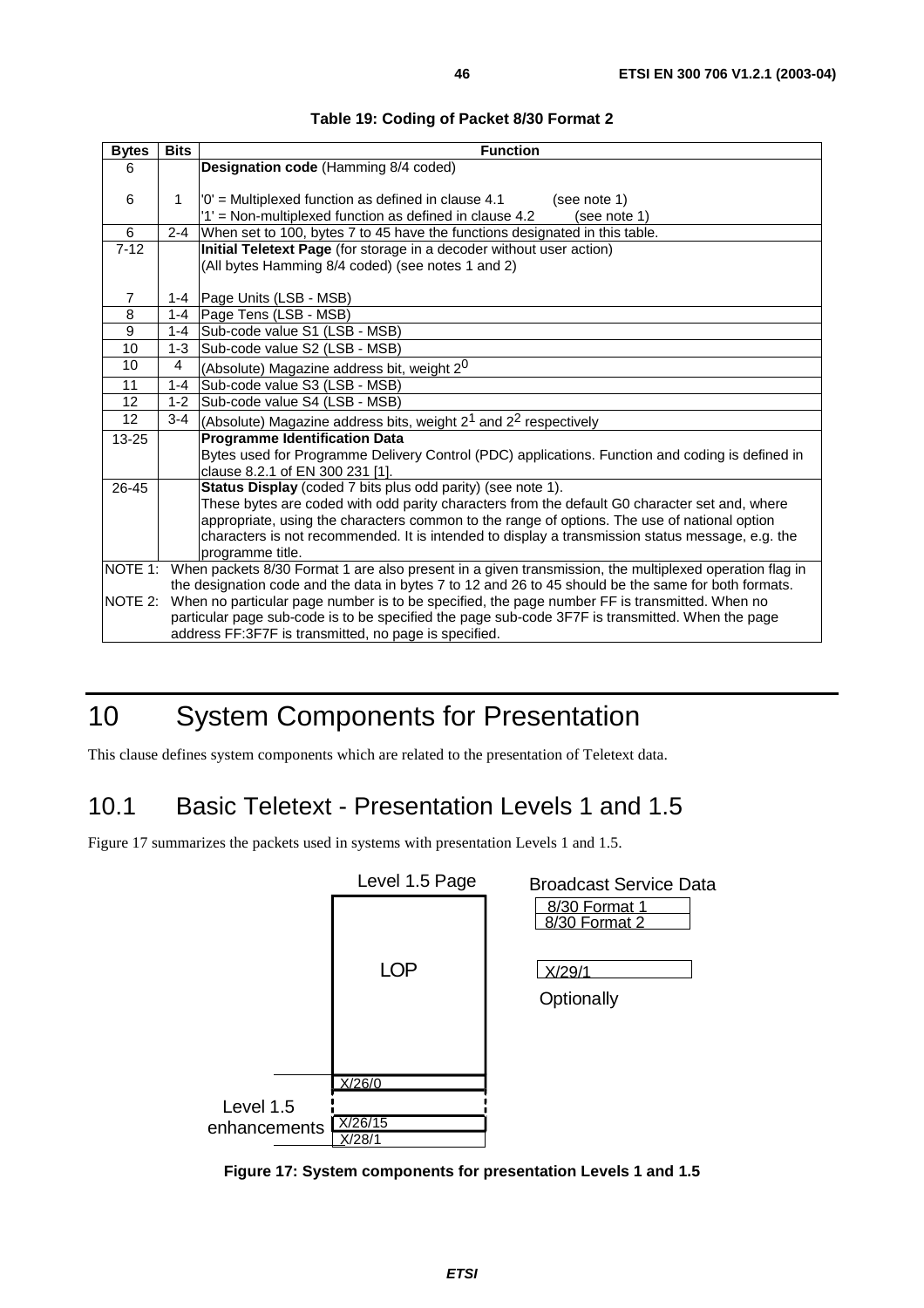**Table 19: Coding of Packet 8/30 Format 2**

| Bytes | Bits | Function |
|---|---|---|
| 6 | | **Designation code** (Hamming 8/4 coded) |
| 6 | 1 | '0' = Multiplexed function as defined in clause 4.1 (see note 1)<br>'1' = Non-multiplexed function as defined in clause 4.2 (see note 1) |
| 6 | 2-4 | When set to 100, bytes 7 to 45 have the functions designated in this table. |
| 7-12 | | **Initial Teletext Page** (for storage in a decoder without user action)<br>(All bytes Hamming 8/4 coded) (see notes 1 and 2) |
| 7 | 1-4 | Page Units (LSB - MSB) |
| 8 | 1-4 | Page Tens (LSB - MSB) |
| 9 | 1-4 | Sub-code value S1 (LSB - MSB) |
| 10 | 1-3 | Sub-code value S2 (LSB - MSB) |
| 10 | 4 | (Absolute) Magazine address bit, weight $2^0$ |
| 11 | 1-4 | Sub-code value S3 (LSB - MSB) |
| 12 | 1-2 | Sub-code value S4 (LSB - MSB) |
| 12 | 3-4 | (Absolute) Magazine address bits, weight $2^1$ and $2^2$ respectively |
| 13-25 | | **Programme Identification Data**<br>Bytes used for Programme Delivery Control (PDC) applications. Function and coding is defined in clause 8.2.1 of EN 300 231 [1]. |
| 26-45 | | **Status Display** (coded 7 bits plus odd parity) (see note 1).<br>These bytes are coded with odd parity characters from the default G0 character set and, where appropriate, using the characters common to the range of options. The use of national option characters is not recommended. It is intended to display a transmission status message, e.g. the programme title. |

NOTE 1: When packets 8/30 Format 1 are also present in a given transmission, the multiplexed operation flag in the designation code and the data in bytes 7 to 12 and 26 to 45 should be the same for both formats.

NOTE 2: When no particular page number is to be specified, the page number FF is transmitted. When no particular page sub-code is to be specified the page sub-code 3F7F is transmitted. When the page address FF:3F7F is transmitted, no page is specified.

# 10 System Components for Presentation

This clause defines system components which are related to the presentation of Teletext data.

## 10.1 Basic Teletext - Presentation Levels 1 and 1.5

Figure 17 summarizes the packets used in systems with presentation Levels 1 and 1.5.

Level 1.5 Page: LOP, X/26/0 … X/26/15, X/28/1 (Level 1.5 enhancements)

Broadcast Service Data: 8/30 Format 1, 8/30 Format 2, X/29/1 (Optionally)

**Figure 17: System components for presentation Levels 1 and 1.5**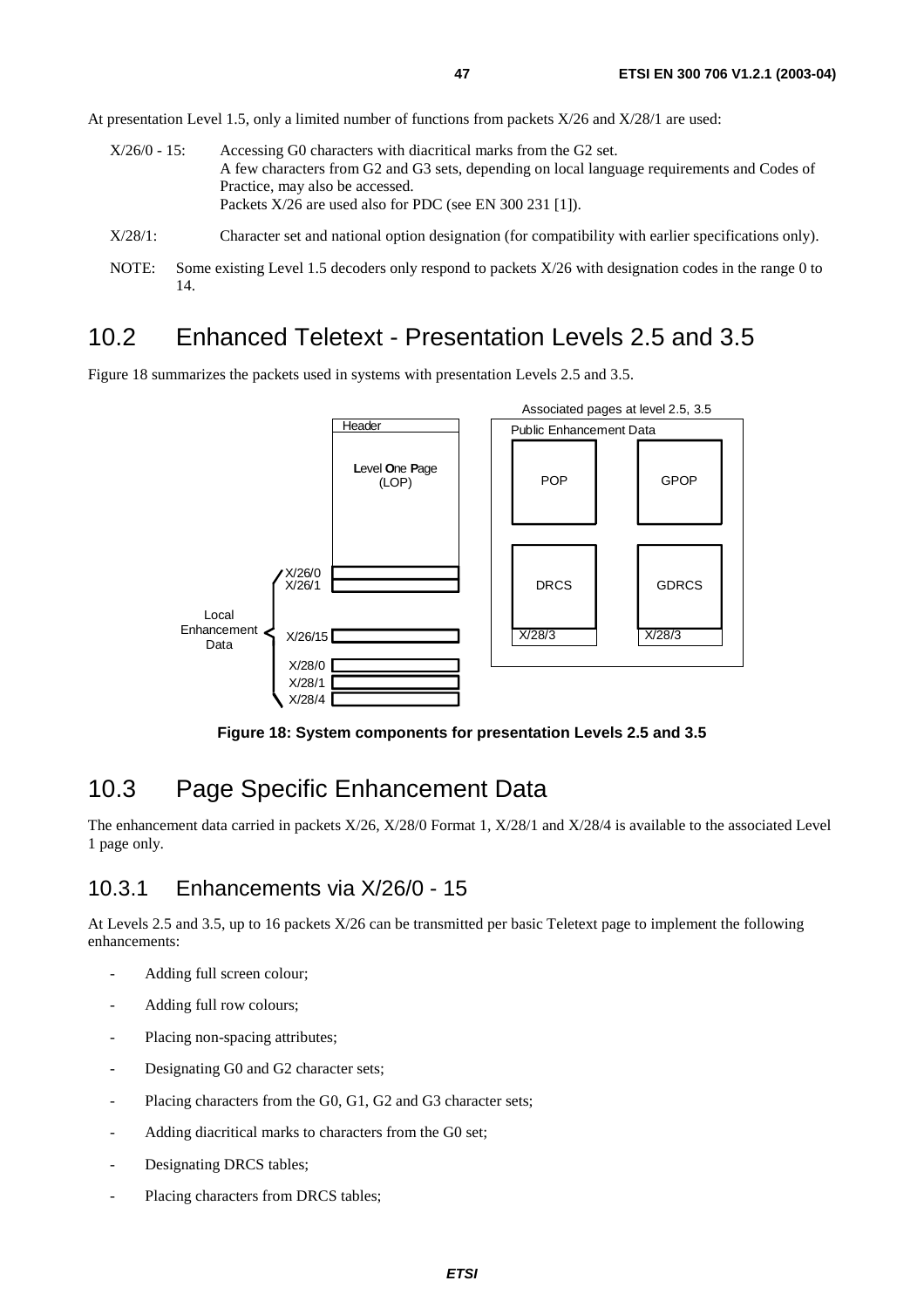At presentation Level 1.5, only a limited number of functions from packets X/26 and X/28/1 are used:

X/26/0 - 15: Accessing G0 characters with diacritical marks from the G2 set.
A few characters from G2 and G3 sets, depending on local language requirements and Codes of Practice, may also be accessed.
Packets X/26 are used also for PDC (see EN 300 231 [1]).

X/28/1: Character set and national option designation (for compatibility with earlier specifications only).

NOTE: Some existing Level 1.5 decoders only respond to packets X/26 with designation codes in the range 0 to 14.

## 10.2 Enhanced Teletext - Presentation Levels 2.5 and 3.5

Figure 18 summarizes the packets used in systems with presentation Levels 2.5 and 3.5.

**Figure 18: System components for presentation Levels 2.5 and 3.5**

## 10.3 Page Specific Enhancement Data

The enhancement data carried in packets X/26, X/28/0 Format 1, X/28/1 and X/28/4 is available to the associated Level 1 page only.

### 10.3.1 Enhancements via X/26/0 - 15

At Levels 2.5 and 3.5, up to 16 packets X/26 can be transmitted per basic Teletext page to implement the following enhancements:

- Adding full screen colour;
- Adding full row colours;
- Placing non-spacing attributes;
- Designating G0 and G2 character sets;
- Placing characters from the G0, G1, G2 and G3 character sets;
- Adding diacritical marks to characters from the G0 set;
- Designating DRCS tables;
- Placing characters from DRCS tables;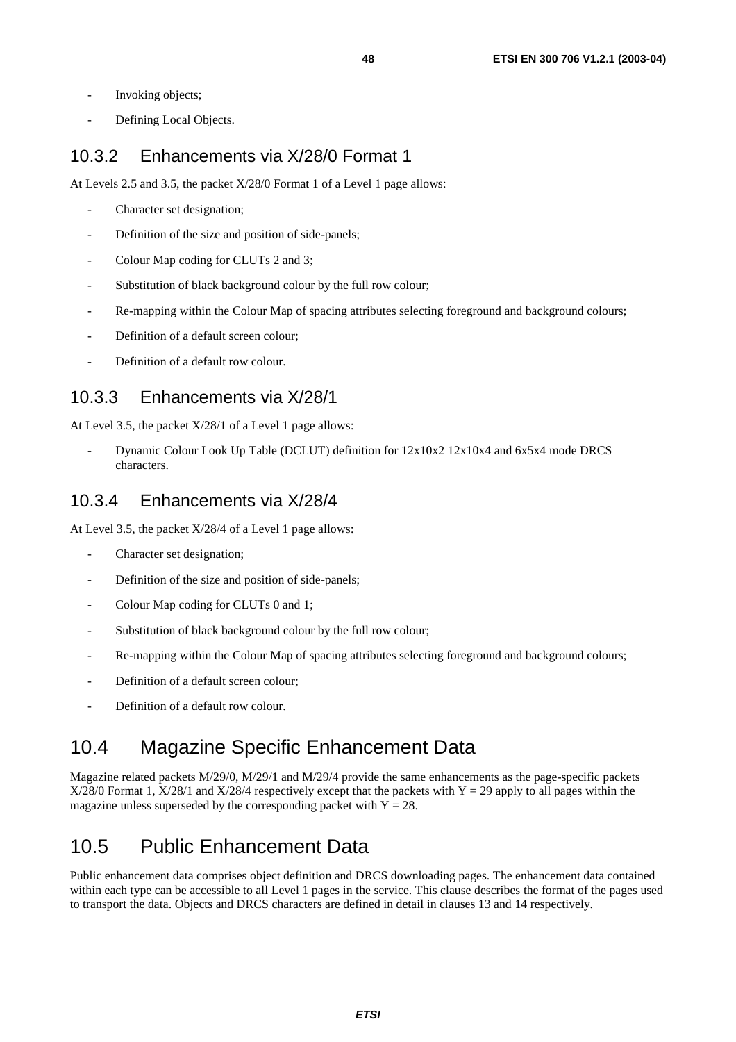- Invoking objects;
- Defining Local Objects.

### 10.3.2 Enhancements via X/28/0 Format 1

At Levels 2.5 and 3.5, the packet X/28/0 Format 1 of a Level 1 page allows:

- Character set designation;
- Definition of the size and position of side-panels;
- Colour Map coding for CLUTs 2 and 3;
- Substitution of black background colour by the full row colour;
- Re-mapping within the Colour Map of spacing attributes selecting foreground and background colours;
- Definition of a default screen colour;
- Definition of a default row colour.

### 10.3.3 Enhancements via X/28/1

At Level 3.5, the packet X/28/1 of a Level 1 page allows:

- Dynamic Colour Look Up Table (DCLUT) definition for 12x10x2 12x10x4 and 6x5x4 mode DRCS characters.

### 10.3.4 Enhancements via X/28/4

At Level 3.5, the packet X/28/4 of a Level 1 page allows:

- Character set designation;
- Definition of the size and position of side-panels;
- Colour Map coding for CLUTs 0 and 1;
- Substitution of black background colour by the full row colour;
- Re-mapping within the Colour Map of spacing attributes selecting foreground and background colours;
- Definition of a default screen colour;
- Definition of a default row colour.

## 10.4 Magazine Specific Enhancement Data

Magazine related packets M/29/0, M/29/1 and M/29/4 provide the same enhancements as the page-specific packets X/28/0 Format 1, X/28/1 and X/28/4 respectively except that the packets with Y = 29 apply to all pages within the magazine unless superseded by the corresponding packet with Y = 28.

## 10.5 Public Enhancement Data

Public enhancement data comprises object definition and DRCS downloading pages. The enhancement data contained within each type can be accessible to all Level 1 pages in the service. This clause describes the format of the pages used to transport the data. Objects and DRCS characters are defined in detail in clauses 13 and 14 respectively.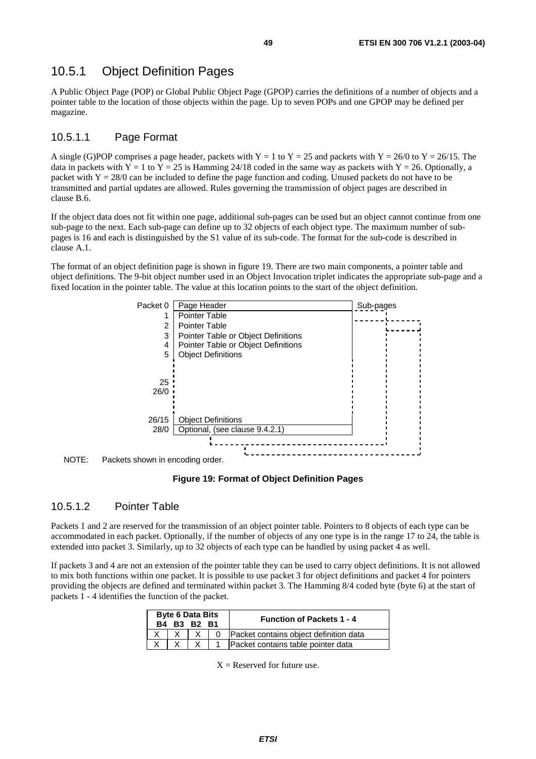### 10.5.1 Object Definition Pages

A Public Object Page (POP) or Global Public Object Page (GPOP) carries the definitions of a number of objects and a pointer table to the location of those objects within the page. Up to seven POPs and one GPOP may be defined per magazine.

#### 10.5.1.1 Page Format

A single (G)POP comprises a page header, packets with Y = 1 to Y = 25 and packets with Y = 26/0 to Y = 26/15. The data in packets with Y = 1 to Y = 25 is Hamming 24/18 coded in the same way as packets with Y = 26. Optionally, a packet with Y = 28/0 can be included to define the page function and coding. Unused packets do not have to be transmitted and partial updates are allowed. Rules governing the transmission of object pages are described in clause B.6.

If the object data does not fit within one page, additional sub-pages can be used but an object cannot continue from one sub-page to the next. Each sub-page can define up to 32 objects of each object type. The maximum number of sub-pages is 16 and each is distinguished by the S1 value of its sub-code. The format for the sub-code is described in clause A.1.

The format of an object definition page is shown in figure 19. There are two main components, a pointer table and object definitions. The 9-bit object number used in an Object Invocation triplet indicates the appropriate sub-page and a fixed location in the pointer table. The value at this location points to the start of the object definition.

| Packet | Content |
|---|---|
| 0 | Page Header |
| 1 | Pointer Table |
| 2 | Pointer Table |
| 3 | Pointer Table or Object Definitions |
| 4 | Pointer Table or Object Definitions |
| 5 | Object Definitions |
| 25 | |
| 26/0 | |
| 26/15 | Object Definitions |
| 28/0 | Optional, (see clause 9.4.2.1) |

Sub-pages

NOTE: Packets shown in encoding order.

**Figure 19: Format of Object Definition Pages**

#### 10.5.1.2 Pointer Table

Packets 1 and 2 are reserved for the transmission of an object pointer table. Pointers to 8 objects of each type can be accommodated in each packet. Optionally, if the number of objects of any one type is in the range 17 to 24, the table is extended into packet 3. Similarly, up to 32 objects of each type can be handled by using packet 4 as well.

If packets 3 and 4 are not an extension of the pointer table they can be used to carry object definitions. It is not allowed to mix both functions within one packet. It is possible to use packet 3 for object definitions and packet 4 for pointers providing the objects are defined and terminated within packet 3. The Hamming 8/4 coded byte (byte 6) at the start of packets 1 - 4 identifies the function of the packet.

| Byte 6 Data Bits B4 | B3 | B2 | B1 | Function of Packets 1 - 4 |
|---|---|---|---|---|
| X | X | X | 0 | Packet contains object definition data |
| X | X | X | 1 | Packet contains table pointer data |

X = Reserved for future use.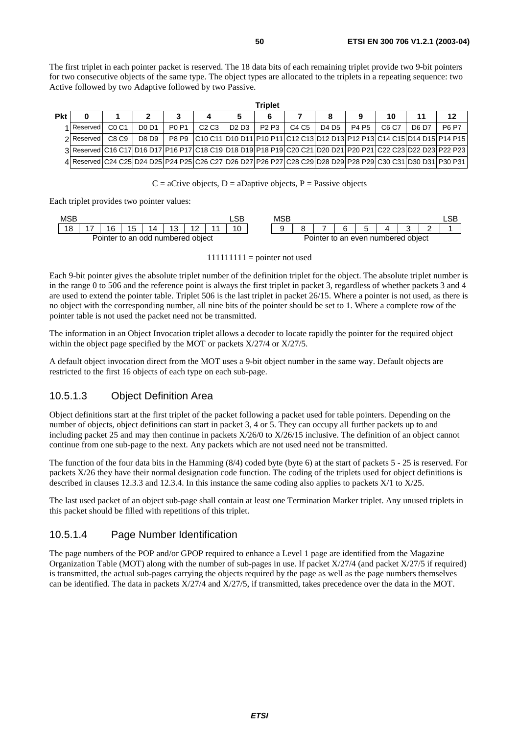The first triplet in each pointer packet is reserved. The 18 data bits of each remaining triplet provide two 9-bit pointers for two consecutive objects of the same type. The object types are allocated to the triplets in a repeating sequence: two Active followed by two Adaptive followed by two Passive.

| | Triplet | | | | | | | | | | | | |
|---|---|---|---|---|---|---|---|---|---|---|---|---|---|
| **Pkt** | **0** | **1** | **2** | **3** | **4** | **5** | **6** | **7** | **8** | **9** | **10** | **11** | **12** |
| 1 | Reserved | C0 C1 | D0 D1 | P0 P1 | C2 C3 | D2 D3 | P2 P3 | C4 C5 | D4 D5 | P4 P5 | C6 C7 | D6 D7 | P6 P7 |
| 2 | Reserved | C8 C9 | D8 D9 | P8 P9 | C10 C11 | D10 D11 | P10 P11 | C12 C13 | D12 D13 | P12 P13 | C14 C15 | D14 D15 | P14 P15 |
| 3 | Reserved | C16 C17 | D16 D17 | P16 P17 | C18 C19 | D18 D19 | P18 P19 | C20 C21 | D20 D21 | P20 P21 | C22 C23 | D22 D23 | P22 P23 |
| 4 | Reserved | C24 C25 | D24 D25 | P24 P25 | C26 C27 | D26 D27 | P26 P27 | C28 C29 | D28 D29 | P28 P29 | C30 C31 | D30 D31 | P30 P31 |

C = aCtive objects, D = aDaptive objects, P = Passive objects

Each triplet provides two pointer values:

| MSB | | | | | | | | LSB | | MSB | | | | | | | | LSB |
|---|---|---|---|---|---|---|---|---|---|---|---|---|---|---|---|---|---|---|
| 18 | 17 | 16 | 15 | 14 | 13 | 12 | 11 | 10 | | 9 | 8 | 7 | 6 | 5 | 4 | 3 | 2 | 1 |
| Pointer to an odd numbered object | | | | | | | | | | Pointer to an even numbered object | | | | | | | | |

111111111 = pointer not used

Each 9-bit pointer gives the absolute triplet number of the definition triplet for the object. The absolute triplet number is in the range 0 to 506 and the reference point is always the first triplet in packet 3, regardless of whether packets 3 and 4 are used to extend the pointer table. Triplet 506 is the last triplet in packet 26/15. Where a pointer is not used, as there is no object with the corresponding number, all nine bits of the pointer should be set to 1. Where a complete row of the pointer table is not used the packet need not be transmitted.

The information in an Object Invocation triplet allows a decoder to locate rapidly the pointer for the required object within the object page specified by the MOT or packets X/27/4 or X/27/5.

A default object invocation direct from the MOT uses a 9-bit object number in the same way. Default objects are restricted to the first 16 objects of each type on each sub-page.

### 10.5.1.3 Object Definition Area

Object definitions start at the first triplet of the packet following a packet used for table pointers. Depending on the number of objects, object definitions can start in packet 3, 4 or 5. They can occupy all further packets up to and including packet 25 and may then continue in packets X/26/0 to X/26/15 inclusive. The definition of an object cannot continue from one sub-page to the next. Any packets which are not used need not be transmitted.

The function of the four data bits in the Hamming (8/4) coded byte (byte 6) at the start of packets 5 - 25 is reserved. For packets X/26 they have their normal designation code function. The coding of the triplets used for object definitions is described in clauses 12.3.3 and 12.3.4. In this instance the same coding also applies to packets X/1 to X/25.

The last used packet of an object sub-page shall contain at least one Termination Marker triplet. Any unused triplets in this packet should be filled with repetitions of this triplet.

### 10.5.1.4 Page Number Identification

The page numbers of the POP and/or GPOP required to enhance a Level 1 page are identified from the Magazine Organization Table (MOT) along with the number of sub-pages in use. If packet X/27/4 (and packet X/27/5 if required) is transmitted, the actual sub-pages carrying the objects required by the page as well as the page numbers themselves can be identified. The data in packets X/27/4 and X/27/5, if transmitted, takes precedence over the data in the MOT.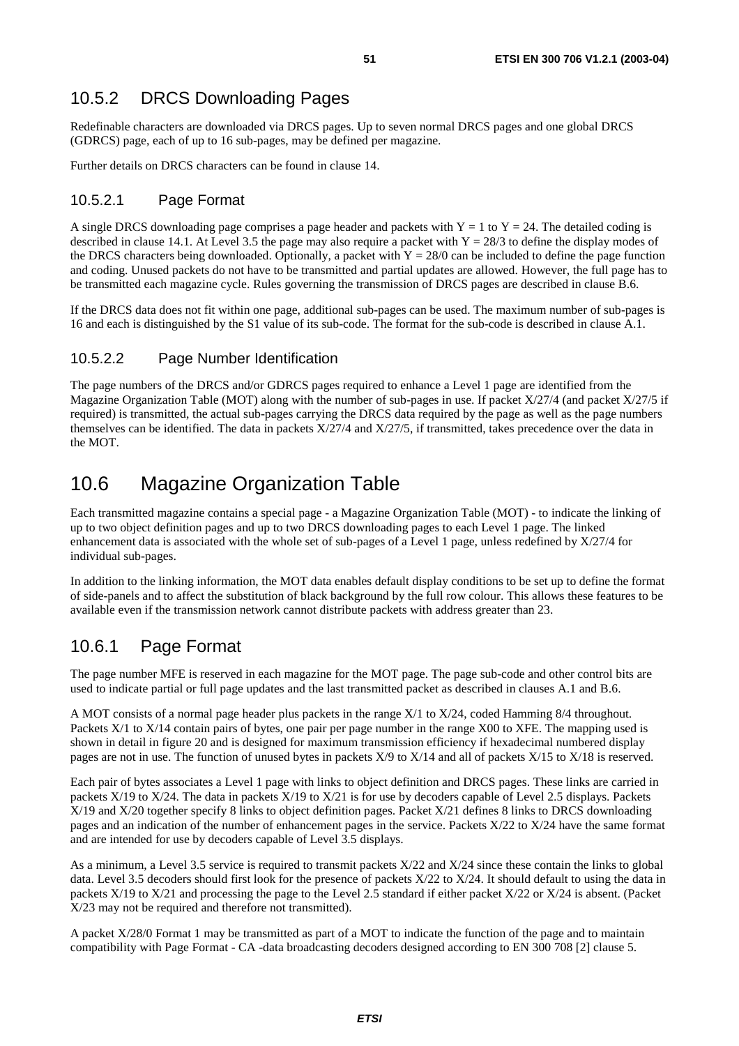## 10.5.2 DRCS Downloading Pages

Redefinable characters are downloaded via DRCS pages. Up to seven normal DRCS pages and one global DRCS (GDRCS) page, each of up to 16 sub-pages, may be defined per magazine.

Further details on DRCS characters can be found in clause 14.

### 10.5.2.1 Page Format

A single DRCS downloading page comprises a page header and packets with Y = 1 to Y = 24. The detailed coding is described in clause 14.1. At Level 3.5 the page may also require a packet with Y = 28/3 to define the display modes of the DRCS characters being downloaded. Optionally, a packet with Y = 28/0 can be included to define the page function and coding. Unused packets do not have to be transmitted and partial updates are allowed. However, the full page has to be transmitted each magazine cycle. Rules governing the transmission of DRCS pages are described in clause B.6.

If the DRCS data does not fit within one page, additional sub-pages can be used. The maximum number of sub-pages is 16 and each is distinguished by the S1 value of its sub-code. The format for the sub-code is described in clause A.1.

### 10.5.2.2 Page Number Identification

The page numbers of the DRCS and/or GDRCS pages required to enhance a Level 1 page are identified from the Magazine Organization Table (MOT) along with the number of sub-pages in use. If packet X/27/4 (and packet X/27/5 if required) is transmitted, the actual sub-pages carrying the DRCS data required by the page as well as the page numbers themselves can be identified. The data in packets X/27/4 and X/27/5, if transmitted, takes precedence over the data in the MOT.

# 10.6 Magazine Organization Table

Each transmitted magazine contains a special page - a Magazine Organization Table (MOT) - to indicate the linking of up to two object definition pages and up to two DRCS downloading pages to each Level 1 page. The linked enhancement data is associated with the whole set of sub-pages of a Level 1 page, unless redefined by X/27/4 for individual sub-pages.

In addition to the linking information, the MOT data enables default display conditions to be set up to define the format of side-panels and to affect the substitution of black background by the full row colour. This allows these features to be available even if the transmission network cannot distribute packets with address greater than 23.

## 10.6.1 Page Format

The page number MFE is reserved in each magazine for the MOT page. The page sub-code and other control bits are used to indicate partial or full page updates and the last transmitted packet as described in clauses A.1 and B.6.

A MOT consists of a normal page header plus packets in the range X/1 to X/24, coded Hamming 8/4 throughout. Packets X/1 to X/14 contain pairs of bytes, one pair per page number in the range X00 to XFE. The mapping used is shown in detail in figure 20 and is designed for maximum transmission efficiency if hexadecimal numbered display pages are not in use. The function of unused bytes in packets X/9 to X/14 and all of packets X/15 to X/18 is reserved.

Each pair of bytes associates a Level 1 page with links to object definition and DRCS pages. These links are carried in packets X/19 to X/24. The data in packets X/19 to X/21 is for use by decoders capable of Level 2.5 displays. Packets X/19 and X/20 together specify 8 links to object definition pages. Packet X/21 defines 8 links to DRCS downloading pages and an indication of the number of enhancement pages in the service. Packets X/22 to X/24 have the same format and are intended for use by decoders capable of Level 3.5 displays.

As a minimum, a Level 3.5 service is required to transmit packets X/22 and X/24 since these contain the links to global data. Level 3.5 decoders should first look for the presence of packets X/22 to X/24. It should default to using the data in packets X/19 to X/21 and processing the page to the Level 2.5 standard if either packet X/22 or X/24 is absent. (Packet X/23 may not be required and therefore not transmitted).

A packet X/28/0 Format 1 may be transmitted as part of a MOT to indicate the function of the page and to maintain compatibility with Page Format - CA -data broadcasting decoders designed according to EN 300 708 [2] clause 5.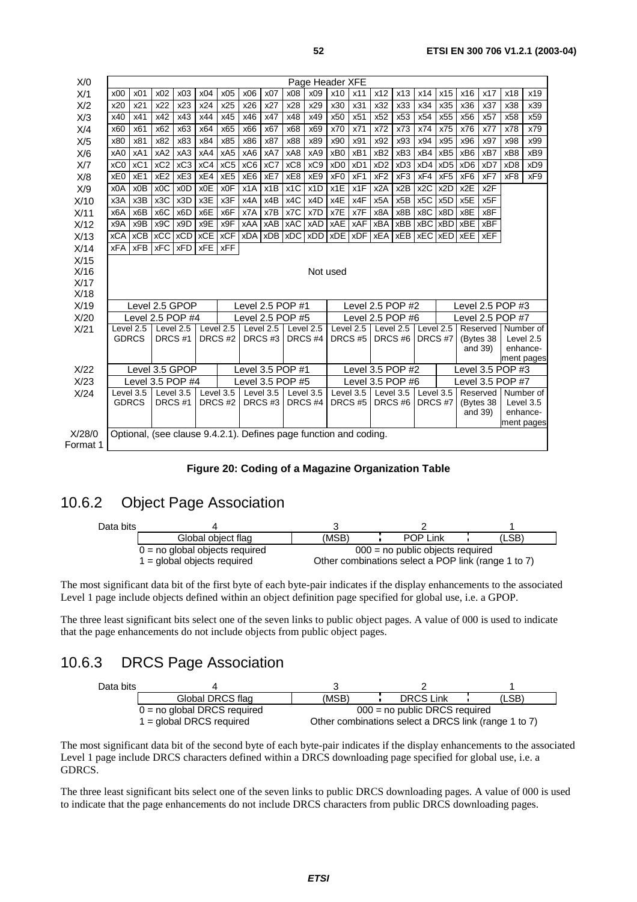| X/0 | Page Header XFE | | | | | | | | | | | | | | | | | | | |
|---|---|---|---|---|---|---|---|---|---|---|---|---|---|---|---|---|---|---|---|---|
| X/1 | x00 | x01 | x02 | x03 | x04 | x05 | x06 | x07 | x08 | x09 | x10 | x11 | x12 | x13 | x14 | x15 | x16 | x17 | x18 | x19 |
| X/2 | x20 | x21 | x22 | x23 | x24 | x25 | x26 | x27 | x28 | x29 | x30 | x31 | x32 | x33 | x34 | x35 | x36 | x37 | x38 | x39 |
| X/3 | x40 | x41 | x42 | x43 | x44 | x45 | x46 | x47 | x48 | x49 | x50 | x51 | x52 | x53 | x54 | x55 | x56 | x57 | x58 | x59 |
| X/4 | x60 | x61 | x62 | x63 | x64 | x65 | x66 | x67 | x68 | x69 | x70 | x71 | x72 | x73 | x74 | x75 | x76 | x77 | x78 | x79 |
| X/5 | x80 | x81 | x82 | x83 | x84 | x85 | x86 | x87 | x88 | x89 | x90 | x91 | x92 | x93 | x94 | x95 | x96 | x97 | x98 | x99 |
| X/6 | xA0 | xA1 | xA2 | xA3 | xA4 | xA5 | xA6 | xA7 | xA8 | xA9 | xB0 | xB1 | xB2 | xB3 | xB4 | xB5 | xB6 | xB7 | xB8 | xB9 |
| X/7 | xC0 | xC1 | xC2 | xC3 | xC4 | xC5 | xC6 | xC7 | xC8 | xC9 | xD0 | xD1 | xD2 | xD3 | xD4 | xD5 | xD6 | xD7 | xD8 | xD9 |
| X/8 | xE0 | xE1 | xE2 | xE3 | xE4 | xE5 | xE6 | xE7 | xE8 | xE9 | xF0 | xF1 | xF2 | xF3 | xF4 | xF5 | xF6 | xF7 | xF8 | xF9 |
| X/9 | x0A | x0B | x0C | x0D | x0E | x0F | x1A | x1B | x1C | x1D | x1E | x1F | x2A | x2B | x2C | x2D | x2E | x2F | | |
| X/10 | x3A | x3B | x3C | x3D | x3E | x3F | x4A | x4B | x4C | x4D | x4E | x4F | x5A | x5B | x5C | x5D | x5E | x5F | | |
| X/11 | x6A | x6B | x6C | x6D | x6E | x6F | x7A | x7B | x7C | x7D | x7E | x7F | x8A | x8B | x8C | x8D | x8E | x8F | | |
| X/12 | x9A | x9B | x9C | x9D | x9E | x9F | xAA | xAB | xAC | xAD | xAE | xAF | xBA | xBB | xBC | xBD | xBE | xBF | | |
| X/13 | xCA | xCB | xCC | xCD | xCE | xCF | xDA | xDB | xDC | xDD | xDE | xDF | xEA | xEB | xEC | xED | xEE | xEF | | |
| X/14 | xFA | xFB | xFC | xFD | xFE | xFF | | | | | | | | | | | | | | |
| X/15 X/16 X/17 X/18 | Not used | | | | | | | | | | | | | | | | | | | |
| X/19 | Level 2.5 GPOP | | | | | Level 2.5 POP #1 | | | | | Level 2.5 POP #2 | | | | | Level 2.5 POP #3 | | | | |
| X/20 | Level 2.5 POP #4 | | | | | Level 2.5 POP #5 | | | | | Level 2.5 POP #6 | | | | | Level 2.5 POP #7 | | | | |
| X/21 | Level 2.5 GDRCS | | Level 2.5 DRCS #1 | | Level 2.5 DRCS #2 | | Level 2.5 DRCS #3 | | Level 2.5 DRCS #4 | | Level 2.5 DRCS #5 | | Level 2.5 DRCS #6 | | Level 2.5 DRCS #7 | | Reserved (Bytes 38 and 39) | | Number of Level 2.5 enhance-ment pages | |
| X/22 | Level 3.5 GPOP | | | | | Level 3.5 POP #1 | | | | | Level 3.5 POP #2 | | | | | Level 3.5 POP #3 | | | | |
| X/23 | Level 3.5 POP #4 | | | | | Level 3.5 POP #5 | | | | | Level 3.5 POP #6 | | | | | Level 3.5 POP #7 | | | | |
| X/24 | Level 3.5 GDRCS | | Level 3.5 DRCS #1 | | Level 3.5 DRCS #2 | | Level 3.5 DRCS #3 | | Level 3.5 DRCS #4 | | Level 3.5 DRCS #5 | | Level 3.5 DRCS #6 | | Level 3.5 DRCS #7 | | Reserved (Bytes 38 and 39) | | Number of Level 3.5 enhance-ment pages | |
| X/28/0 Format 1 | Optional, (see clause 9.4.2.1). Defines page function and coding. | | | | | | | | | | | | | | | | | | | |

**Figure 20: Coding of a Magazine Organization Table**

## 10.6.2 Object Page Association

| Data bits | 4 | 3 | 2 | 1 |
|---|---|---|---|---|
| | Global object flag | (MSB) | POP Link | (LSB) |
| | 0 = no global objects required<br>1 = global objects required | 000 = no public objects required<br>Other combinations select a POP link (range 1 to 7) | | |

The most significant data bit of the first byte of each byte-pair indicates if the display enhancements to the associated Level 1 page include objects defined within an object definition page specified for global use, i.e. a GPOP.

The three least significant bits select one of the seven links to public object pages. A value of 000 is used to indicate that the page enhancements do not include objects from public object pages.

## 10.6.3 DRCS Page Association

| Data bits | 4 | 3 | 2 | 1 |
|---|---|---|---|---|
| | Global DRCS flag | (MSB) | DRCS Link | (LSB) |
| | 0 = no global DRCS required<br>1 = global DRCS required | 000 = no public DRCS required<br>Other combinations select a DRCS link (range 1 to 7) | | |

The most significant data bit of the second byte of each byte-pair indicates if the display enhancements to the associated Level 1 page include DRCS characters defined within a DRCS downloading page specified for global use, i.e. a GDRCS.

The three least significant bits select one of the seven links to public DRCS downloading pages. A value of 000 is used to indicate that the page enhancements do not include DRCS characters from public DRCS downloading pages.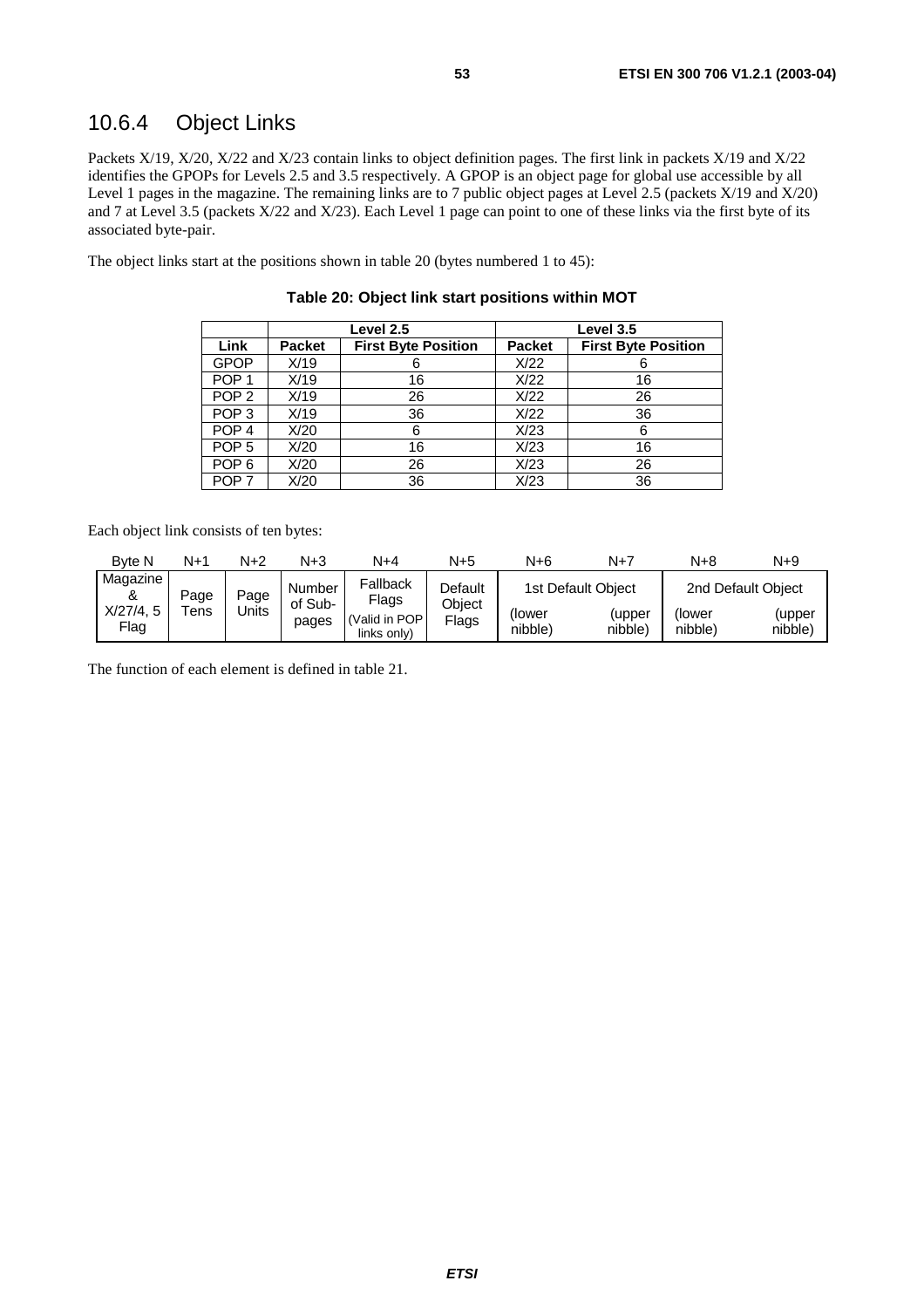## 10.6.4 Object Links

Packets X/19, X/20, X/22 and X/23 contain links to object definition pages. The first link in packets X/19 and X/22 identifies the GPOPs for Levels 2.5 and 3.5 respectively. A GPOP is an object page for global use accessible by all Level 1 pages in the magazine. The remaining links are to 7 public object pages at Level 2.5 (packets X/19 and X/20) and 7 at Level 3.5 (packets X/22 and X/23). Each Level 1 page can point to one of these links via the first byte of its associated byte-pair.

The object links start at the positions shown in table 20 (bytes numbered 1 to 45):

**Table 20: Object link start positions within MOT**

| | Level 2.5 | | Level 3.5 | |
|---|---|---|---|---|
| **Link** | **Packet** | **First Byte Position** | **Packet** | **First Byte Position** |
| GPOP | X/19 | 6 | X/22 | 6 |
| POP 1 | X/19 | 16 | X/22 | 16 |
| POP 2 | X/19 | 26 | X/22 | 26 |
| POP 3 | X/19 | 36 | X/22 | 36 |
| POP 4 | X/20 | 6 | X/23 | 6 |
| POP 5 | X/20 | 16 | X/23 | 16 |
| POP 6 | X/20 | 26 | X/23 | 26 |
| POP 7 | X/20 | 36 | X/23 | 36 |

Each object link consists of ten bytes:

| Byte N | N+1 | N+2 | N+3 | N+4 | N+5 | N+6 | N+7 | N+8 | N+9 |
|---|---|---|---|---|---|---|---|---|---|
| Magazine & X/27/4, 5 Flag | Page Tens | Page Units | Number of Sub-pages | Fallback Flags (Valid in POP links only) | Default Object Flags | 1st Default Object (lower nibble) | (upper nibble) | 2nd Default Object (lower nibble) | (upper nibble) |

The function of each element is defined in table 21.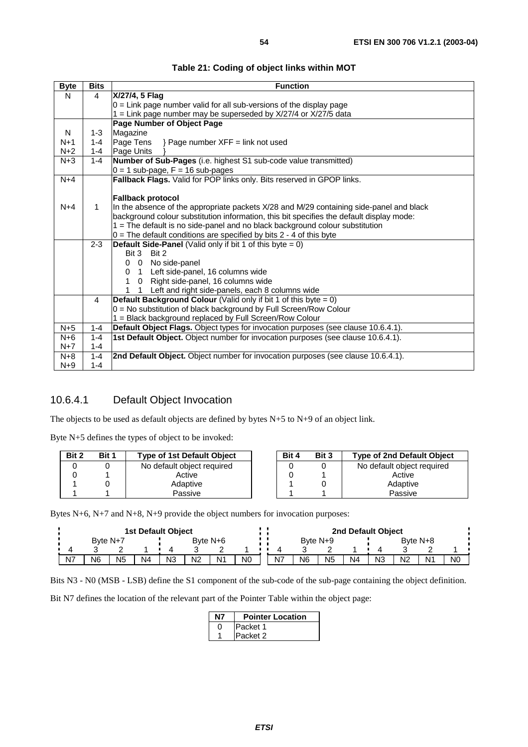**Table 21: Coding of object links within MOT**

| Byte | Bits | Function |
|---|---|---|
| N | 4 | **X/27/4, 5 Flag**<br>0 = Link page number valid for all sub-versions of the display page<br>1 = Link page number may be superseded by X/27/4 or X/27/5 data |
| | | **Page Number of Object Page** |
| N | 1-3 | Magazine |
| N+1 | 1-4 | Page Tens } Page number XFF = link not used |
| N+2 | 1-4 | Page Units } |
| N+3 | 1-4 | **Number of Sub-Pages** (i.e. highest S1 sub-code value transmitted)<br>0 = 1 sub-page, F = 16 sub-pages |
| N+4 | | **Fallback Flags.** Valid for POP links only. Bits reserved in GPOP links. |
| N+4 | 1 | **Fallback protocol**<br>In the absence of the appropriate packets X/28 and M/29 containing side-panel and black background colour substitution information, this bit specifies the default display mode:<br>1 = The default is no side-panel and no black background colour substitution<br>0 = The default conditions are specified by bits 2 - 4 of this byte |
| | 2-3 | **Default Side-Panel** (Valid only if bit 1 of this byte = 0)<br>Bit 3 Bit 2<br>0 0 No side-panel<br>0 1 Left side-panel, 16 columns wide<br>1 0 Right side-panel, 16 columns wide<br>1 1 Left and right side-panels, each 8 columns wide |
| | 4 | **Default Background Colour** (Valid only if bit 1 of this byte = 0)<br>0 = No substitution of black background by Full Screen/Row Colour<br>1 = Black background replaced by Full Screen/Row Colour |
| N+5 | 1-4 | **Default Object Flags.** Object types for invocation purposes (see clause 10.6.4.1). |
| N+6<br>N+7 | 1-4<br>1-4 | **1st Default Object.** Object number for invocation purposes (see clause 10.6.4.1). |
| N+8<br>N+9 | 1-4<br>1-4 | **2nd Default Object.** Object number for invocation purposes (see clause 10.6.4.1). |

### 10.6.4.1 Default Object Invocation

The objects to be used as default objects are defined by bytes N+5 to N+9 of an object link.

Byte N+5 defines the types of object to be invoked:

| Bit 2 | Bit 1 | Type of 1st Default Object |
|---|---|---|
| 0 | 0 | No default object required |
| 0 | 1 | Active |
| 1 | 0 | Adaptive |
| 1 | 1 | Passive |

| Bit 4 | Bit 3 | Type of 2nd Default Object |
|---|---|---|
| 0 | 0 | No default object required |
| 0 | 1 | Active |
| 1 | 0 | Adaptive |
| 1 | 1 | Passive |

Bytes N+6, N+7 and N+8, N+9 provide the object numbers for invocation purposes:

| 1st Default Object | | | | | | | | 2nd Default Object | | | | | | | |
|---|---|---|---|---|---|---|---|---|---|---|---|---|---|---|---|
| Byte N+7 | | | | Byte N+6 | | | | Byte N+9 | | | | Byte N+8 | | | |
| 4 | 3 | 2 | 1 | 4 | 3 | 2 | 1 | 4 | 3 | 2 | 1 | 4 | 3 | 2 | 1 |
| N7 | N6 | N5 | N4 | N3 | N2 | N1 | N0 | N7 | N6 | N5 | N4 | N3 | N2 | N1 | N0 |

Bits N3 - N0 (MSB - LSB) define the S1 component of the sub-code of the sub-page containing the object definition.

Bit N7 defines the location of the relevant part of the Pointer Table within the object page:

| N7 | Pointer Location |
|---|---|
| 0 | Packet 1 |
| 1 | Packet 2 |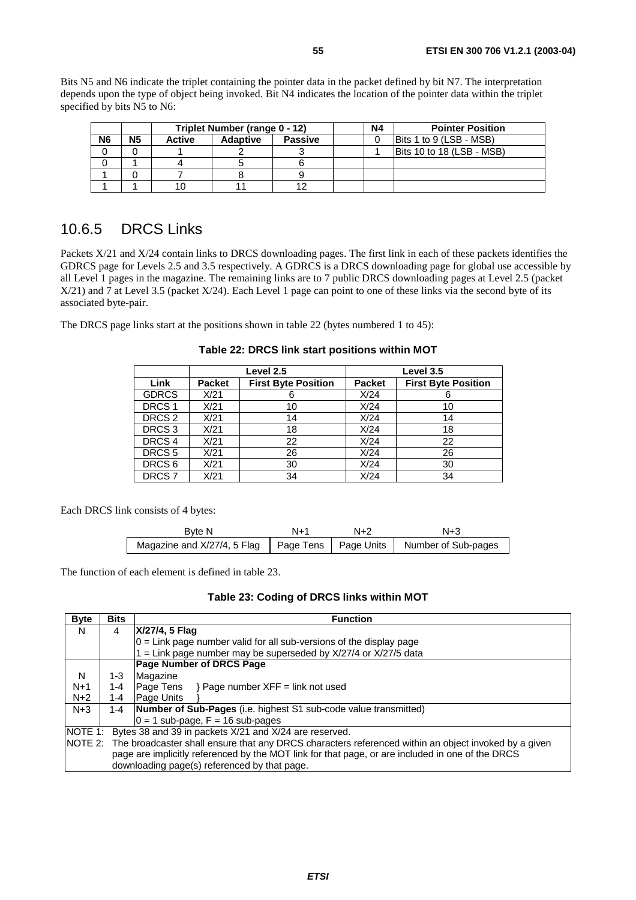Bits N5 and N6 indicate the triplet containing the pointer data in the packet defined by bit N7. The interpretation depends upon the type of object being invoked. Bit N4 indicates the location of the pointer data within the triplet specified by bits N5 to N6:

| | | Triplet Number (range 0 - 12) | | | | N4 | Pointer Position |
|---|---|---|---|---|---|---|---|
| **N6** | **N5** | **Active** | **Adaptive** | **Passive** | | 0 | Bits 1 to 9 (LSB - MSB) |
| 0 | 0 | 1 | 2 | 3 | | 1 | Bits 10 to 18 (LSB - MSB) |
| 0 | 1 | 4 | 5 | 6 | | | |
| 1 | 0 | 7 | 8 | 9 | | | |
| 1 | 1 | 10 | 11 | 12 | | | |

## 10.6.5 DRCS Links

Packets X/21 and X/24 contain links to DRCS downloading pages. The first link in each of these packets identifies the GDRCS page for Levels 2.5 and 3.5 respectively. A GDRCS is a DRCS downloading page for global use accessible by all Level 1 pages in the magazine. The remaining links are to 7 public DRCS downloading pages at Level 2.5 (packet X/21) and 7 at Level 3.5 (packet X/24). Each Level 1 page can point to one of these links via the second byte of its associated byte-pair.

The DRCS page links start at the positions shown in table 22 (bytes numbered 1 to 45):

**Table 22: DRCS link start positions within MOT**

| | Level 2.5 | | Level 3.5 | |
|---|---|---|---|---|
| **Link** | **Packet** | **First Byte Position** | **Packet** | **First Byte Position** |
| GDRCS | X/21 | 6 | X/24 | 6 |
| DRCS 1 | X/21 | 10 | X/24 | 10 |
| DRCS 2 | X/21 | 14 | X/24 | 14 |
| DRCS 3 | X/21 | 18 | X/24 | 18 |
| DRCS 4 | X/21 | 22 | X/24 | 22 |
| DRCS 5 | X/21 | 26 | X/24 | 26 |
| DRCS 6 | X/21 | 30 | X/24 | 30 |
| DRCS 7 | X/21 | 34 | X/24 | 34 |

Each DRCS link consists of 4 bytes:

| Byte N | N+1 | N+2 | N+3 |
|---|---|---|---|
| Magazine and X/27/4, 5 Flag | Page Tens | Page Units | Number of Sub-pages |

The function of each element is defined in table 23.

**Table 23: Coding of DRCS links within MOT**

| Byte | Bits | Function |
|---|---|---|
| N | 4 | **X/27/4, 5 Flag**<br>0 = Link page number valid for all sub-versions of the display page<br>1 = Link page number may be superseded by X/27/4 or X/27/5 data |
| | | **Page Number of DRCS Page** |
| N | 1-3 | Magazine |
| N+1 | 1-4 | Page Tens } Page number XFF = link not used |
| N+2 | 1-4 | Page Units } |
| N+3 | 1-4 | **Number of Sub-Pages** (i.e. highest S1 sub-code value transmitted)<br>0 = 1 sub-page, F = 16 sub-pages |
| NOTE 1: Bytes 38 and 39 in packets X/21 and X/24 are reserved. | | |
| NOTE 2: The broadcaster shall ensure that any DRCS characters referenced within an object invoked by a given page are implicitly referenced by the MOT link for that page, or are included in one of the DRCS downloading page(s) referenced by that page. | | |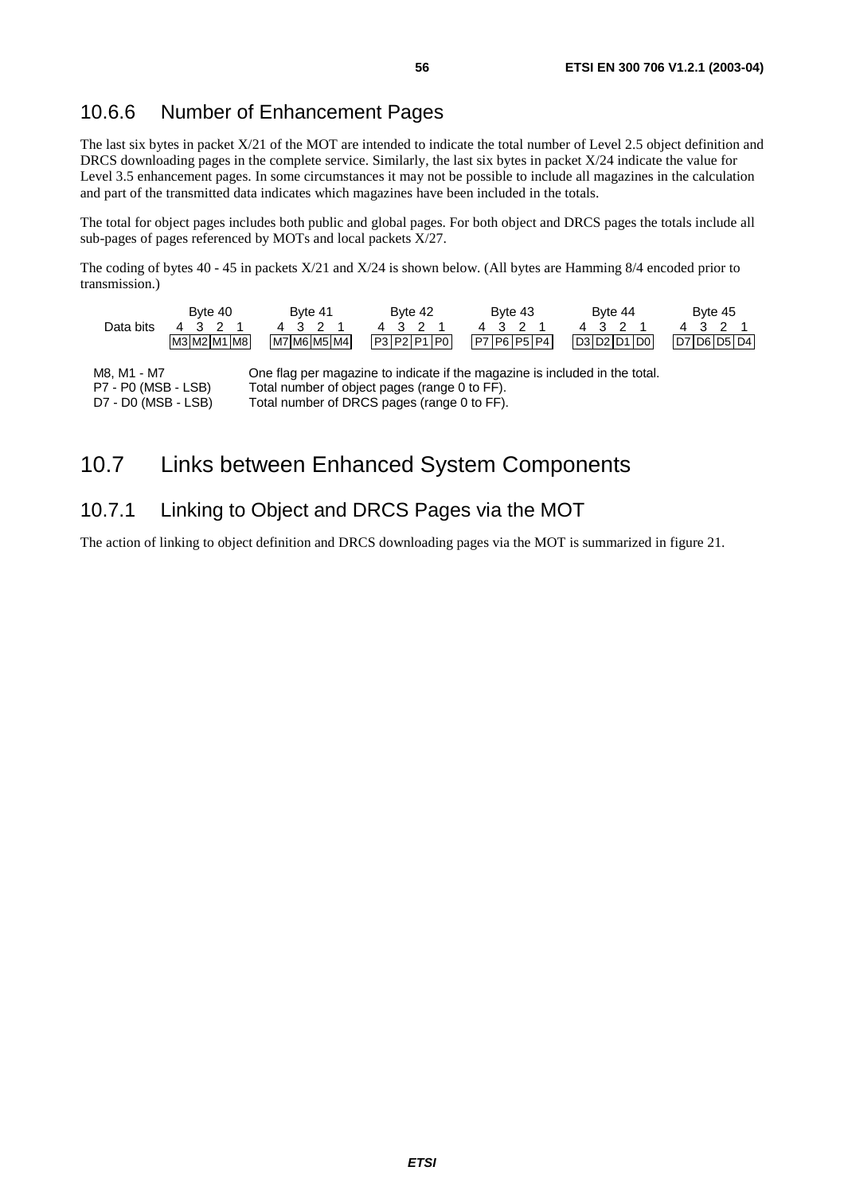### 10.6.6 Number of Enhancement Pages

The last six bytes in packet X/21 of the MOT are intended to indicate the total number of Level 2.5 object definition and DRCS downloading pages in the complete service. Similarly, the last six bytes in packet X/24 indicate the value for Level 3.5 enhancement pages. In some circumstances it may not be possible to include all magazines in the calculation and part of the transmitted data indicates which magazines have been included in the totals.

The total for object pages includes both public and global pages. For both object and DRCS pages the totals include all sub-pages of pages referenced by MOTs and local packets X/27.

The coding of bytes 40 - 45 in packets X/21 and X/24 is shown below. (All bytes are Hamming 8/4 encoded prior to transmission.)

| | Byte 40 | | | | Byte 41 | | | | Byte 42 | | | | Byte 43 | | | | Byte 44 | | | | Byte 45 | | | |
|---|---|---|---|---|---|---|---|---|---|---|---|---|---|---|---|---|---|---|---|---|---|---|---|---|
| Data bits | 4 | 3 | 2 | 1 | 4 | 3 | 2 | 1 | 4 | 3 | 2 | 1 | 4 | 3 | 2 | 1 | 4 | 3 | 2 | 1 | 4 | 3 | 2 | 1 |
| | M3 | M2 | M1 | M8 | M7 | M6 | M5 | M4 | P3 | P2 | P1 | P0 | P7 | P6 | P5 | P4 | D3 | D2 | D1 | D0 | D7 | D6 | D5 | D4 |

M8, M1 - M7: One flag per magazine to indicate if the magazine is included in the total.
P7 - P0 (MSB - LSB): Total number of object pages (range 0 to FF).
D7 - D0 (MSB - LSB): Total number of DRCS pages (range 0 to FF).

## 10.7 Links between Enhanced System Components

### 10.7.1 Linking to Object and DRCS Pages via the MOT

The action of linking to object definition and DRCS downloading pages via the MOT is summarized in figure 21.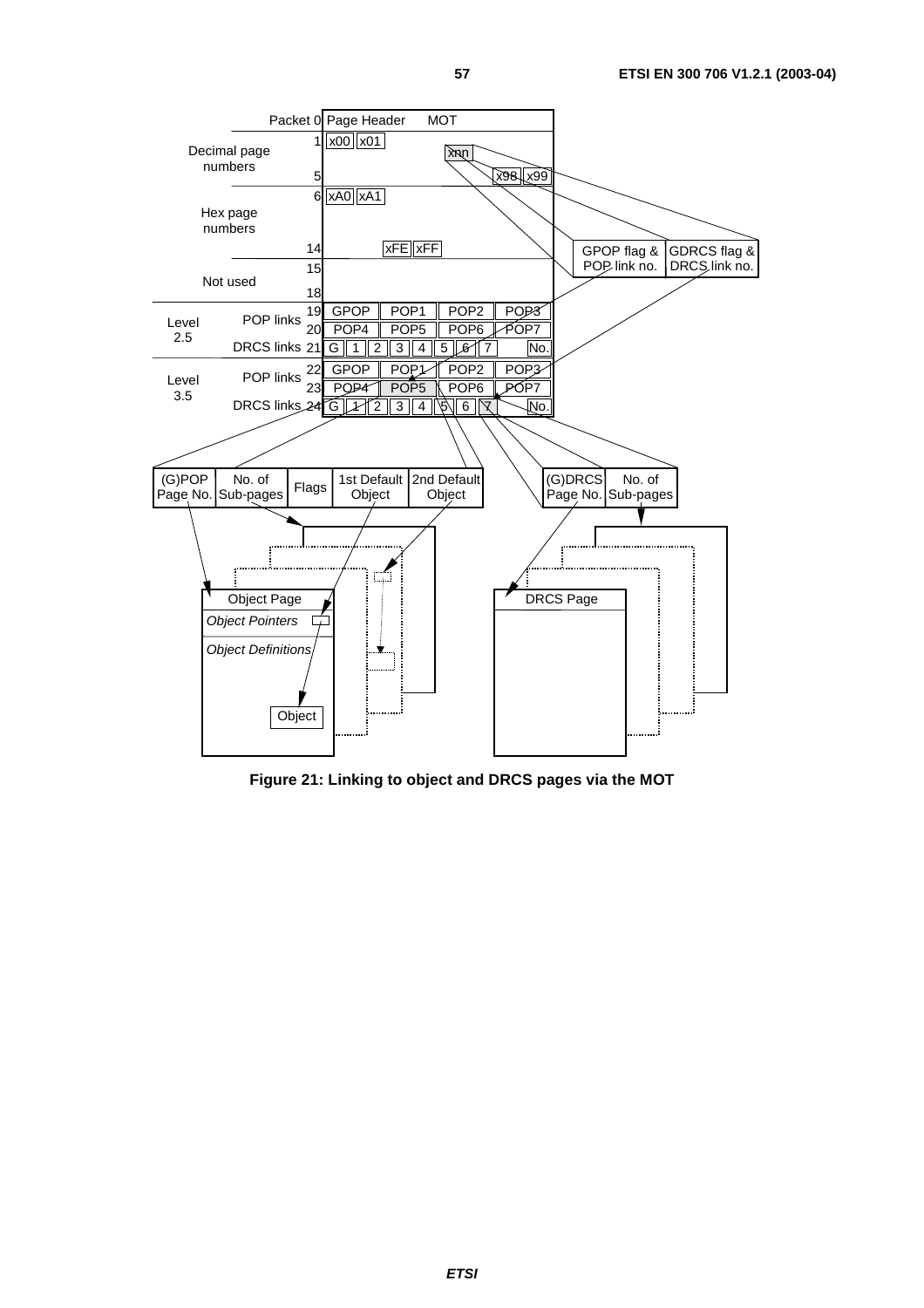Figure 21: Linking to object and DRCS pages via the MOT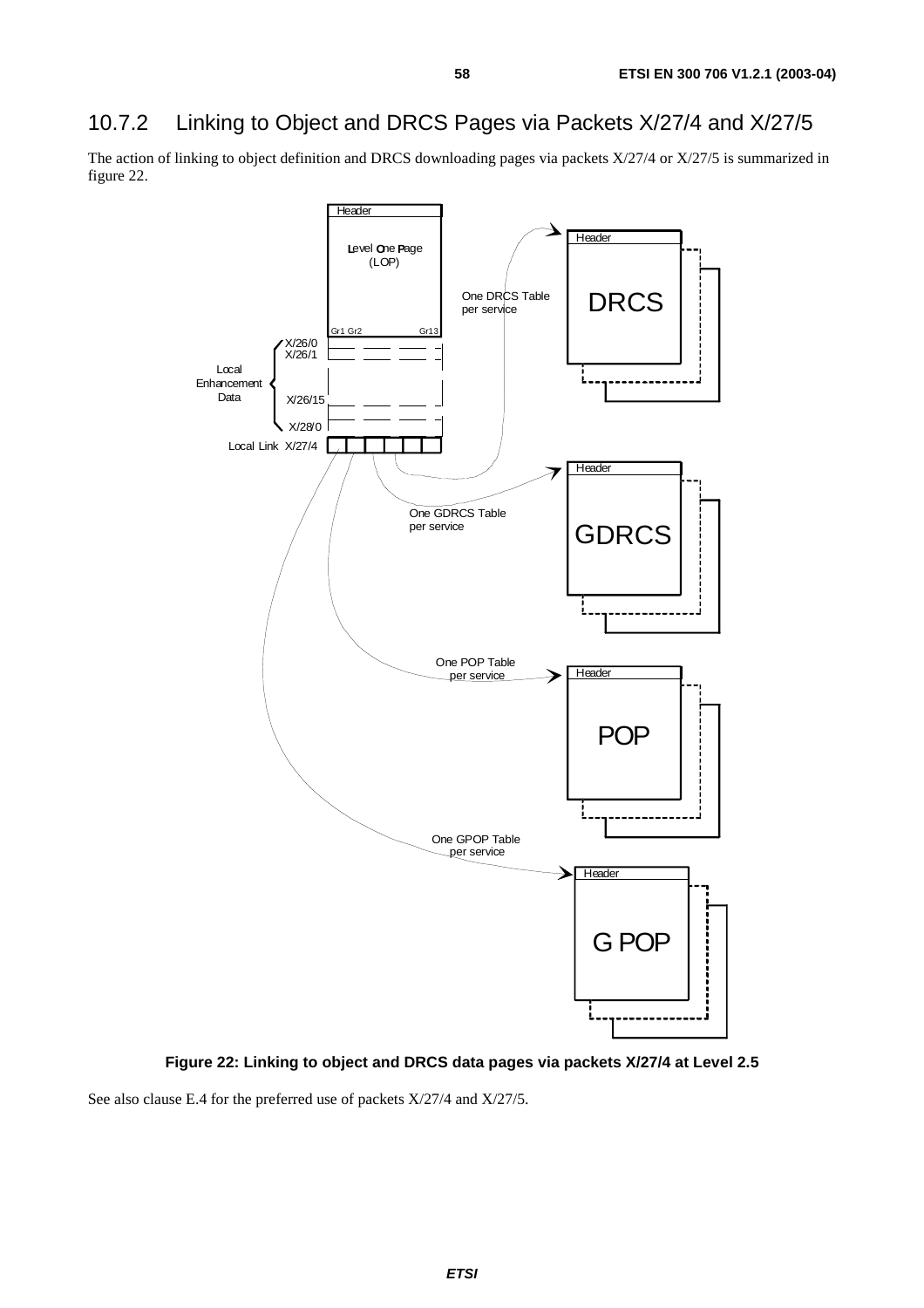### 10.7.2 Linking to Object and DRCS Pages via Packets X/27/4 and X/27/5

The action of linking to object definition and DRCS downloading pages via packets X/27/4 or X/27/5 is summarized in figure 22.

**Figure 22: Linking to object and DRCS data pages via packets X/27/4 at Level 2.5**

See also clause E.4 for the preferred use of packets X/27/4 and X/27/5.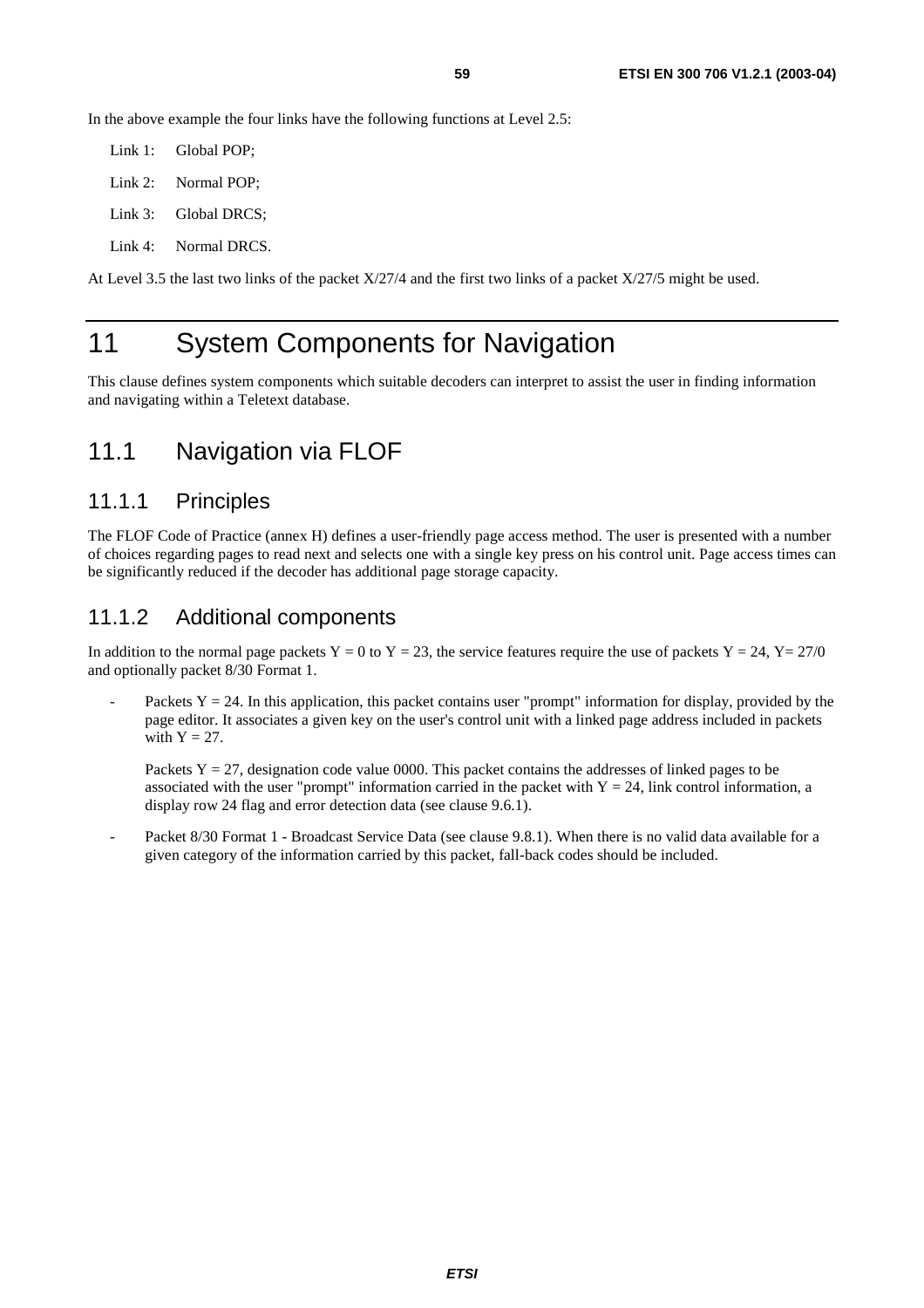In the above example the four links have the following functions at Level 2.5:

Link 1: Global POP;

Link 2: Normal POP;

Link 3: Global DRCS;

Link 4: Normal DRCS.

At Level 3.5 the last two links of the packet X/27/4 and the first two links of a packet X/27/5 might be used.

# 11 System Components for Navigation

This clause defines system components which suitable decoders can interpret to assist the user in finding information and navigating within a Teletext database.

## 11.1 Navigation via FLOF

### 11.1.1 Principles

The FLOF Code of Practice (annex H) defines a user-friendly page access method. The user is presented with a number of choices regarding pages to read next and selects one with a single key press on his control unit. Page access times can be significantly reduced if the decoder has additional page storage capacity.

### 11.1.2 Additional components

In addition to the normal page packets Y = 0 to Y = 23, the service features require the use of packets Y = 24, Y= 27/0 and optionally packet 8/30 Format 1.

- Packets Y = 24. In this application, this packet contains user "prompt" information for display, provided by the page editor. It associates a given key on the user's control unit with a linked page address included in packets with Y = 27.

  Packets Y = 27, designation code value 0000. This packet contains the addresses of linked pages to be associated with the user "prompt" information carried in the packet with Y = 24, link control information, a display row 24 flag and error detection data (see clause 9.6.1).

- Packet 8/30 Format 1 - Broadcast Service Data (see clause 9.8.1). When there is no valid data available for a given category of the information carried by this packet, fall-back codes should be included.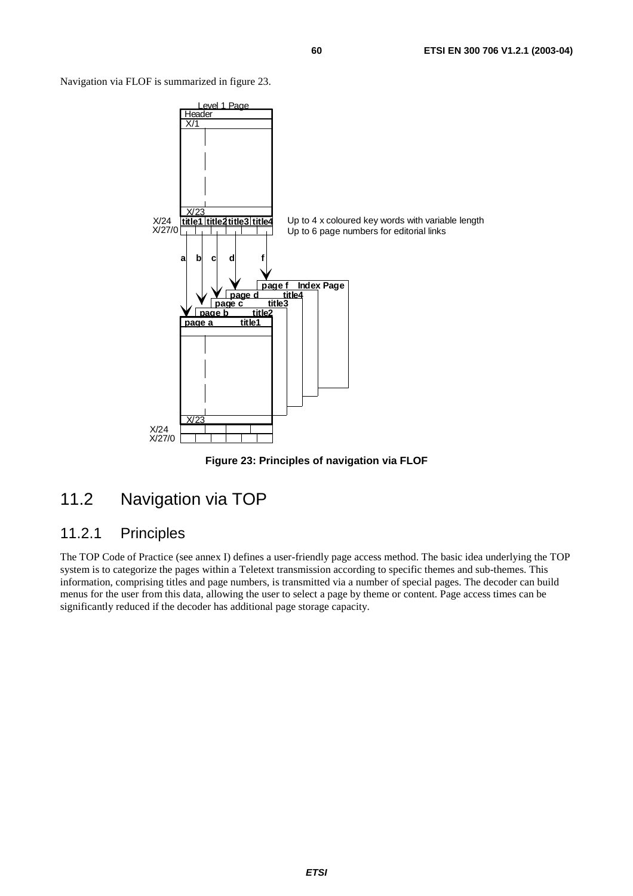Navigation via FLOF is summarized in figure 23.

**Figure 23: Principles of navigation via FLOF**

## 11.2 Navigation via TOP

### 11.2.1 Principles

The TOP Code of Practice (see annex I) defines a user-friendly page access method. The basic idea underlying the TOP system is to categorize the pages within a Teletext transmission according to specific themes and sub-themes. This information, comprising titles and page numbers, is transmitted via a number of special pages. The decoder can build menus for the user from this data, allowing the user to select a page by theme or content. Page access times can be significantly reduced if the decoder has additional page storage capacity.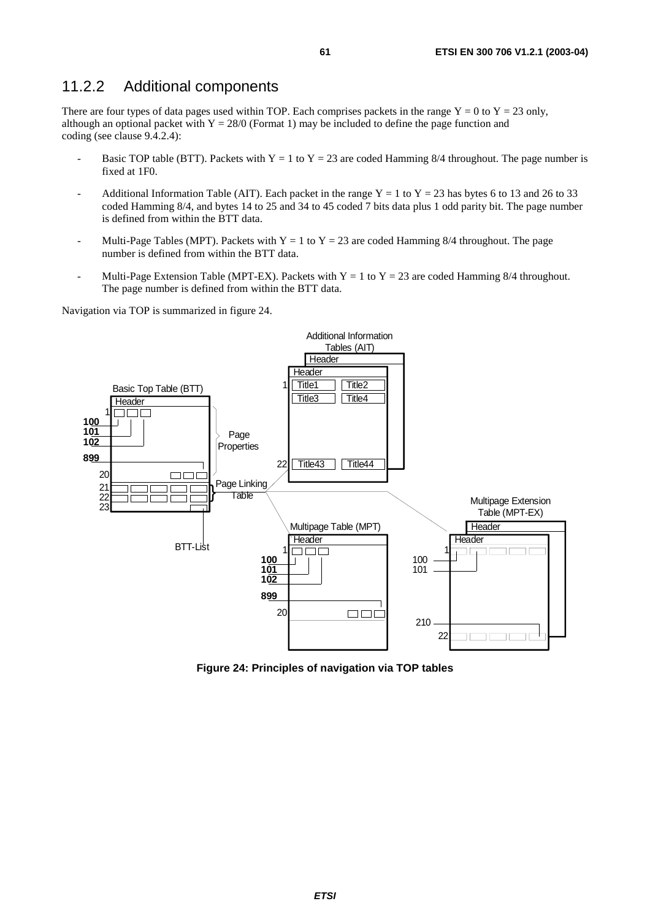## 11.2.2 Additional components

There are four types of data pages used within TOP. Each comprises packets in the range Y = 0 to Y = 23 only, although an optional packet with Y = 28/0 (Format 1) may be included to define the page function and coding (see clause 9.4.2.4):

- Basic TOP table (BTT). Packets with Y = 1 to Y = 23 are coded Hamming 8/4 throughout. The page number is fixed at 1F0.
- Additional Information Table (AIT). Each packet in the range Y = 1 to Y = 23 has bytes 6 to 13 and 26 to 33 coded Hamming 8/4, and bytes 14 to 25 and 34 to 45 coded 7 bits data plus 1 odd parity bit. The page number is defined from within the BTT data.
- Multi-Page Tables (MPT). Packets with Y = 1 to Y = 23 are coded Hamming 8/4 throughout. The page number is defined from within the BTT data.
- Multi-Page Extension Table (MPT-EX). Packets with Y = 1 to Y = 23 are coded Hamming 8/4 throughout. The page number is defined from within the BTT data.

Navigation via TOP is summarized in figure 24.

**Figure 24: Principles of navigation via TOP tables**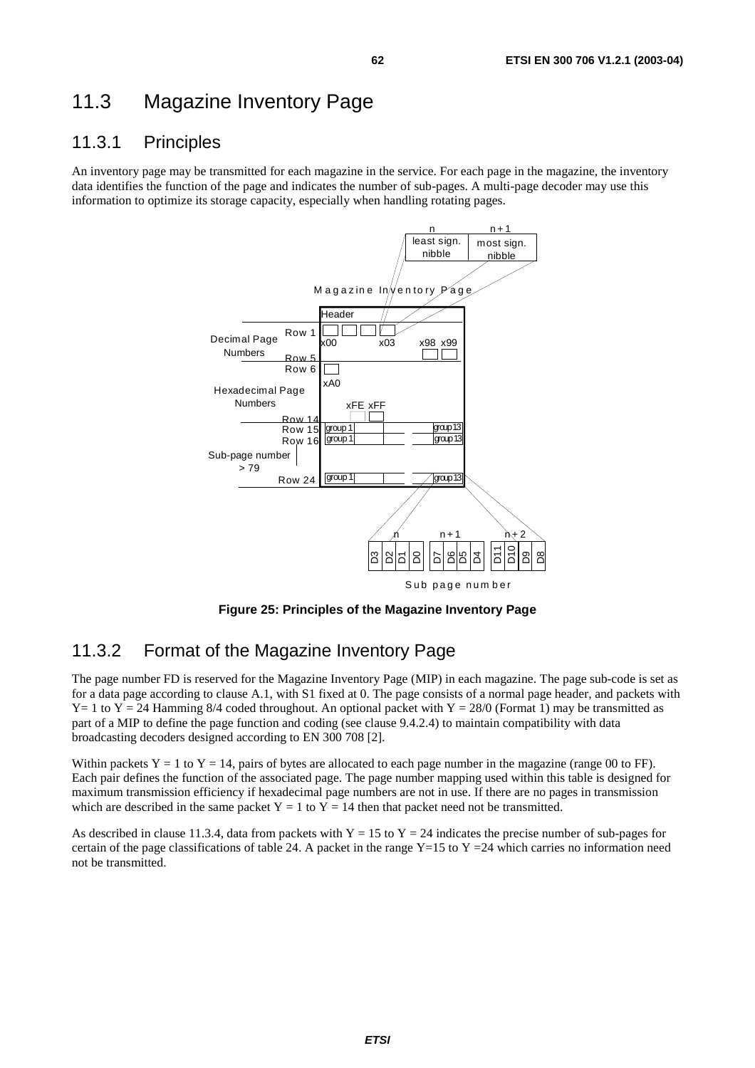## 11.3 Magazine Inventory Page

### 11.3.1 Principles

An inventory page may be transmitted for each magazine in the service. For each page in the magazine, the inventory data identifies the function of the page and indicates the number of sub-pages. A multi-page decoder may use this information to optimize its storage capacity, especially when handling rotating pages.

**Figure 25: Principles of the Magazine Inventory Page**

### 11.3.2 Format of the Magazine Inventory Page

The page number FD is reserved for the Magazine Inventory Page (MIP) in each magazine. The page sub-code is set as for a data page according to clause A.1, with S1 fixed at 0. The page consists of a normal page header, and packets with Y= 1 to Y = 24 Hamming 8/4 coded throughout. An optional packet with Y = 28/0 (Format 1) may be transmitted as part of a MIP to define the page function and coding (see clause 9.4.2.4) to maintain compatibility with data broadcasting decoders designed according to EN 300 708 [2].

Within packets Y = 1 to Y = 14, pairs of bytes are allocated to each page number in the magazine (range 00 to FF). Each pair defines the function of the associated page. The page number mapping used within this table is designed for maximum transmission efficiency if hexadecimal page numbers are not in use. If there are no pages in transmission which are described in the same packet Y = 1 to Y = 14 then that packet need not be transmitted.

As described in clause 11.3.4, data from packets with Y = 15 to Y = 24 indicates the precise number of sub-pages for certain of the page classifications of table 24. A packet in the range Y=15 to Y =24 which carries no information need not be transmitted.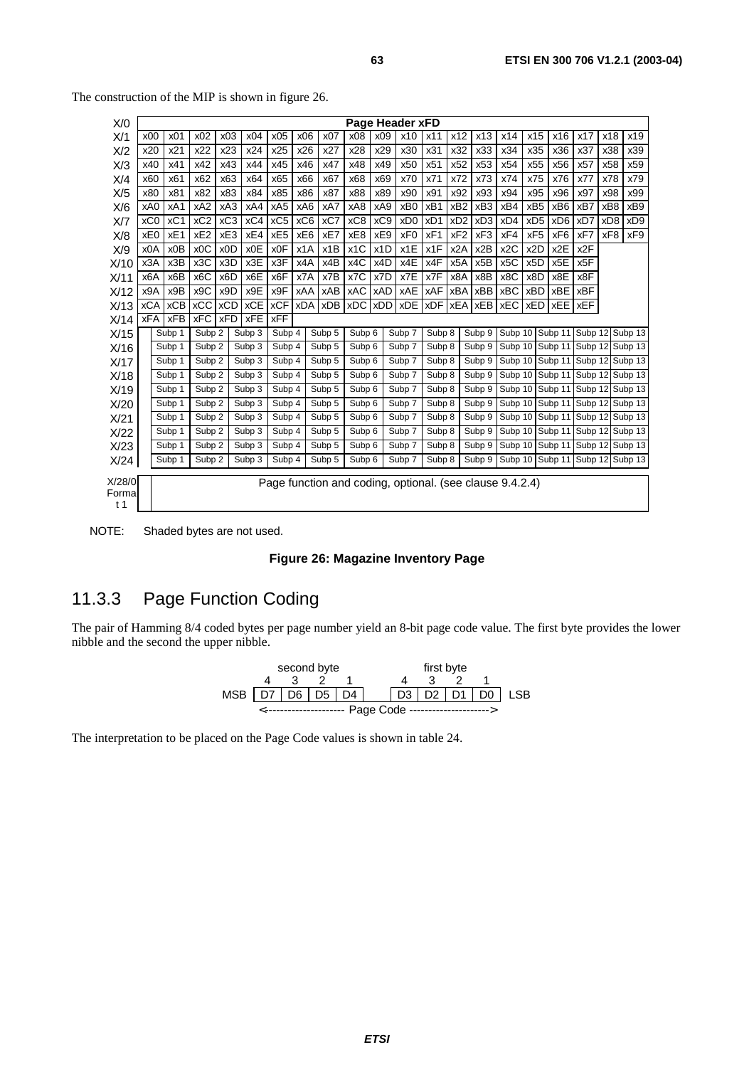The construction of the MIP is shown in figure 26.

| X/0 | Page Header xFD | | | | | | | | | | | | | | | | | | | |
|---|---|---|---|---|---|---|---|---|---|---|---|---|---|---|---|---|---|---|---|---|
| X/1 | x00 | x01 | x02 | x03 | x04 | x05 | x06 | x07 | x08 | x09 | x10 | x11 | x12 | x13 | x14 | x15 | x16 | x17 | x18 | x19 |
| X/2 | x20 | x21 | x22 | x23 | x24 | x25 | x26 | x27 | x28 | x29 | x30 | x31 | x32 | x33 | x34 | x35 | x36 | x37 | x38 | x39 |
| X/3 | x40 | x41 | x42 | x43 | x44 | x45 | x46 | x47 | x48 | x49 | x50 | x51 | x52 | x53 | x54 | x55 | x56 | x57 | x58 | x59 |
| X/4 | x60 | x61 | x62 | x63 | x64 | x65 | x66 | x67 | x68 | x69 | x70 | x71 | x72 | x73 | x74 | x75 | x76 | x77 | x78 | x79 |
| X/5 | x80 | x81 | x82 | x83 | x84 | x85 | x86 | x87 | x88 | x89 | x90 | x91 | x92 | x93 | x94 | x95 | x96 | x97 | x98 | x99 |
| X/6 | xA0 | xA1 | xA2 | xA3 | xA4 | xA5 | xA6 | xA7 | xA8 | xA9 | xB0 | xB1 | xB2 | xB3 | xB4 | xB5 | xB6 | xB7 | xB8 | xB9 |
| X/7 | xC0 | xC1 | xC2 | xC3 | xC4 | xC5 | xC6 | xC7 | xC8 | xC9 | xD0 | xD1 | xD2 | xD3 | xD4 | xD5 | xD6 | xD7 | xD8 | xD9 |
| X/8 | xE0 | xE1 | xE2 | xE3 | xE4 | xE5 | xE6 | xE7 | xE8 | xE9 | xF0 | xF1 | xF2 | xF3 | xF4 | xF5 | xF6 | xF7 | xF8 | xF9 |
| X/9 | x0A | x0B | x0C | x0D | x0E | x0F | x1A | x1B | x1C | x1D | x1E | x1F | x2A | x2B | x2C | x2D | x2E | x2F | | |
| X/10 | x3A | x3B | x3C | x3D | x3E | x3F | x4A | x4B | x4C | x4D | x4E | x4F | x5A | x5B | x5C | x5D | x5E | x5F | | |
| X/11 | x6A | x6B | x6C | x6D | x6E | x6F | x7A | x7B | x7C | x7D | x7E | x7F | x8A | x8B | x8C | x8D | x8E | x8F | | |
| X/12 | x9A | x9B | x9C | x9D | x9E | x9F | xAA | xAB | xAC | xAD | xAE | xAF | xBA | xBB | xBC | xBD | xBE | xBF | | |
| X/13 | xCA | xCB | xCC | xCD | xCE | xCF | xDA | xDB | xDC | xDD | xDE | xDF | xEA | xEB | xEC | xED | xEE | xEF | | |
| X/14 | xFA | xFB | xFC | xFD | xFE | xFF | | | | | | | | | | | | | | |

| | | | | | | | | | | | | | | |
|---|---|---|---|---|---|---|---|---|---|---|---|---|---|---|
| X/15 | | Subp 1 | Subp 2 | Subp 3 | Subp 4 | Subp 5 | Subp 6 | Subp 7 | Subp 8 | Subp 9 | Subp 10 | Subp 11 | Subp 12 | Subp 13 |
| X/16 | | Subp 1 | Subp 2 | Subp 3 | Subp 4 | Subp 5 | Subp 6 | Subp 7 | Subp 8 | Subp 9 | Subp 10 | Subp 11 | Subp 12 | Subp 13 |
| X/17 | | Subp 1 | Subp 2 | Subp 3 | Subp 4 | Subp 5 | Subp 6 | Subp 7 | Subp 8 | Subp 9 | Subp 10 | Subp 11 | Subp 12 | Subp 13 |
| X/18 | | Subp 1 | Subp 2 | Subp 3 | Subp 4 | Subp 5 | Subp 6 | Subp 7 | Subp 8 | Subp 9 | Subp 10 | Subp 11 | Subp 12 | Subp 13 |
| X/19 | | Subp 1 | Subp 2 | Subp 3 | Subp 4 | Subp 5 | Subp 6 | Subp 7 | Subp 8 | Subp 9 | Subp 10 | Subp 11 | Subp 12 | Subp 13 |
| X/20 | | Subp 1 | Subp 2 | Subp 3 | Subp 4 | Subp 5 | Subp 6 | Subp 7 | Subp 8 | Subp 9 | Subp 10 | Subp 11 | Subp 12 | Subp 13 |
| X/21 | | Subp 1 | Subp 2 | Subp 3 | Subp 4 | Subp 5 | Subp 6 | Subp 7 | Subp 8 | Subp 9 | Subp 10 | Subp 11 | Subp 12 | Subp 13 |
| X/22 | | Subp 1 | Subp 2 | Subp 3 | Subp 4 | Subp 5 | Subp 6 | Subp 7 | Subp 8 | Subp 9 | Subp 10 | Subp 11 | Subp 12 | Subp 13 |
| X/23 | | Subp 1 | Subp 2 | Subp 3 | Subp 4 | Subp 5 | Subp 6 | Subp 7 | Subp 8 | Subp 9 | Subp 10 | Subp 11 | Subp 12 | Subp 13 |
| X/24 | | Subp 1 | Subp 2 | Subp 3 | Subp 4 | Subp 5 | Subp 6 | Subp 7 | Subp 8 | Subp 9 | Subp 10 | Subp 11 | Subp 12 | Subp 13 |
| X/28/0 Format 1 | | Page function and coding, optional. (see clause 9.4.2.4) | | | | | | | | | | | | |

NOTE: Shaded bytes are not used.

**Figure 26: Magazine Inventory Page**

## 11.3.3 Page Function Coding

The pair of Hamming 8/4 coded bytes per page number yield an 8-bit page code value. The first byte provides the lower nibble and the second the upper nibble.

| | second byte | | | | | first byte | | | | |
|---|---|---|---|---|---|---|---|---|---|---|
| | 4 | 3 | 2 | 1 | | 4 | 3 | 2 | 1 | |
| MSB | D7 | D6 | D5 | D4 | | D3 | D2 | D1 | D0 | LSB |
| | <-------------------- Page Code --------------------> | | | | | | | | | |

The interpretation to be placed on the Page Code values is shown in table 24.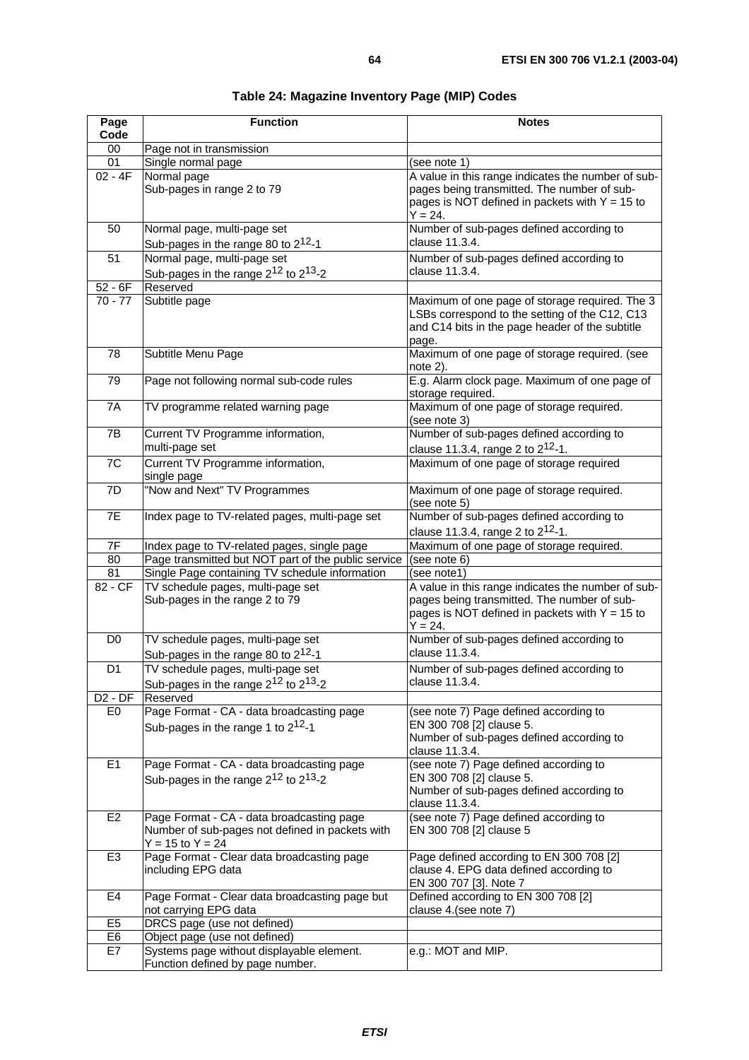**Table 24: Magazine Inventory Page (MIP) Codes**

| Page Code | Function | Notes |
|---|---|---|
| 00 | Page not in transmission | |
| 01 | Single normal page | (see note 1) |
| 02 - 4F | Normal page<br>Sub-pages in range 2 to 79 | A value in this range indicates the number of sub-pages being transmitted. The number of sub-pages is NOT defined in packets with Y = 15 to Y = 24. |
| 50 | Normal page, multi-page set<br>Sub-pages in the range 80 to $2^{12}$-1 | Number of sub-pages defined according to clause 11.3.4. |
| 51 | Normal page, multi-page set<br>Sub-pages in the range $2^{12}$ to $2^{13}$-2 | Number of sub-pages defined according to clause 11.3.4. |
| 52 - 6F | Reserved | |
| 70 - 77 | Subtitle page | Maximum of one page of storage required. The 3 LSBs correspond to the setting of the C12, C13 and C14 bits in the page header of the subtitle page. |
| 78 | Subtitle Menu Page | Maximum of one page of storage required. (see note 2). |
| 79 | Page not following normal sub-code rules | E.g. Alarm clock page. Maximum of one page of storage required. |
| 7A | TV programme related warning page | Maximum of one page of storage required. (see note 3) |
| 7B | Current TV Programme information, multi-page set | Number of sub-pages defined according to clause 11.3.4, range 2 to $2^{12}$-1. |
| 7C | Current TV Programme information, single page | Maximum of one page of storage required |
| 7D | "Now and Next" TV Programmes | Maximum of one page of storage required. (see note 5) |
| 7E | Index page to TV-related pages, multi-page set | Number of sub-pages defined according to clause 11.3.4, range 2 to $2^{12}$-1. |
| 7F | Index page to TV-related pages, single page | Maximum of one page of storage required. |
| 80 | Page transmitted but NOT part of the public service | (see note 6) |
| 81 | Single Page containing TV schedule information | (see note1) |
| 82 - CF | TV schedule pages, multi-page set<br>Sub-pages in the range 2 to 79 | A value in this range indicates the number of sub-pages being transmitted. The number of sub-pages is NOT defined in packets with Y = 15 to Y = 24. |
| D0 | TV schedule pages, multi-page set<br>Sub-pages in the range 80 to $2^{12}$-1 | Number of sub-pages defined according to clause 11.3.4. |
| D1 | TV schedule pages, multi-page set<br>Sub-pages in the range $2^{12}$ to $2^{13}$-2 | Number of sub-pages defined according to clause 11.3.4. |
| D2 - DF | Reserved | |
| E0 | Page Format - CA - data broadcasting page<br>Sub-pages in the range 1 to $2^{12}$-1 | (see note 7) Page defined according to EN 300 708 [2] clause 5.<br>Number of sub-pages defined according to clause 11.3.4. |
| E1 | Page Format - CA - data broadcasting page<br>Sub-pages in the range $2^{12}$ to $2^{13}$-2 | (see note 7) Page defined according to EN 300 708 [2] clause 5.<br>Number of sub-pages defined according to clause 11.3.4. |
| E2 | Page Format - CA - data broadcasting page<br>Number of sub-pages not defined in packets with Y = 15 to Y = 24 | (see note 7) Page defined according to EN 300 708 [2] clause 5 |
| E3 | Page Format - Clear data broadcasting page including EPG data | Page defined according to EN 300 708 [2] clause 4. EPG data defined according to EN 300 707 [3]. Note 7 |
| E4 | Page Format - Clear data broadcasting page but not carrying EPG data | Defined according to EN 300 708 [2] clause 4.(see note 7) |
| E5 | DRCS page (use not defined) | |
| E6 | Object page (use not defined) | |
| E7 | Systems page without displayable element. Function defined by page number. | e.g.: MOT and MIP. |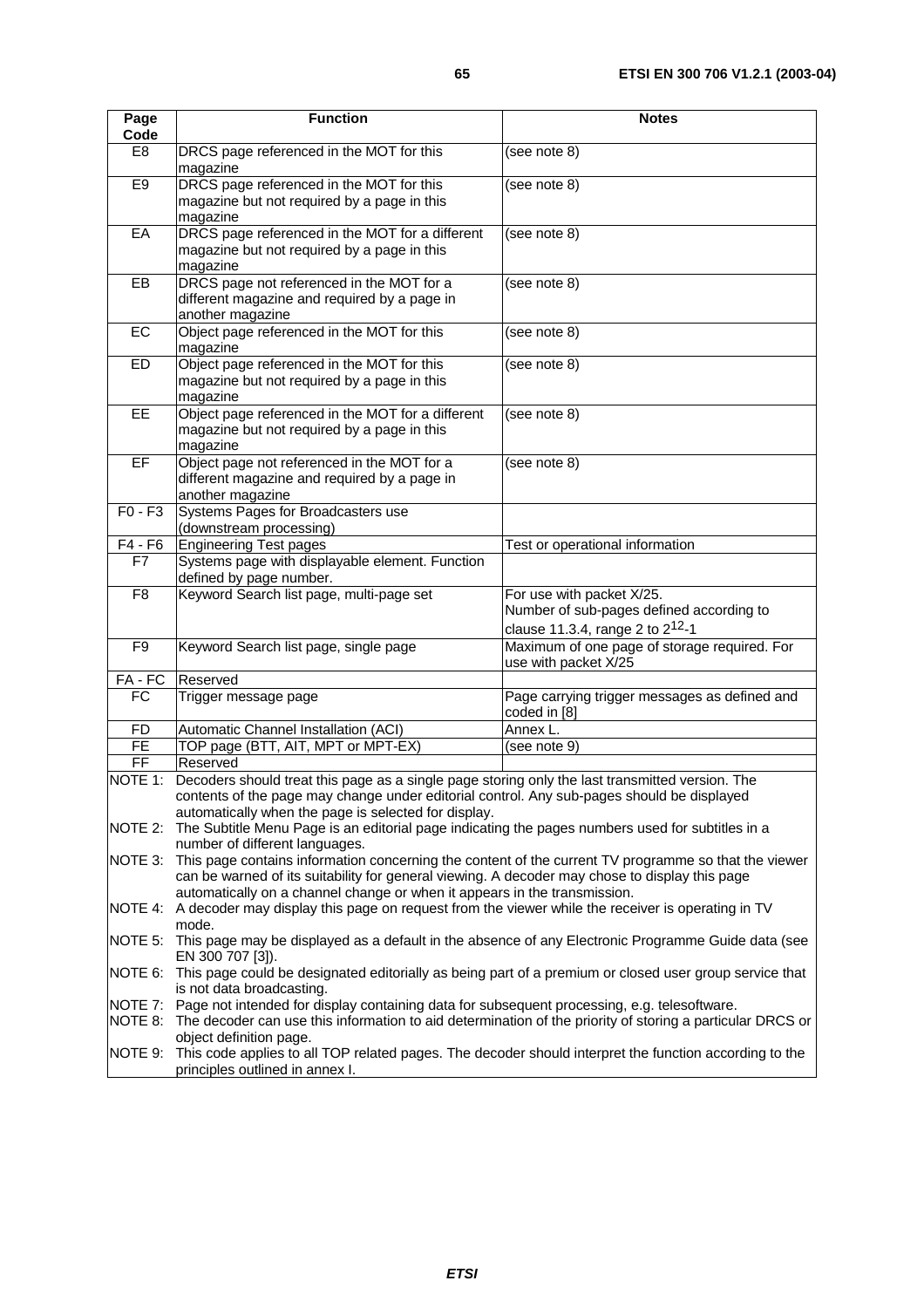| Page Code | Function | Notes |
|---|---|---|
| E8 | DRCS page referenced in the MOT for this magazine | (see note 8) |
| E9 | DRCS page referenced in the MOT for this magazine but not required by a page in this magazine | (see note 8) |
| EA | DRCS page referenced in the MOT for a different magazine but not required by a page in this magazine | (see note 8) |
| EB | DRCS page not referenced in the MOT for a different magazine and required by a page in another magazine | (see note 8) |
| EC | Object page referenced in the MOT for this magazine | (see note 8) |
| ED | Object page referenced in the MOT for this magazine but not required by a page in this magazine | (see note 8) |
| EE | Object page referenced in the MOT for a different magazine but not required by a page in this magazine | (see note 8) |
| EF | Object page not referenced in the MOT for a different magazine and required by a page in another magazine | (see note 8) |
| F0 - F3 | Systems Pages for Broadcasters use (downstream processing) | |
| F4 - F6 | Engineering Test pages | Test or operational information |
| F7 | Systems page with displayable element. Function defined by page number. | |
| F8 | Keyword Search list page, multi-page set | For use with packet X/25. Number of sub-pages defined according to clause 11.3.4, range 2 to $2^{12}$-1 |
| F9 | Keyword Search list page, single page | Maximum of one page of storage required. For use with packet X/25 |
| FA - FC | Reserved | |
| FC | Trigger message page | Page carrying trigger messages as defined and coded in [8] |
| FD | Automatic Channel Installation (ACI) | Annex L. |
| FE | TOP page (BTT, AIT, MPT or MPT-EX) | (see note 9) |
| FF | Reserved | |

NOTE 1: Decoders should treat this page as a single page storing only the last transmitted version. The contents of the page may change under editorial control. Any sub-pages should be displayed automatically when the page is selected for display.

NOTE 2: The Subtitle Menu Page is an editorial page indicating the pages numbers used for subtitles in a number of different languages.

NOTE 3: This page contains information concerning the content of the current TV programme so that the viewer can be warned of its suitability for general viewing. A decoder may chose to display this page automatically on a channel change or when it appears in the transmission.

NOTE 4: A decoder may display this page on request from the viewer while the receiver is operating in TV mode.

NOTE 5: This page may be displayed as a default in the absence of any Electronic Programme Guide data (see EN 300 707 [3]).

NOTE 6: This page could be designated editorially as being part of a premium or closed user group service that is not data broadcasting.

NOTE 7: Page not intended for display containing data for subsequent processing, e.g. telesoftware.

NOTE 8: The decoder can use this information to aid determination of the priority of storing a particular DRCS or object definition page.

NOTE 9: This code applies to all TOP related pages. The decoder should interpret the function according to the principles outlined in annex I.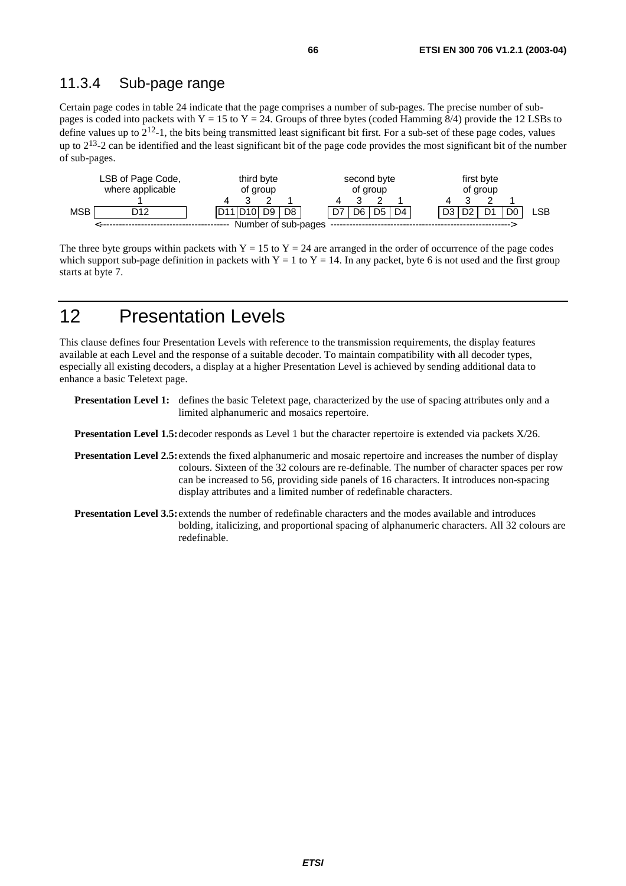### 11.3.4 Sub-page range

Certain page codes in table 24 indicate that the page comprises a number of sub-pages. The precise number of sub-pages is coded into packets with Y = 15 to Y = 24. Groups of three bytes (coded Hamming 8/4) provide the 12 LSBs to define values up to $2^{12}$-1, the bits being transmitted least significant bit first. For a sub-set of these page codes, values up to $2^{13}$-2 can be identified and the least significant bit of the page code provides the most significant bit of the number of sub-pages.

| | LSB of Page Code, where applicable | third byte of group | | | | second byte of group | | | | first byte of group | | | | |
|---|---|---|---|---|---|---|---|---|---|---|---|---|---|---|
| | 1 | 4 | 3 | 2 | 1 | 4 | 3 | 2 | 1 | 4 | 3 | 2 | 1 | |
| MSB | D12 | D11 | D10 | D9 | D8 | D7 | D6 | D5 | D4 | D3 | D2 | D1 | D0 | LSB |
| | <---------- | | | | | Number of sub-pages | | | | | | | ----------> | |

The three byte groups within packets with Y = 15 to Y = 24 are arranged in the order of occurrence of the page codes which support sub-page definition in packets with Y = 1 to Y = 14. In any packet, byte 6 is not used and the first group starts at byte 7.

# 12 Presentation Levels

This clause defines four Presentation Levels with reference to the transmission requirements, the display features available at each Level and the response of a suitable decoder. To maintain compatibility with all decoder types, especially all existing decoders, a display at a higher Presentation Level is achieved by sending additional data to enhance a basic Teletext page.

**Presentation Level 1:** defines the basic Teletext page, characterized by the use of spacing attributes only and a limited alphanumeric and mosaics repertoire.

**Presentation Level 1.5:** decoder responds as Level 1 but the character repertoire is extended via packets X/26.

**Presentation Level 2.5:** extends the fixed alphanumeric and mosaic repertoire and increases the number of display colours. Sixteen of the 32 colours are re-definable. The number of character spaces per row can be increased to 56, providing side panels of 16 characters. It introduces non-spacing display attributes and a limited number of redefinable characters.

**Presentation Level 3.5:** extends the number of redefinable characters and the modes available and introduces bolding, italicizing, and proportional spacing of alphanumeric characters. All 32 colours are redefinable.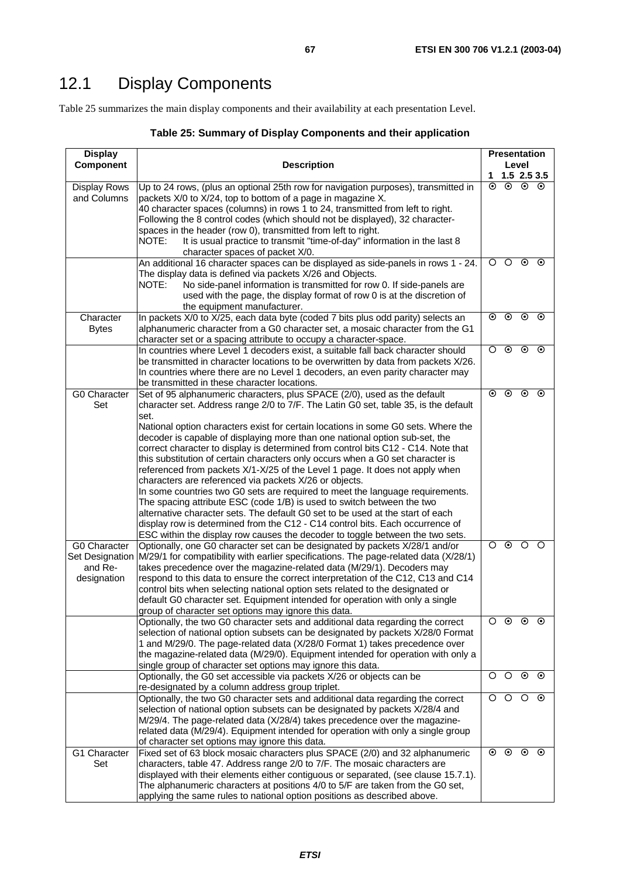# 12.1 Display Components

Table 25 summarizes the main display components and their availability at each presentation Level.

**Table 25: Summary of Display Components and their application**

| Display Component | Description | Presentation Level 1 | 1.5 | 2.5 | 3.5 |
|---|---|---|---|---|---|
| Display Rows and Columns | Up to 24 rows, (plus an optional 25th row for navigation purposes), transmitted in packets X/0 to X/24, top to bottom of a page in magazine X.<br>40 character spaces (columns) in rows 1 to 24, transmitted from left to right.<br>Following the 8 control codes (which should not be displayed), 32 character-spaces in the header (row 0), transmitted from left to right.<br>NOTE: It is usual practice to transmit "time-of-day" information in the last 8 character spaces of packet X/0. | ⊙ | ⊙ | ⊙ | ⊙ |
| | An additional 16 character spaces can be displayed as side-panels in rows 1 - 24. The display data is defined via packets X/26 and Objects.<br>NOTE: No side-panel information is transmitted for row 0. If side-panels are used with the page, the display format of row 0 is at the discretion of the equipment manufacturer. | ○ | ○ | ⊙ | ⊙ |
| Character Bytes | In packets X/0 to X/25, each data byte (coded 7 bits plus odd parity) selects an alphanumeric character from a G0 character set, a mosaic character from the G1 character set or a spacing attribute to occupy a character-space. | ⊙ | ⊙ | ⊙ | ⊙ |
| | In countries where Level 1 decoders exist, a suitable fall back character should be transmitted in character locations to be overwritten by data from packets X/26. In countries where there are no Level 1 decoders, an even parity character may be transmitted in these character locations. | ○ | ⊙ | ⊙ | ⊙ |
| G0 Character Set | Set of 95 alphanumeric characters, plus SPACE (2/0), used as the default character set. Address range 2/0 to 7/F. The Latin G0 set, table 35, is the default set.<br>National option characters exist for certain locations in some G0 sets. Where the decoder is capable of displaying more than one national option sub-set, the correct character to display is determined from control bits C12 - C14. Note that this substitution of certain characters only occurs when a G0 set character is referenced from packets X/1-X/25 of the Level 1 page. It does not apply when characters are referenced via packets X/26 or objects.<br>In some countries two G0 sets are required to meet the language requirements. The spacing attribute ESC (code 1/B) is used to switch between the two alternative character sets. The default G0 set to be used at the start of each display row is determined from the C12 - C14 control bits. Each occurrence of ESC within the display row causes the decoder to toggle between the two sets. | ⊙ | ⊙ | ⊙ | ⊙ |
| G0 Character Set Designation and Re-designation | Optionally, one G0 character set can be designated by packets X/28/1 and/or M/29/1 for compatibility with earlier specifications. The page-related data (X/28/1) takes precedence over the magazine-related data (M/29/1). Decoders may respond to this data to ensure the correct interpretation of the C12, C13 and C14 control bits when selecting national option sets related to the designated or default G0 character set. Equipment intended for operation with only a single group of character set options may ignore this data. | ○ | ⊙ | ○ | ○ |
| | Optionally, the two G0 character sets and additional data regarding the correct selection of national option subsets can be designated by packets X/28/0 Format 1 and M/29/0. The page-related data (X/28/0 Format 1) takes precedence over the magazine-related data (M/29/0). Equipment intended for operation with only a single group of character set options may ignore this data. | ○ | ⊙ | ⊙ | ⊙ |
| | Optionally, the G0 set accessible via packets X/26 or objects can be re-designated by a column address group triplet. | ○ | ○ | ⊙ | ⊙ |
| | Optionally, the two G0 character sets and additional data regarding the correct selection of national option subsets can be designated by packets X/28/4 and M/29/4. The page-related data (X/28/4) takes precedence over the magazine-related data (M/29/4). Equipment intended for operation with only a single group of character set options may ignore this data. | ○ | ○ | ○ | ⊙ |
| G1 Character Set | Fixed set of 63 block mosaic characters plus SPACE (2/0) and 32 alphanumeric characters, table 47. Address range 2/0 to 7/F. The mosaic characters are displayed with their elements either contiguous or separated, (see clause 15.7.1). The alphanumeric characters at positions 4/0 to 5/F are taken from the G0 set, applying the same rules to national option positions as described above. | ⊙ | ⊙ | ⊙ | ⊙ |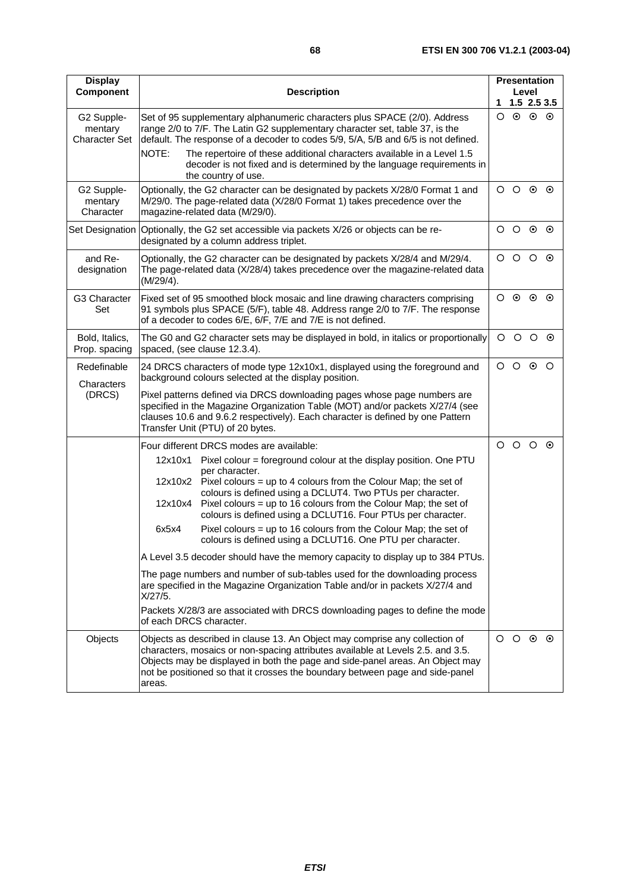| Display Component | Description | Presentation Level 1 | 1.5 | 2.5 | 3.5 |
|---|---|---|---|---|---|
| G2 Supple-mentary Character Set | Set of 95 supplementary alphanumeric characters plus SPACE (2/0). Address range 2/0 to 7/F. The Latin G2 supplementary character set, table 37, is the default. The response of a decoder to codes 5/9, 5/A, 5/B and 6/5 is not defined.<br>NOTE: The repertoire of these additional characters available in a Level 1.5 decoder is not fixed and is determined by the language requirements in the country of use. | ○ | ⊙ | ⊙ | ⊙ |
| G2 Supple-mentary Character | Optionally, the G2 character can be designated by packets X/28/0 Format 1 and M/29/0. The page-related data (X/28/0 Format 1) takes precedence over the magazine-related data (M/29/0). | ○ | ○ | ⊙ | ⊙ |
| Set Designation | Optionally, the G2 set accessible via packets X/26 or objects can be re-designated by a column address triplet. | ○ | ○ | ⊙ | ⊙ |
| and Re-designation | Optionally, the G2 character can be designated by packets X/28/4 and M/29/4. The page-related data (X/28/4) takes precedence over the magazine-related data (M/29/4). | ○ | ○ | ○ | ⊙ |
| G3 Character Set | Fixed set of 95 smoothed block mosaic and line drawing characters comprising 91 symbols plus SPACE (5/F), table 48. Address range 2/0 to 7/F. The response of a decoder to codes 6/E, 6/F, 7/E and 7/E is not defined. | ○ | ⊙ | ⊙ | ⊙ |
| Bold, Italics, Prop. spacing | The G0 and G2 character sets may be displayed in bold, in italics or proportionally spaced, (see clause 12.3.4). | ○ | ○ | ○ | ⊙ |
| Redefinable Characters (DRCS) | 24 DRCS characters of mode type 12x10x1, displayed using the foreground and background colours selected at the display position.<br>Pixel patterns defined via DRCS downloading pages whose page numbers are specified in the Magazine Organization Table (MOT) and/or packets X/27/4 (see clauses 10.6 and 9.6.2 respectively). Each character is defined by one Pattern Transfer Unit (PTU) of 20 bytes. | ○ | ○ | ⊙ | ○ |
| | Four different DRCS modes are available:<br>12x10x1 Pixel colour = foreground colour at the display position. One PTU per character.<br>12x10x2 Pixel colours = up to 4 colours from the Colour Map; the set of colours is defined using a DCLUT4. Two PTUs per character.<br>12x10x4 Pixel colours = up to 16 colours from the Colour Map; the set of colours is defined using a DCLUT16. Four PTUs per character.<br>6x5x4 Pixel colours = up to 16 colours from the Colour Map; the set of colours is defined using a DCLUT16. One PTU per character.<br>A Level 3.5 decoder should have the memory capacity to display up to 384 PTUs.<br>The page numbers and number of sub-tables used for the downloading process are specified in the Magazine Organization Table and/or in packets X/27/4 and X/27/5.<br>Packets X/28/3 are associated with DRCS downloading pages to define the mode of each DRCS character. | ○ | ○ | ○ | ⊙ |
| Objects | Objects as described in clause 13. An Object may comprise any collection of characters, mosaics or non-spacing attributes available at Levels 2.5. and 3.5. Objects may be displayed in both the page and side-panel areas. An Object may not be positioned so that it crosses the boundary between page and side-panel areas. | ○ | ○ | ⊙ | ⊙ |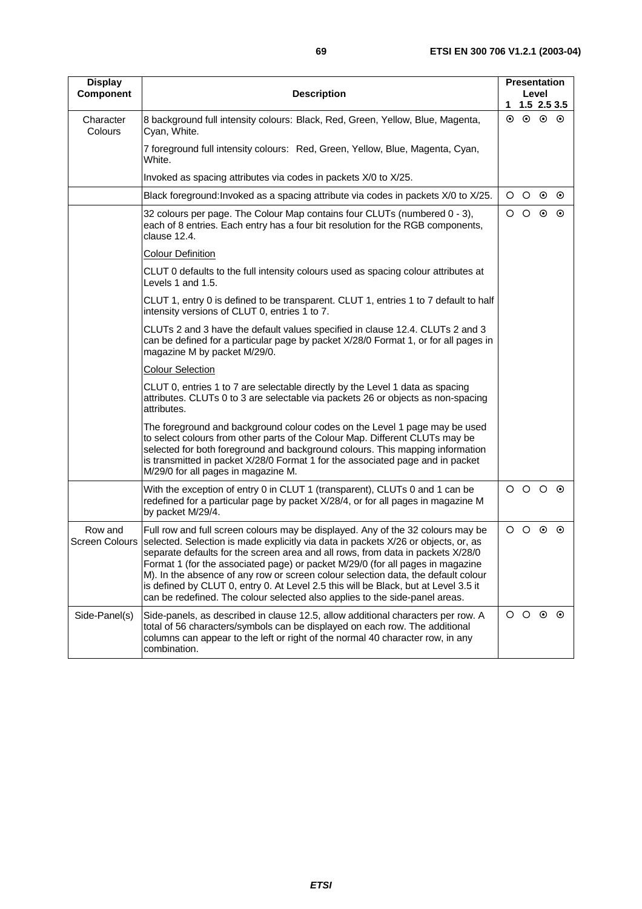| Display Component | Description | Presentation Level 1 | 1.5 | 2.5 | 3.5 |
|---|---|---|---|---|---|
| Character Colours | 8 background full intensity colours: Black, Red, Green, Yellow, Blue, Magenta, Cyan, White.<br><br>7 foreground full intensity colours: Red, Green, Yellow, Blue, Magenta, Cyan, White.<br><br>Invoked as spacing attributes via codes in packets X/0 to X/25. | ⊙ | ⊙ | ⊙ | ⊙ |
| | Black foreground:Invoked as a spacing attribute via codes in packets X/0 to X/25. | ○ | ○ | ⊙ | ⊙ |
| | 32 colours per page. The Colour Map contains four CLUTs (numbered 0 - 3), each of 8 entries. Each entry has a four bit resolution for the RGB components, clause 12.4.<br><br>Colour Definition<br><br>CLUT 0 defaults to the full intensity colours used as spacing colour attributes at Levels 1 and 1.5.<br><br>CLUT 1, entry 0 is defined to be transparent. CLUT 1, entries 1 to 7 default to half intensity versions of CLUT 0, entries 1 to 7.<br><br>CLUTs 2 and 3 have the default values specified in clause 12.4. CLUTs 2 and 3 can be defined for a particular page by packet X/28/0 Format 1, or for all pages in magazine M by packet M/29/0.<br><br>Colour Selection<br><br>CLUT 0, entries 1 to 7 are selectable directly by the Level 1 data as spacing attributes. CLUTs 0 to 3 are selectable via packets 26 or objects as non-spacing attributes.<br><br>The foreground and background colour codes on the Level 1 page may be used to select colours from other parts of the Colour Map. Different CLUTs may be selected for both foreground and background colours. This mapping information is transmitted in packet X/28/0 Format 1 for the associated page and in packet M/29/0 for all pages in magazine M. | ○ | ○ | ⊙ | ⊙ |
| | With the exception of entry 0 in CLUT 1 (transparent), CLUTs 0 and 1 can be redefined for a particular page by packet X/28/4, or for all pages in magazine M by packet M/29/4. | ○ | ○ | ○ | ⊙ |
| Row and Screen Colours | Full row and full screen colours may be displayed. Any of the 32 colours may be selected. Selection is made explicitly via data in packets X/26 or objects, or, as separate defaults for the screen area and all rows, from data in packets X/28/0 Format 1 (for the associated page) or packet M/29/0 (for all pages in magazine M). In the absence of any row or screen colour selection data, the default colour is defined by CLUT 0, entry 0. At Level 2.5 this will be Black, but at Level 3.5 it can be redefined. The colour selected also applies to the side-panel areas. | ○ | ○ | ⊙ | ⊙ |
| Side-Panel(s) | Side-panels, as described in clause 12.5, allow additional characters per row. A total of 56 characters/symbols can be displayed on each row. The additional columns can appear to the left or right of the normal 40 character row, in any combination. | ○ | ○ | ⊙ | ⊙ |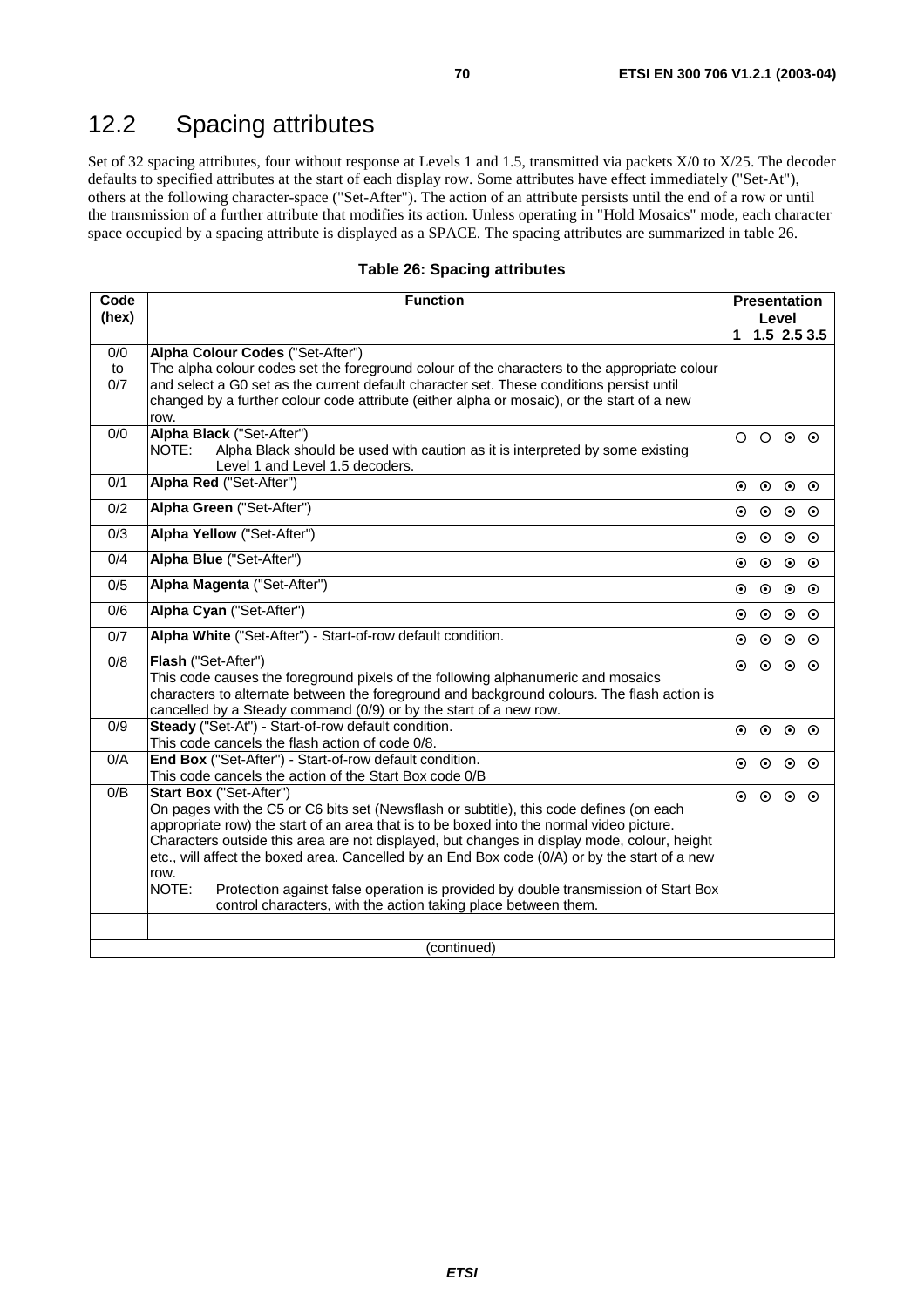## 12.2 Spacing attributes

Set of 32 spacing attributes, four without response at Levels 1 and 1.5, transmitted via packets X/0 to X/25. The decoder defaults to specified attributes at the start of each display row. Some attributes have effect immediately ("Set-At"), others at the following character-space ("Set-After"). The action of an attribute persists until the end of a row or until the transmission of a further attribute that modifies its action. Unless operating in "Hold Mosaics" mode, each character space occupied by a spacing attribute is displayed as a SPACE. The spacing attributes are summarized in table 26.

**Table 26: Spacing attributes**

| Code (hex) | Function | Presentation Level 1 | 1.5 | 2.5 | 3.5 |
|---|---|---|---|---|---|
| 0/0 to 0/7 | **Alpha Colour Codes** ("Set-After")<br>The alpha colour codes set the foreground colour of the characters to the appropriate colour and select a G0 set as the current default character set. These conditions persist until changed by a further colour code attribute (either alpha or mosaic), or the start of a new row. | | | | |
| 0/0 | **Alpha Black** ("Set-After")<br>NOTE: Alpha Black should be used with caution as it is interpreted by some existing Level 1 and Level 1.5 decoders. | ○ | ○ | ⊙ | ⊙ |
| 0/1 | **Alpha Red** ("Set-After") | ⊙ | ⊙ | ⊙ | ⊙ |
| 0/2 | **Alpha Green** ("Set-After") | ⊙ | ⊙ | ⊙ | ⊙ |
| 0/3 | **Alpha Yellow** ("Set-After") | ⊙ | ⊙ | ⊙ | ⊙ |
| 0/4 | **Alpha Blue** ("Set-After") | ⊙ | ⊙ | ⊙ | ⊙ |
| 0/5 | **Alpha Magenta** ("Set-After") | ⊙ | ⊙ | ⊙ | ⊙ |
| 0/6 | **Alpha Cyan** ("Set-After") | ⊙ | ⊙ | ⊙ | ⊙ |
| 0/7 | **Alpha White** ("Set-After") - Start-of-row default condition. | ⊙ | ⊙ | ⊙ | ⊙ |
| 0/8 | **Flash** ("Set-After")<br>This code causes the foreground pixels of the following alphanumeric and mosaics characters to alternate between the foreground and background colours. The flash action is cancelled by a Steady command (0/9) or by the start of a new row. | ⊙ | ⊙ | ⊙ | ⊙ |
| 0/9 | **Steady** ("Set-At") - Start-of-row default condition.<br>This code cancels the flash action of code 0/8. | ⊙ | ⊙ | ⊙ | ⊙ |
| 0/A | **End Box** ("Set-After") - Start-of-row default condition.<br>This code cancels the action of the Start Box code 0/B | ⊙ | ⊙ | ⊙ | ⊙ |
| 0/B | **Start Box** ("Set-After")<br>On pages with the C5 or C6 bits set (Newsflash or subtitle), this code defines (on each appropriate row) the start of an area that is to be boxed into the normal video picture. Characters outside this area are not displayed, but changes in display mode, colour, height etc., will affect the boxed area. Cancelled by an End Box code (0/A) or by the start of a new row.<br>NOTE: Protection against false operation is provided by double transmission of Start Box control characters, with the action taking place between them. | ⊙ | ⊙ | ⊙ | ⊙ |
| | | | | | |
| (continued) | | | | | |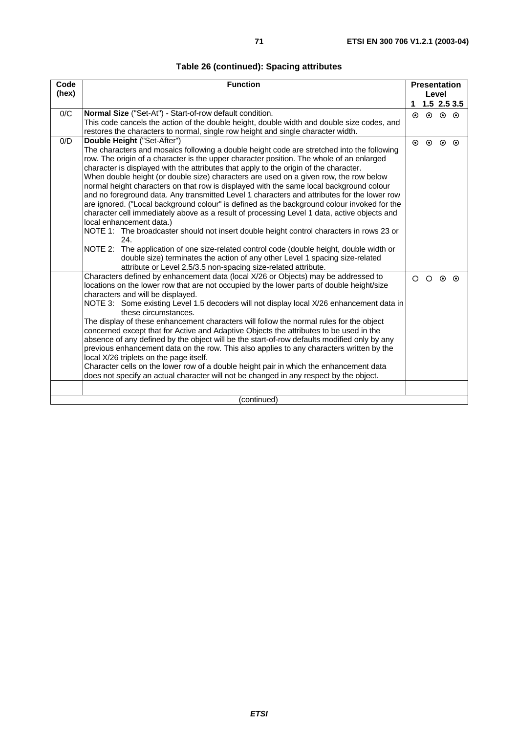**Table 26 (continued): Spacing attributes**

| Code (hex) | Function | Presentation Level 1 | 1.5 | 2.5 | 3.5 |
|---|---|---|---|---|---|
| 0/C | **Normal Size** ("Set-At") - Start-of-row default condition.<br>This code cancels the action of the double height, double width and double size codes, and restores the characters to normal, single row height and single character width. | ⊙ | ⊙ | ⊙ | ⊙ |
| 0/D | **Double Height** ("Set-After")<br>The characters and mosaics following a double height code are stretched into the following row. The origin of a character is the upper character position. The whole of an enlarged character is displayed with the attributes that apply to the origin of the character.<br>When double height (or double size) characters are used on a given row, the row below normal height characters on that row is displayed with the same local background colour and no foreground data. Any transmitted Level 1 characters and attributes for the lower row are ignored. ("Local background colour" is defined as the background colour invoked for the character cell immediately above as a result of processing Level 1 data, active objects and local enhancement data.)<br>NOTE 1: The broadcaster should not insert double height control characters in rows 23 or 24.<br>NOTE 2: The application of one size-related control code (double height, double width or double size) terminates the action of any other Level 1 spacing size-related attribute or Level 2.5/3.5 non-spacing size-related attribute. | ⊙ | ⊙ | ⊙ | ⊙ |
| | Characters defined by enhancement data (local X/26 or Objects) may be addressed to locations on the lower row that are not occupied by the lower parts of double height/size characters and will be displayed.<br>NOTE 3: Some existing Level 1.5 decoders will not display local X/26 enhancement data in these circumstances.<br>The display of these enhancement characters will follow the normal rules for the object concerned except that for Active and Adaptive Objects the attributes to be used in the absence of any defined by the object will be the start-of-row defaults modified only by any previous enhancement data on the row. This also applies to any characters written by the local X/26 triplets on the page itself.<br>Character cells on the lower row of a double height pair in which the enhancement data does not specify an actual character will not be changed in any respect by the object. | ○ | ○ | ⊙ | ⊙ |
| | | | | | |
| (continued) | | | | | |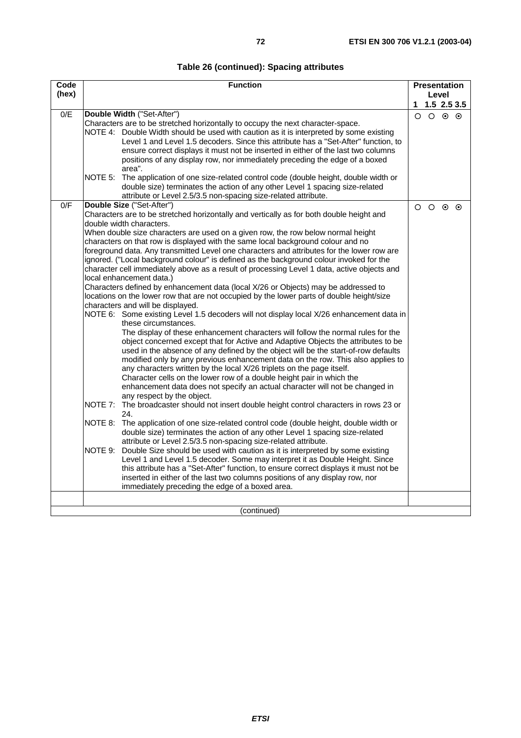**Table 26 (continued): Spacing attributes**

| Code (hex) | Function | Presentation Level 1 | 1.5 | 2.5 | 3.5 |
|---|---|---|---|---|---|
| 0/E | **Double Width** ("Set-After")<br>Characters are to be stretched horizontally to occupy the next character-space.<br>NOTE 4: Double Width should be used with caution as it is interpreted by some existing Level 1 and Level 1.5 decoders. Since this attribute has a "Set-After" function, to ensure correct displays it must not be inserted in either of the last two columns positions of any display row, nor immediately preceding the edge of a boxed area".<br>NOTE 5: The application of one size-related control code (double height, double width or double size) terminates the action of any other Level 1 spacing size-related attribute or Level 2.5/3.5 non-spacing size-related attribute. | ○ | ○ | ⊙ | ⊙ |
| 0/F | **Double Size** ("Set-After")<br>Characters are to be stretched horizontally and vertically as for both double height and double width characters.<br>When double size characters are used on a given row, the row below normal height characters on that row is displayed with the same local background colour and no foreground data. Any transmitted Level one characters and attributes for the lower row are ignored. ("Local background colour" is defined as the background colour invoked for the character cell immediately above as a result of processing Level 1 data, active objects and local enhancement data.)<br>Characters defined by enhancement data (local X/26 or Objects) may be addressed to locations on the lower row that are not occupied by the lower parts of double height/size characters and will be displayed.<br>NOTE 6: Some existing Level 1.5 decoders will not display local X/26 enhancement data in these circumstances.<br>The display of these enhancement characters will follow the normal rules for the object concerned except that for Active and Adaptive Objects the attributes to be used in the absence of any defined by the object will be the start-of-row defaults modified only by any previous enhancement data on the row. This also applies to any characters written by the local X/26 triplets on the page itself.<br>Character cells on the lower row of a double height pair in which the enhancement data does not specify an actual character will not be changed in any respect by the object.<br>NOTE 7: The broadcaster should not insert double height control characters in rows 23 or 24.<br>NOTE 8: The application of one size-related control code (double height, double width or double size) terminates the action of any other Level 1 spacing size-related attribute or Level 2.5/3.5 non-spacing size-related attribute.<br>NOTE 9: Double Size should be used with caution as it is interpreted by some existing Level 1 and Level 1.5 decoder. Some may interpret it as Double Height. Since this attribute has a "Set-After" function, to ensure correct displays it must not be inserted in either of the last two columns positions of any display row, nor immediately preceding the edge of a boxed area. | ○ | ○ | ⊙ | ⊙ |
| | | | | | |
| (continued) | | | | | |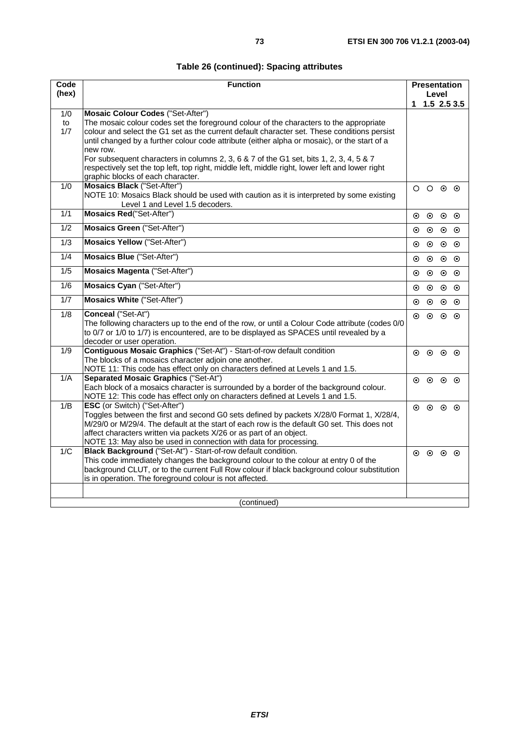**Table 26 (continued): Spacing attributes**

| Code (hex) | Function | Presentation Level 1 | 1.5 | 2.5 | 3.5 |
|---|---|---|---|---|---|
| 1/0 to 1/7 | **Mosaic Colour Codes** ("Set-After")<br>The mosaic colour codes set the foreground colour of the characters to the appropriate colour and select the G1 set as the current default character set. These conditions persist until changed by a further colour code attribute (either alpha or mosaic), or the start of a new row.<br>For subsequent characters in columns 2, 3, 6 & 7 of the G1 set, bits 1, 2, 3, 4, 5 & 7 respectively set the top left, top right, middle left, middle right, lower left and lower right graphic blocks of each character. | | | | |
| 1/0 | **Mosaics Black** ("Set-After")<br>NOTE 10: Mosaics Black should be used with caution as it is interpreted by some existing Level 1 and Level 1.5 decoders. | ○ | ○ | ⊙ | ⊙ |
| 1/1 | **Mosaics Red**("Set-After") | ⊙ | ⊙ | ⊙ | ⊙ |
| 1/2 | **Mosaics Green** ("Set-After") | ⊙ | ⊙ | ⊙ | ⊙ |
| 1/3 | **Mosaics Yellow** ("Set-After") | ⊙ | ⊙ | ⊙ | ⊙ |
| 1/4 | **Mosaics Blue** ("Set-After") | ⊙ | ⊙ | ⊙ | ⊙ |
| 1/5 | **Mosaics Magenta** ("Set-After") | ⊙ | ⊙ | ⊙ | ⊙ |
| 1/6 | **Mosaics Cyan** ("Set-After") | ⊙ | ⊙ | ⊙ | ⊙ |
| 1/7 | **Mosaics White** ("Set-After") | ⊙ | ⊙ | ⊙ | ⊙ |
| 1/8 | **Conceal** ("Set-At")<br>The following characters up to the end of the row, or until a Colour Code attribute (codes 0/0 to 0/7 or 1/0 to 1/7) is encountered, are to be displayed as SPACES until revealed by a decoder or user operation. | ⊙ | ⊙ | ⊙ | ⊙ |
| 1/9 | **Contiguous Mosaic Graphics** ("Set-At") - Start-of-row default condition<br>The blocks of a mosaics character adjoin one another.<br>NOTE 11: This code has effect only on characters defined at Levels 1 and 1.5. | ⊙ | ⊙ | ⊙ | ⊙ |
| 1/A | **Separated Mosaic Graphics** ("Set-At")<br>Each block of a mosaics character is surrounded by a border of the background colour.<br>NOTE 12: This code has effect only on characters defined at Levels 1 and 1.5. | ⊙ | ⊙ | ⊙ | ⊙ |
| 1/B | **ESC** (or Switch) ("Set-After")<br>Toggles between the first and second G0 sets defined by packets X/28/0 Format 1, X/28/4, M/29/0 or M/29/4. The default at the start of each row is the default G0 set. This does not affect characters written via packets X/26 or as part of an object.<br>NOTE 13: May also be used in connection with data for processing. | ⊙ | ⊙ | ⊙ | ⊙ |
| 1/C | **Black Background** ("Set-At") - Start-of-row default condition.<br>This code immediately changes the background colour to the colour at entry 0 of the background CLUT, or to the current Full Row colour if black background colour substitution is in operation. The foreground colour is not affected. | ⊙ | ⊙ | ⊙ | ⊙ |
| | | | | | |
| (continued) | | | | | |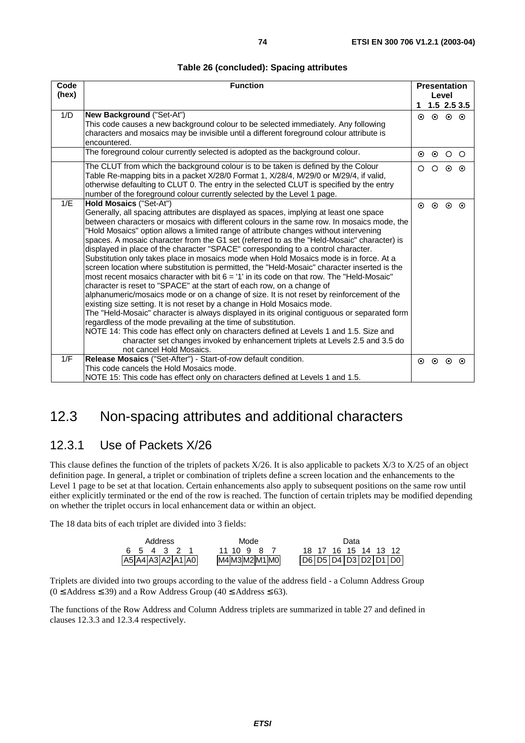**Table 26 (concluded): Spacing attributes**

| Code (hex) | Function | Presentation Level 1 | 1.5 | 2.5 | 3.5 |
|---|---|---|---|---|---|
| 1/D | **New Background** ("Set-At")<br>This code causes a new background colour to be selected immediately. Any following characters and mosaics may be invisible until a different foreground colour attribute is encountered. | ⊙ | ⊙ | ⊙ | ⊙ |
| | The foreground colour currently selected is adopted as the background colour. | ⊙ | ⊙ | ○ | ○ |
| | The CLUT from which the background colour is to be taken is defined by the Colour Table Re-mapping bits in a packet X/28/0 Format 1, X/28/4, M/29/0 or M/29/4, if valid, otherwise defaulting to CLUT 0. The entry in the selected CLUT is specified by the entry number of the foreground colour currently selected by the Level 1 page. | ○ | ○ | ⊙ | ⊙ |
| 1/E | **Hold Mosaics** ("Set-At")<br>Generally, all spacing attributes are displayed as spaces, implying at least one space between characters or mosaics with different colours in the same row. In mosaics mode, the "Hold Mosaics" option allows a limited range of attribute changes without intervening spaces. A mosaic character from the G1 set (referred to as the "Held-Mosaic" character) is displayed in place of the character "SPACE" corresponding to a control character.<br>Substitution only takes place in mosaics mode when Hold Mosaics mode is in force. At a screen location where substitution is permitted, the "Held-Mosaic" character inserted is the most recent mosaics character with bit 6 = '1' in its code on that row. The "Held-Mosaic" character is reset to "SPACE" at the start of each row, on a change of alphanumeric/mosaics mode or on a change of size. It is not reset by reinforcement of the existing size setting. It is not reset by a change in Hold Mosaics mode.<br>The "Held-Mosaic" character is always displayed in its original contiguous or separated form regardless of the mode prevailing at the time of substitution.<br>NOTE 14: This code has effect only on characters defined at Levels 1 and 1.5. Size and character set changes invoked by enhancement triplets at Levels 2.5 and 3.5 do not cancel Hold Mosaics. | ⊙ | ⊙ | ⊙ | ⊙ |
| 1/F | **Release Mosaics** ("Set-After") - Start-of-row default condition.<br>This code cancels the Hold Mosaics mode.<br>NOTE 15: This code has effect only on characters defined at Levels 1 and 1.5. | ⊙ | ⊙ | ⊙ | ⊙ |

## 12.3 Non-spacing attributes and additional characters

### 12.3.1 Use of Packets X/26

This clause defines the function of the triplets of packets X/26. It is also applicable to packets X/3 to X/25 of an object definition page. In general, a triplet or combination of triplets define a screen location and the enhancements to the Level 1 page to be set at that location. Certain enhancements also apply to subsequent positions on the same row until either explicitly terminated or the end of the row is reached. The function of certain triplets may be modified depending on whether the triplet occurs in local enhancement data or within an object.

The 18 data bits of each triplet are divided into 3 fields:

| Address | | | | | | Mode | | | | | Data | | | | | | |
|---|---|---|---|---|---|---|---|---|---|---|---|---|---|---|---|---|---|
| 6 | 5 | 4 | 3 | 2 | 1 | 11 | 10 | 9 | 8 | 7 | 18 | 17 | 16 | 15 | 14 | 13 | 12 |
| A5 | A4 | A3 | A2 | A1 | A0 | M4 | M3 | M2 | M1 | M0 | D6 | D5 | D4 | D3 | D2 | D1 | D0 |

Triplets are divided into two groups according to the value of the address field - a Column Address Group ($0 \le$ Address $\le 39$) and a Row Address Group ($40 \le$ Address $\le 63$).

The functions of the Row Address and Column Address triplets are summarized in table 27 and defined in clauses 12.3.3 and 12.3.4 respectively.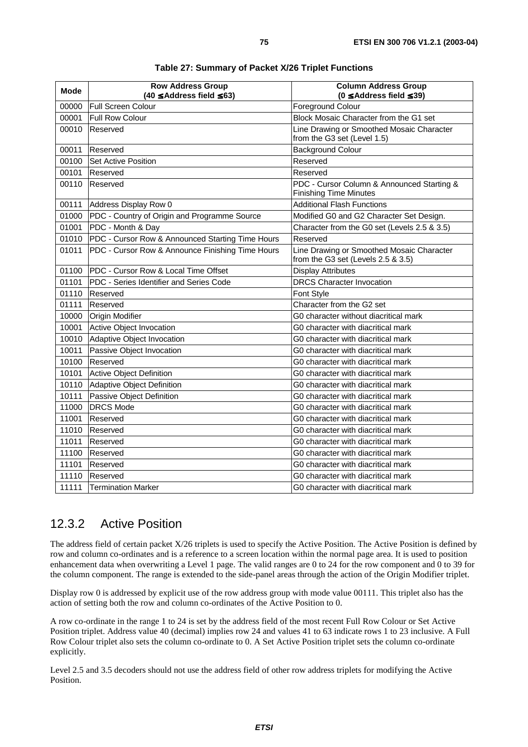**Table 27: Summary of Packet X/26 Triplet Functions**

| Mode | Row Address Group (40 ≤ Address field ≤ 63) | Column Address Group (0 ≤ Address field ≤ 39) |
|---|---|---|
| 00000 | Full Screen Colour | Foreground Colour |
| 00001 | Full Row Colour | Block Mosaic Character from the G1 set |
| 00010 | Reserved | Line Drawing or Smoothed Mosaic Character from the G3 set (Level 1.5) |
| 00011 | Reserved | Background Colour |
| 00100 | Set Active Position | Reserved |
| 00101 | Reserved | Reserved |
| 00110 | Reserved | PDC - Cursor Column & Announced Starting & Finishing Time Minutes |
| 00111 | Address Display Row 0 | Additional Flash Functions |
| 01000 | PDC - Country of Origin and Programme Source | Modified G0 and G2 Character Set Design. |
| 01001 | PDC - Month & Day | Character from the G0 set (Levels 2.5 & 3.5) |
| 01010 | PDC - Cursor Row & Announced Starting Time Hours | Reserved |
| 01011 | PDC - Cursor Row & Announce Finishing Time Hours | Line Drawing or Smoothed Mosaic Character from the G3 set (Levels 2.5 & 3.5) |
| 01100 | PDC - Cursor Row & Local Time Offset | Display Attributes |
| 01101 | PDC - Series Identifier and Series Code | DRCS Character Invocation |
| 01110 | Reserved | Font Style |
| 01111 | Reserved | Character from the G2 set |
| 10000 | Origin Modifier | G0 character without diacritical mark |
| 10001 | Active Object Invocation | G0 character with diacritical mark |
| 10010 | Adaptive Object Invocation | G0 character with diacritical mark |
| 10011 | Passive Object Invocation | G0 character with diacritical mark |
| 10100 | Reserved | G0 character with diacritical mark |
| 10101 | Active Object Definition | G0 character with diacritical mark |
| 10110 | Adaptive Object Definition | G0 character with diacritical mark |
| 10111 | Passive Object Definition | G0 character with diacritical mark |
| 11000 | DRCS Mode | G0 character with diacritical mark |
| 11001 | Reserved | G0 character with diacritical mark |
| 11010 | Reserved | G0 character with diacritical mark |
| 11011 | Reserved | G0 character with diacritical mark |
| 11100 | Reserved | G0 character with diacritical mark |
| 11101 | Reserved | G0 character with diacritical mark |
| 11110 | Reserved | G0 character with diacritical mark |
| 11111 | Termination Marker | G0 character with diacritical mark |

## 12.3.2 Active Position

The address field of certain packet X/26 triplets is used to specify the Active Position. The Active Position is defined by row and column co-ordinates and is a reference to a screen location within the normal page area. It is used to position enhancement data when overwriting a Level 1 page. The valid ranges are 0 to 24 for the row component and 0 to 39 for the column component. The range is extended to the side-panel areas through the action of the Origin Modifier triplet.

Display row 0 is addressed by explicit use of the row address group with mode value 00111. This triplet also has the action of setting both the row and column co-ordinates of the Active Position to 0.

A row co-ordinate in the range 1 to 24 is set by the address field of the most recent Full Row Colour or Set Active Position triplet. Address value 40 (decimal) implies row 24 and values 41 to 63 indicate rows 1 to 23 inclusive. A Full Row Colour triplet also sets the column co-ordinate to 0. A Set Active Position triplet sets the column co-ordinate explicitly.

Level 2.5 and 3.5 decoders should not use the address field of other row address triplets for modifying the Active Position.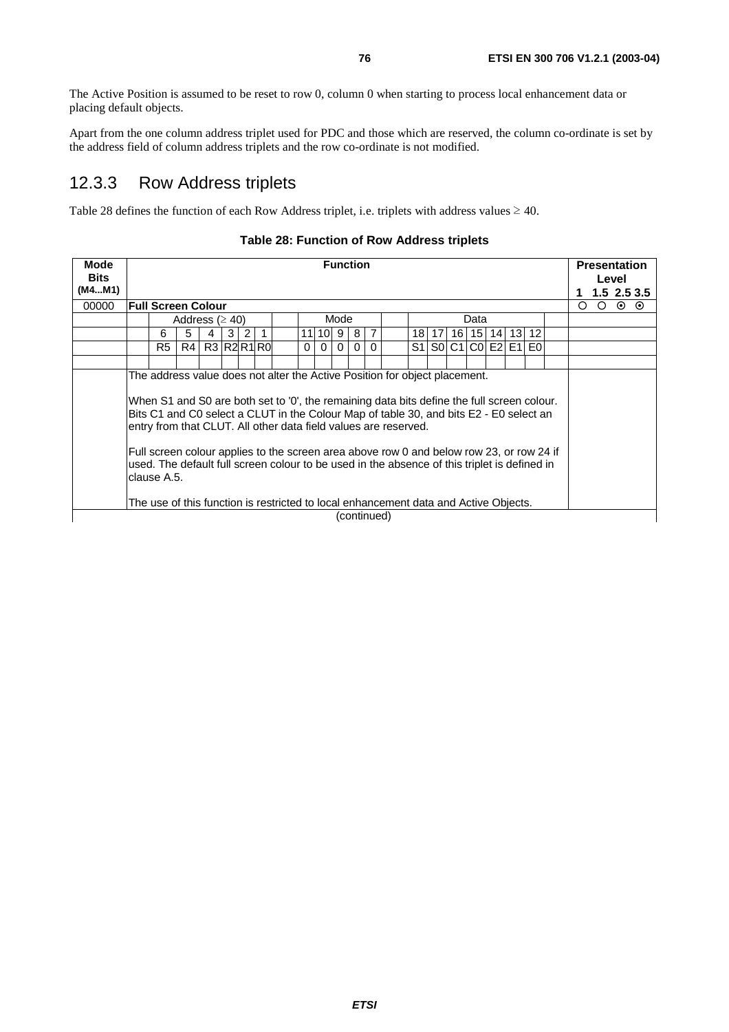The Active Position is assumed to be reset to row 0, column 0 when starting to process local enhancement data or placing default objects.

Apart from the one column address triplet used for PDC and those which are reserved, the column co-ordinate is set by the address field of column address triplets and the row co-ordinate is not modified.

## 12.3.3 Row Address triplets

Table 28 defines the function of each Row Address triplet, i.e. triplets with address values ≥ 40.

**Table 28: Function of Row Address triplets**

| Mode Bits (M4...M1) | Function | Presentation Level 1 1.5 2.5 3.5 |
|---|---|---|
| 00000 | **Full Screen Colour** | ○ ○ ⊙ ⊙ |
| | Address (≥ 40): bits 6 5 4 3 2 1 = R5 R4 R3 R2 R1 R0; Mode: bits 11 10 9 8 7 = 0 0 0 0 0; Data: bits 18 17 16 15 14 13 12 = S1 S0 C1 C0 E2 E1 E0 | |
| | The address value does not alter the Active Position for object placement.<br><br>When S1 and S0 are both set to '0', the remaining data bits define the full screen colour. Bits C1 and C0 select a CLUT in the Colour Map of table 30, and bits E2 - E0 select an entry from that CLUT. All other data field values are reserved.<br><br>Full screen colour applies to the screen area above row 0 and below row 23, or row 24 if used. The default full screen colour to be used in the absence of this triplet is defined in clause A.5.<br><br>The use of this function is restricted to local enhancement data and Active Objects. | |

(continued)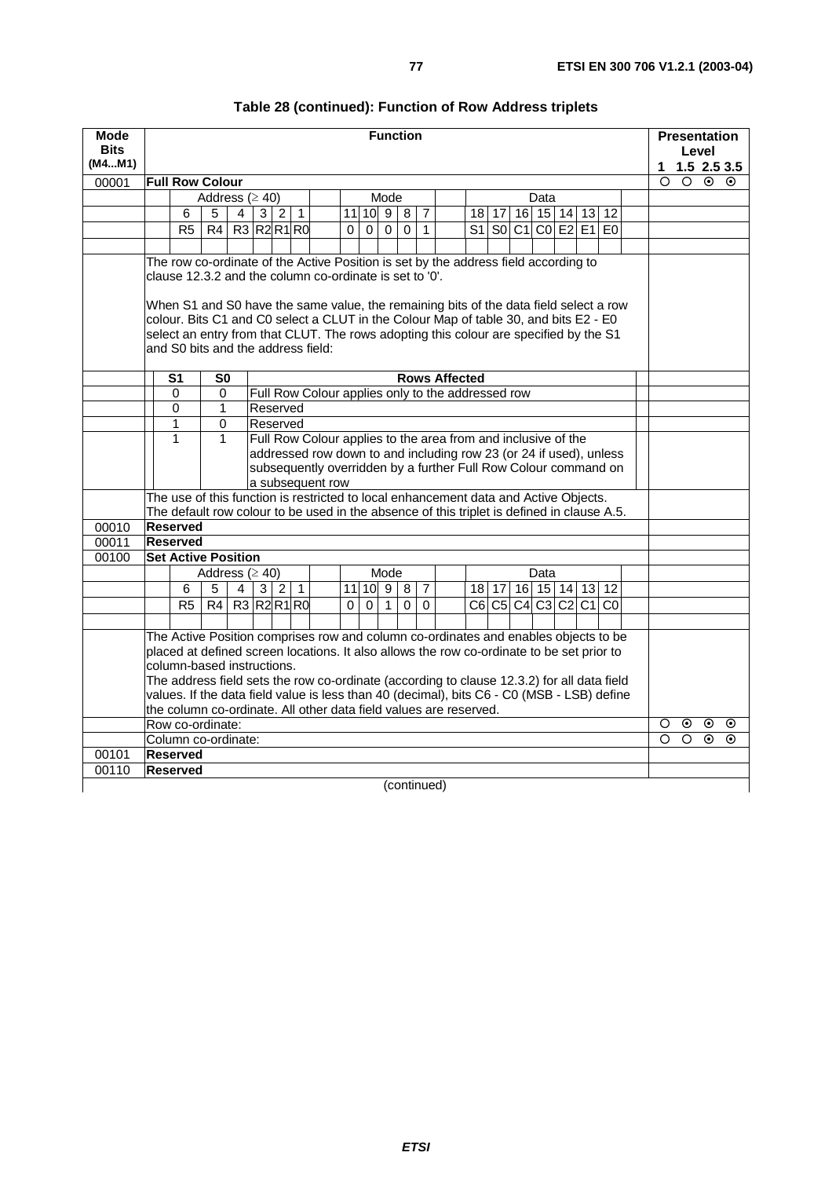**Table 28 (continued): Function of Row Address triplets**

| Mode Bits (M4...M1) | Function | Presentation Level 1 / 1.5 / 2.5 / 3.5 |
|---|---|---|
| 00001 | **Full Row Colour** | ○ ○ ⊙ ⊙ |
| | Address (≥ 40): bits 6 5 4 3 2 1 = R5 R4 R3 R2 R1 R0; Mode: bits 11 10 9 8 7 = 0 0 0 0 1; Data: bits 18 17 16 15 14 13 12 = S1 S0 C1 C0 E2 E1 E0 | |
| | The row co-ordinate of the Active Position is set by the address field according to clause 12.3.2 and the column co-ordinate is set to '0'.<br><br>When S1 and S0 have the same value, the remaining bits of the data field select a row colour. Bits C1 and C0 select a CLUT in the Colour Map of table 30, and bits E2 - E0 select an entry from that CLUT. The rows adopting this colour are specified by the S1 and S0 bits and the address field: | |
| | S1 = 0, S0 = 0: Full Row Colour applies only to the addressed row | |
| | S1 = 0, S0 = 1: Reserved | |
| | S1 = 1, S0 = 0: Reserved | |
| | S1 = 1, S0 = 1: Full Row Colour applies to the area from and inclusive of the addressed row down to and including row 23 (or 24 if used), unless subsequently overridden by a further Full Row Colour command on a subsequent row | |
| | The use of this function is restricted to local enhancement data and Active Objects. The default row colour to be used in the absence of this triplet is defined in clause A.5. | |
| 00010 | **Reserved** | |
| 00011 | **Reserved** | |
| 00100 | **Set Active Position** | |
| | Address (≥ 40): bits 6 5 4 3 2 1 = R5 R4 R3 R2 R1 R0; Mode: bits 11 10 9 8 7 = 0 0 1 0 0; Data: bits 18 17 16 15 14 13 12 = C6 C5 C4 C3 C2 C1 C0 | |
| | The Active Position comprises row and column co-ordinates and enables objects to be placed at defined screen locations. It also allows the row co-ordinate to be set prior to column-based instructions.<br>The address field sets the row co-ordinate (according to clause 12.3.2) for all data field values. If the data field value is less than 40 (decimal), bits C6 - C0 (MSB - LSB) define the column co-ordinate. All other data field values are reserved. | |
| | Row co-ordinate: | ○ ⊙ ⊙ ⊙ |
| | Column co-ordinate: | ○ ○ ⊙ ⊙ |
| 00101 | **Reserved** | |
| 00110 | **Reserved** | |

(continued)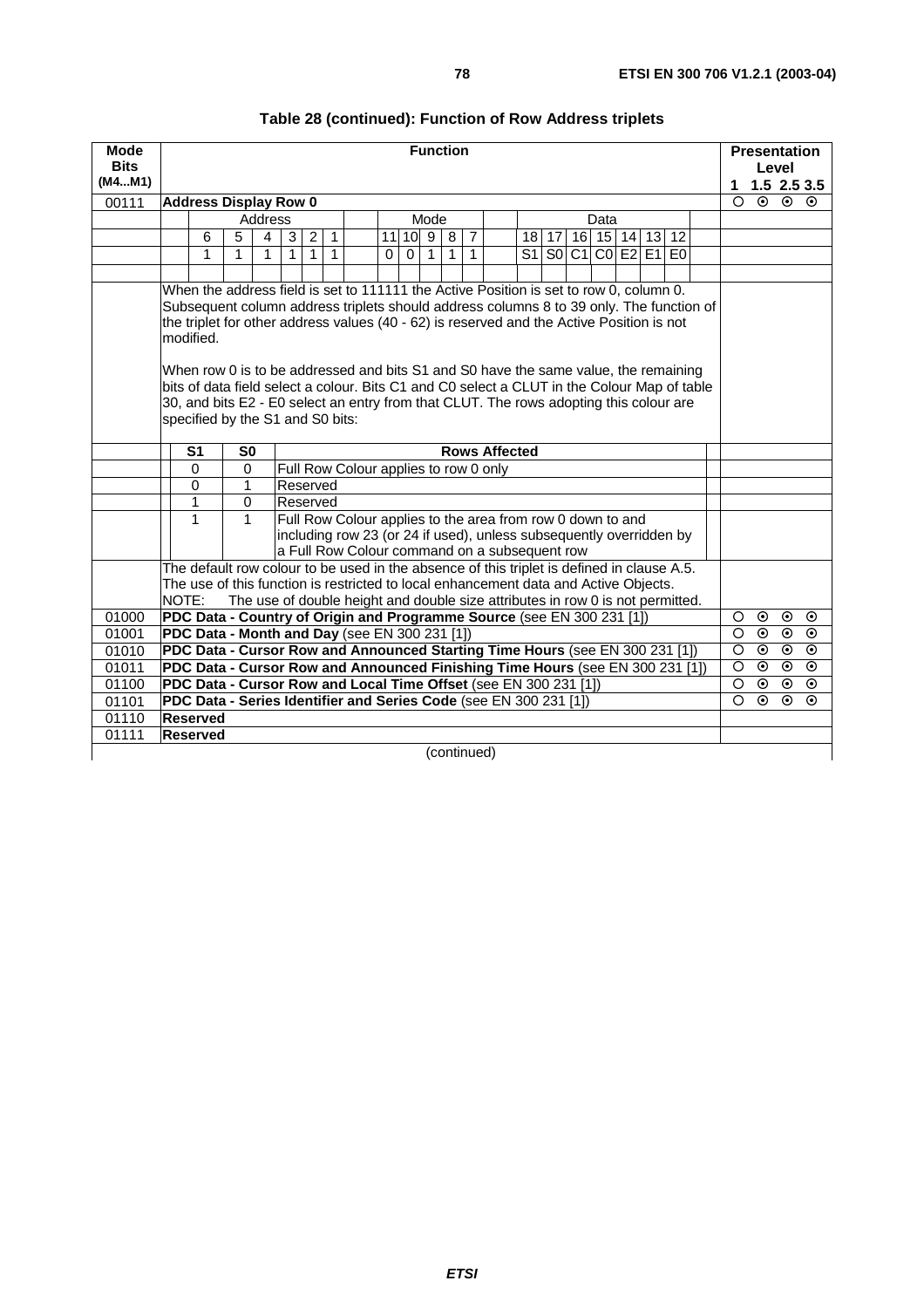**Table 28 (continued): Function of Row Address triplets**

| Mode Bits (M4...M1) | Function | Presentation Level 1 | 1.5 | 2.5 | 3.5 |
|---|---|---|---|---|---|
| 00111 | **Address Display Row 0** | ○ | ⊙ | ⊙ | ⊙ |
| | Address: bits 6 5 4 3 2 1 = 1 1 1 1 1 1; Mode: bits 11 10 9 8 7 = 0 0 1 1 1; Data: bits 18 17 16 15 14 13 12 = S1 S0 C1 C0 E2 E1 E0 | | | | |
| | When the address field is set to 111111 the Active Position is set to row 0, column 0. Subsequent column address triplets should address columns 8 to 39 only. The function of the triplet for other address values (40 - 62) is reserved and the Active Position is not modified.<br><br>When row 0 is to be addressed and bits S1 and S0 have the same value, the remaining bits of data field select a colour. Bits C1 and C0 select a CLUT in the Colour Map of table 30, and bits E2 - E0 select an entry from that CLUT. The rows adopting this colour are specified by the S1 and S0 bits: | | | | |
| | **S1 / S0 / Rows Affected**<br>0 / 0 / Full Row Colour applies to row 0 only<br>0 / 1 / Reserved<br>1 / 0 / Reserved<br>1 / 1 / Full Row Colour applies to the area from row 0 down to and including row 23 (or 24 if used), unless subsequently overridden by a Full Row Colour command on a subsequent row | | | | |
| | The default row colour to be used in the absence of this triplet is defined in clause A.5. The use of this function is restricted to local enhancement data and Active Objects.<br>NOTE: The use of double height and double size attributes in row 0 is not permitted. | | | | |
| 01000 | **PDC Data - Country of Origin and Programme Source** (see EN 300 231 [1]) | ○ | ⊙ | ⊙ | ⊙ |
| 01001 | **PDC Data - Month and Day** (see EN 300 231 [1]) | ○ | ⊙ | ⊙ | ⊙ |
| 01010 | **PDC Data - Cursor Row and Announced Starting Time Hours** (see EN 300 231 [1]) | ○ | ⊙ | ⊙ | ⊙ |
| 01011 | **PDC Data - Cursor Row and Announced Finishing Time Hours** (see EN 300 231 [1]) | ○ | ⊙ | ⊙ | ⊙ |
| 01100 | **PDC Data - Cursor Row and Local Time Offset** (see EN 300 231 [1]) | ○ | ⊙ | ⊙ | ⊙ |
| 01101 | **PDC Data - Series Identifier and Series Code** (see EN 300 231 [1]) | ○ | ⊙ | ⊙ | ⊙ |
| 01110 | **Reserved** | | | | |
| 01111 | **Reserved** | | | | |

(continued)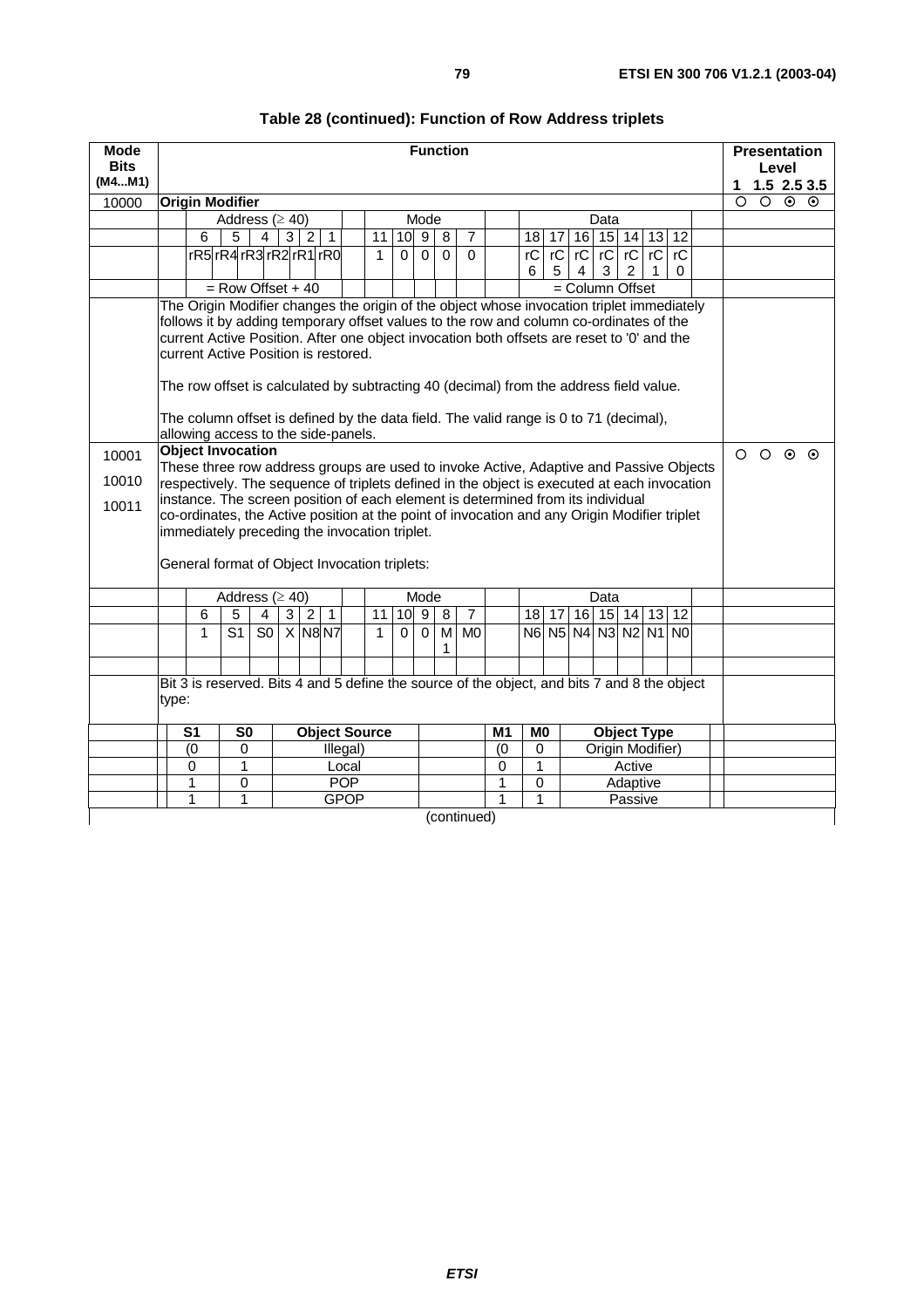**Table 28 (continued): Function of Row Address triplets**

| Mode Bits (M4...M1) | Function | Presentation Level 1 1.5 2.5 3.5 |
|---|---|---|
| 10000 | **Origin Modifier** | ○ ○ ⊙ ⊙ |
| | Address (≥ 40): bits 6 5 4 3 2 1 = rR5 rR4 rR3 rR2 rR1 rR0 (= Row Offset + 40); Mode: bits 11 10 9 8 7 = 1 0 0 0 0; Data: bits 18 17 16 15 14 13 12 = rC6 rC5 rC4 rC3 rC2 rC1 rC0 (= Column Offset) | |
| | The Origin Modifier changes the origin of the object whose invocation triplet immediately follows it by adding temporary offset values to the row and column co-ordinates of the current Active Position. After one object invocation both offsets are reset to '0' and the current Active Position is restored.<br><br>The row offset is calculated by subtracting 40 (decimal) from the address field value.<br><br>The column offset is defined by the data field. The valid range is 0 to 71 (decimal), allowing access to the side-panels. | |
| 10001<br>10010<br>10011 | **Object Invocation**<br>These three row address groups are used to invoke Active, Adaptive and Passive Objects respectively. The sequence of triplets defined in the object is executed at each invocation instance. The screen position of each element is determined from its individual co-ordinates, the Active position at the point of invocation and any Origin Modifier triplet immediately preceding the invocation triplet.<br><br>General format of Object Invocation triplets: | ○ ○ ⊙ ⊙ |
| | Address (≥ 40): bits 6 5 4 3 2 1 = 1 S1 S0 X N8 N7; Mode: bits 11 10 9 8 7 = 1 0 0 M1 M0; Data: bits 18 17 16 15 14 13 12 = N6 N5 N4 N3 N2 N1 N0 | |
| | Bit 3 is reserved. Bits 4 and 5 define the source of the object, and bits 7 and 8 the object type: | |

| S1 | S0 | Object Source | M1 | M0 | Object Type |
|---|---|---|---|---|---|
| (0 | 0 | Illegal) | (0 | 0 | Origin Modifier) |
| 0 | 1 | Local | 0 | 1 | Active |
| 1 | 0 | POP | 1 | 0 | Adaptive |
| 1 | 1 | GPOP | 1 | 1 | Passive |

(continued)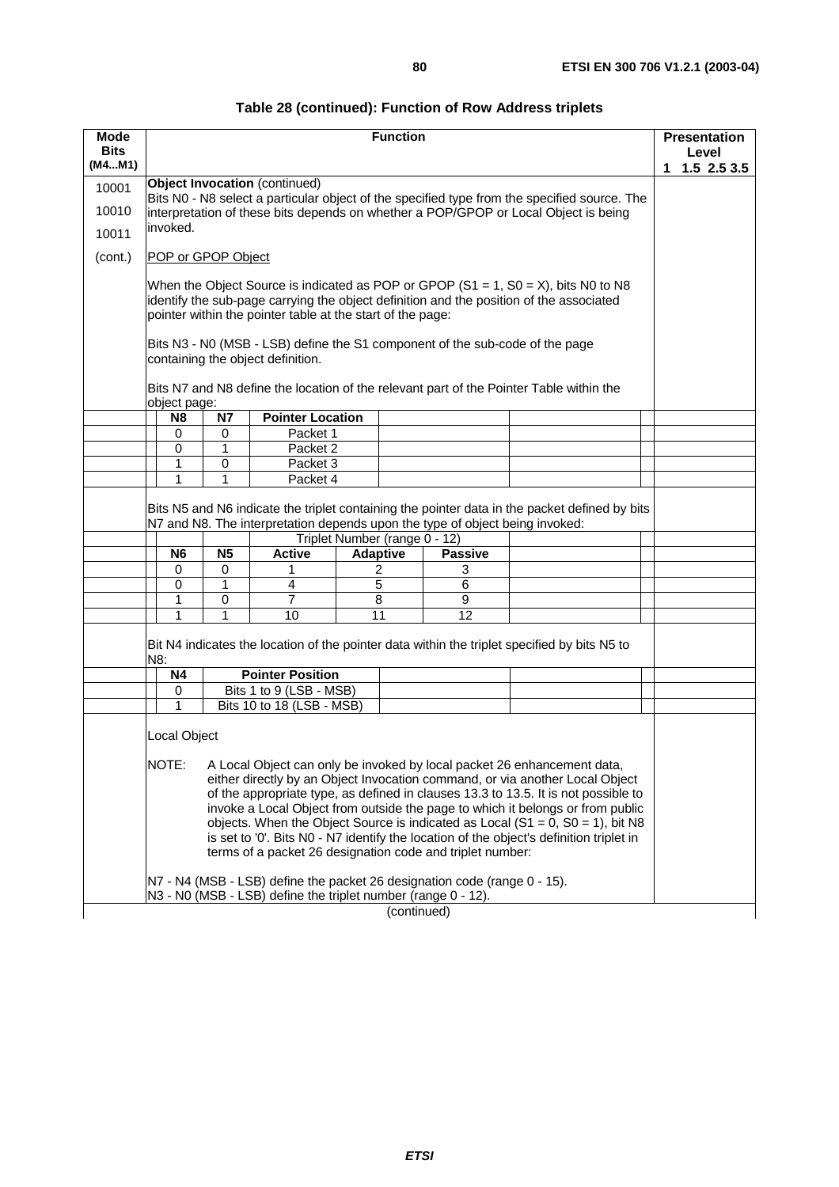**Table 28 (continued): Function of Row Address triplets**

| Mode Bits (M4...M1) | Function | Presentation Level 1 1.5 2.5 3.5 |
|---|---|---|
| 10001<br>10010<br>10011<br>(cont.) | **Object Invocation** (continued)<br>Bits N0 - N8 select a particular object of the specified type from the specified source. The interpretation of these bits depends on whether a POP/GPOP or Local Object is being invoked.<br><br>POP or GPOP Object<br><br>When the Object Source is indicated as POP or GPOP (S1 = 1, S0 = X), bits N0 to N8 identify the sub-page carrying the object definition and the position of the associated pointer within the pointer table at the start of the page:<br><br>Bits N3 - N0 (MSB - LSB) define the S1 component of the sub-code of the page containing the object definition.<br><br>Bits N7 and N8 define the location of the relevant part of the Pointer Table within the object page: | |

| N8 | N7 | Pointer Location |
|---|---|---|
| 0 | 0 | Packet 1 |
| 0 | 1 | Packet 2 |
| 1 | 0 | Packet 3 |
| 1 | 1 | Packet 4 |

Bits N5 and N6 indicate the triplet containing the pointer data in the packet defined by bits N7 and N8. The interpretation depends upon the type of object being invoked:

| | | Triplet Number (range 0 - 12) | | |
|---|---|---|---|---|
| **N6** | **N5** | **Active** | **Adaptive** | **Passive** |
| 0 | 0 | 1 | 2 | 3 |
| 0 | 1 | 4 | 5 | 6 |
| 1 | 0 | 7 | 8 | 9 |
| 1 | 1 | 10 | 11 | 12 |

Bit N4 indicates the location of the pointer data within the triplet specified by bits N5 to N8:

| N4 | Pointer Position |
|---|---|
| 0 | Bits 1 to 9 (LSB - MSB) |
| 1 | Bits 10 to 18 (LSB - MSB) |

Local Object

NOTE: A Local Object can only be invoked by local packet 26 enhancement data, either directly by an Object Invocation command, or via another Local Object of the appropriate type, as defined in clauses 13.3 to 13.5. It is not possible to invoke a Local Object from outside the page to which it belongs or from public objects. When the Object Source is indicated as Local (S1 = 0, S0 = 1), bit N8 is set to '0'. Bits N0 - N7 identify the location of the object's definition triplet in terms of a packet 26 designation code and triplet number:

N7 - N4 (MSB - LSB) define the packet 26 designation code (range 0 - 15).
N3 - N0 (MSB - LSB) define the triplet number (range 0 - 12).

(continued)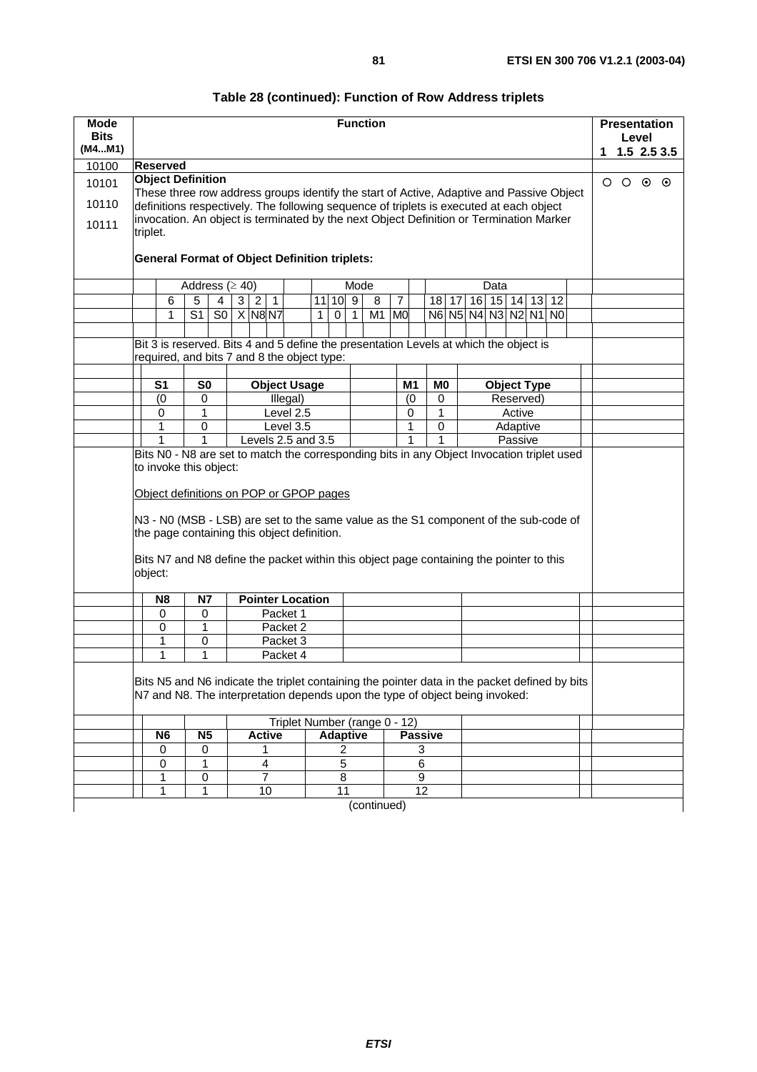**Table 28 (continued): Function of Row Address triplets**

| Mode Bits (M4...M1) | Function | Presentation Level 1 1.5 2.5 3.5 |
|---|---|---|
| 10100 | **Reserved** | |
| 10101<br>10110<br>10111 | **Object Definition**<br>These three row address groups identify the start of Active, Adaptive and Passive Object definitions respectively. The following sequence of triplets is executed at each object invocation. An object is terminated by the next Object Definition or Termination Marker triplet.<br><br>**General Format of Object Definition triplets:** | ○ ○ ⊙ ⊙ |

| Address (≥ 40) | | | | | | Mode | | | | | Data | | | | | | |
|---|---|---|---|---|---|---|---|---|---|---|---|---|---|---|---|---|---|
| 6 | 5 | 4 | 3 | 2 | 1 | 11 | 10 | 9 | 8 | 7 | 18 | 17 | 16 | 15 | 14 | 13 | 12 |
| 1 | S1 | S0 | X | N8 | N7 | 1 | 0 | 1 | M1 | M0 | N6 | N5 | N4 | N3 | N2 | N1 | N0 |

Bit 3 is reserved. Bits 4 and 5 define the presentation Levels at which the object is required, and bits 7 and 8 the object type:

| S1 | S0 | Object Usage | M1 | M0 | Object Type |
|---|---|---|---|---|---|
| (0 | 0 | Illegal) | (0 | 0 | Reserved) |
| 0 | 1 | Level 2.5 | 0 | 1 | Active |
| 1 | 0 | Level 3.5 | 1 | 0 | Adaptive |
| 1 | 1 | Levels 2.5 and 3.5 | 1 | 1 | Passive |

Bits N0 - N8 are set to match the corresponding bits in any Object Invocation triplet used to invoke this object:

Object definitions on POP or GPOP pages

N3 - N0 (MSB - LSB) are set to the same value as the S1 component of the sub-code of the page containing this object definition.

Bits N7 and N8 define the packet within this object page containing the pointer to this object:

| N8 | N7 | Pointer Location |
|---|---|---|
| 0 | 0 | Packet 1 |
| 0 | 1 | Packet 2 |
| 1 | 0 | Packet 3 |
| 1 | 1 | Packet 4 |

Bits N5 and N6 indicate the triplet containing the pointer data in the packet defined by bits N7 and N8. The interpretation depends upon the type of object being invoked:

| | | Triplet Number (range 0 - 12) | | |
|---|---|---|---|---|
| **N6** | **N5** | **Active** | **Adaptive** | **Passive** |
| 0 | 0 | 1 | 2 | 3 |
| 0 | 1 | 4 | 5 | 6 |
| 1 | 0 | 7 | 8 | 9 |
| 1 | 1 | 10 | 11 | 12 |

(continued)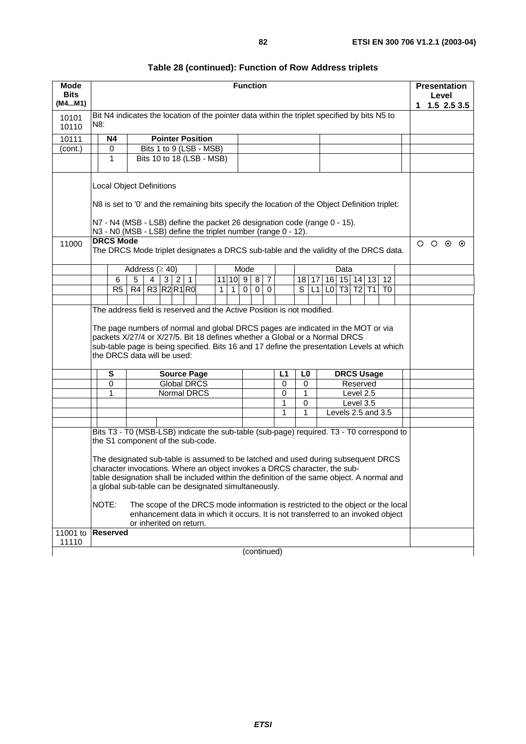**Table 28 (continued): Function of Row Address triplets**

| Mode Bits (M4...M1) | Function | Presentation Level 1 1.5 2.5 3.5 |
|---|---|---|
| 10101 10110 | Bit N4 indicates the location of the pointer data within the triplet specified by bits N5 to N8: | |
| 10111 (cont.) | **N4** / **Pointer Position**<br>0 / Bits 1 to 9 (LSB - MSB)<br>1 / Bits 10 to 18 (LSB - MSB) | |
| | Local Object Definitions<br><br>N8 is set to '0' and the remaining bits specify the location of the Object Definition triplet:<br><br>N7 - N4 (MSB - LSB) define the packet 26 designation code (range 0 - 15).<br>N3 - N0 (MSB - LSB) define the triplet number (range 0 - 12). | |
| 11000 | **DRCS Mode**<br>The DRCS Mode triplet designates a DRCS sub-table and the validity of the DRCS data. | ○ ○ ⊙ ⊙ |
| | Address (≥ 40): 6 5 4 3 2 1 = R5 R4 R3 R2 R1 R0<br>Mode: 11 10 9 8 7 = 1 1 0 0 0<br>Data: 18 17 16 15 14 13 12 = S L1 L0 T3 T2 T1 T0 | |
| | The address field is reserved and the Active Position is not modified.<br><br>The page numbers of normal and global DRCS pages are indicated in the MOT or via packets X/27/4 or X/27/5. Bit 18 defines whether a Global or a Normal DRCS sub-table page is being specified. Bits 16 and 17 define the presentation Levels at which the DRCS data will be used: | |
| | **S** / **Source Page**: 0 / Global DRCS; 1 / Normal DRCS<br><br>**L1** / **L0** / **DRCS Usage**:<br>0 / 0 / Reserved<br>0 / 1 / Level 2.5<br>1 / 0 / Level 3.5<br>1 / 1 / Levels 2.5 and 3.5 | |
| | Bits T3 - T0 (MSB-LSB) indicate the sub-table (sub-page) required. T3 - T0 correspond to the S1 component of the sub-code.<br><br>The designated sub-table is assumed to be latched and used during subsequent DRCS character invocations. Where an object invokes a DRCS character, the sub-table designation shall be included within the definition of the same object. A normal and a global sub-table can be designated simultaneously.<br><br>NOTE: The scope of the DRCS mode information is restricted to the object or the local enhancement data in which it occurs. It is not transferred to an invoked object or inherited on return. | |
| 11001 to 11110 | **Reserved** | |

(continued)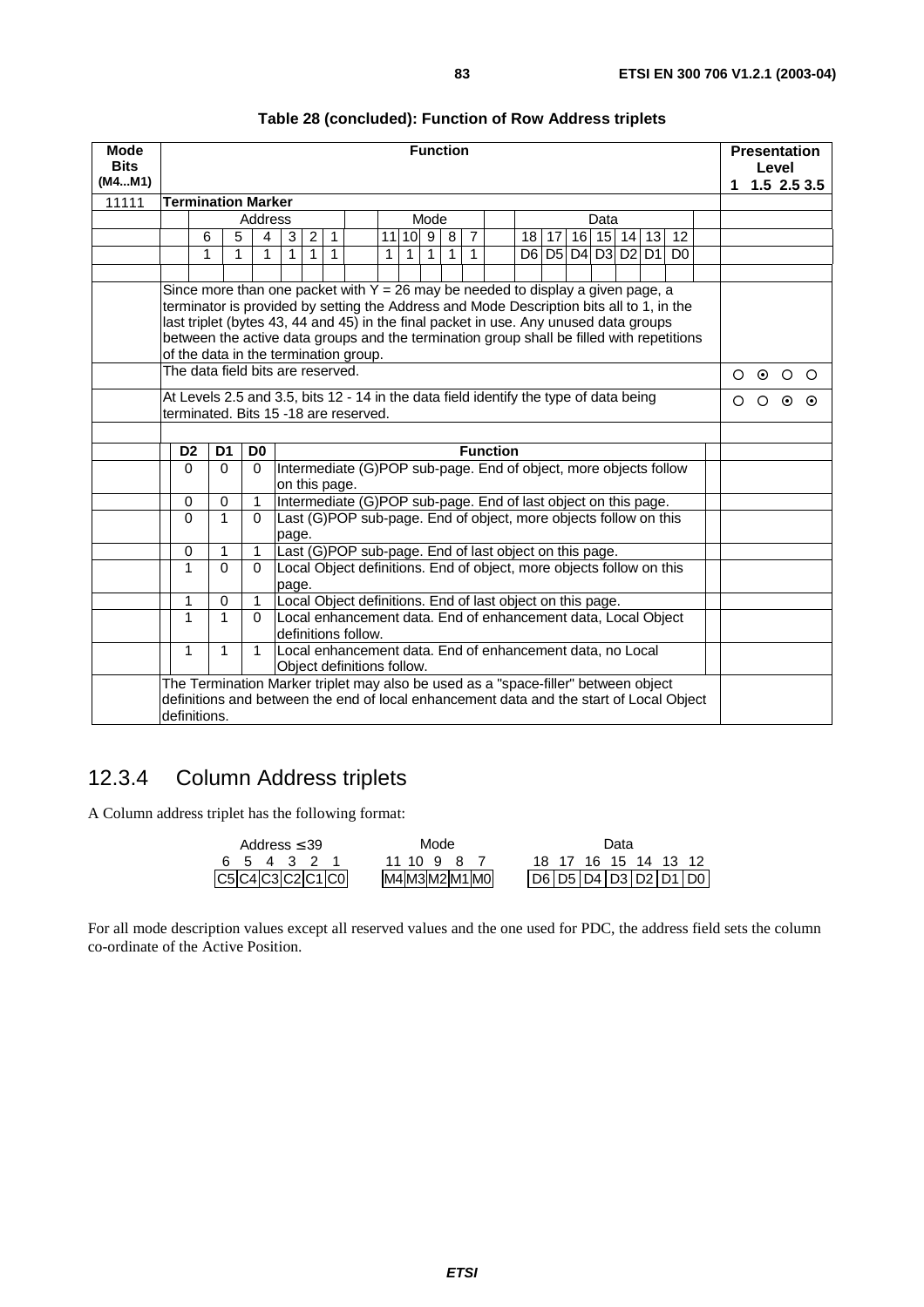**Table 28 (concluded): Function of Row Address triplets**

| Mode Bits (M4...M1) | Function | Presentation Level 1 1.5 2.5 3.5 |
|---|---|---|
| 11111 | **Termination Marker** | |
| | Address: bits 6 5 4 3 2 1 = 1 1 1 1 1 1; Mode: bits 11 10 9 8 7 = 1 1 1 1 1; Data: bits 18 17 16 15 14 13 12 = D6 D5 D4 D3 D2 D1 D0 | |
| | Since more than one packet with Y = 26 may be needed to display a given page, a terminator is provided by setting the Address and Mode Description bits all to 1, in the last triplet (bytes 43, 44 and 45) in the final packet in use. Any unused data groups between the active data groups and the termination group shall be filled with repetitions of the data in the termination group. | |
| | The data field bits are reserved. | ○ ⊙ ○ ○ |
| | At Levels 2.5 and 3.5, bits 12 - 14 in the data field identify the type of data being terminated. Bits 15 -18 are reserved. | ○ ○ ⊙ ⊙ |
| | The Termination Marker triplet may also be used as a "space-filler" between object definitions and between the end of local enhancement data and the start of Local Object definitions. | |

| D2 | D1 | D0 | Function |
|---|---|---|---|
| 0 | 0 | 0 | Intermediate (G)POP sub-page. End of object, more objects follow on this page. |
| 0 | 0 | 1 | Intermediate (G)POP sub-page. End of last object on this page. |
| 0 | 1 | 0 | Last (G)POP sub-page. End of object, more objects follow on this page. |
| 0 | 1 | 1 | Last (G)POP sub-page. End of last object on this page. |
| 1 | 0 | 0 | Local Object definitions. End of object, more objects follow on this page. |
| 1 | 0 | 1 | Local Object definitions. End of last object on this page. |
| 1 | 1 | 0 | Local enhancement data. End of enhancement data, Local Object definitions follow. |
| 1 | 1 | 1 | Local enhancement data. End of enhancement data, no Local Object definitions follow. |

## 12.3.4 Column Address triplets

A Column address triplet has the following format:

| Address ≤ 39 | | | | | | Mode | | | | | Data | | | | | | |
|---|---|---|---|---|---|---|---|---|---|---|---|---|---|---|---|---|---|
| 6 | 5 | 4 | 3 | 2 | 1 | 11 | 10 | 9 | 8 | 7 | 18 | 17 | 16 | 15 | 14 | 13 | 12 |
| C5 | C4 | C3 | C2 | C1 | C0 | M4 | M3 | M2 | M1 | M0 | D6 | D5 | D4 | D3 | D2 | D1 | D0 |

For all mode description values except all reserved values and the one used for PDC, the address field sets the column co-ordinate of the Active Position.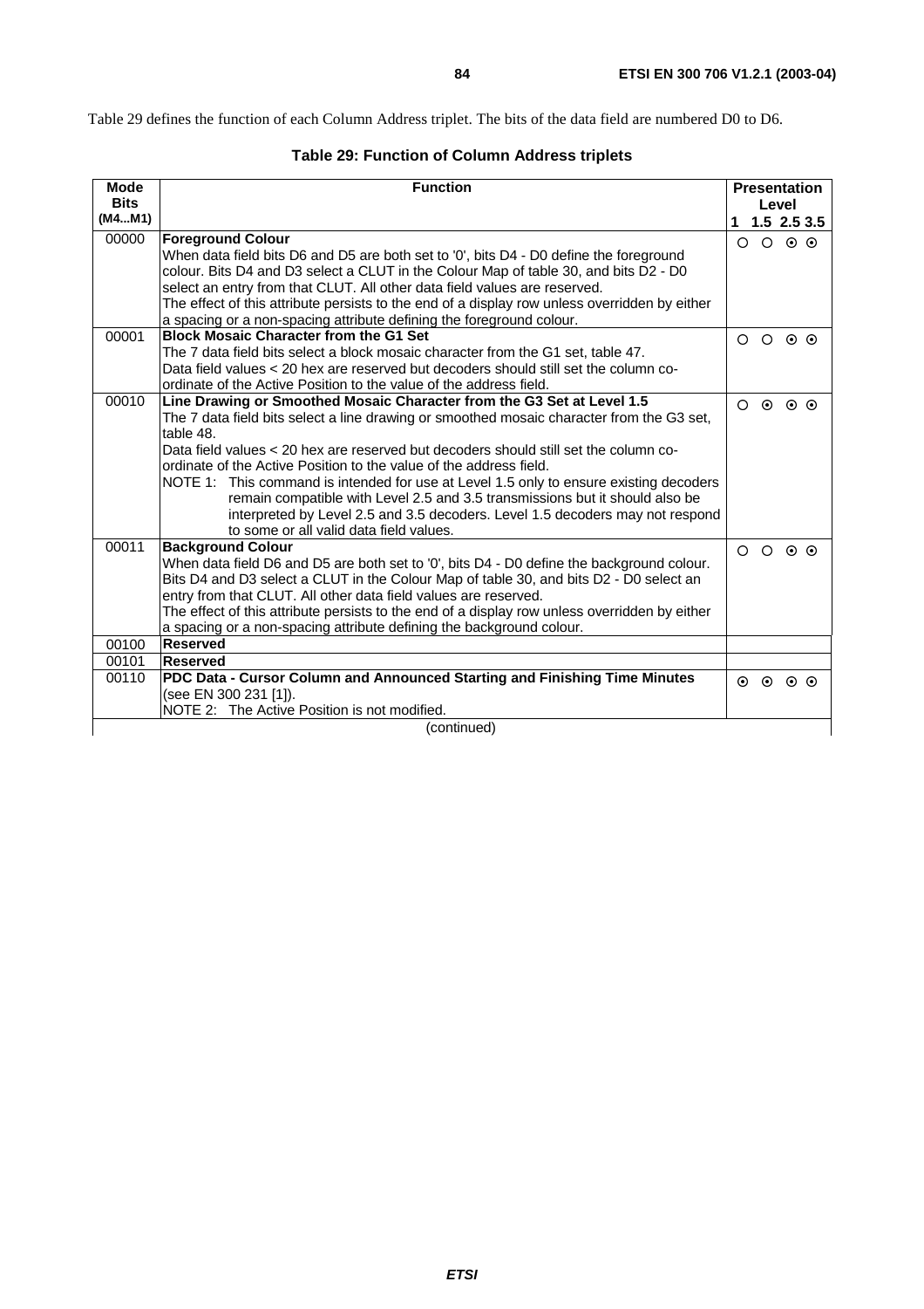Table 29 defines the function of each Column Address triplet. The bits of the data field are numbered D0 to D6.

**Table 29: Function of Column Address triplets**

| Mode Bits (M4...M1) | Function | Presentation Level 1 | 1.5 | 2.5 | 3.5 |
|---|---|---|---|---|---|
| 00000 | **Foreground Colour**<br>When data field bits D6 and D5 are both set to '0', bits D4 - D0 define the foreground colour. Bits D4 and D3 select a CLUT in the Colour Map of table 30, and bits D2 - D0 select an entry from that CLUT. All other data field values are reserved.<br>The effect of this attribute persists to the end of a display row unless overridden by either a spacing or a non-spacing attribute defining the foreground colour. | ○ | ○ | ⊙ | ⊙ |
| 00001 | **Block Mosaic Character from the G1 Set**<br>The 7 data field bits select a block mosaic character from the G1 set, table 47.<br>Data field values < 20 hex are reserved but decoders should still set the column co-ordinate of the Active Position to the value of the address field. | ○ | ○ | ⊙ | ⊙ |
| 00010 | **Line Drawing or Smoothed Mosaic Character from the G3 Set at Level 1.5**<br>The 7 data field bits select a line drawing or smoothed mosaic character from the G3 set, table 48.<br>Data field values < 20 hex are reserved but decoders should still set the column co-ordinate of the Active Position to the value of the address field.<br>NOTE 1: This command is intended for use at Level 1.5 only to ensure existing decoders remain compatible with Level 2.5 and 3.5 transmissions but it should also be interpreted by Level 2.5 and 3.5 decoders. Level 1.5 decoders may not respond to some or all valid data field values. | ○ | ⊙ | ⊙ | ⊙ |
| 00011 | **Background Colour**<br>When data field D6 and D5 are both set to '0', bits D4 - D0 define the background colour. Bits D4 and D3 select a CLUT in the Colour Map of table 30, and bits D2 - D0 select an entry from that CLUT. All other data field values are reserved.<br>The effect of this attribute persists to the end of a display row unless overridden by either a spacing or a non-spacing attribute defining the background colour. | ○ | ○ | ⊙ | ⊙ |
| 00100 | **Reserved** | | | | |
| 00101 | **Reserved** | | | | |
| 00110 | **PDC Data - Cursor Column and Announced Starting and Finishing Time Minutes** (see EN 300 231 [1]).<br>NOTE 2: The Active Position is not modified. | ⊙ | ⊙ | ⊙ | ⊙ |

(continued)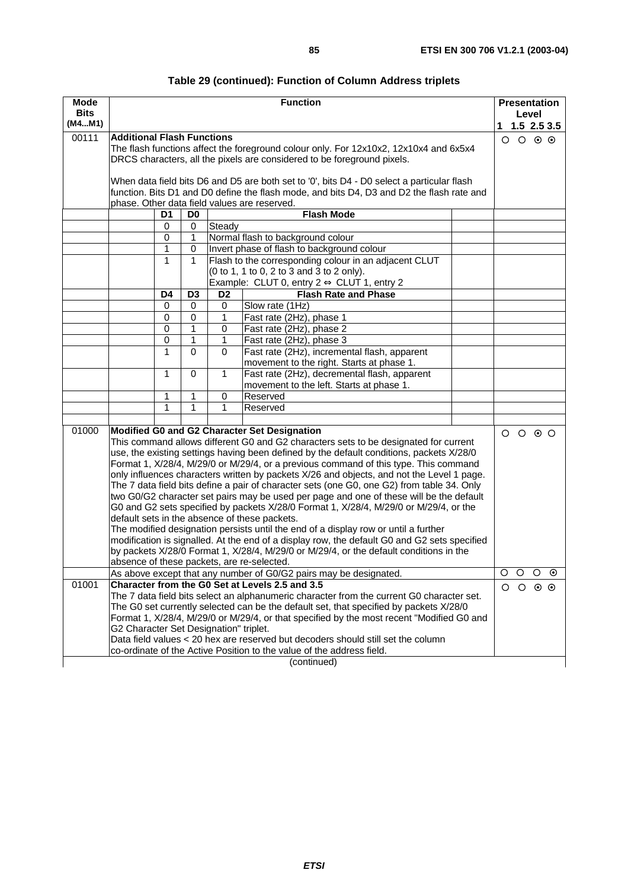**Table 29 (continued): Function of Column Address triplets**

| Mode Bits (M4...M1) | Function | Presentation Level 1 / 1.5 / 2.5 / 3.5 |
|---|---|---|
| 00111 | **Additional Flash Functions**<br>The flash functions affect the foreground colour only. For 12x10x2, 12x10x4 and 6x5x4 DRCS characters, all the pixels are considered to be foreground pixels.<br><br>When data field bits D6 and D5 are both set to '0', bits D4 - D0 select a particular flash function. Bits D1 and D0 define the flash mode, and bits D4, D3 and D2 the flash rate and phase. Other data field values are reserved. | ○ ○ ⊙ ⊙ |
| | **D1 D0 — Flash Mode**<br>0 0 — Steady<br>0 1 — Normal flash to background colour<br>1 0 — Invert phase of flash to background colour<br>1 1 — Flash to the corresponding colour in an adjacent CLUT (0 to 1, 1 to 0, 2 to 3 and 3 to 2 only). Example: CLUT 0, entry 2 ⇔ CLUT 1, entry 2 | |
| | **D4 D3 D2 — Flash Rate and Phase**<br>0 0 0 — Slow rate (1Hz)<br>0 0 1 — Fast rate (2Hz), phase 1<br>0 1 0 — Fast rate (2Hz), phase 2<br>0 1 1 — Fast rate (2Hz), phase 3<br>1 0 0 — Fast rate (2Hz), incremental flash, apparent movement to the right. Starts at phase 1.<br>1 0 1 — Fast rate (2Hz), decremental flash, apparent movement to the left. Starts at phase 1.<br>1 1 0 — Reserved<br>1 1 1 — Reserved | |
| 01000 | **Modified G0 and G2 Character Set Designation**<br>This command allows different G0 and G2 characters sets to be designated for current use, the existing settings having been defined by the default conditions, packets X/28/0 Format 1, X/28/4, M/29/0 or M/29/4, or a previous command of this type. This command only influences characters written by packets X/26 and objects, and not the Level 1 page. The 7 data field bits define a pair of character sets (one G0, one G2) from table 34. Only two G0/G2 character set pairs may be used per page and one of these will be the default G0 and G2 sets specified by packets X/28/0 Format 1, X/28/4, M/29/0 or M/29/4, or the default sets in the absence of these packets.<br>The modified designation persists until the end of a display row or until a further modification is signalled. At the end of a display row, the default G0 and G2 sets specified by packets X/28/0 Format 1, X/28/4, M/29/0 or M/29/4, or the default conditions in the absence of these packets, are re-selected. | ○ ○ ⊙ ○ |
| | As above except that any number of G0/G2 pairs may be designated. | ○ ○ ○ ⊙ |
| 01001 | **Character from the G0 Set at Levels 2.5 and 3.5**<br>The 7 data field bits select an alphanumeric character from the current G0 character set. The G0 set currently selected can be the default set, that specified by packets X/28/0 Format 1, X/28/4, M/29/0 or M/29/4, or that specified by the most recent "Modified G0 and G2 Character Set Designation" triplet.<br>Data field values < 20 hex are reserved but decoders should still set the column co-ordinate of the Active Position to the value of the address field. | ○ ○ ⊙ ⊙ |

(continued)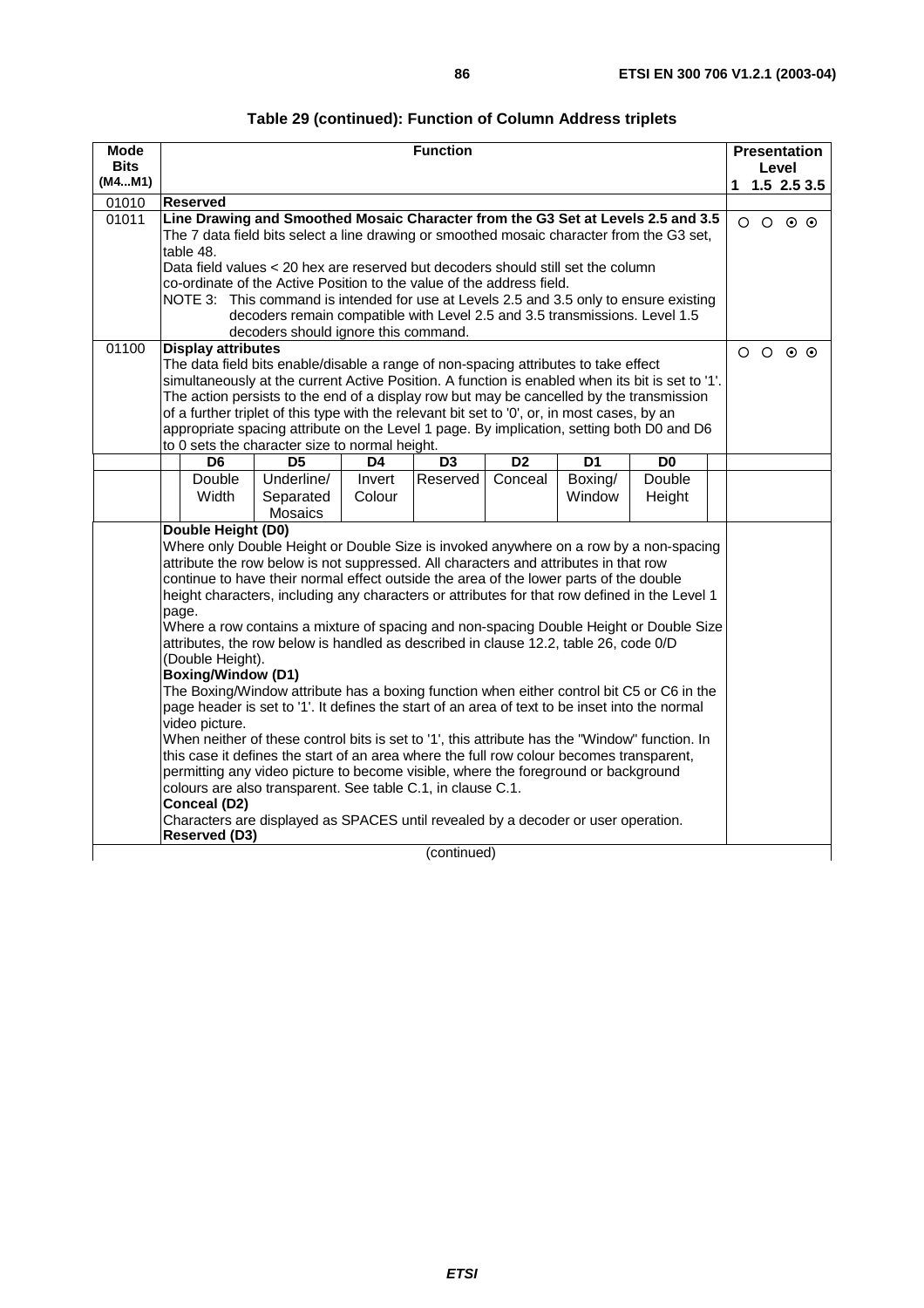**Table 29 (continued): Function of Column Address triplets**

| Mode Bits (M4...M1) | Function | Presentation Level 1 1.5 2.5 3.5 |
|---|---|---|
| 01010 | **Reserved** | |
| 01011 | **Line Drawing and Smoothed Mosaic Character from the G3 Set at Levels 2.5 and 3.5**<br>The 7 data field bits select a line drawing or smoothed mosaic character from the G3 set, table 48.<br>Data field values < 20 hex are reserved but decoders should still set the column co-ordinate of the Active Position to the value of the address field.<br>NOTE 3: This command is intended for use at Levels 2.5 and 3.5 only to ensure existing decoders remain compatible with Level 2.5 and 3.5 transmissions. Level 1.5 decoders should ignore this command. | ○ ○ ⊙ ⊙ |
| 01100 | **Display attributes**<br>The data field bits enable/disable a range of non-spacing attributes to take effect simultaneously at the current Active Position. A function is enabled when its bit is set to '1'. The action persists to the end of a display row but may be cancelled by the transmission of a further triplet of this type with the relevant bit set to '0', or, in most cases, by an appropriate spacing attribute on the Level 1 page. By implication, setting both D0 and D6 to 0 sets the character size to normal height. | ○ ○ ⊙ ⊙ |

| D6 | D5 | D4 | D3 | D2 | D1 | D0 |
|---|---|---|---|---|---|---|
| Double Width | Underline/ Separated Mosaics | Invert Colour | Reserved | Conceal | Boxing/ Window | Double Height |

**Double Height (D0)**

Where only Double Height or Double Size is invoked anywhere on a row by a non-spacing attribute the row below is not suppressed. All characters and attributes in that row continue to have their normal effect outside the area of the lower parts of the double height characters, including any characters or attributes for that row defined in the Level 1 page.

Where a row contains a mixture of spacing and non-spacing Double Height or Double Size attributes, the row below is handled as described in clause 12.2, table 26, code 0/D (Double Height).

**Boxing/Window (D1)**

The Boxing/Window attribute has a boxing function when either control bit C5 or C6 in the page header is set to '1'. It defines the start of an area of text to be inset into the normal video picture.

When neither of these control bits is set to '1', this attribute has the "Window" function. In this case it defines the start of an area where the full row colour becomes transparent, permitting any video picture to become visible, where the foreground or background colours are also transparent. See table C.1, in clause C.1.

**Conceal (D2)**

Characters are displayed as SPACES until revealed by a decoder or user operation.

**Reserved (D3)**

(continued)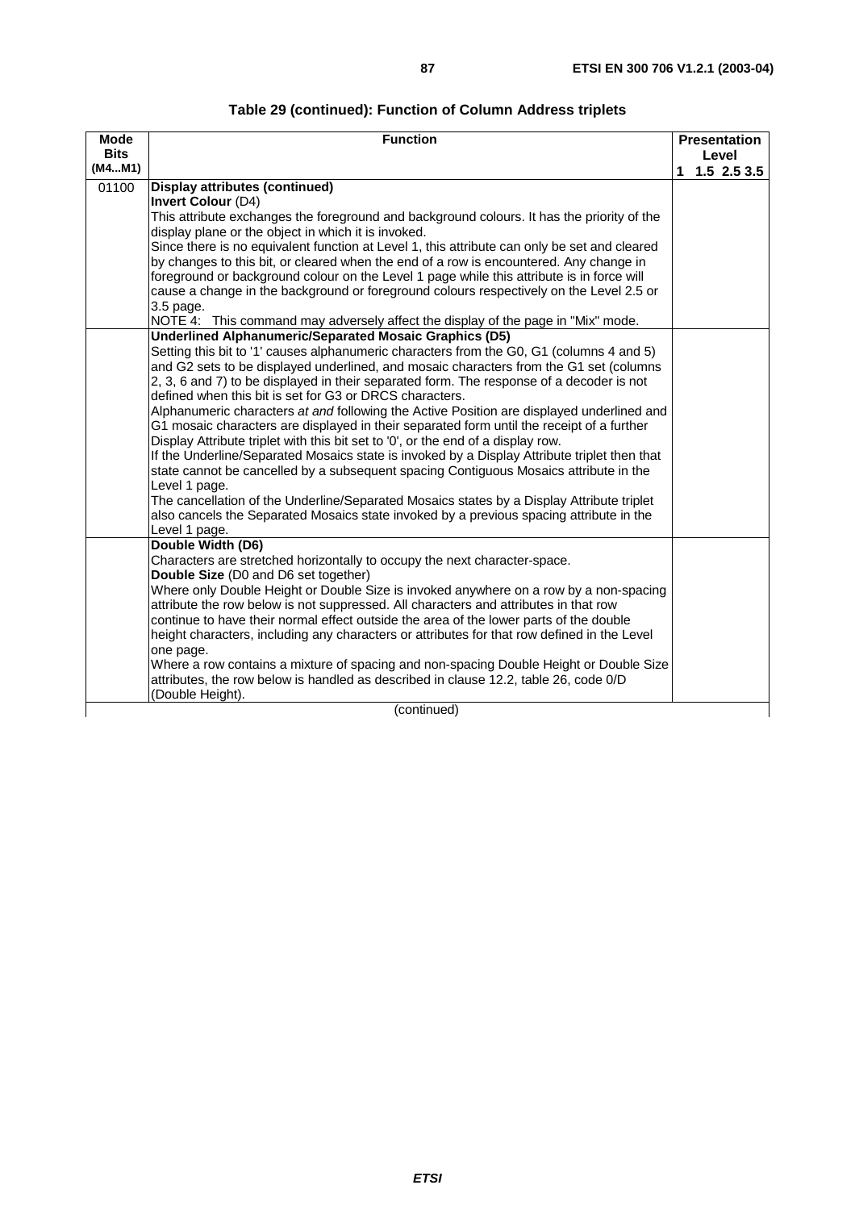**Table 29 (continued): Function of Column Address triplets**

| Mode Bits (M4...M1) | Function | Presentation Level 1 1.5 2.5 3.5 |
|---|---|---|
| 01100 | **Display attributes (continued)**<br>**Invert Colour** (D4)<br>This attribute exchanges the foreground and background colours. It has the priority of the display plane or the object in which it is invoked.<br>Since there is no equivalent function at Level 1, this attribute can only be set and cleared by changes to this bit, or cleared when the end of a row is encountered. Any change in foreground or background colour on the Level 1 page while this attribute is in force will cause a change in the background or foreground colours respectively on the Level 2.5 or 3.5 page.<br>NOTE 4: This command may adversely affect the display of the page in "Mix" mode. | |
| | **Underlined Alphanumeric/Separated Mosaic Graphics (D5)**<br>Setting this bit to '1' causes alphanumeric characters from the G0, G1 (columns 4 and 5) and G2 sets to be displayed underlined, and mosaic characters from the G1 set (columns 2, 3, 6 and 7) to be displayed in their separated form. The response of a decoder is not defined when this bit is set for G3 or DRCS characters.<br>Alphanumeric characters *at and* following the Active Position are displayed underlined and G1 mosaic characters are displayed in their separated form until the receipt of a further Display Attribute triplet with this bit set to '0', or the end of a display row.<br>If the Underline/Separated Mosaics state is invoked by a Display Attribute triplet then that state cannot be cancelled by a subsequent spacing Contiguous Mosaics attribute in the Level 1 page.<br>The cancellation of the Underline/Separated Mosaics states by a Display Attribute triplet also cancels the Separated Mosaics state invoked by a previous spacing attribute in the Level 1 page. | |
| | **Double Width (D6)**<br>Characters are stretched horizontally to occupy the next character-space.<br>**Double Size** (D0 and D6 set together)<br>Where only Double Height or Double Size is invoked anywhere on a row by a non-spacing attribute the row below is not suppressed. All characters and attributes in that row continue to have their normal effect outside the area of the lower parts of the double height characters, including any characters or attributes for that row defined in the Level one page.<br>Where a row contains a mixture of spacing and non-spacing Double Height or Double Size attributes, the row below is handled as described in clause 12.2, table 26, code 0/D (Double Height). | |

(continued)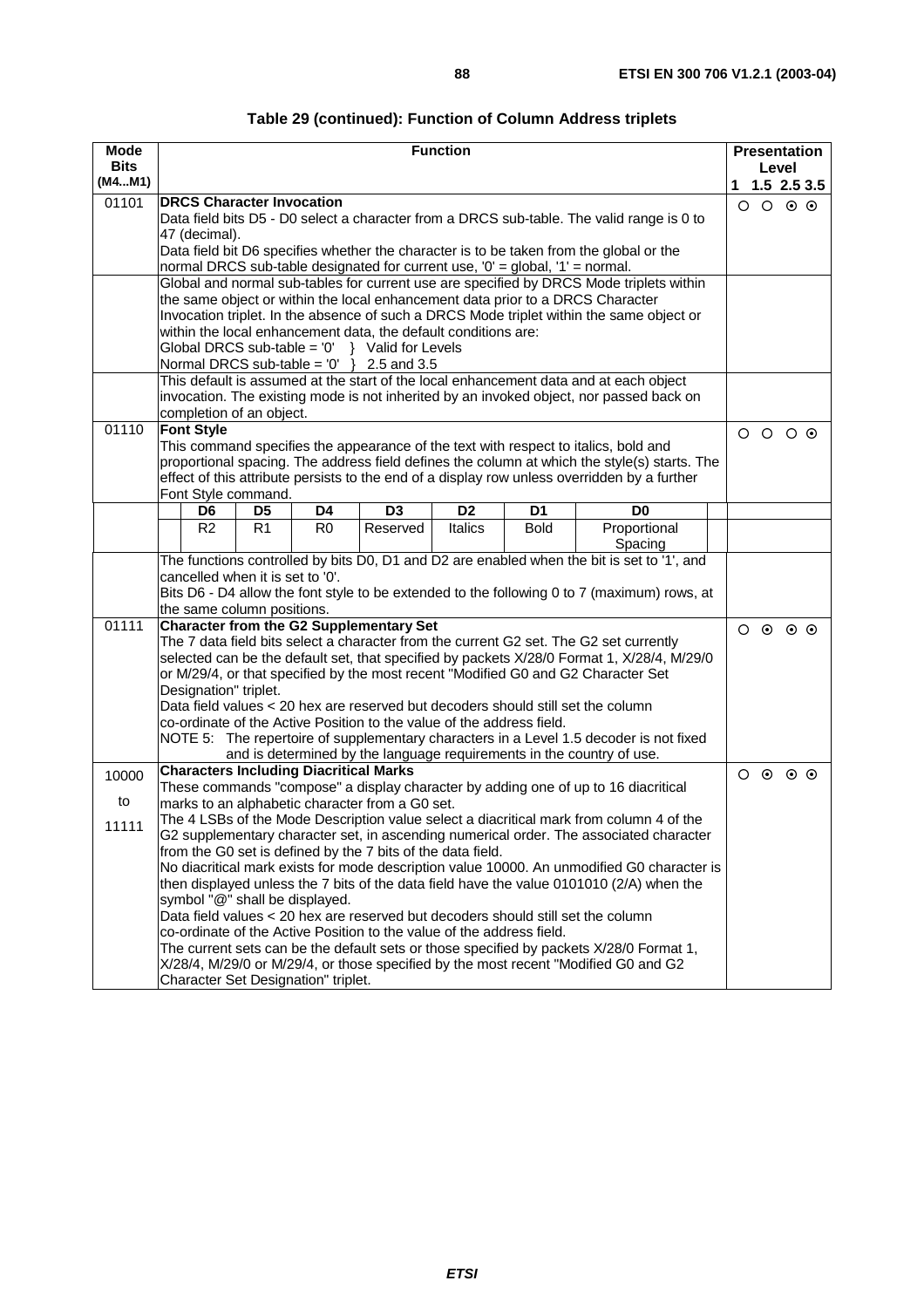**Table 29 (continued): Function of Column Address triplets**

| Mode Bits (M4...M1) | Function | Presentation Level 1 1.5 2.5 3.5 |
|---|---|---|
| 01101 | **DRCS Character Invocation**<br>Data field bits D5 - D0 select a character from a DRCS sub-table. The valid range is 0 to 47 (decimal).<br>Data field bit D6 specifies whether the character is to be taken from the global or the normal DRCS sub-table designated for current use, '0' = global, '1' = normal. | ○ ○ ⊙ ⊙ |
| | Global and normal sub-tables for current use are specified by DRCS Mode triplets within the same object or within the local enhancement data prior to a DRCS Character Invocation triplet. In the absence of such a DRCS Mode triplet within the same object or within the local enhancement data, the default conditions are:<br>Global DRCS sub-table = '0' } Valid for Levels<br>Normal DRCS sub-table = '0' } 2.5 and 3.5 | |
| | This default is assumed at the start of the local enhancement data and at each object invocation. The existing mode is not inherited by an invoked object, nor passed back on completion of an object. | |
| 01110 | **Font Style**<br>This command specifies the appearance of the text with respect to italics, bold and proportional spacing. The address field defines the column at which the style(s) starts. The effect of this attribute persists to the end of a display row unless overridden by a further Font Style command.<br><br>D6: R2 \| D5: R1 \| D4: R0 \| D3: Reserved \| D2: Italics \| D1: Bold \| D0: Proportional Spacing | ○ ○ ○ ⊙ |
| | The functions controlled by bits D0, D1 and D2 are enabled when the bit is set to '1', and cancelled when it is set to '0'.<br>Bits D6 - D4 allow the font style to be extended to the following 0 to 7 (maximum) rows, at the same column positions. | |
| 01111 | **Character from the G2 Supplementary Set**<br>The 7 data field bits select a character from the current G2 set. The G2 set currently selected can be the default set, that specified by packets X/28/0 Format 1, X/28/4, M/29/0 or M/29/4, or that specified by the most recent "Modified G0 and G2 Character Set Designation" triplet.<br>Data field values < 20 hex are reserved but decoders should still set the column co-ordinate of the Active Position to the value of the address field.<br>NOTE 5: The repertoire of supplementary characters in a Level 1.5 decoder is not fixed and is determined by the language requirements in the country of use. | ○ ⊙ ⊙ ⊙ |
| 10000<br>to<br>11111 | **Characters Including Diacritical Marks**<br>These commands "compose" a display character by adding one of up to 16 diacritical marks to an alphabetic character from a G0 set.<br>The 4 LSBs of the Mode Description value select a diacritical mark from column 4 of the G2 supplementary character set, in ascending numerical order. The associated character from the G0 set is defined by the 7 bits of the data field.<br>No diacritical mark exists for mode description value 10000. An unmodified G0 character is then displayed unless the 7 bits of the data field have the value 0101010 (2/A) when the symbol "@" shall be displayed.<br>Data field values < 20 hex are reserved but decoders should still set the column co-ordinate of the Active Position to the value of the address field.<br>The current sets can be the default sets or those specified by packets X/28/0 Format 1, X/28/4, M/29/0 or M/29/4, or those specified by the most recent "Modified G0 and G2 Character Set Designation" triplet. | ○ ⊙ ⊙ ⊙ |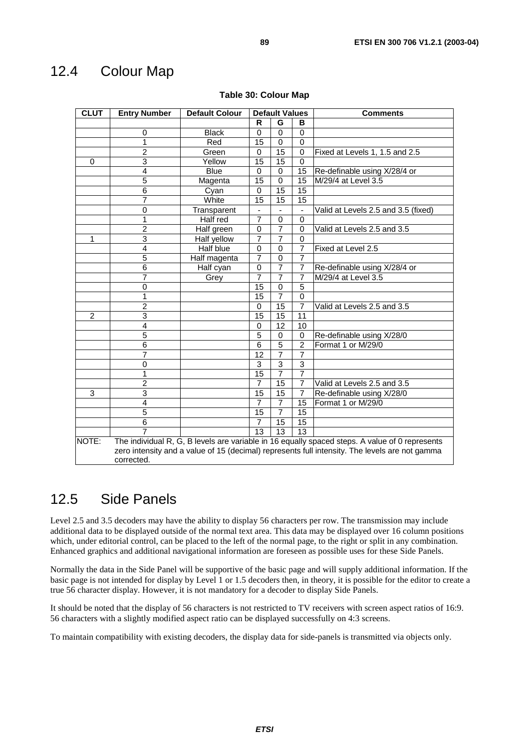## 12.4 Colour Map

**Table 30: Colour Map**

| CLUT | Entry Number | Default Colour | Default Values | | | Comments |
|---|---|---|---|---|---|---|
| | | | R | G | B | |
| | 0 | Black | 0 | 0 | 0 | |
| | 1 | Red | 15 | 0 | 0 | |
| | 2 | Green | 0 | 15 | 0 | Fixed at Levels 1, 1.5 and 2.5 |
| 0 | 3 | Yellow | 15 | 15 | 0 | |
| | 4 | Blue | 0 | 0 | 15 | Re-definable using X/28/4 or |
| | 5 | Magenta | 15 | 0 | 15 | M/29/4 at Level 3.5 |
| | 6 | Cyan | 0 | 15 | 15 | |
| | 7 | White | 15 | 15 | 15 | |
| | 0 | Transparent | - | - | - | Valid at Levels 2.5 and 3.5 (fixed) |
| | 1 | Half red | 7 | 0 | 0 | |
| | 2 | Half green | 0 | 7 | 0 | Valid at Levels 2.5 and 3.5 |
| 1 | 3 | Half yellow | 7 | 7 | 0 | |
| | 4 | Half blue | 0 | 0 | 7 | Fixed at Level 2.5 |
| | 5 | Half magenta | 7 | 0 | 7 | |
| | 6 | Half cyan | 0 | 7 | 7 | Re-definable using X/28/4 or |
| | 7 | Grey | 7 | 7 | 7 | M/29/4 at Level 3.5 |
| | 0 | | 15 | 0 | 5 | |
| | 1 | | 15 | 7 | 0 | |
| | 2 | | 0 | 15 | 7 | Valid at Levels 2.5 and 3.5 |
| 2 | 3 | | 15 | 15 | 11 | |
| | 4 | | 0 | 12 | 10 | |
| | 5 | | 5 | 0 | 0 | Re-definable using X/28/0 |
| | 6 | | 6 | 5 | 2 | Format 1 or M/29/0 |
| | 7 | | 12 | 7 | 7 | |
| | 0 | | 3 | 3 | 3 | |
| | 1 | | 15 | 7 | 7 | |
| | 2 | | 7 | 15 | 7 | Valid at Levels 2.5 and 3.5 |
| 3 | 3 | | 15 | 15 | 7 | Re-definable using X/28/0 |
| | 4 | | 7 | 7 | 15 | Format 1 or M/29/0 |
| | 5 | | 15 | 7 | 15 | |
| | 6 | | 7 | 15 | 15 | |
| | 7 | | 13 | 13 | 13 | |

NOTE: The individual R, G, B levels are variable in 16 equally spaced steps. A value of 0 represents zero intensity and a value of 15 (decimal) represents full intensity. The levels are not gamma corrected.

## 12.5 Side Panels

Level 2.5 and 3.5 decoders may have the ability to display 56 characters per row. The transmission may include additional data to be displayed outside of the normal text area. This data may be displayed over 16 column positions which, under editorial control, can be placed to the left of the normal page, to the right or split in any combination. Enhanced graphics and additional navigational information are foreseen as possible uses for these Side Panels.

Normally the data in the Side Panel will be supportive of the basic page and will supply additional information. If the basic page is not intended for display by Level 1 or 1.5 decoders then, in theory, it is possible for the editor to create a true 56 character display. However, it is not mandatory for a decoder to display Side Panels.

It should be noted that the display of 56 characters is not restricted to TV receivers with screen aspect ratios of 16:9. 56 characters with a slightly modified aspect ratio can be displayed successfully on 4:3 screens.

To maintain compatibility with existing decoders, the display data for side-panels is transmitted via objects only.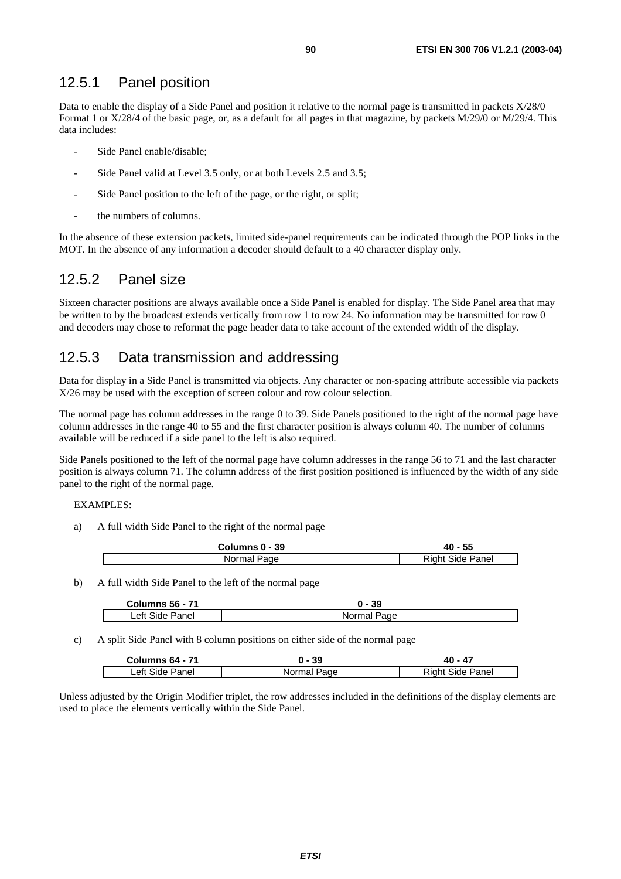### 12.5.1 Panel position

Data to enable the display of a Side Panel and position it relative to the normal page is transmitted in packets X/28/0 Format 1 or X/28/4 of the basic page, or, as a default for all pages in that magazine, by packets M/29/0 or M/29/4. This data includes:

- Side Panel enable/disable;
- Side Panel valid at Level 3.5 only, or at both Levels 2.5 and 3.5;
- Side Panel position to the left of the page, or the right, or split;
- the numbers of columns.

In the absence of these extension packets, limited side-panel requirements can be indicated through the POP links in the MOT. In the absence of any information a decoder should default to a 40 character display only.

### 12.5.2 Panel size

Sixteen character positions are always available once a Side Panel is enabled for display. The Side Panel area that may be written to by the broadcast extends vertically from row 1 to row 24. No information may be transmitted for row 0 and decoders may chose to reformat the page header data to take account of the extended width of the display.

### 12.5.3 Data transmission and addressing

Data for display in a Side Panel is transmitted via objects. Any character or non-spacing attribute accessible via packets X/26 may be used with the exception of screen colour and row colour selection.

The normal page has column addresses in the range 0 to 39. Side Panels positioned to the right of the normal page have column addresses in the range 40 to 55 and the first character position is always column 40. The number of columns available will be reduced if a side panel to the left is also required.

Side Panels positioned to the left of the normal page have column addresses in the range 56 to 71 and the last character position is always column 71. The column address of the first position positioned is influenced by the width of any side panel to the right of the normal page.

EXAMPLES:

a) A full width Side Panel to the right of the normal page

| Columns 0 - 39 | 40 - 55 |
|---|---|
| Normal Page | Right Side Panel |

b) A full width Side Panel to the left of the normal page

| Columns 56 - 71 | 0 - 39 |
|---|---|
| Left Side Panel | Normal Page |

c) A split Side Panel with 8 column positions on either side of the normal page

| Columns 64 - 71 | 0 - 39 | 40 - 47 |
|---|---|---|
| Left Side Panel | Normal Page | Right Side Panel |

Unless adjusted by the Origin Modifier triplet, the row addresses included in the definitions of the display elements are used to place the elements vertically within the Side Panel.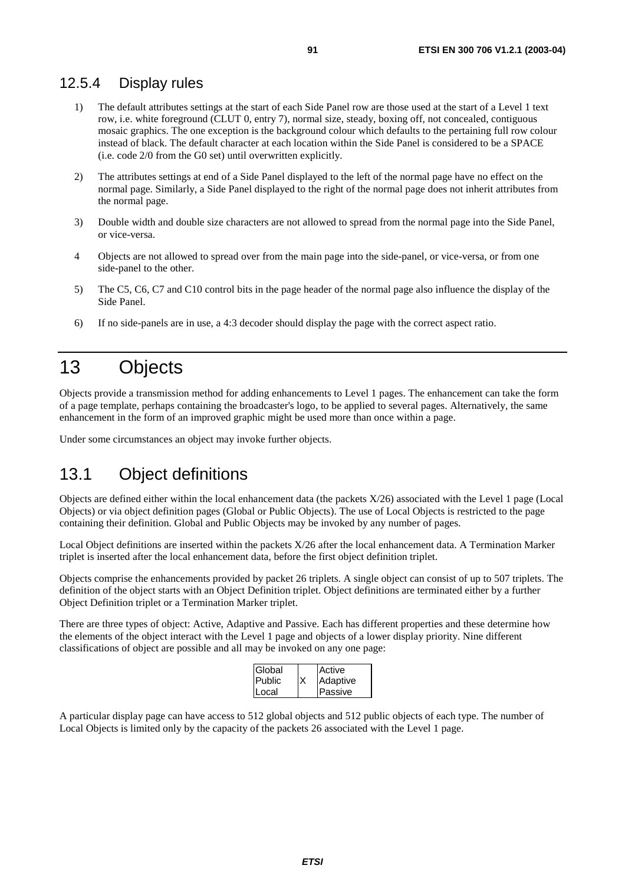### 12.5.4 Display rules

1) The default attributes settings at the start of each Side Panel row are those used at the start of a Level 1 text row, i.e. white foreground (CLUT 0, entry 7), normal size, steady, boxing off, not concealed, contiguous mosaic graphics. The one exception is the background colour which defaults to the pertaining full row colour instead of black. The default character at each location within the Side Panel is considered to be a SPACE (i.e. code 2/0 from the G0 set) until overwritten explicitly.

2) The attributes settings at end of a Side Panel displayed to the left of the normal page have no effect on the normal page. Similarly, a Side Panel displayed to the right of the normal page does not inherit attributes from the normal page.

3) Double width and double size characters are not allowed to spread from the normal page into the Side Panel, or vice-versa.

4 Objects are not allowed to spread over from the main page into the side-panel, or vice-versa, or from one side-panel to the other.

5) The C5, C6, C7 and C10 control bits in the page header of the normal page also influence the display of the Side Panel.

6) If no side-panels are in use, a 4:3 decoder should display the page with the correct aspect ratio.

# 13 Objects

Objects provide a transmission method for adding enhancements to Level 1 pages. The enhancement can take the form of a page template, perhaps containing the broadcaster's logo, to be applied to several pages. Alternatively, the same enhancement in the form of an improved graphic might be used more than once within a page.

Under some circumstances an object may invoke further objects.

## 13.1 Object definitions

Objects are defined either within the local enhancement data (the packets X/26) associated with the Level 1 page (Local Objects) or via object definition pages (Global or Public Objects). The use of Local Objects is restricted to the page containing their definition. Global and Public Objects may be invoked by any number of pages.

Local Object definitions are inserted within the packets X/26 after the local enhancement data. A Termination Marker triplet is inserted after the local enhancement data, before the first object definition triplet.

Objects comprise the enhancements provided by packet 26 triplets. A single object can consist of up to 507 triplets. The definition of the object starts with an Object Definition triplet. Object definitions are terminated either by a further Object Definition triplet or a Termination Marker triplet.

There are three types of object: Active, Adaptive and Passive. Each has different properties and these determine how the elements of the object interact with the Level 1 page and objects of a lower display priority. Nine different classifications of object are possible and all may be invoked on any one page:

| | | |
|---|---|---|
| Global<br>Public<br>Local | X | Active<br>Adaptive<br>Passive |

A particular display page can have access to 512 global objects and 512 public objects of each type. The number of Local Objects is limited only by the capacity of the packets 26 associated with the Level 1 page.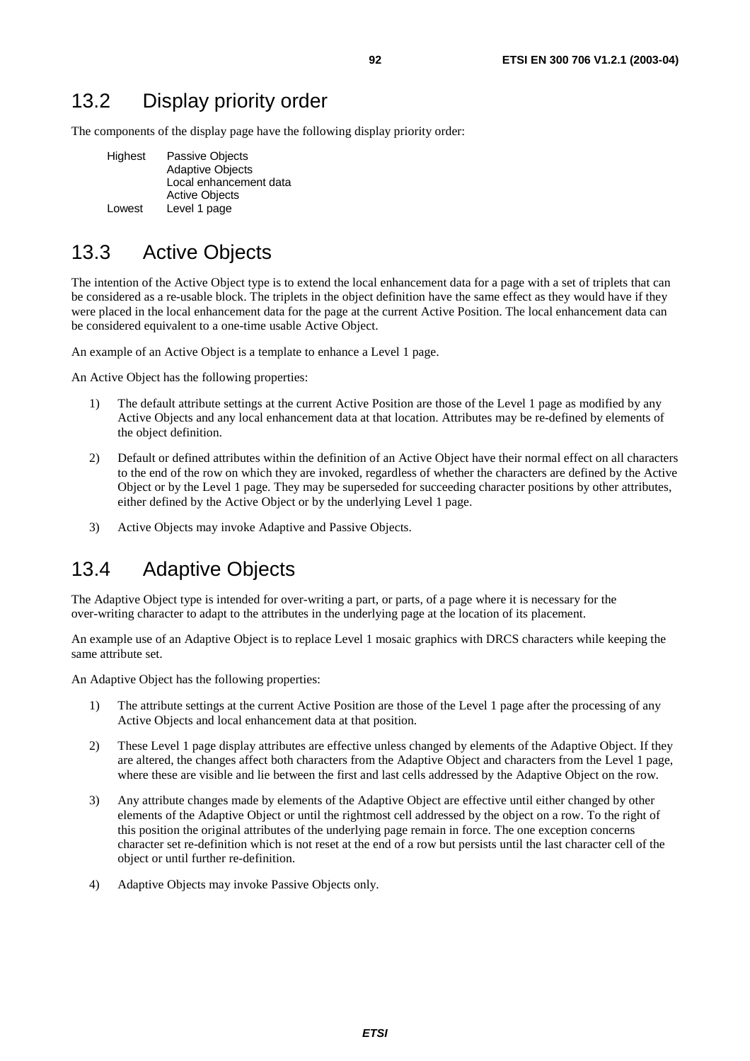## 13.2 Display priority order

The components of the display page have the following display priority order:

| | |
|---|---|
| Highest | Passive Objects |
| | Adaptive Objects |
| | Local enhancement data |
| | Active Objects |
| Lowest | Level 1 page |

## 13.3 Active Objects

The intention of the Active Object type is to extend the local enhancement data for a page with a set of triplets that can be considered as a re-usable block. The triplets in the object definition have the same effect as they would have if they were placed in the local enhancement data for the page at the current Active Position. The local enhancement data can be considered equivalent to a one-time usable Active Object.

An example of an Active Object is a template to enhance a Level 1 page.

An Active Object has the following properties:

1) The default attribute settings at the current Active Position are those of the Level 1 page as modified by any Active Objects and any local enhancement data at that location. Attributes may be re-defined by elements of the object definition.

2) Default or defined attributes within the definition of an Active Object have their normal effect on all characters to the end of the row on which they are invoked, regardless of whether the characters are defined by the Active Object or by the Level 1 page. They may be superseded for succeeding character positions by other attributes, either defined by the Active Object or by the underlying Level 1 page.

3) Active Objects may invoke Adaptive and Passive Objects.

## 13.4 Adaptive Objects

The Adaptive Object type is intended for over-writing a part, or parts, of a page where it is necessary for the over-writing character to adapt to the attributes in the underlying page at the location of its placement.

An example use of an Adaptive Object is to replace Level 1 mosaic graphics with DRCS characters while keeping the same attribute set.

An Adaptive Object has the following properties:

1) The attribute settings at the current Active Position are those of the Level 1 page after the processing of any Active Objects and local enhancement data at that position.

2) These Level 1 page display attributes are effective unless changed by elements of the Adaptive Object. If they are altered, the changes affect both characters from the Adaptive Object and characters from the Level 1 page, where these are visible and lie between the first and last cells addressed by the Adaptive Object on the row.

3) Any attribute changes made by elements of the Adaptive Object are effective until either changed by other elements of the Adaptive Object or until the rightmost cell addressed by the object on a row. To the right of this position the original attributes of the underlying page remain in force. The one exception concerns character set re-definition which is not reset at the end of a row but persists until the last character cell of the object or until further re-definition.

4) Adaptive Objects may invoke Passive Objects only.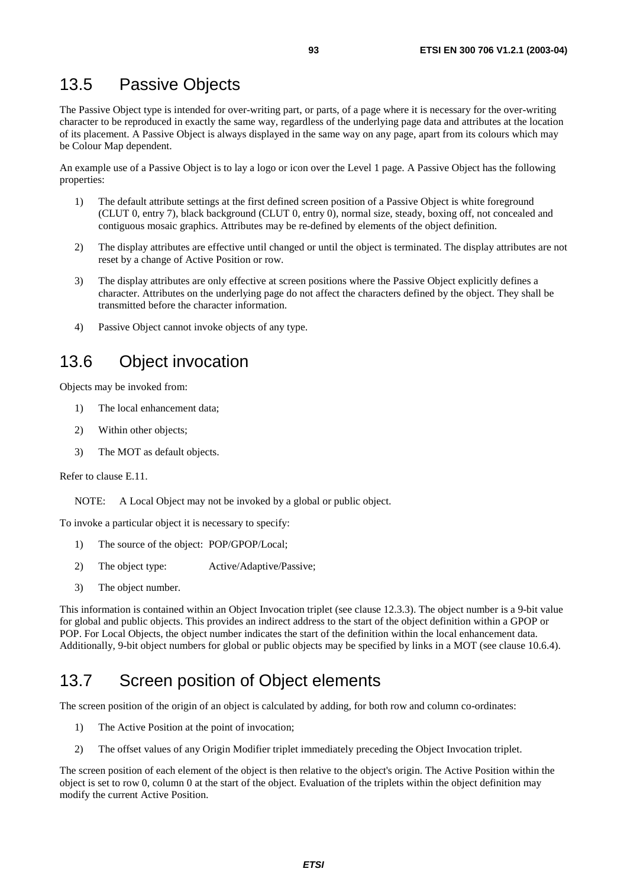## 13.5 Passive Objects

The Passive Object type is intended for over-writing part, or parts, of a page where it is necessary for the over-writing character to be reproduced in exactly the same way, regardless of the underlying page data and attributes at the location of its placement. A Passive Object is always displayed in the same way on any page, apart from its colours which may be Colour Map dependent.

An example use of a Passive Object is to lay a logo or icon over the Level 1 page. A Passive Object has the following properties:

1) The default attribute settings at the first defined screen position of a Passive Object is white foreground (CLUT 0, entry 7), black background (CLUT 0, entry 0), normal size, steady, boxing off, not concealed and contiguous mosaic graphics. Attributes may be re-defined by elements of the object definition.
2) The display attributes are effective until changed or until the object is terminated. The display attributes are not reset by a change of Active Position or row.
3) The display attributes are only effective at screen positions where the Passive Object explicitly defines a character. Attributes on the underlying page do not affect the characters defined by the object. They shall be transmitted before the character information.
4) Passive Object cannot invoke objects of any type.

## 13.6 Object invocation

Objects may be invoked from:

1) The local enhancement data;
2) Within other objects;
3) The MOT as default objects.

Refer to clause E.11.

NOTE: A Local Object may not be invoked by a global or public object.

To invoke a particular object it is necessary to specify:

1) The source of the object: POP/GPOP/Local;
2) The object type: Active/Adaptive/Passive;
3) The object number.

This information is contained within an Object Invocation triplet (see clause 12.3.3). The object number is a 9-bit value for global and public objects. This provides an indirect address to the start of the object definition within a GPOP or POP. For Local Objects, the object number indicates the start of the definition within the local enhancement data. Additionally, 9-bit object numbers for global or public objects may be specified by links in a MOT (see clause 10.6.4).

## 13.7 Screen position of Object elements

The screen position of the origin of an object is calculated by adding, for both row and column co-ordinates:

1) The Active Position at the point of invocation;
2) The offset values of any Origin Modifier triplet immediately preceding the Object Invocation triplet.

The screen position of each element of the object is then relative to the object's origin. The Active Position within the object is set to row 0, column 0 at the start of the object. Evaluation of the triplets within the object definition may modify the current Active Position.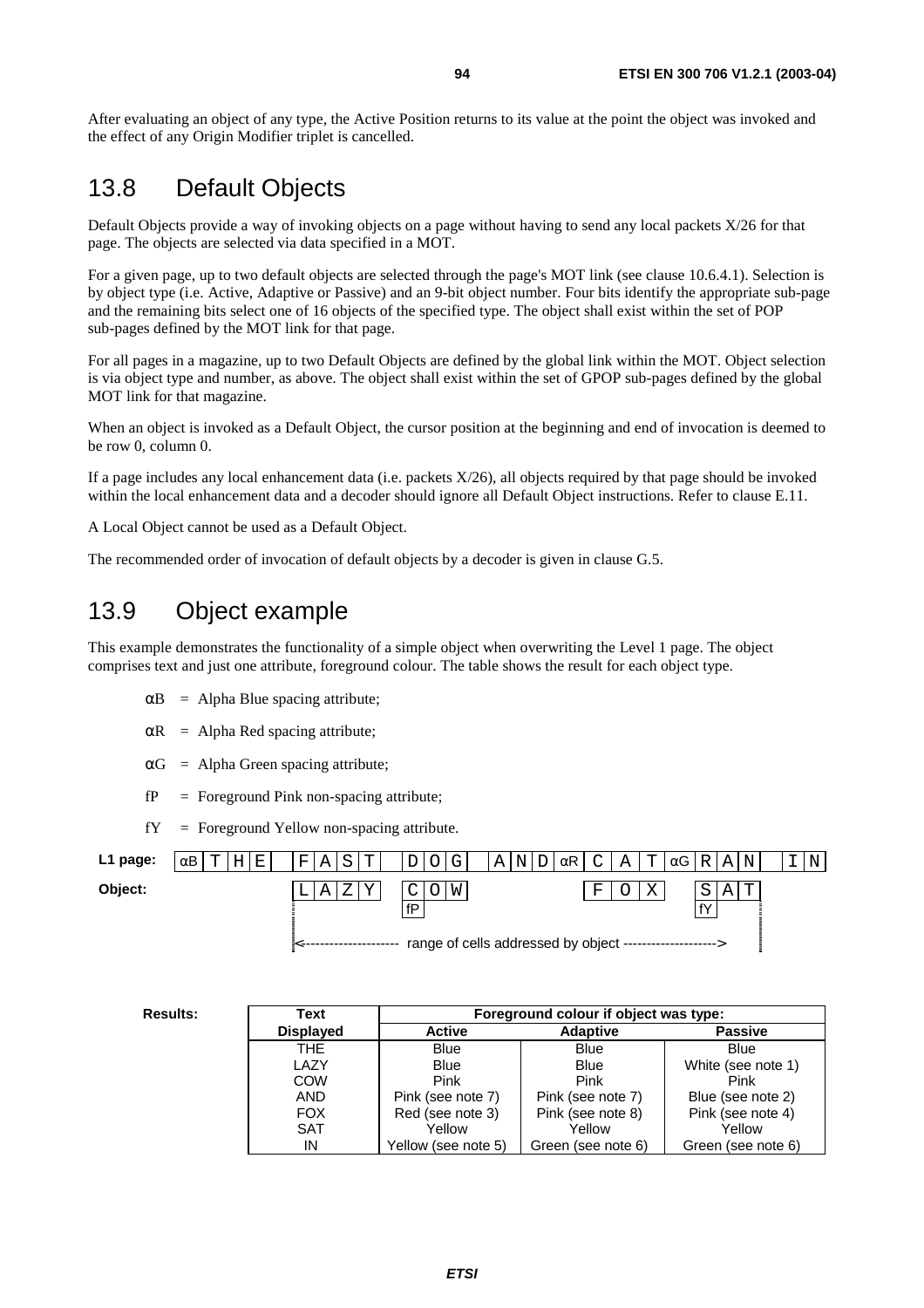After evaluating an object of any type, the Active Position returns to its value at the point the object was invoked and the effect of any Origin Modifier triplet is cancelled.

## 13.8 Default Objects

Default Objects provide a way of invoking objects on a page without having to send any local packets X/26 for that page. The objects are selected via data specified in a MOT.

For a given page, up to two default objects are selected through the page's MOT link (see clause 10.6.4.1). Selection is by object type (i.e. Active, Adaptive or Passive) and an 9-bit object number. Four bits identify the appropriate sub-page and the remaining bits select one of 16 objects of the specified type. The object shall exist within the set of POP sub-pages defined by the MOT link for that page.

For all pages in a magazine, up to two Default Objects are defined by the global link within the MOT. Object selection is via object type and number, as above. The object shall exist within the set of GPOP sub-pages defined by the global MOT link for that magazine.

When an object is invoked as a Default Object, the cursor position at the beginning and end of invocation is deemed to be row 0, column 0.

If a page includes any local enhancement data (i.e. packets X/26), all objects required by that page should be invoked within the local enhancement data and a decoder should ignore all Default Object instructions. Refer to clause E.11.

A Local Object cannot be used as a Default Object.

The recommended order of invocation of default objects by a decoder is given in clause G.5.

## 13.9 Object example

This example demonstrates the functionality of a simple object when overwriting the Level 1 page. The object comprises text and just one attribute, foreground colour. The table shows the result for each object type.

- αB = Alpha Blue spacing attribute;
- αR = Alpha Red spacing attribute;
- αG = Alpha Green spacing attribute;
- fP = Foreground Pink non-spacing attribute;
- fY = Foreground Yellow non-spacing attribute.

```
L1 page: αB T H E   F A S T   D O G   A N D αR C A T αG R A N   I N
Object:             L A Z Y   C O W               F O X    S A T
                              fP                           fY
                    <-------------------- range of cells addressed by object -------------------->
```

**Results:**

| Text Displayed | Foreground colour if object was type: | | |
|---|---|---|---|
| | **Active** | **Adaptive** | **Passive** |
| THE | Blue | Blue | Blue |
| LAZY | Blue | Blue | White (see note 1) |
| COW | Pink | Pink | Pink |
| AND | Pink (see note 7) | Pink (see note 7) | Blue (see note 2) |
| FOX | Red (see note 3) | Pink (see note 8) | Pink (see note 4) |
| SAT | Yellow | Yellow | Yellow |
| IN | Yellow (see note 5) | Green (see note 6) | Green (see note 6) |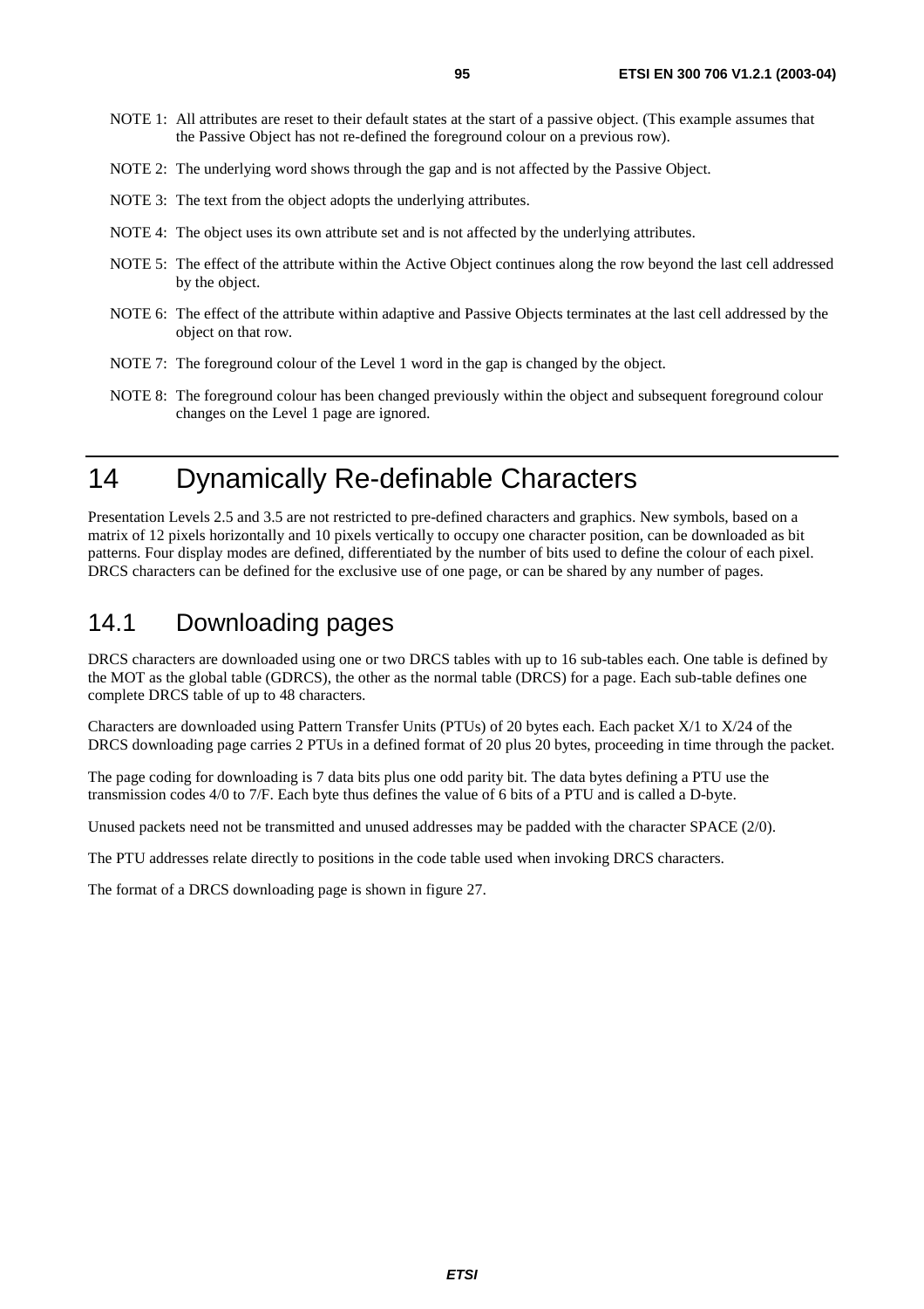NOTE 1: All attributes are reset to their default states at the start of a passive object. (This example assumes that the Passive Object has not re-defined the foreground colour on a previous row).

NOTE 2: The underlying word shows through the gap and is not affected by the Passive Object.

NOTE 3: The text from the object adopts the underlying attributes.

NOTE 4: The object uses its own attribute set and is not affected by the underlying attributes.

NOTE 5: The effect of the attribute within the Active Object continues along the row beyond the last cell addressed by the object.

NOTE 6: The effect of the attribute within adaptive and Passive Objects terminates at the last cell addressed by the object on that row.

NOTE 7: The foreground colour of the Level 1 word in the gap is changed by the object.

NOTE 8: The foreground colour has been changed previously within the object and subsequent foreground colour changes on the Level 1 page are ignored.

# 14 Dynamically Re-definable Characters

Presentation Levels 2.5 and 3.5 are not restricted to pre-defined characters and graphics. New symbols, based on a matrix of 12 pixels horizontally and 10 pixels vertically to occupy one character position, can be downloaded as bit patterns. Four display modes are defined, differentiated by the number of bits used to define the colour of each pixel. DRCS characters can be defined for the exclusive use of one page, or can be shared by any number of pages.

## 14.1 Downloading pages

DRCS characters are downloaded using one or two DRCS tables with up to 16 sub-tables each. One table is defined by the MOT as the global table (GDRCS), the other as the normal table (DRCS) for a page. Each sub-table defines one complete DRCS table of up to 48 characters.

Characters are downloaded using Pattern Transfer Units (PTUs) of 20 bytes each. Each packet X/1 to X/24 of the DRCS downloading page carries 2 PTUs in a defined format of 20 plus 20 bytes, proceeding in time through the packet.

The page coding for downloading is 7 data bits plus one odd parity bit. The data bytes defining a PTU use the transmission codes 4/0 to 7/F. Each byte thus defines the value of 6 bits of a PTU and is called a D-byte.

Unused packets need not be transmitted and unused addresses may be padded with the character SPACE (2/0).

The PTU addresses relate directly to positions in the code table used when invoking DRCS characters.

The format of a DRCS downloading page is shown in figure 27.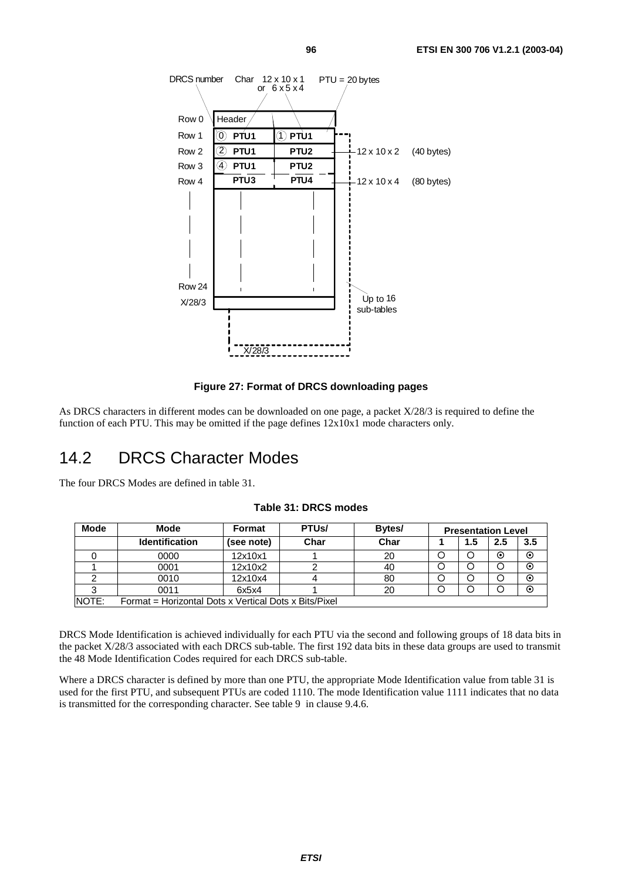DRCS number    Char  12 x 10 x 1 or 6 x 5 x 4    PTU = 20 bytes

| | | |
|---|---|---|
| Row 0 | Header | |
| Row 1 | (0) PTU1 | (1) PTU1 |
| Row 2 | (2) PTU1 | PTU2 |
| Row 3 | (4) PTU1 | PTU2 |
| Row 4 | PTU3 | PTU4 |
| Row 24 | | |
| X/28/3 | | |

12 x 10 x 2 (40 bytes)

12 x 10 x 4 (80 bytes)

Up to 16 sub-tables

X/28/3

**Figure 27: Format of DRCS downloading pages**

As DRCS characters in different modes can be downloaded on one page, a packet X/28/3 is required to define the function of each PTU. This may be omitted if the page defines 12x10x1 mode characters only.

## 14.2 DRCS Character Modes

The four DRCS Modes are defined in table 31.

**Table 31: DRCS modes**

| Mode | Mode | Format | PTUs/ | Bytes/ | Presentation Level | | | |
|---|---|---|---|---|---|---|---|---|
| | **Identification** | **(see note)** | **Char** | **Char** | **1** | **1.5** | **2.5** | **3.5** |
| 0 | 0000 | 12x10x1 | 1 | 20 | ○ | ○ | ⊙ | ⊙ |
| 1 | 0001 | 12x10x2 | 2 | 40 | ○ | ○ | ○ | ⊙ |
| 2 | 0010 | 12x10x4 | 4 | 80 | ○ | ○ | ○ | ⊙ |
| 3 | 0011 | 6x5x4 | 1 | 20 | ○ | ○ | ○ | ⊙ |
| NOTE: | Format = Horizontal Dots x Vertical Dots x Bits/Pixel | | | | | | | |

DRCS Mode Identification is achieved individually for each PTU via the second and following groups of 18 data bits in the packet X/28/3 associated with each DRCS sub-table. The first 192 data bits in these data groups are used to transmit the 48 Mode Identification Codes required for each DRCS sub-table.

Where a DRCS character is defined by more than one PTU, the appropriate Mode Identification value from table 31 is used for the first PTU, and subsequent PTUs are coded 1110. The mode Identification value 1111 indicates that no data is transmitted for the corresponding character. See table 9 in clause 9.4.6.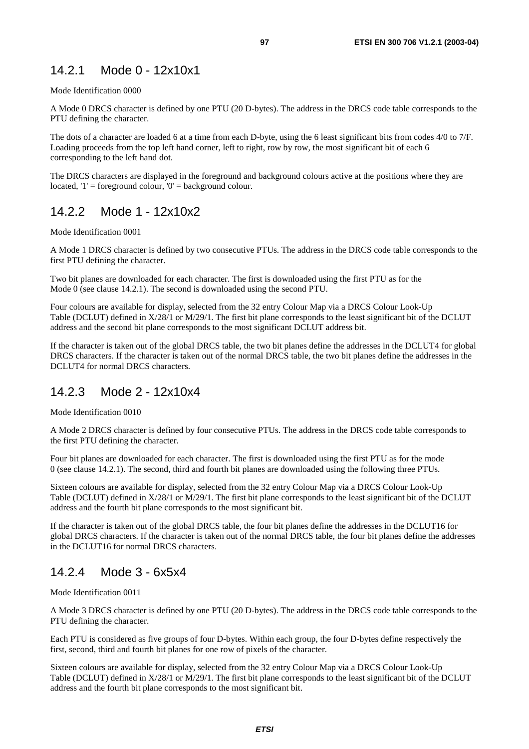### 14.2.1 Mode 0 - 12x10x1

Mode Identification 0000

A Mode 0 DRCS character is defined by one PTU (20 D-bytes). The address in the DRCS code table corresponds to the PTU defining the character.

The dots of a character are loaded 6 at a time from each D-byte, using the 6 least significant bits from codes 4/0 to 7/F. Loading proceeds from the top left hand corner, left to right, row by row, the most significant bit of each 6 corresponding to the left hand dot.

The DRCS characters are displayed in the foreground and background colours active at the positions where they are located, '1' = foreground colour, '0' = background colour.

### 14.2.2 Mode 1 - 12x10x2

Mode Identification 0001

A Mode 1 DRCS character is defined by two consecutive PTUs. The address in the DRCS code table corresponds to the first PTU defining the character.

Two bit planes are downloaded for each character. The first is downloaded using the first PTU as for the Mode 0 (see clause 14.2.1). The second is downloaded using the second PTU.

Four colours are available for display, selected from the 32 entry Colour Map via a DRCS Colour Look-Up Table (DCLUT) defined in X/28/1 or M/29/1. The first bit plane corresponds to the least significant bit of the DCLUT address and the second bit plane corresponds to the most significant DCLUT address bit.

If the character is taken out of the global DRCS table, the two bit planes define the addresses in the DCLUT4 for global DRCS characters. If the character is taken out of the normal DRCS table, the two bit planes define the addresses in the DCLUT4 for normal DRCS characters.

### 14.2.3 Mode 2 - 12x10x4

Mode Identification 0010

A Mode 2 DRCS character is defined by four consecutive PTUs. The address in the DRCS code table corresponds to the first PTU defining the character.

Four bit planes are downloaded for each character. The first is downloaded using the first PTU as for the mode 0 (see clause 14.2.1). The second, third and fourth bit planes are downloaded using the following three PTUs.

Sixteen colours are available for display, selected from the 32 entry Colour Map via a DRCS Colour Look-Up Table (DCLUT) defined in X/28/1 or M/29/1. The first bit plane corresponds to the least significant bit of the DCLUT address and the fourth bit plane corresponds to the most significant bit.

If the character is taken out of the global DRCS table, the four bit planes define the addresses in the DCLUT16 for global DRCS characters. If the character is taken out of the normal DRCS table, the four bit planes define the addresses in the DCLUT16 for normal DRCS characters.

### 14.2.4 Mode 3 - 6x5x4

Mode Identification 0011

A Mode 3 DRCS character is defined by one PTU (20 D-bytes). The address in the DRCS code table corresponds to the PTU defining the character.

Each PTU is considered as five groups of four D-bytes. Within each group, the four D-bytes define respectively the first, second, third and fourth bit planes for one row of pixels of the character.

Sixteen colours are available for display, selected from the 32 entry Colour Map via a DRCS Colour Look-Up Table (DCLUT) defined in X/28/1 or M/29/1. The first bit plane corresponds to the least significant bit of the DCLUT address and the fourth bit plane corresponds to the most significant bit.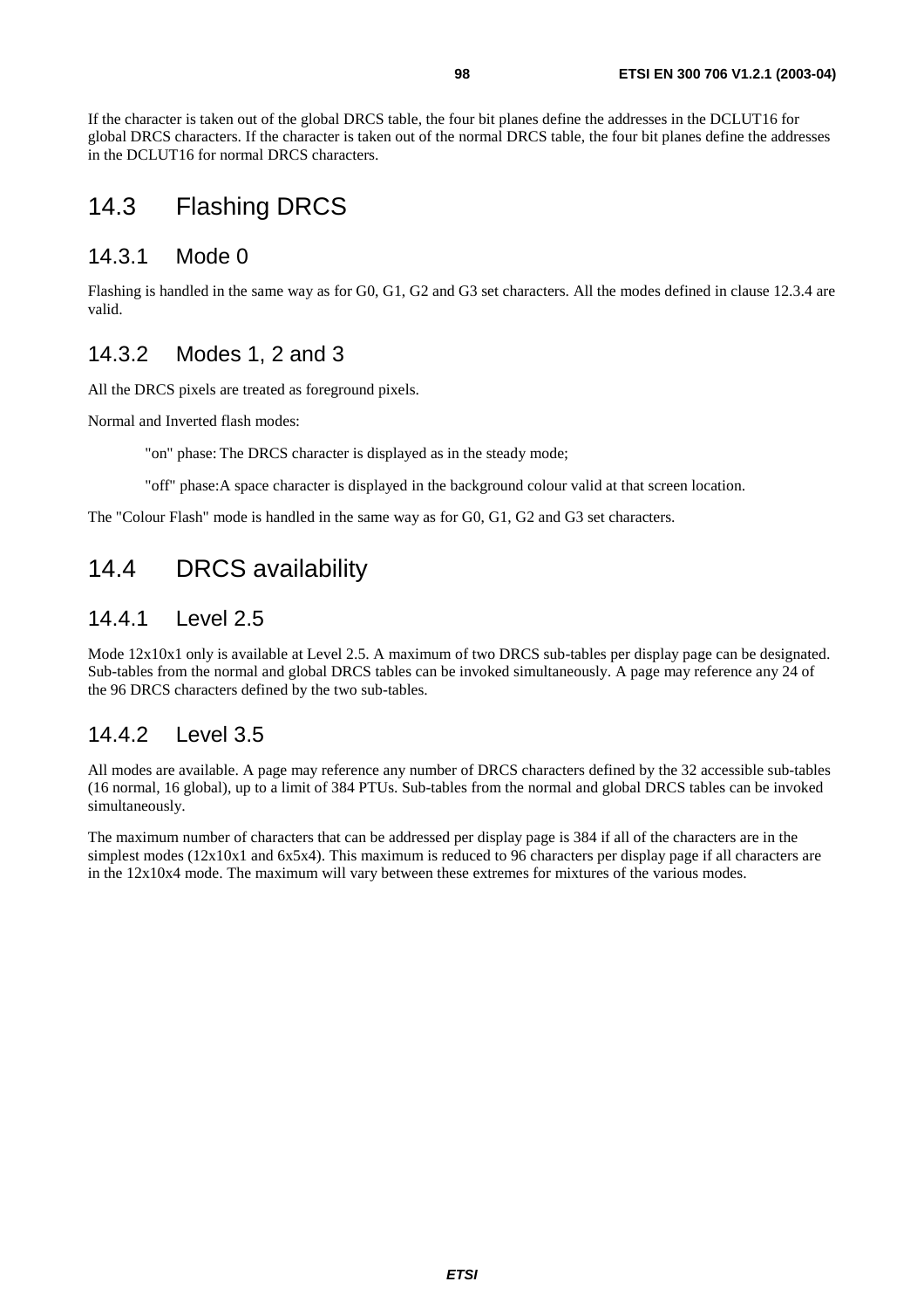If the character is taken out of the global DRCS table, the four bit planes define the addresses in the DCLUT16 for global DRCS characters. If the character is taken out of the normal DRCS table, the four bit planes define the addresses in the DCLUT16 for normal DRCS characters.

## 14.3 Flashing DRCS

### 14.3.1 Mode 0

Flashing is handled in the same way as for G0, G1, G2 and G3 set characters. All the modes defined in clause 12.3.4 are valid.

### 14.3.2 Modes 1, 2 and 3

All the DRCS pixels are treated as foreground pixels.

Normal and Inverted flash modes:

"on" phase: The DRCS character is displayed as in the steady mode;

"off" phase: A space character is displayed in the background colour valid at that screen location.

The "Colour Flash" mode is handled in the same way as for G0, G1, G2 and G3 set characters.

## 14.4 DRCS availability

### 14.4.1 Level 2.5

Mode 12x10x1 only is available at Level 2.5. A maximum of two DRCS sub-tables per display page can be designated. Sub-tables from the normal and global DRCS tables can be invoked simultaneously. A page may reference any 24 of the 96 DRCS characters defined by the two sub-tables.

### 14.4.2 Level 3.5

All modes are available. A page may reference any number of DRCS characters defined by the 32 accessible sub-tables (16 normal, 16 global), up to a limit of 384 PTUs. Sub-tables from the normal and global DRCS tables can be invoked simultaneously.

The maximum number of characters that can be addressed per display page is 384 if all of the characters are in the simplest modes (12x10x1 and 6x5x4). This maximum is reduced to 96 characters per display page if all characters are in the 12x10x4 mode. The maximum will vary between these extremes for mixtures of the various modes.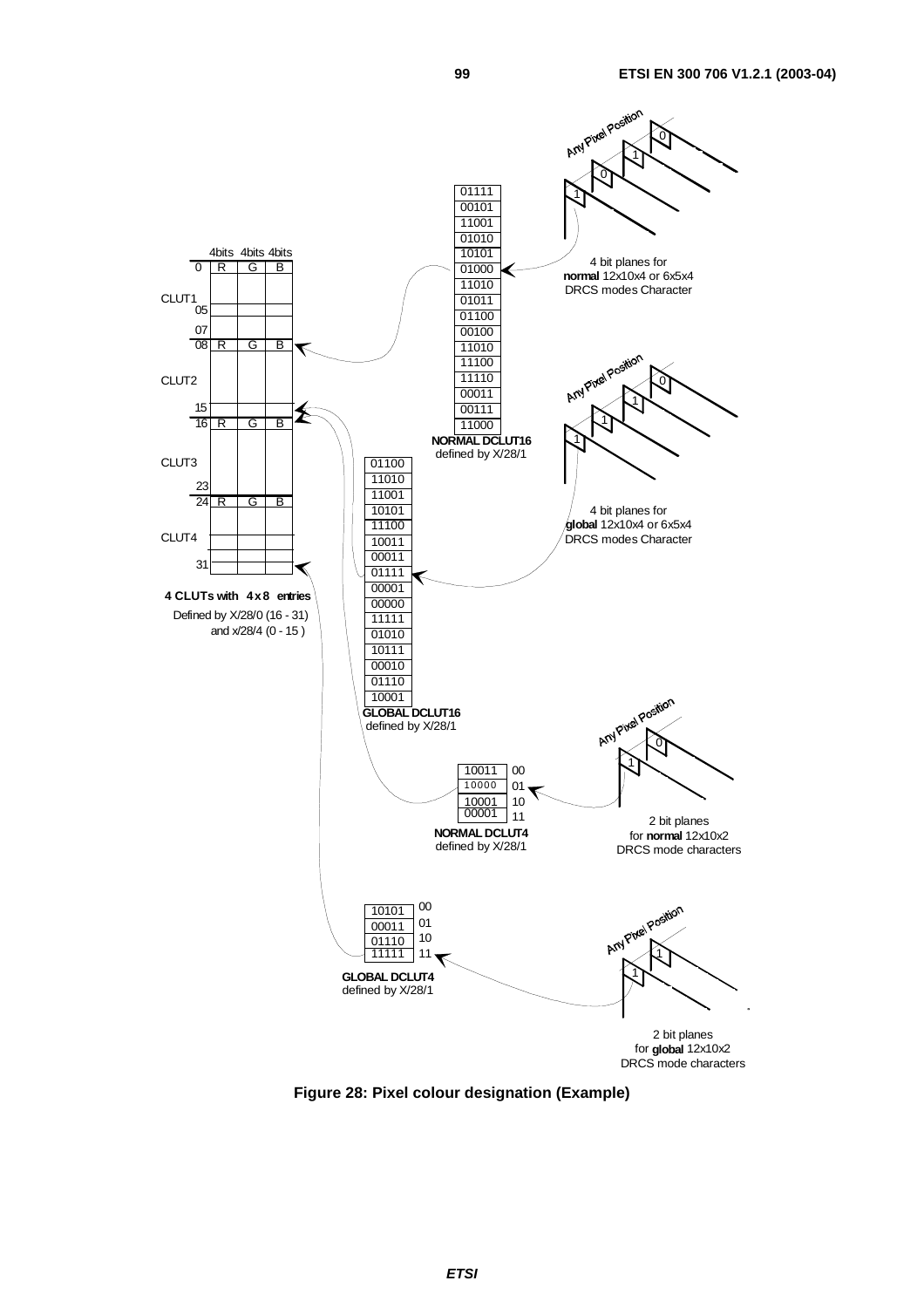**Figure 28: Pixel colour designation (Example)**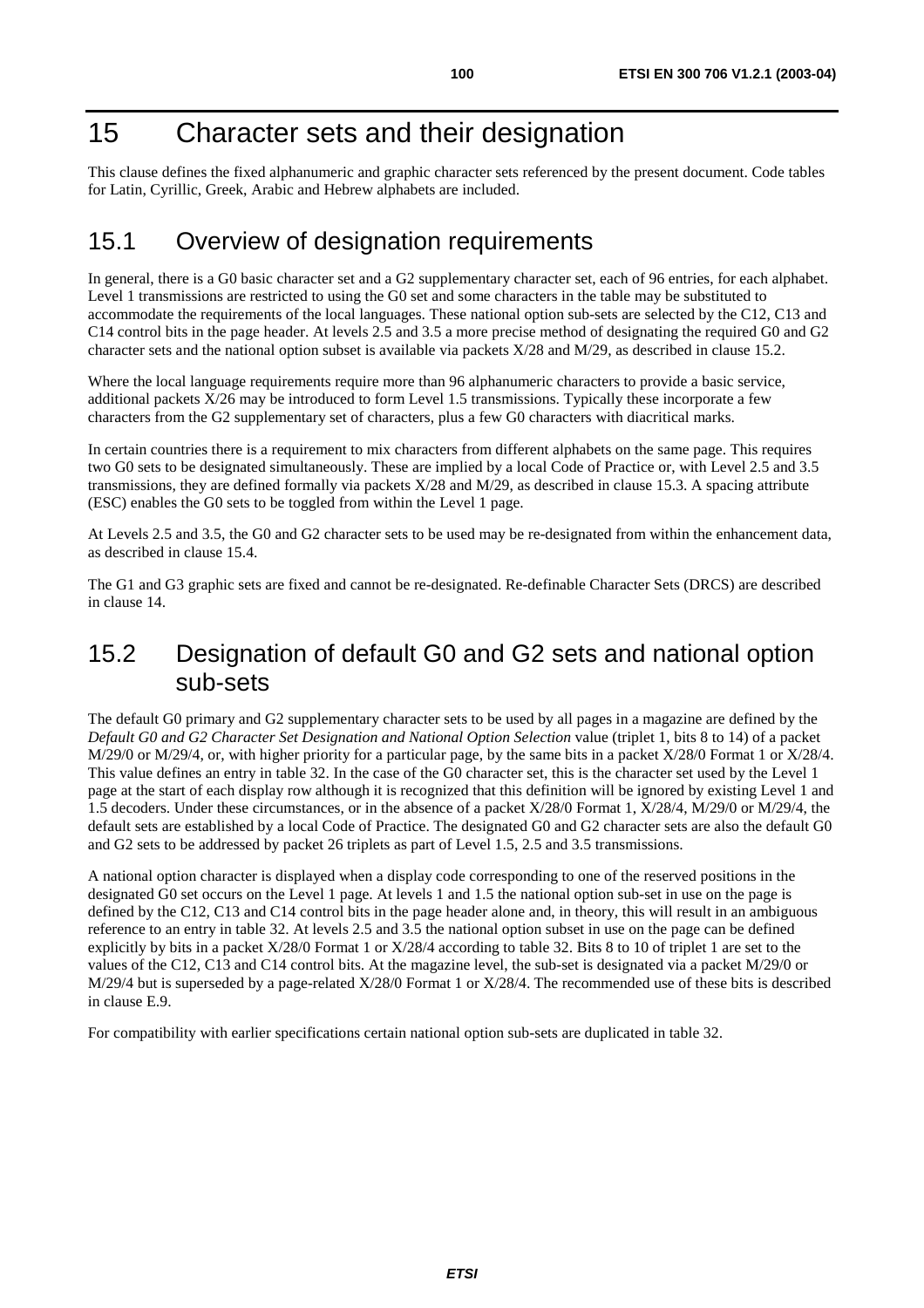# 15 Character sets and their designation

This clause defines the fixed alphanumeric and graphic character sets referenced by the present document. Code tables for Latin, Cyrillic, Greek, Arabic and Hebrew alphabets are included.

## 15.1 Overview of designation requirements

In general, there is a G0 basic character set and a G2 supplementary character set, each of 96 entries, for each alphabet. Level 1 transmissions are restricted to using the G0 set and some characters in the table may be substituted to accommodate the requirements of the local languages. These national option sub-sets are selected by the C12, C13 and C14 control bits in the page header. At levels 2.5 and 3.5 a more precise method of designating the required G0 and G2 character sets and the national option subset is available via packets X/28 and M/29, as described in clause 15.2.

Where the local language requirements require more than 96 alphanumeric characters to provide a basic service, additional packets X/26 may be introduced to form Level 1.5 transmissions. Typically these incorporate a few characters from the G2 supplementary set of characters, plus a few G0 characters with diacritical marks.

In certain countries there is a requirement to mix characters from different alphabets on the same page. This requires two G0 sets to be designated simultaneously. These are implied by a local Code of Practice or, with Level 2.5 and 3.5 transmissions, they are defined formally via packets X/28 and M/29, as described in clause 15.3. A spacing attribute (ESC) enables the G0 sets to be toggled from within the Level 1 page.

At Levels 2.5 and 3.5, the G0 and G2 character sets to be used may be re-designated from within the enhancement data, as described in clause 15.4.

The G1 and G3 graphic sets are fixed and cannot be re-designated. Re-definable Character Sets (DRCS) are described in clause 14.

## 15.2 Designation of default G0 and G2 sets and national option sub-sets

The default G0 primary and G2 supplementary character sets to be used by all pages in a magazine are defined by the *Default G0 and G2 Character Set Designation and National Option Selection* value (triplet 1, bits 8 to 14) of a packet M/29/0 or M/29/4, or, with higher priority for a particular page, by the same bits in a packet X/28/0 Format 1 or X/28/4. This value defines an entry in table 32. In the case of the G0 character set, this is the character set used by the Level 1 page at the start of each display row although it is recognized that this definition will be ignored by existing Level 1 and 1.5 decoders. Under these circumstances, or in the absence of a packet X/28/0 Format 1, X/28/4, M/29/0 or M/29/4, the default sets are established by a local Code of Practice. The designated G0 and G2 character sets are also the default G0 and G2 sets to be addressed by packet 26 triplets as part of Level 1.5, 2.5 and 3.5 transmissions.

A national option character is displayed when a display code corresponding to one of the reserved positions in the designated G0 set occurs on the Level 1 page. At levels 1 and 1.5 the national option sub-set in use on the page is defined by the C12, C13 and C14 control bits in the page header alone and, in theory, this will result in an ambiguous reference to an entry in table 32. At levels 2.5 and 3.5 the national option subset in use on the page can be defined explicitly by bits in a packet X/28/0 Format 1 or X/28/4 according to table 32. Bits 8 to 10 of triplet 1 are set to the values of the C12, C13 and C14 control bits. At the magazine level, the sub-set is designated via a packet M/29/0 or M/29/4 but is superseded by a page-related X/28/0 Format 1 or X/28/4. The recommended use of these bits is described in clause E.9.

For compatibility with earlier specifications certain national option sub-sets are duplicated in table 32.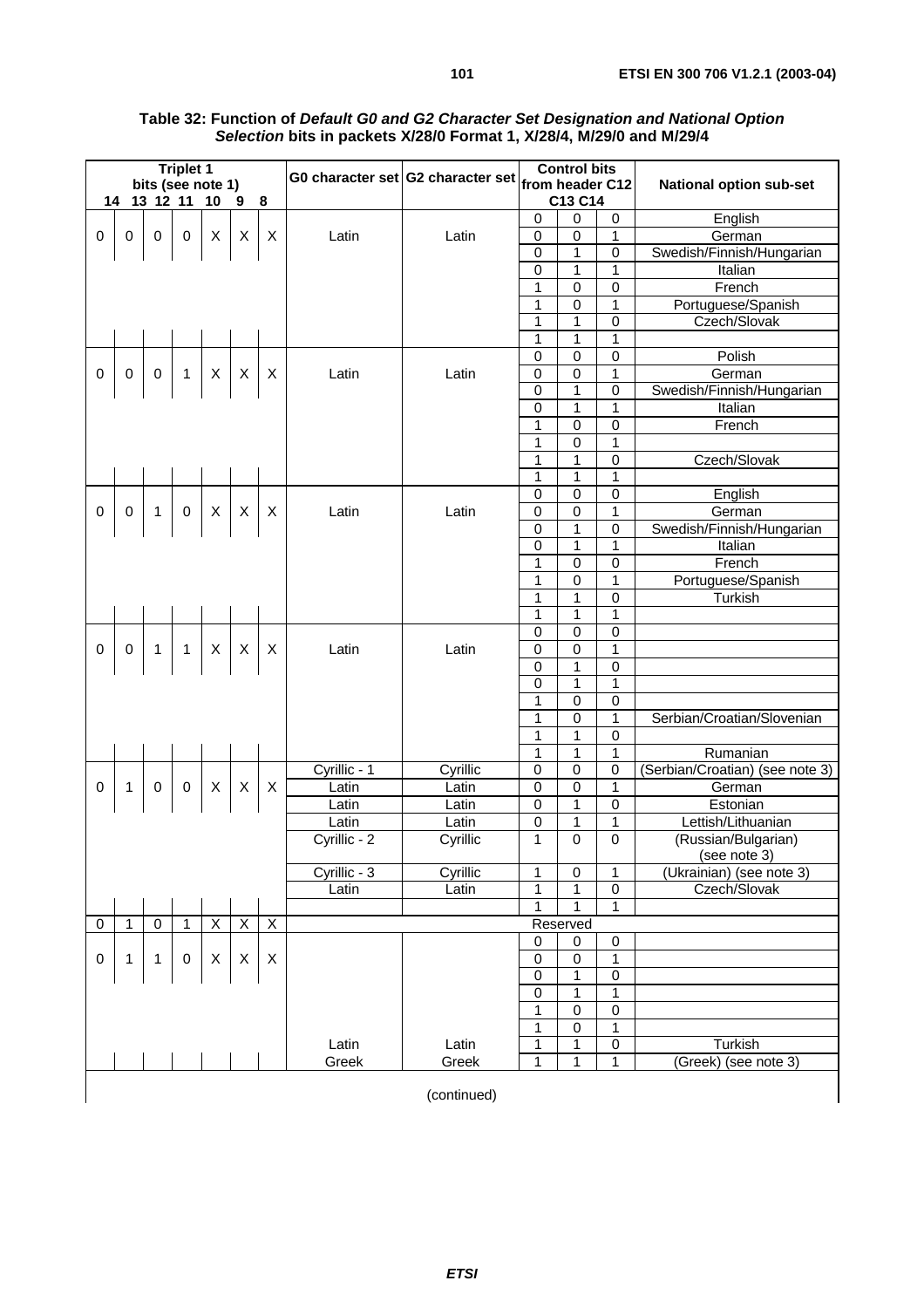**Table 32: Function of *Default G0 and G2 Character Set Designation and National Option Selection* bits in packets X/28/0 Format 1, X/28/4, M/29/0 and M/29/4**

| Triplet 1 bits (see note 1) 14 | 13 | 12 | 11 | 10 | 9 | 8 | G0 character set | G2 character set | Control bits from header C12 | C13 | C14 | National option sub-set |
|---|---|---|---|---|---|---|---|---|---|---|---|---|
| 0 | 0 | 0 | 0 | X | X | X | Latin | Latin | 0 | 0 | 0 | English |
| | | | | | | | | | 0 | 0 | 1 | German |
| | | | | | | | | | 0 | 1 | 0 | Swedish/Finnish/Hungarian |
| | | | | | | | | | 0 | 1 | 1 | Italian |
| | | | | | | | | | 1 | 0 | 0 | French |
| | | | | | | | | | 1 | 0 | 1 | Portuguese/Spanish |
| | | | | | | | | | 1 | 1 | 0 | Czech/Slovak |
| | | | | | | | | | 1 | 1 | 1 | |
| 0 | 0 | 0 | 1 | X | X | X | Latin | Latin | 0 | 0 | 0 | Polish |
| | | | | | | | | | 0 | 0 | 1 | German |
| | | | | | | | | | 0 | 1 | 0 | Swedish/Finnish/Hungarian |
| | | | | | | | | | 0 | 1 | 1 | Italian |
| | | | | | | | | | 1 | 0 | 0 | French |
| | | | | | | | | | 1 | 0 | 1 | |
| | | | | | | | | | 1 | 1 | 0 | Czech/Slovak |
| | | | | | | | | | 1 | 1 | 1 | |
| 0 | 0 | 1 | 0 | X | X | X | Latin | Latin | 0 | 0 | 0 | English |
| | | | | | | | | | 0 | 0 | 1 | German |
| | | | | | | | | | 0 | 1 | 0 | Swedish/Finnish/Hungarian |
| | | | | | | | | | 0 | 1 | 1 | Italian |
| | | | | | | | | | 1 | 0 | 0 | French |
| | | | | | | | | | 1 | 0 | 1 | Portuguese/Spanish |
| | | | | | | | | | 1 | 1 | 0 | Turkish |
| | | | | | | | | | 1 | 1 | 1 | |
| 0 | 0 | 1 | 1 | X | X | X | Latin | Latin | 0 | 0 | 0 | |
| | | | | | | | | | 0 | 0 | 1 | |
| | | | | | | | | | 0 | 1 | 0 | |
| | | | | | | | | | 0 | 1 | 1 | |
| | | | | | | | | | 1 | 0 | 0 | |
| | | | | | | | | | 1 | 0 | 1 | Serbian/Croatian/Slovenian |
| | | | | | | | | | 1 | 1 | 0 | |
| | | | | | | | | | 1 | 1 | 1 | Rumanian |
| 0 | 1 | 0 | 0 | X | X | X | Cyrillic - 1 | Cyrillic | 0 | 0 | 0 | (Serbian/Croatian) (see note 3) |
| | | | | | | | Latin | Latin | 0 | 0 | 1 | German |
| | | | | | | | Latin | Latin | 0 | 1 | 0 | Estonian |
| | | | | | | | Latin | Latin | 0 | 1 | 1 | Lettish/Lithuanian |
| | | | | | | | Cyrillic - 2 | Cyrillic | 1 | 0 | 0 | (Russian/Bulgarian) (see note 3) |
| | | | | | | | Cyrillic - 3 | Cyrillic | 1 | 0 | 1 | (Ukrainian) (see note 3) |
| | | | | | | | Latin | Latin | 1 | 1 | 0 | Czech/Slovak |
| | | | | | | | | | 1 | 1 | 1 | |
| 0 | 1 | 0 | 1 | X | X | X | Reserved | | | | | |
| 0 | 1 | 1 | 0 | X | X | X | | | 0 | 0 | 0 | |
| | | | | | | | | | 0 | 0 | 1 | |
| | | | | | | | | | 0 | 1 | 0 | |
| | | | | | | | | | 0 | 1 | 1 | |
| | | | | | | | | | 1 | 0 | 0 | |
| | | | | | | | | | 1 | 0 | 1 | |
| | | | | | | | Latin | Latin | 1 | 1 | 0 | Turkish |
| | | | | | | | Greek | Greek | 1 | 1 | 1 | (Greek) (see note 3) |

(continued)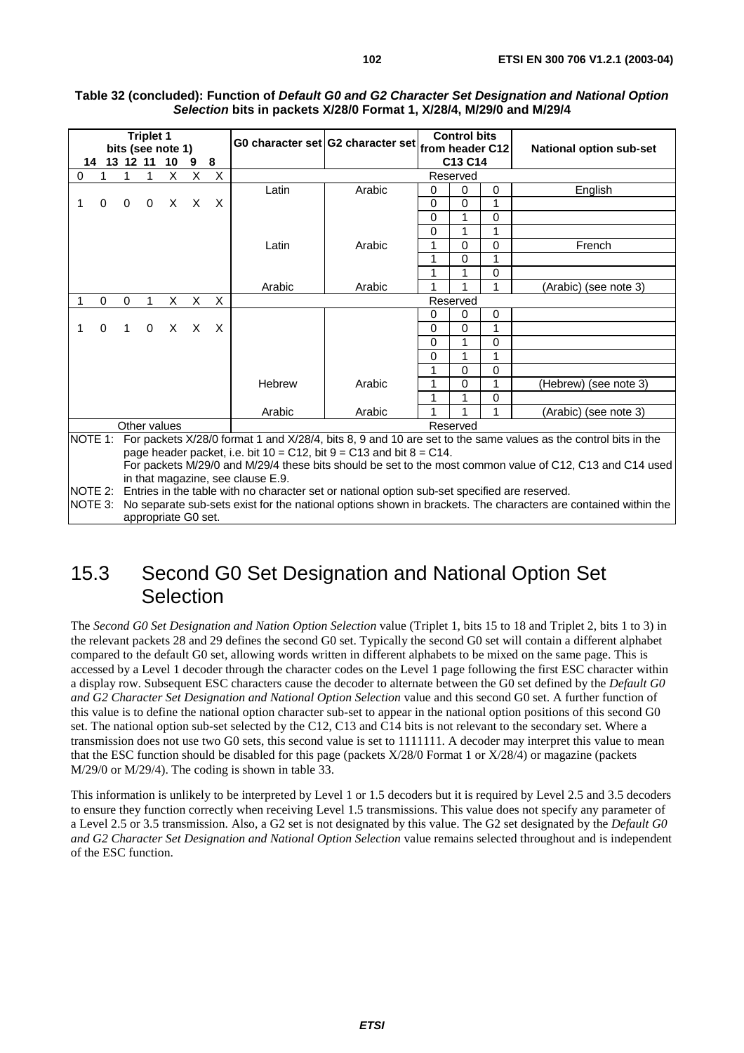**Table 32 (concluded): Function of *Default G0 and G2 Character Set Designation and National Option Selection* bits in packets X/28/0 Format 1, X/28/4, M/29/0 and M/29/4**

| Triplet 1 bits (see note 1) | | | | | | | G0 character set | G2 character set | Control bits from header C12 C13 C14 | | | National option sub-set |
|---|---|---|---|---|---|---|---|---|---|---|---|---|
| 14 | 13 | 12 | 11 | 10 | 9 | 8 | | | | | | |
| 0 | 1 | 1 | 1 | X | X | X | Reserved | | | | | |
| 1 | 0 | 0 | 0 | X | X | X | Latin | Arabic | 0 | 0 | 0 | English |
| | | | | | | | | | 0 | 0 | 1 | |
| | | | | | | | | | 0 | 1 | 0 | |
| | | | | | | | | | 0 | 1 | 1 | |
| | | | | | | | Latin | Arabic | 1 | 0 | 0 | French |
| | | | | | | | | | 1 | 0 | 1 | |
| | | | | | | | | | 1 | 1 | 0 | |
| | | | | | | | Arabic | Arabic | 1 | 1 | 1 | (Arabic) (see note 3) |
| 1 | 0 | 0 | 1 | X | X | X | Reserved | | | | | |
| 1 | 0 | 1 | 0 | X | X | X | | | 0 | 0 | 0 | |
| | | | | | | | | | 0 | 0 | 1 | |
| | | | | | | | | | 0 | 1 | 0 | |
| | | | | | | | | | 0 | 1 | 1 | |
| | | | | | | | | | 1 | 0 | 0 | |
| | | | | | | | Hebrew | Arabic | 1 | 0 | 1 | (Hebrew) (see note 3) |
| | | | | | | | | | 1 | 1 | 0 | |
| | | | | | | | Arabic | Arabic | 1 | 1 | 1 | (Arabic) (see note 3) |
| Other values | | | | | | | Reserved | | | | | |

NOTE 1: For packets X/28/0 format 1 and X/28/4, bits 8, 9 and 10 are set to the same values as the control bits in the page header packet, i.e. bit 10 = C12, bit 9 = C13 and bit 8 = C14.
For packets M/29/0 and M/29/4 these bits should be set to the most common value of C12, C13 and C14 used in that magazine, see clause E.9.

NOTE 2: Entries in the table with no character set or national option sub-set specified are reserved.

NOTE 3: No separate sub-sets exist for the national options shown in brackets. The characters are contained within the appropriate G0 set.

## 15.3 Second G0 Set Designation and National Option Set Selection

The *Second G0 Set Designation and Nation Option Selection* value (Triplet 1, bits 15 to 18 and Triplet 2, bits 1 to 3) in the relevant packets 28 and 29 defines the second G0 set. Typically the second G0 set will contain a different alphabet compared to the default G0 set, allowing words written in different alphabets to be mixed on the same page. This is accessed by a Level 1 decoder through the character codes on the Level 1 page following the first ESC character within a display row. Subsequent ESC characters cause the decoder to alternate between the G0 set defined by the *Default G0 and G2 Character Set Designation and National Option Selection* value and this second G0 set. A further function of this value is to define the national option character sub-set to appear in the national option positions of this second G0 set. The national option sub-set selected by the C12, C13 and C14 bits is not relevant to the secondary set. Where a transmission does not use two G0 sets, this second value is set to 1111111. A decoder may interpret this value to mean that the ESC function should be disabled for this page (packets X/28/0 Format 1 or X/28/4) or magazine (packets M/29/0 or M/29/4). The coding is shown in table 33.

This information is unlikely to be interpreted by Level 1 or 1.5 decoders but it is required by Level 2.5 and 3.5 decoders to ensure they function correctly when receiving Level 1.5 transmissions. This value does not specify any parameter of a Level 2.5 or 3.5 transmission. Also, a G2 set is not designated by this value. The G2 set designated by the *Default G0 and G2 Character Set Designation and National Option Selection* value remains selected throughout and is independent of the ESC function.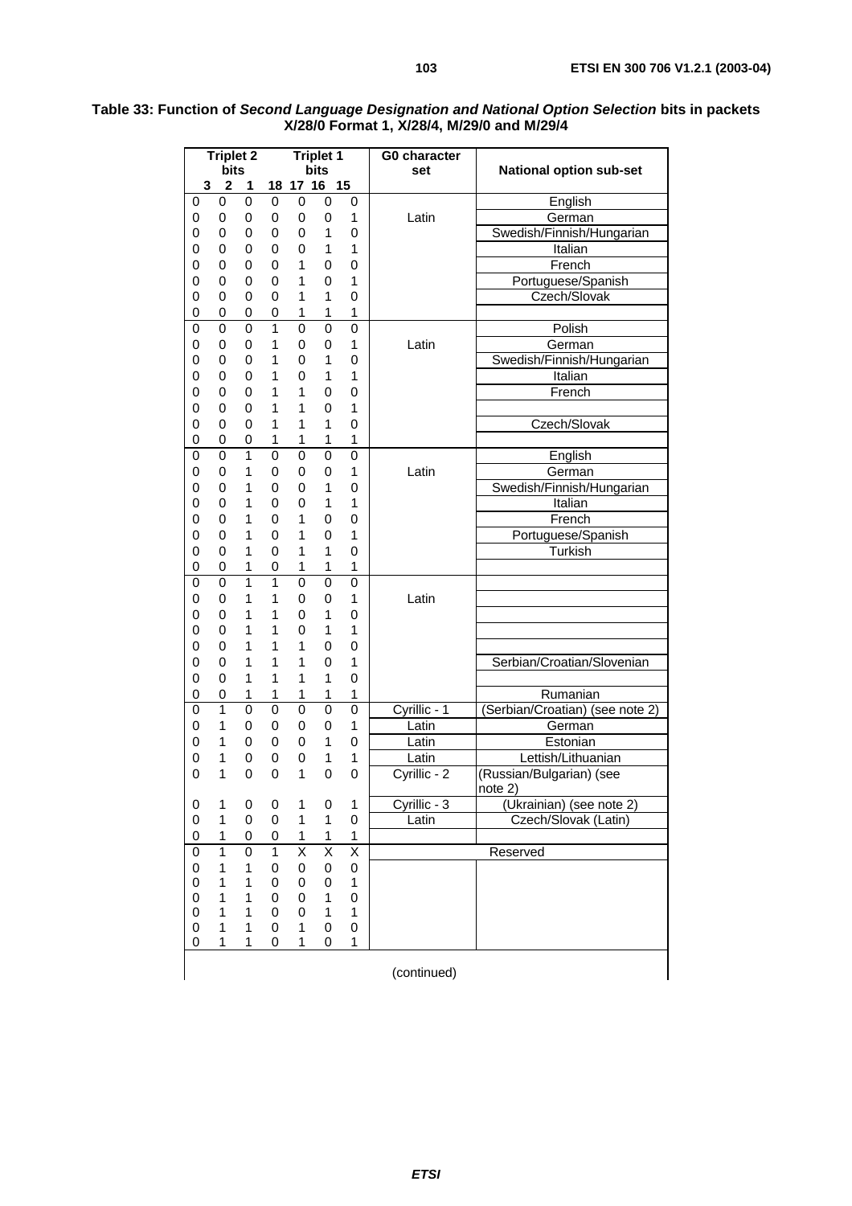**Table 33: Function of *Second Language Designation and National Option Selection* bits in packets X/28/0 Format 1, X/28/4, M/29/0 and M/29/4**

| Triplet 2 bits 3 | 2 | 1 | Triplet 1 bits 18 | 17 | 16 | 15 | G0 character set | National option sub-set |
|---|---|---|---|---|---|---|---|---|
| 0 | 0 | 0 | 0 | 0 | 0 | 0 | | English |
| 0 | 0 | 0 | 0 | 0 | 0 | 1 | Latin | German |
| 0 | 0 | 0 | 0 | 0 | 1 | 0 | | Swedish/Finnish/Hungarian |
| 0 | 0 | 0 | 0 | 0 | 1 | 1 | | Italian |
| 0 | 0 | 0 | 0 | 1 | 0 | 0 | | French |
| 0 | 0 | 0 | 0 | 1 | 0 | 1 | | Portuguese/Spanish |
| 0 | 0 | 0 | 0 | 1 | 1 | 0 | | Czech/Slovak |
| 0 | 0 | 0 | 0 | 1 | 1 | 1 | | |
| 0 | 0 | 0 | 1 | 0 | 0 | 0 | | Polish |
| 0 | 0 | 0 | 1 | 0 | 0 | 1 | Latin | German |
| 0 | 0 | 0 | 1 | 0 | 1 | 0 | | Swedish/Finnish/Hungarian |
| 0 | 0 | 0 | 1 | 0 | 1 | 1 | | Italian |
| 0 | 0 | 0 | 1 | 1 | 0 | 0 | | French |
| 0 | 0 | 0 | 1 | 1 | 0 | 1 | | |
| 0 | 0 | 0 | 1 | 1 | 1 | 0 | | Czech/Slovak |
| 0 | 0 | 0 | 1 | 1 | 1 | 1 | | |
| 0 | 0 | 1 | 0 | 0 | 0 | 0 | | English |
| 0 | 0 | 1 | 0 | 0 | 0 | 1 | Latin | German |
| 0 | 0 | 1 | 0 | 0 | 1 | 0 | | Swedish/Finnish/Hungarian |
| 0 | 0 | 1 | 0 | 0 | 1 | 1 | | Italian |
| 0 | 0 | 1 | 0 | 1 | 0 | 0 | | French |
| 0 | 0 | 1 | 0 | 1 | 0 | 1 | | Portuguese/Spanish |
| 0 | 0 | 1 | 0 | 1 | 1 | 0 | | Turkish |
| 0 | 0 | 1 | 0 | 1 | 1 | 1 | | |
| 0 | 0 | 1 | 1 | 0 | 0 | 0 | | |
| 0 | 0 | 1 | 1 | 0 | 0 | 1 | Latin | |
| 0 | 0 | 1 | 1 | 0 | 1 | 0 | | |
| 0 | 0 | 1 | 1 | 0 | 1 | 1 | | |
| 0 | 0 | 1 | 1 | 1 | 0 | 0 | | |
| 0 | 0 | 1 | 1 | 1 | 0 | 1 | | Serbian/Croatian/Slovenian |
| 0 | 0 | 1 | 1 | 1 | 1 | 0 | | |
| 0 | 0 | 1 | 1 | 1 | 1 | 1 | | Rumanian |
| 0 | 1 | 0 | 0 | 0 | 0 | 0 | Cyrillic - 1 | (Serbian/Croatian) (see note 2) |
| 0 | 1 | 0 | 0 | 0 | 0 | 1 | Latin | German |
| 0 | 1 | 0 | 0 | 0 | 1 | 0 | Latin | Estonian |
| 0 | 1 | 0 | 0 | 0 | 1 | 1 | Latin | Lettish/Lithuanian |
| 0 | 1 | 0 | 0 | 1 | 0 | 0 | Cyrillic - 2 | (Russian/Bulgarian) (see note 2) |
| 0 | 1 | 0 | 0 | 1 | 0 | 1 | Cyrillic - 3 | (Ukrainian) (see note 2) |
| 0 | 1 | 0 | 0 | 1 | 1 | 0 | Latin | Czech/Slovak (Latin) |
| 0 | 1 | 0 | 0 | 1 | 1 | 1 | | |
| 0 | 1 | 0 | 1 | X | X | X | Reserved | |
| 0 | 1 | 1 | 0 | 0 | 0 | 0 | | |
| 0 | 1 | 1 | 0 | 0 | 0 | 1 | | |
| 0 | 1 | 1 | 0 | 0 | 1 | 0 | | |
| 0 | 1 | 1 | 0 | 0 | 1 | 1 | | |
| 0 | 1 | 1 | 0 | 1 | 0 | 0 | | |
| 0 | 1 | 1 | 0 | 1 | 0 | 1 | | |

(continued)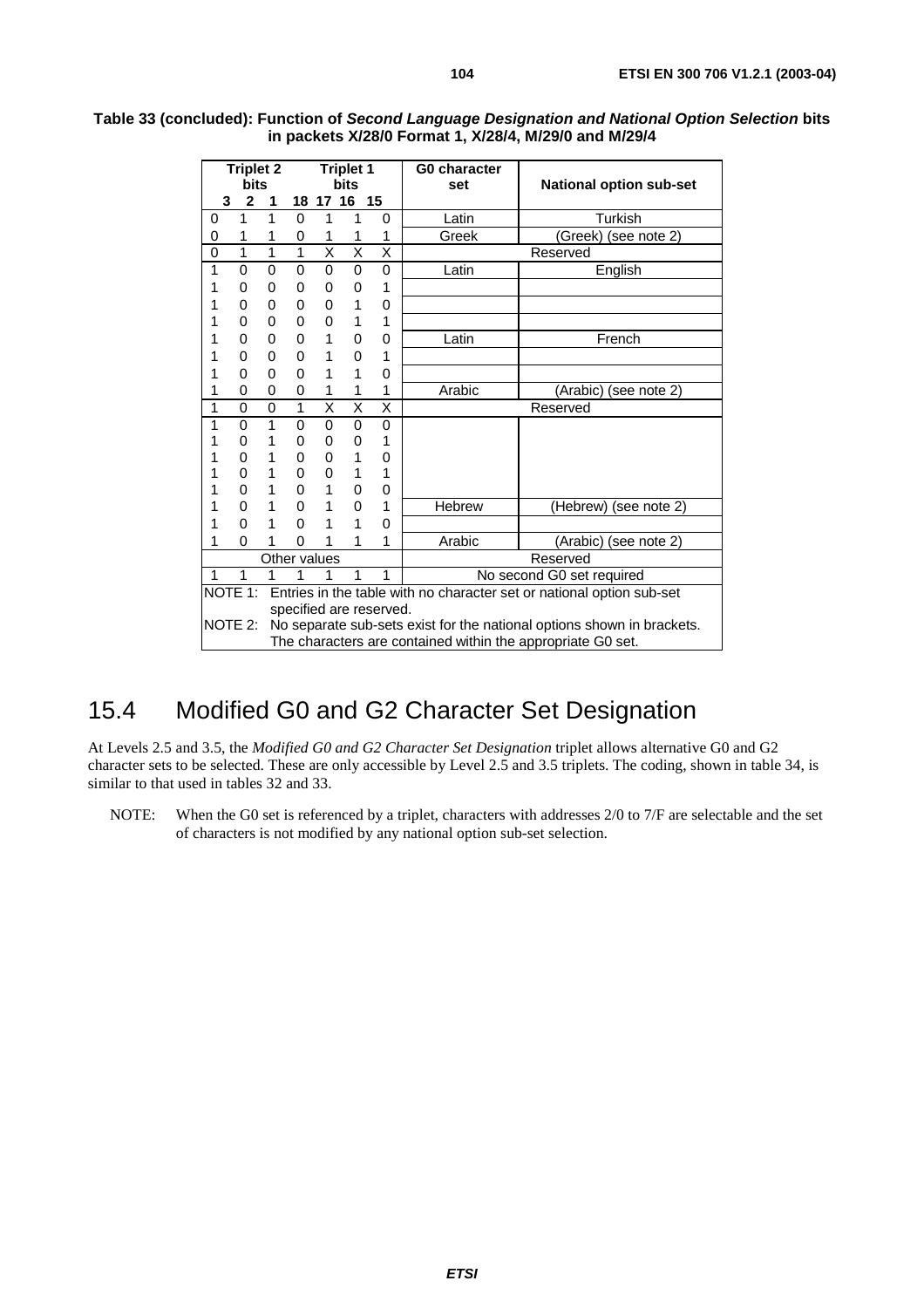**Table 33 (concluded): Function of *Second Language Designation and National Option Selection* bits in packets X/28/0 Format 1, X/28/4, M/29/0 and M/29/4**

| Triplet 2 bits 3 | 2 | 1 | Triplet 1 bits 18 | 17 | 16 | 15 | G0 character set | National option sub-set |
|---|---|---|---|---|---|---|---|---|
| 0 | 1 | 1 | 0 | 1 | 1 | 0 | Latin | Turkish |
| 0 | 1 | 1 | 0 | 1 | 1 | 1 | Greek | (Greek) (see note 2) |
| 0 | 1 | 1 | 1 | X | X | X | Reserved | |
| 1 | 0 | 0 | 0 | 0 | 0 | 0 | Latin | English |
| 1 | 0 | 0 | 0 | 0 | 0 | 1 | | |
| 1 | 0 | 0 | 0 | 0 | 1 | 0 | | |
| 1 | 0 | 0 | 0 | 0 | 1 | 1 | | |
| 1 | 0 | 0 | 0 | 1 | 0 | 0 | Latin | French |
| 1 | 0 | 0 | 0 | 1 | 0 | 1 | | |
| 1 | 0 | 0 | 0 | 1 | 1 | 0 | | |
| 1 | 0 | 0 | 0 | 1 | 1 | 1 | Arabic | (Arabic) (see note 2) |
| 1 | 0 | 0 | 1 | X | X | X | Reserved | |
| 1 | 0 | 1 | 0 | 0 | 0 | 0 | | |
| 1 | 0 | 1 | 0 | 0 | 0 | 1 | | |
| 1 | 0 | 1 | 0 | 0 | 1 | 0 | | |
| 1 | 0 | 1 | 0 | 0 | 1 | 1 | | |
| 1 | 0 | 1 | 0 | 1 | 0 | 0 | | |
| 1 | 0 | 1 | 0 | 1 | 0 | 1 | Hebrew | (Hebrew) (see note 2) |
| 1 | 0 | 1 | 0 | 1 | 1 | 0 | | |
| 1 | 0 | 1 | 0 | 1 | 1 | 1 | Arabic | (Arabic) (see note 2) |
| Other values | | | | | | | Reserved | |
| 1 | 1 | 1 | 1 | 1 | 1 | 1 | No second G0 set required | |

NOTE 1: Entries in the table with no character set or national option sub-set specified are reserved.

NOTE 2: No separate sub-sets exist for the national options shown in brackets. The characters are contained within the appropriate G0 set.

## 15.4 Modified G0 and G2 Character Set Designation

At Levels 2.5 and 3.5, the *Modified G0 and G2 Character Set Designation* triplet allows alternative G0 and G2 character sets to be selected. These are only accessible by Level 2.5 and 3.5 triplets. The coding, shown in table 34, is similar to that used in tables 32 and 33.

NOTE: When the G0 set is referenced by a triplet, characters with addresses 2/0 to 7/F are selectable and the set of characters is not modified by any national option sub-set selection.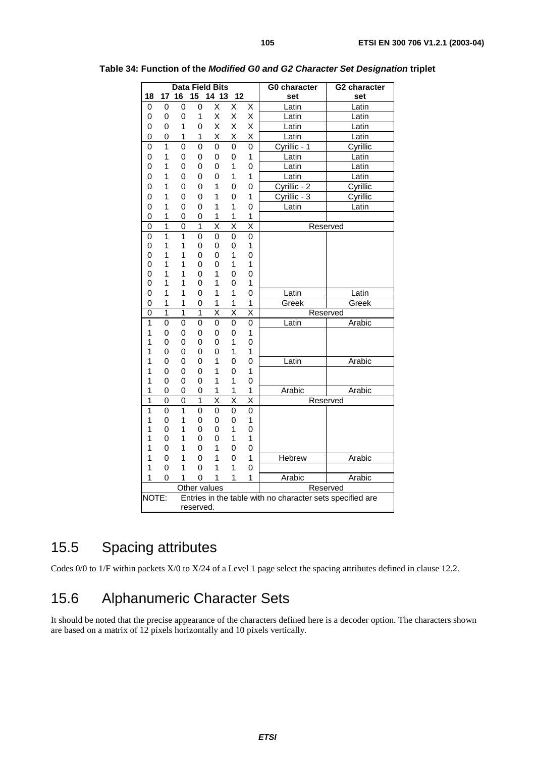**Table 34: Function of the *Modified G0 and G2 Character Set Designation* triplet**

| 18 | 17 | 16 | 15 | 14 | 13 | 12 | G0 character set | G2 character set |
|---|---|---|---|---|---|---|---|---|
| 0 | 0 | 0 | 0 | X | X | X | Latin | Latin |
| 0 | 0 | 0 | 1 | X | X | X | Latin | Latin |
| 0 | 0 | 1 | 0 | X | X | X | Latin | Latin |
| 0 | 0 | 1 | 1 | X | X | X | Latin | Latin |
| 0 | 1 | 0 | 0 | 0 | 0 | 0 | Cyrillic - 1 | Cyrillic |
| 0 | 1 | 0 | 0 | 0 | 0 | 1 | Latin | Latin |
| 0 | 1 | 0 | 0 | 0 | 1 | 0 | Latin | Latin |
| 0 | 1 | 0 | 0 | 0 | 1 | 1 | Latin | Latin |
| 0 | 1 | 0 | 0 | 1 | 0 | 0 | Cyrillic - 2 | Cyrillic |
| 0 | 1 | 0 | 0 | 1 | 0 | 1 | Cyrillic - 3 | Cyrillic |
| 0 | 1 | 0 | 0 | 1 | 1 | 0 | Latin | Latin |
| 0 | 1 | 0 | 0 | 1 | 1 | 1 | | |
| 0 | 1 | 0 | 1 | X | X | X | Reserved | |
| 0 | 1 | 1 | 0 | 0 | 0 | 0 | | |
| 0 | 1 | 1 | 0 | 0 | 0 | 1 | | |
| 0 | 1 | 1 | 0 | 0 | 1 | 0 | | |
| 0 | 1 | 1 | 0 | 0 | 1 | 1 | | |
| 0 | 1 | 1 | 0 | 1 | 0 | 0 | | |
| 0 | 1 | 1 | 0 | 1 | 0 | 1 | | |
| 0 | 1 | 1 | 0 | 1 | 1 | 0 | Latin | Latin |
| 0 | 1 | 1 | 0 | 1 | 1 | 1 | Greek | Greek |
| 0 | 1 | 1 | 1 | X | X | X | Reserved | |
| 1 | 0 | 0 | 0 | 0 | 0 | 0 | Latin | Arabic |
| 1 | 0 | 0 | 0 | 0 | 0 | 1 | | |
| 1 | 0 | 0 | 0 | 0 | 1 | 0 | | |
| 1 | 0 | 0 | 0 | 0 | 1 | 1 | | |
| 1 | 0 | 0 | 0 | 1 | 0 | 0 | Latin | Arabic |
| 1 | 0 | 0 | 0 | 1 | 0 | 1 | | |
| 1 | 0 | 0 | 0 | 1 | 1 | 0 | | |
| 1 | 0 | 0 | 0 | 1 | 1 | 1 | Arabic | Arabic |
| 1 | 0 | 0 | 1 | X | X | X | Reserved | |
| 1 | 0 | 1 | 0 | 0 | 0 | 0 | | |
| 1 | 0 | 1 | 0 | 0 | 0 | 1 | | |
| 1 | 0 | 1 | 0 | 0 | 1 | 0 | | |
| 1 | 0 | 1 | 0 | 0 | 1 | 1 | | |
| 1 | 0 | 1 | 0 | 1 | 0 | 0 | | |
| 1 | 0 | 1 | 0 | 1 | 0 | 1 | Hebrew | Arabic |
| 1 | 0 | 1 | 0 | 1 | 1 | 0 | | |
| 1 | 0 | 1 | 0 | 1 | 1 | 1 | Arabic | Arabic |
| Other values | | | | | | | Reserved | |

NOTE: Entries in the table with no character sets specified are reserved.

## 15.5 Spacing attributes

Codes 0/0 to 1/F within packets X/0 to X/24 of a Level 1 page select the spacing attributes defined in clause 12.2.

## 15.6 Alphanumeric Character Sets

It should be noted that the precise appearance of the characters defined here is a decoder option. The characters shown are based on a matrix of 12 pixels horizontally and 10 pixels vertically.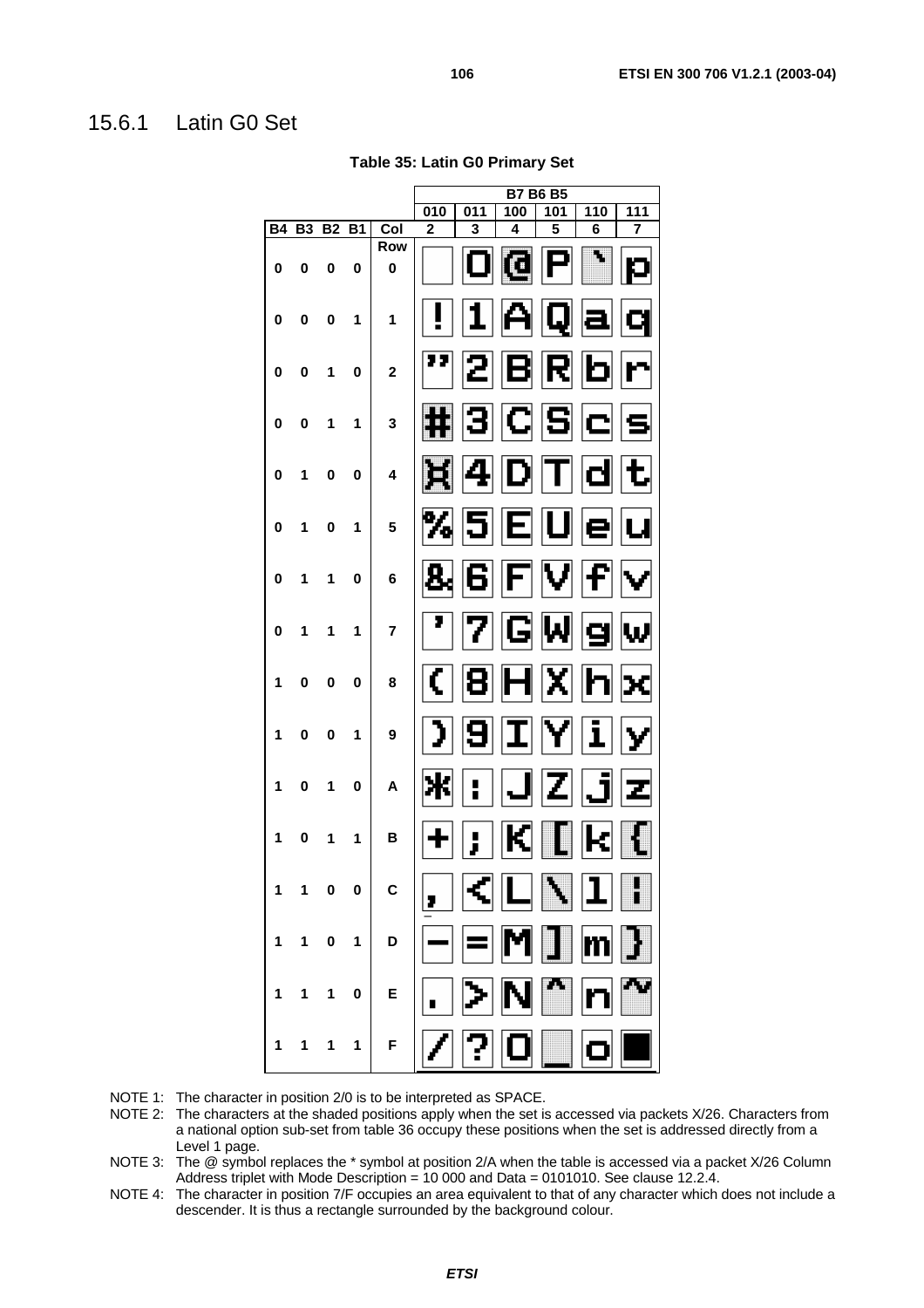## 15.6.1 Latin G0 Set

**Table 35: Latin G0 Primary Set**

| | | | | | B7 B6 B5 | | | | | |
|---|---|---|---|---|---|---|---|---|---|---|
| | | | | | 010 | 011 | 100 | 101 | 110 | 111 |
| B4 | B3 | B2 | B1 | Col | 2 | 3 | 4 | 5 | 6 | 7 |
| | | | | Row | | | | | | |
| 0 | 0 | 0 | 0 | 0 | | 0 | @ | P | ` | p |
| 0 | 0 | 0 | 1 | 1 | ! | 1 | A | Q | a | q |
| 0 | 0 | 1 | 0 | 2 | " | 2 | B | R | b | r |
| 0 | 0 | 1 | 1 | 3 | # | 3 | C | S | c | s |
| 0 | 1 | 0 | 0 | 4 | ¤ | 4 | D | T | d | t |
| 0 | 1 | 0 | 1 | 5 | % | 5 | E | U | e | u |
| 0 | 1 | 1 | 0 | 6 | & | 6 | F | V | f | v |
| 0 | 1 | 1 | 1 | 7 | ' | 7 | G | W | g | w |
| 1 | 0 | 0 | 0 | 8 | ( | 8 | H | X | h | x |
| 1 | 0 | 0 | 1 | 9 | ) | 9 | I | Y | i | y |
| 1 | 0 | 1 | 0 | A | * | : | J | Z | j | z |
| 1 | 0 | 1 | 1 | B | + | ; | K | [ | k | { |
| 1 | 1 | 0 | 0 | C | , | < | L | \ | l | ¦ |
| 1 | 1 | 0 | 1 | D | - | = | M | ] | m | } |
| 1 | 1 | 1 | 0 | E | . | > | N | ^ | n | ~ |
| 1 | 1 | 1 | 1 | F | / | ? | O | _ | o | ■ |

NOTE 1: The character in position 2/0 is to be interpreted as SPACE.

NOTE 2: The characters at the shaded positions apply when the set is accessed via packets X/26. Characters from a national option sub-set from table 36 occupy these positions when the set is addressed directly from a Level 1 page.

NOTE 3: The @ symbol replaces the * symbol at position 2/A when the table is accessed via a packet X/26 Column Address triplet with Mode Description = 10 000 and Data = 0101010. See clause 12.2.4.

NOTE 4: The character in position 7/F occupies an area equivalent to that of any character which does not include a descender. It is thus a rectangle surrounded by the background colour.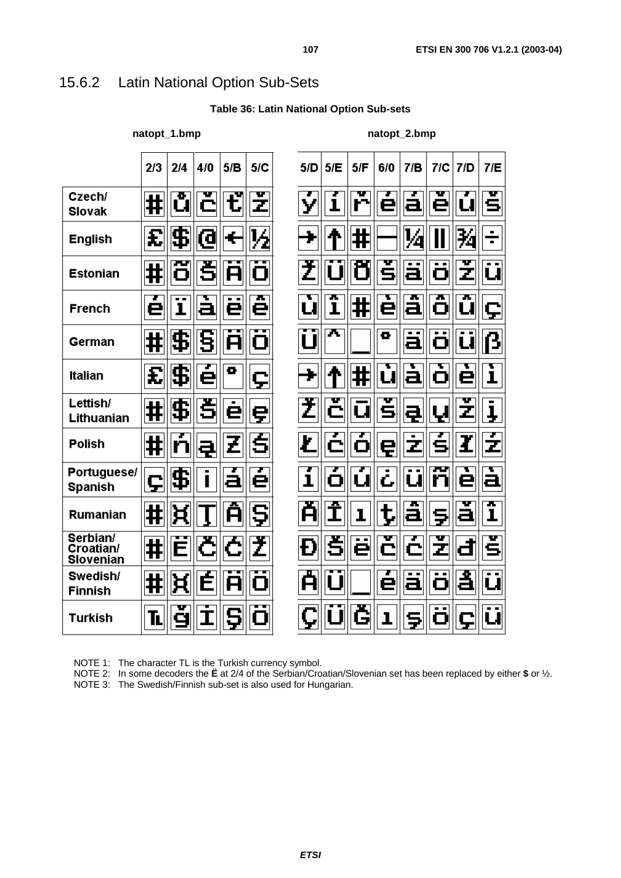## 15.6.2 Latin National Option Sub-Sets

**Table 36: Latin National Option Sub-sets**

natopt_1.bmp | natopt_2.bmp

| | 2/3 | 2/4 | 4/0 | 5/B | 5/C | 5/D | 5/E | 5/F | 6/0 | 7/B | 7/C | 7/D | 7/E |
|---|---|---|---|---|---|---|---|---|---|---|---|---|---|
| Czech/ Slovak | # | ů | č | ť | ž | ý | í | ř | é | á | ě | ú | š |
| English | £ | $ | @ | ← | ½ | → | ↑ | # | ― | ¼ | ‖ | ¾ | ÷ |
| Estonian | # | õ | Š | Ä | Ö | Ž | Ü | Õ | š | ä | ö | ž | ü |
| French | é | ï | à | ë | ê | ù | î | # | è | â | ô | û | ç |
| German | # | $ | § | Ä | Ö | Ü | ^ | _ | ° | ä | ö | ü | ß |
| Italian | £ | $ | é | ° | ç | → | ↑ | # | ù | à | ò | è | ì |
| Lettish/ Lithuanian | # | $ | Š | ė | ę | Ž | č | ū | š | ą | ų | ž | į |
| Polish | # | ń | ą | Ƶ | Ś | Ł | ć | ó | ę | ż | ś | ł | ź |
| Portuguese/ Spanish | ç | $ | ¡ | á | é | í | ó | ú | ¿ | ü | ñ | è | à |
| Rumanian | # | ¤ | Ţ | Â | Ş | Ă | Î | ı | ţ | â | ş | ă | î |
| Serbian/ Croatian/ Slovenian | # | Ë | Č | Ć | Ž | Đ | Š | ë | č | ć | ž | đ | š |
| Swedish/ Finnish | # | ¤ | É | Ä | Ö | Å | Ü | _ | é | ä | ö | å | ü |
| Turkish | ₺ | ğ | İ | Ş | Ö | Ç | Ü | Ğ | ı | ş | ö | ç | ü |

NOTE 1: The character TL is the Turkish currency symbol.

NOTE 2: In some decoders the **Ë** at 2/4 of the Serbian/Croatian/Slovenian set has been replaced by either **$** or ½.

NOTE 3: The Swedish/Finnish sub-set is also used for Hungarian.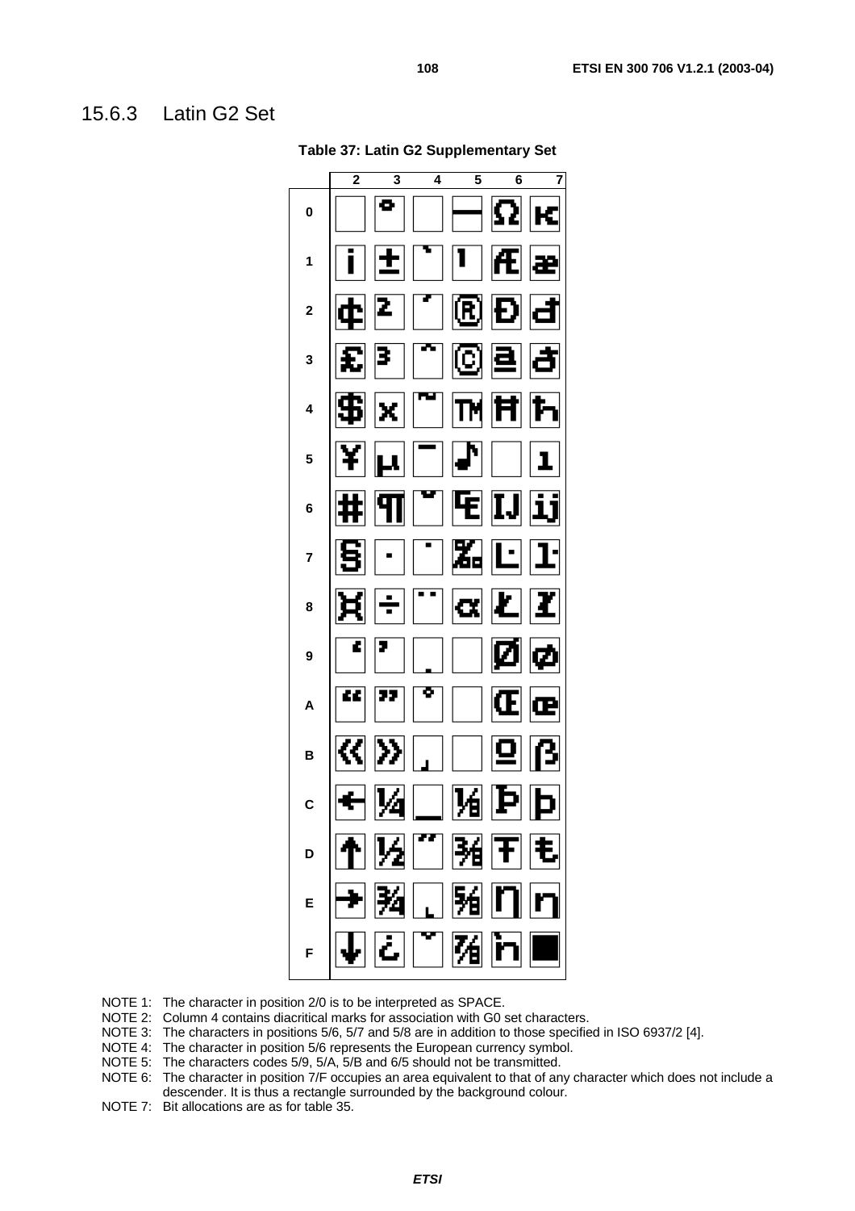## 15.6.3 Latin G2 Set

**Table 37: Latin G2 Supplementary Set**

|   | 2 | 3 | 4 | 5 | 6 | 7 |
|---|---|---|---|---|---|---|
| 0 |   | ° |   | ― | Ω | ĸ |
| 1 | ¡ | ± | ` | ¹ | Æ | æ |
| 2 | ¢ | ² | ´ | ® | Đ | đ |
| 3 | £ | ³ | ˆ | © | ª | ð |
| 4 | $ | × | ˜ | ™ | Ħ | ħ |
| 5 | ¥ | µ | ¯ | ♪ |   | ı |
| 6 | # | ¶ | ˘ | € | Ĳ | ĳ |
| 7 | § | · | ˙ | ‰ | Ŀ | ŀ |
| 8 | ¤ | ÷ | ¨ | α | Ł | ł |
| 9 | ' | ' | . |   | Ø | ø |
| A | " | " | ˚ |   | Œ | œ |
| B | « | » | ¸ |   | º | ß |
| C | ← | ¼ | _ | ⅛ | Þ | þ |
| D | ↑ | ½ | ˝ | ⅜ | Ŧ | ŧ |
| E | → | ¾ | ˛ | ⅝ | Ŋ | ŋ |
| F | ↓ | ¿ | ˇ | ⅞ | ŉ | ■ |

NOTE 1: The character in position 2/0 is to be interpreted as SPACE.

NOTE 2: Column 4 contains diacritical marks for association with G0 set characters.

NOTE 3: The characters in positions 5/6, 5/7 and 5/8 are in addition to those specified in ISO 6937/2 [4].

NOTE 4: The character in position 5/6 represents the European currency symbol.

NOTE 5: The characters codes 5/9, 5/A, 5/B and 6/5 should not be transmitted.

NOTE 6: The character in position 7/F occupies an area equivalent to that of any character which does not include a descender. It is thus a rectangle surrounded by the background colour.

NOTE 7: Bit allocations are as for table 35.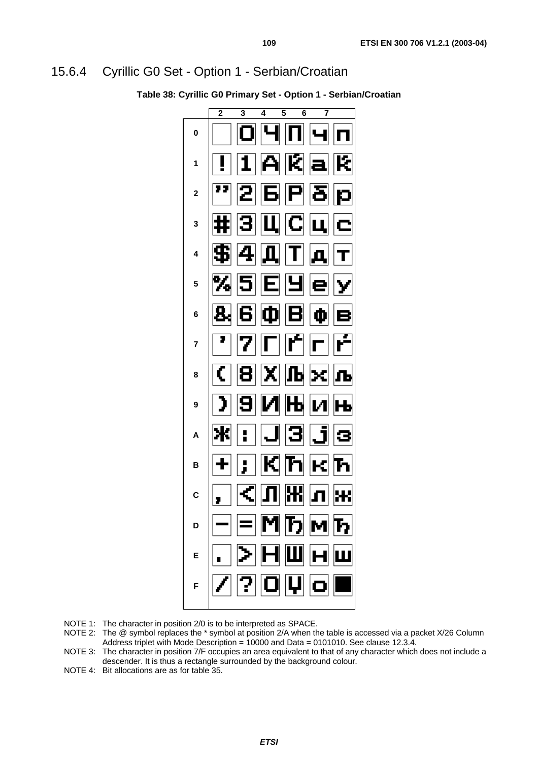## 15.6.4 Cyrillic G0 Set - Option 1 - Serbian/Croatian

**Table 38: Cyrillic G0 Primary Set - Option 1 - Serbian/Croatian**

| | 2 | 3 | 4 | 5 | 6 | 7 |
|---|---|---|---|---|---|---|
| 0 | | 0 | Ч | П | ч | п |
| 1 | ! | 1 | А | Ќ | а | ќ |
| 2 | " | 2 | Б | Р | б | р |
| 3 | # | 3 | Ц | С | ц | с |
| 4 | $ | 4 | Д | Т | д | т |
| 5 | % | 5 | Е | У | е | у |
| 6 | & | 6 | Ф | В | ф | в |
| 7 | ' | 7 | Г | Ѓ | г | ѓ |
| 8 | ( | 8 | Х | Љ | х | љ |
| 9 | ) | 9 | И | Њ | и | њ |
| A | Ж | : | Ј | З | ј | з |
| B | + | ; | К | Ћ | к | ћ |
| C | , | < | Л | Ж | л | ж |
| D | – | = | М | Ђ | м | ђ |
| E | . | > | Н | Ш | н | ш |
| F | / | ? | О | Џ | о | ■ |

NOTE 1: The character in position 2/0 is to be interpreted as SPACE.

NOTE 2: The @ symbol replaces the * symbol at position 2/A when the table is accessed via a packet X/26 Column Address triplet with Mode Description = 10000 and Data = 0101010. See clause 12.3.4.

NOTE 3: The character in position 7/F occupies an area equivalent to that of any character which does not include a descender. It is thus a rectangle surrounded by the background colour.

NOTE 4: Bit allocations are as for table 35.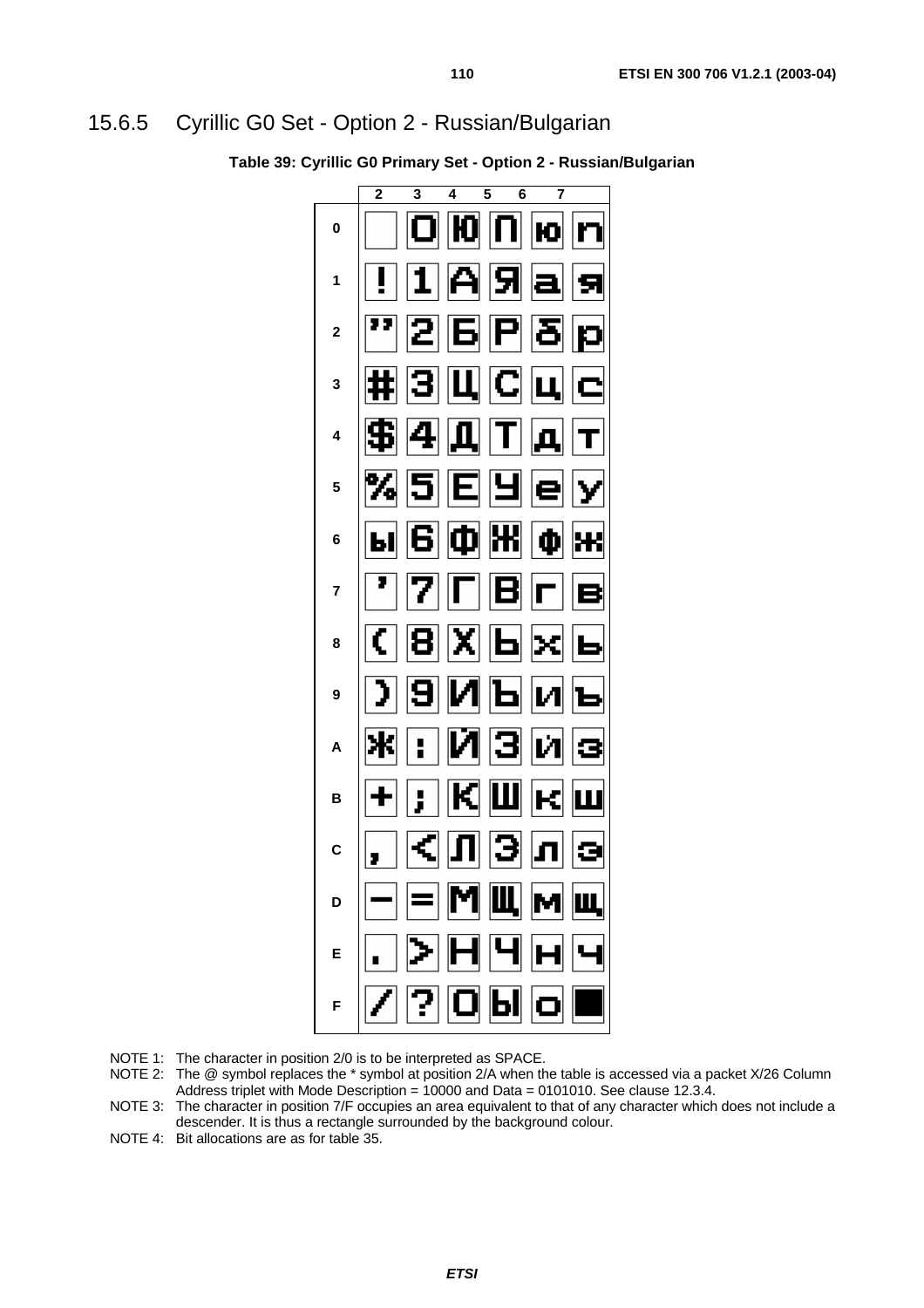## 15.6.5 Cyrillic G0 Set - Option 2 - Russian/Bulgarian

**Table 39: Cyrillic G0 Primary Set - Option 2 - Russian/Bulgarian**

| | 2 | 3 | 4 | 5 | 6 | 7 |
|---|---|---|---|---|---|---|
| 0 | | 0 | Ю | П | ю | п |
| 1 | ! | 1 | А | Я | а | я |
| 2 | " | 2 | Б | Р | б | р |
| 3 | # | 3 | Ц | С | ц | с |
| 4 | $ | 4 | Д | Т | д | т |
| 5 | % | 5 | Е | У | е | у |
| 6 | ы | 6 | Ф | Ж | ф | ж |
| 7 | ' | 7 | Г | В | г | в |
| 8 | ( | 8 | Х | Ь | х | ь |
| 9 | ) | 9 | И | Ъ | и | ъ |
| A | Ж | : | Й | З | й | з |
| B | + | ; | К | Ш | к | ш |
| C | , | < | Л | Э | л | э |
| D | – | = | М | Щ | м | щ |
| E | . | > | Н | Ч | н | ч |
| F | / | ? | О | Ы | о | ■ |

NOTE 1: The character in position 2/0 is to be interpreted as SPACE.

NOTE 2: The @ symbol replaces the * symbol at position 2/A when the table is accessed via a packet X/26 Column Address triplet with Mode Description = 10000 and Data = 0101010. See clause 12.3.4.

NOTE 3: The character in position 7/F occupies an area equivalent to that of any character which does not include a descender. It is thus a rectangle surrounded by the background colour.

NOTE 4: Bit allocations are as for table 35.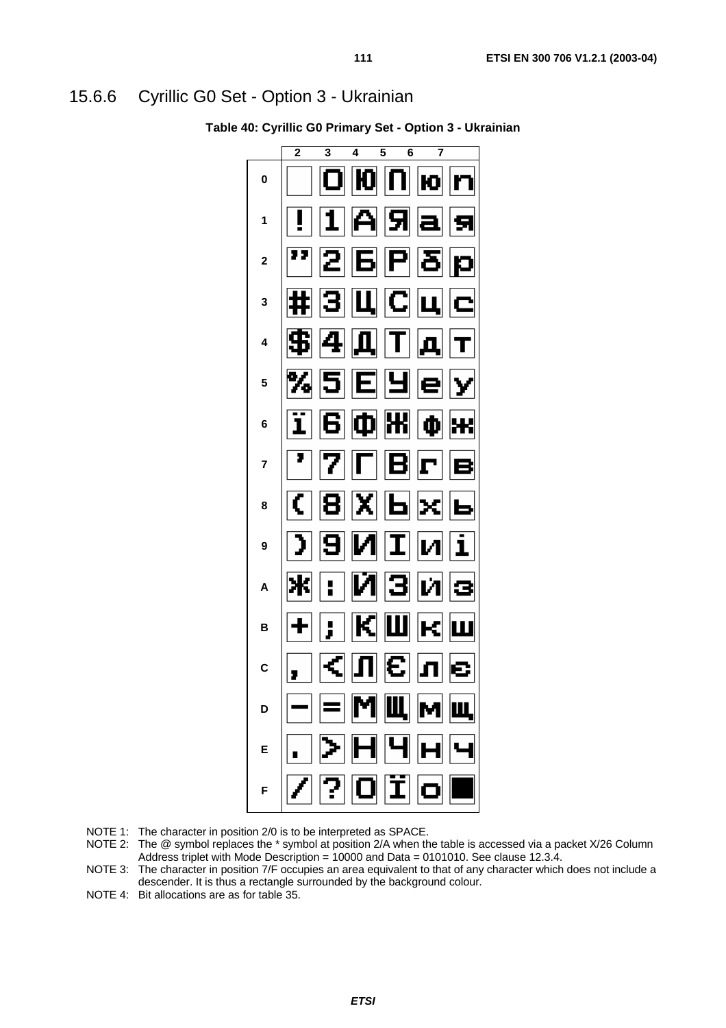## 15.6.6 Cyrillic G0 Set - Option 3 - Ukrainian

**Table 40: Cyrillic G0 Primary Set - Option 3 - Ukrainian**

| | 2 | 3 | 4 | 5 | 6 | 7 |
|---|---|---|---|---|---|---|
| 0 | | 0 | Ю | П | ю | п |
| 1 | ! | 1 | А | Я | а | я |
| 2 | " | 2 | Б | Р | б | р |
| 3 | # | 3 | Ц | С | ц | с |
| 4 | $ | 4 | Д | Т | д | т |
| 5 | % | 5 | Е | У | е | у |
| 6 | ї | 6 | Ф | Ж | ф | ж |
| 7 | ' | 7 | Г | В | г | в |
| 8 | ( | 8 | Х | Ь | х | ь |
| 9 | ) | 9 | И | І | и | і |
| A | Ж | : | Й | З | й | з |
| B | + | ; | К | Ш | к | ш |
| C | , | < | Л | Є | л | є |
| D | - | = | М | Щ | м | щ |
| E | . | > | Н | Ч | н | ч |
| F | / | ? | О | Ї | о | ■ |

NOTE 1: The character in position 2/0 is to be interpreted as SPACE.

NOTE 2: The @ symbol replaces the * symbol at position 2/A when the table is accessed via a packet X/26 Column Address triplet with Mode Description = 10000 and Data = 0101010. See clause 12.3.4.

NOTE 3: The character in position 7/F occupies an area equivalent to that of any character which does not include a descender. It is thus a rectangle surrounded by the background colour.

NOTE 4: Bit allocations are as for table 35.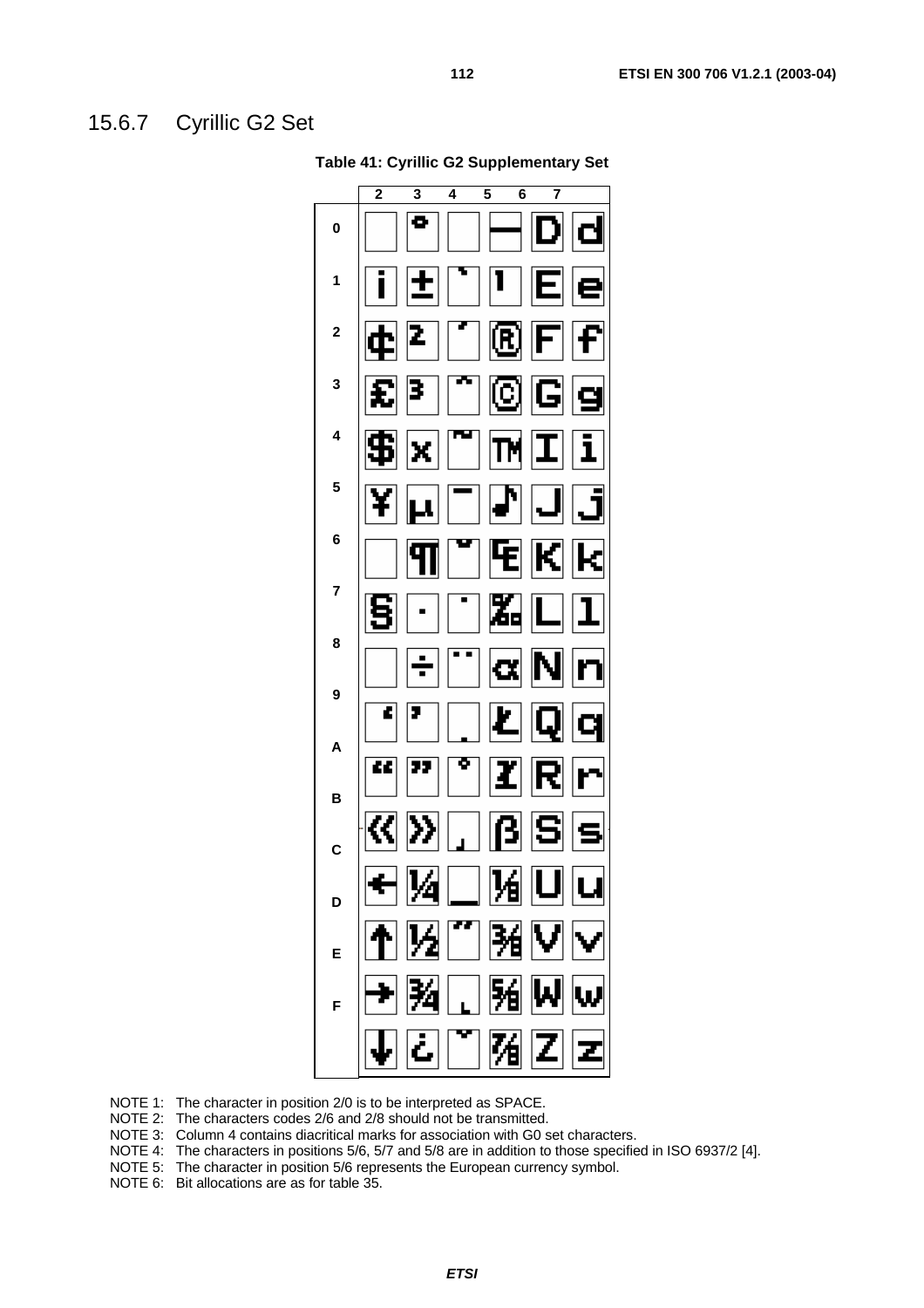# 15.6.7 Cyrillic G2 Set

**Table 41: Cyrillic G2 Supplementary Set**

| | 2 | 3 | 4 | 5 | 6 | 7 |
|---|---|---|---|---|---|---|
| 0 | | ° | | ― | D | d |
| 1 | ¡ | ± | ` | ¹ | E | e |
| 2 | ¢ | ² | ´ | ® | F | f |
| 3 | £ | ³ | ^ | © | G | g |
| 4 | $ | × | ~ | ™ | I | i |
| 5 | ¥ | µ | ¯ | ♪ | J | j |
| 6 | | ¶ | ˘ | ₠ | K | k |
| 7 | § | · | ˙ | ‰ | L | l |
| 8 | | ÷ | ¨ | α | N | n |
| 9 | ‘ | ’ | . | Ł | Q | q |
| A | “ | ” | ˚ | Ɨ | R | r |
| B | « | » | ¸ | β | S | s |
| C | ← | ¼ | _ | ⅛ | U | u |
| D | ↑ | ½ | ˝ | ⅜ | V | v |
| E | → | ¾ | ˛ | ⅝ | W | w |
| F | ↓ | ¿ | ˇ | ⅞ | Z | z |

NOTE 1: The character in position 2/0 is to be interpreted as SPACE.

NOTE 2: The characters codes 2/6 and 2/8 should not be transmitted.

NOTE 3: Column 4 contains diacritical marks for association with G0 set characters.

NOTE 4: The characters in positions 5/6, 5/7 and 5/8 are in addition to those specified in ISO 6937/2 [4].

NOTE 5: The character in position 5/6 represents the European currency symbol.

NOTE 6: Bit allocations are as for table 35.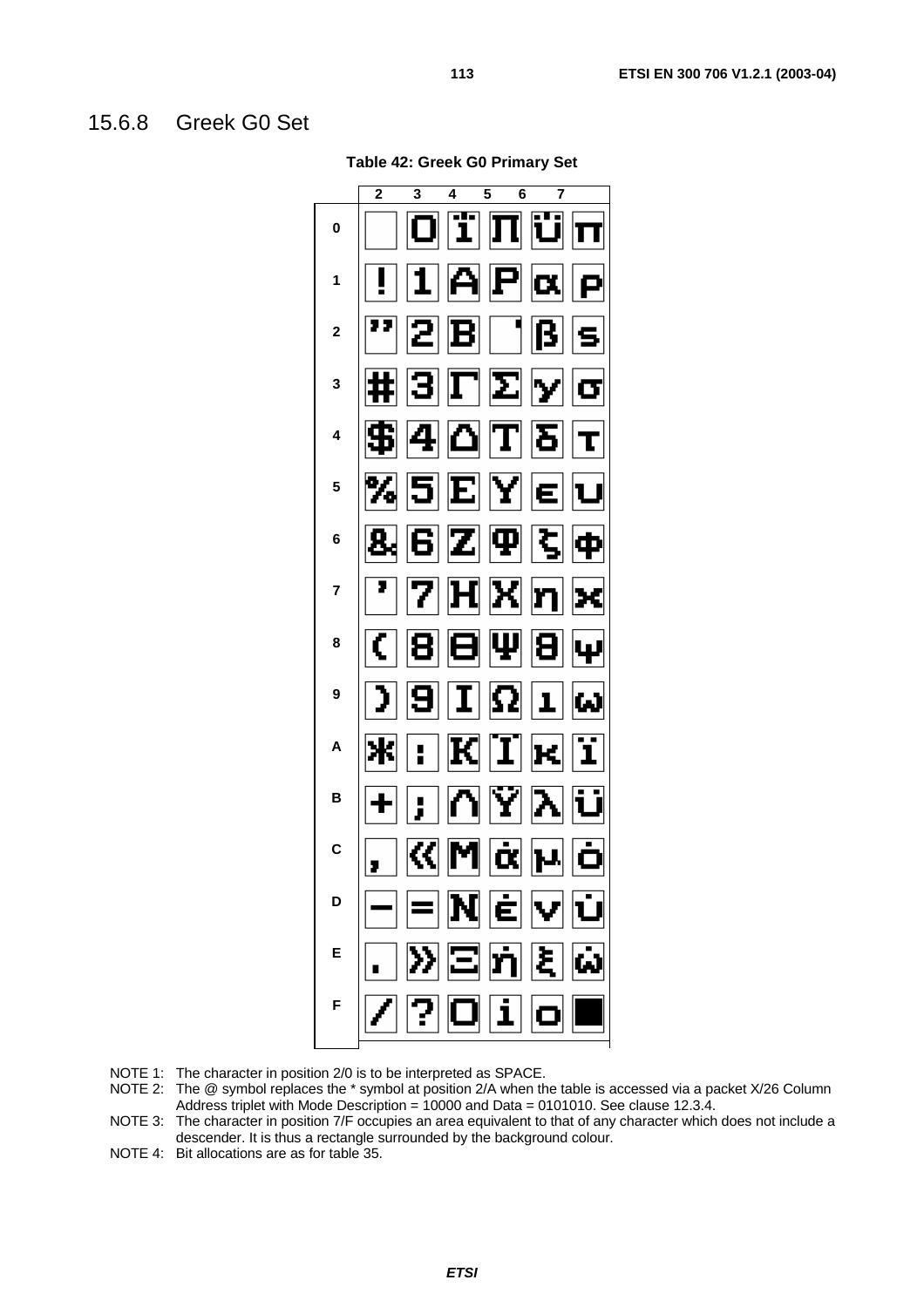## 15.6.8 Greek G0 Set

**Table 42: Greek G0 Primary Set**

| | 2 | 3 | 4 | 5 | 6 | 7 |
|---|---|---|---|---|---|---|
| 0 | | 0 | ΐ | Π | ΰ | π |
| 1 | ! | 1 | Α | Ρ | α | ρ |
| 2 | " | 2 | Β | ʹ | β | ς |
| 3 | # | 3 | Γ | Σ | γ | σ |
| 4 | $ | 4 | Δ | Τ | δ | τ |
| 5 | % | 5 | Ε | Υ | ε | υ |
| 6 | & | 6 | Ζ | Φ | ζ | φ |
| 7 | ' | 7 | Η | Χ | η | χ |
| 8 | ( | 8 | Θ | Ψ | θ | ψ |
| 9 | ) | 9 | Ι | Ω | ι | ω |
| A | * | : | Κ | Ϊ | κ | ϊ |
| B | + | ; | Λ | Ϋ | λ | ϋ |
| C | , | « | Μ | ά | μ | ό |
| D | – | = | Ν | έ | ν | ύ |
| E | . | » | Ξ | ή | ξ | ώ |
| F | / | ? | Ο | ί | ο | ■ |

NOTE 1: The character in position 2/0 is to be interpreted as SPACE.

NOTE 2: The @ symbol replaces the * symbol at position 2/A when the table is accessed via a packet X/26 Column Address triplet with Mode Description = 10000 and Data = 0101010. See clause 12.3.4.

NOTE 3: The character in position 7/F occupies an area equivalent to that of any character which does not include a descender. It is thus a rectangle surrounded by the background colour.

NOTE 4: Bit allocations are as for table 35.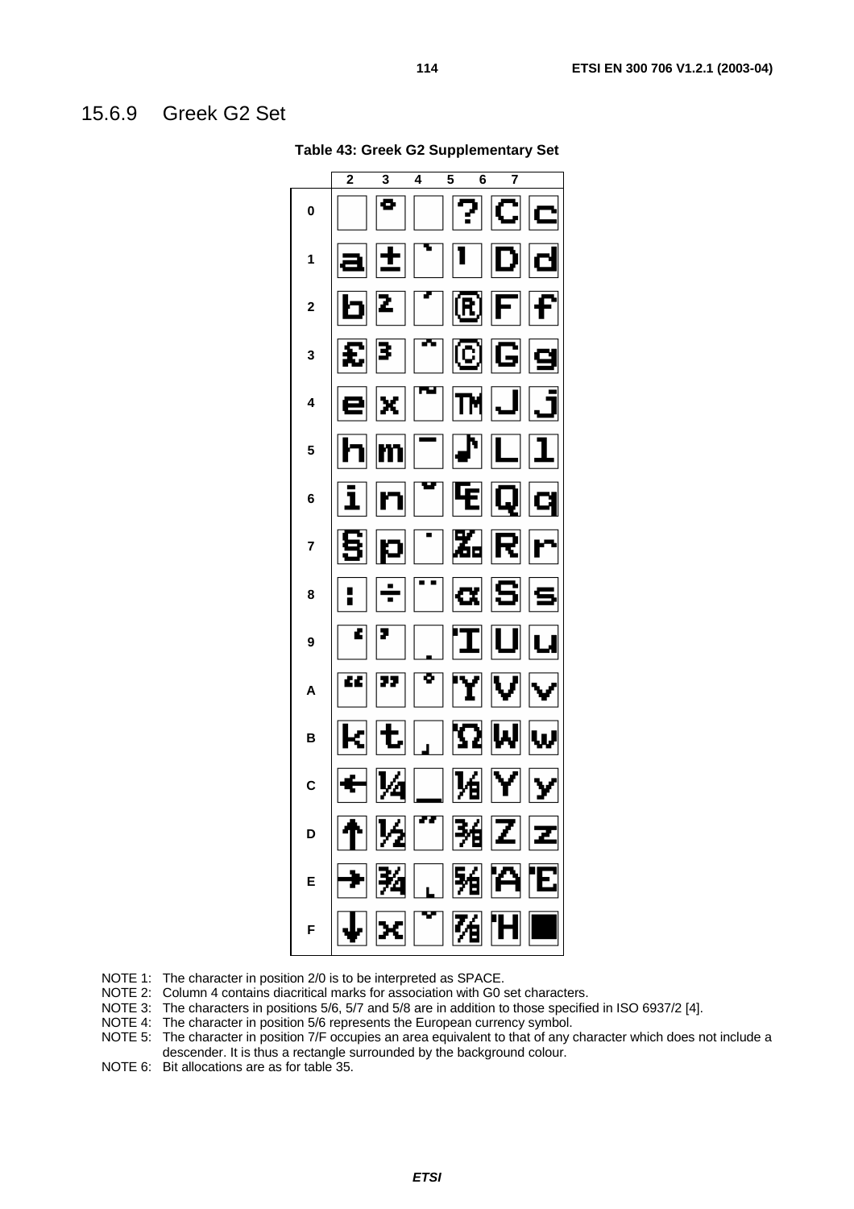## 15.6.9 Greek G2 Set

**Table 43: Greek G2 Supplementary Set**

| | 2 | 3 | 4 | 5 | 6 | 7 |
|---|---|---|---|---|---|---|
| **0** | | ° | | ? | C | c |
| **1** | a | ± | ` | 1 | D | d |
| **2** | b | ² | ´ | ® | F | f |
| **3** | £ | ³ | ^ | © | G | g |
| **4** | e | x | ~ | ™ | J | j |
| **5** | h | m | ¯ | ♪ | L | l |
| **6** | i | n | ˘ | ₠ | Q | q |
| **7** | § | p | ˙ | ‰ | R | r |
| **8** | : | ÷ | ¨ | α | S | s |
| **9** | ‘ | ’ | . | Ί | U | u |
| **A** | “ | ” | ˚ | Ύ | V | v |
| **B** | k | t | ¸ | Ώ | W | w |
| **C** | ← | ¼ | _ | ⅛ | Y | y |
| **D** | ↑ | ½ | ˝ | ⅜ | Z | z |
| **E** | → | ¾ | ˛ | ⅝ | Ά | Έ |
| **F** | ↓ | x | ˇ | ⅞ | Ή | ■ |

NOTE 1: The character in position 2/0 is to be interpreted as SPACE.

NOTE 2: Column 4 contains diacritical marks for association with G0 set characters.

NOTE 3: The characters in positions 5/6, 5/7 and 5/8 are in addition to those specified in ISO 6937/2 [4].

NOTE 4: The character in position 5/6 represents the European currency symbol.

NOTE 5: The character in position 7/F occupies an area equivalent to that of any character which does not include a descender. It is thus a rectangle surrounded by the background colour.

NOTE 6: Bit allocations are as for table 35.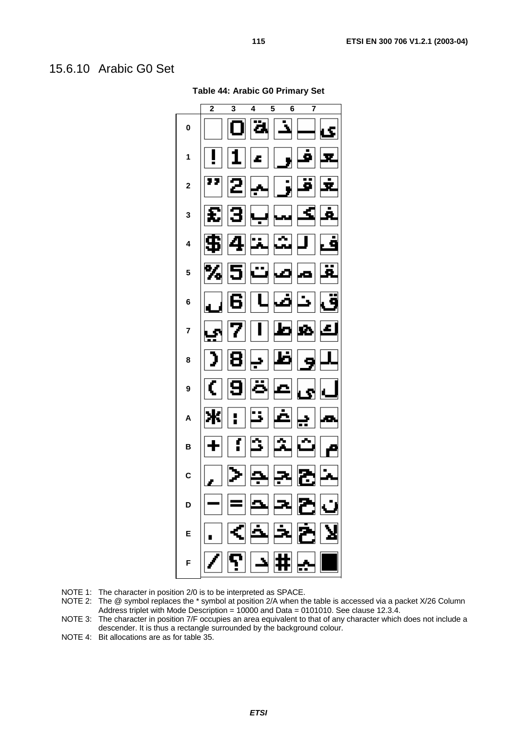## 15.6.10 Arabic G0 Set

**Table 44: Arabic G0 Primary Set**

| | 2 | 3 | 4 | 5 | 6 | 7 |
|---|---|---|---|---|---|---|
| 0 | | 0 | ة | ذ | ـ | ى |
| 1 | ! | 1 | ء | ر | ف | ـى |
| 2 | " | 2 | ـب | ز | ق | ـيـ |
| 3 | £ | 3 | ب | س | ك | غـ |
| 4 | $ | 4 | ـتـ | ش | ل | ف |
| 5 | % | 5 | ت | ص | م | ـقـ |
| 6 | ـا | 6 | ا | ض | ن | ق |
| 7 | ـي | 7 | ا | ط | هـ | ك |
| 8 | ) | 8 | ـبـ | ظ | و | ل |
| 9 | ( | 9 | ة | ع | ى | ـل |
| A | * | : | ـتـ | غ | ـيـ | ـهـ |
| B | + | ؛ | ـثـ | ـشـ | ث | م |
| C | ، | > | ـجـ | ـجـ | ج | ـبـ |
| D | - | = | ـحـ | ـحـ | ح | ن |
| E | . | < | ـخـ | ـخـ | خ | لا |
| F | / | ؟ | د | # | ـيـ | ■ |

NOTE 1: The character in position 2/0 is to be interpreted as SPACE.

NOTE 2: The @ symbol replaces the * symbol at position 2/A when the table is accessed via a packet X/26 Column Address triplet with Mode Description = 10000 and Data = 0101010. See clause 12.3.4.

NOTE 3: The character in position 7/F occupies an area equivalent to that of any character which does not include a descender. It is thus a rectangle surrounded by the background colour.

NOTE 4: Bit allocations are as for table 35.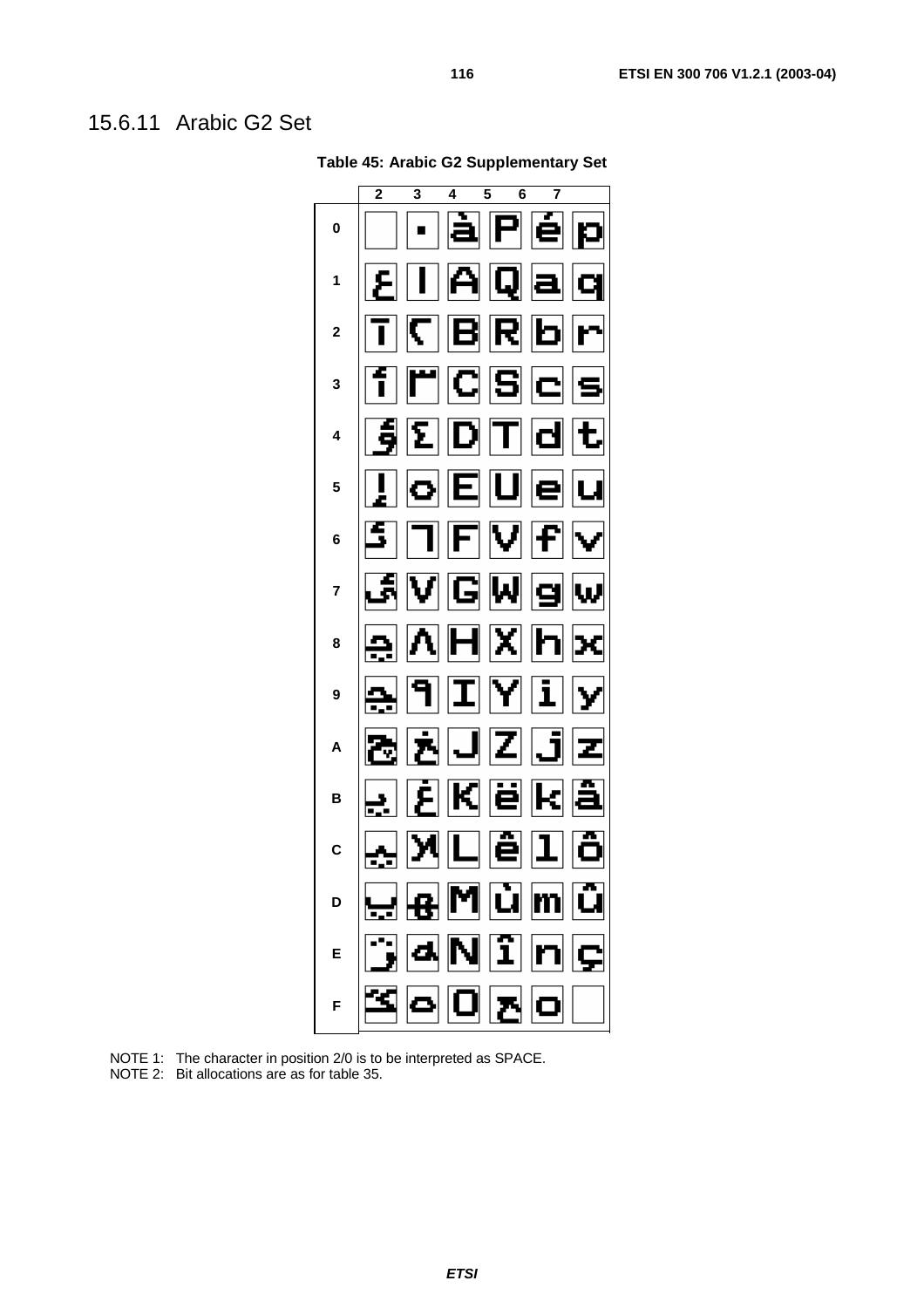## 15.6.11 Arabic G2 Set

**Table 45: Arabic G2 Supplementary Set**

| | 2 | 3 | 4 | 5 | 6 | 7 |
|---|---|---|---|---|---|---|
| **0** | | · | à | P | é | p |
| **1** | | | | A | Q | a | q |
| **2** | | | B | R | b | r |
| **3** | | | C | S | c | s |
| **4** | | | D | T | d | t |
| **5** | | | E | U | e | u |
| **6** | | | F | V | f | v |
| **7** | | | G | W | g | w |
| **8** | | | H | X | h | x |
| **9** | | | I | Y | i | y |
| **A** | | | J | Z | j | z |
| **B** | | | K | ë | k | â |
| **C** | | | L | ê | l | ô |
| **D** | | | M | ù | m | û |
| **E** | | | N | î | n | ç |
| **F** | | | O | | o | |

NOTE 1: The character in position 2/0 is to be interpreted as SPACE.
NOTE 2: Bit allocations are as for table 35.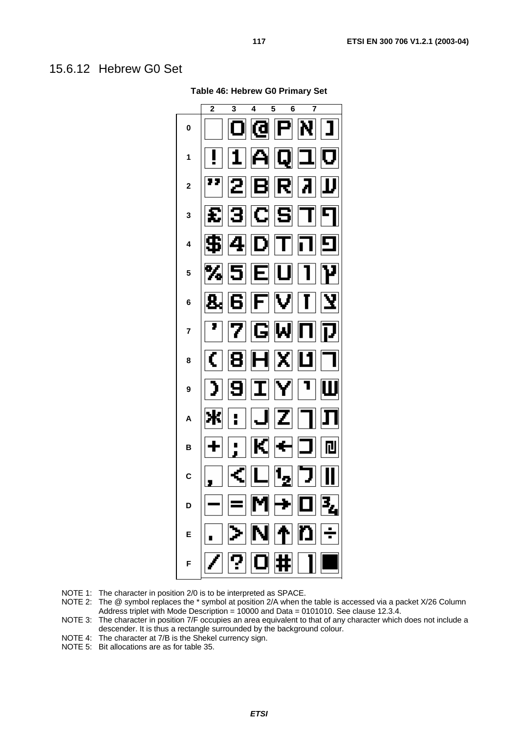## 15.6.12 Hebrew G0 Set

**Table 46: Hebrew G0 Primary Set**

| | 2 | 3 | 4 | 5 | 6 | 7 |
|---|---|---|---|---|---|---|
| **0** | | 0 | @ | P | א | פ |
| **1** | ! | 1 | A | Q | ב | ס |
| **2** | " | 2 | B | R | ג | ע |
| **3** | £ | 3 | C | S | ד | ף |
| **4** | $ | 4 | D | T | ה | פ |
| **5** | % | 5 | E | U | ו | ץ |
| **6** | & | 6 | F | V | ז | צ |
| **7** | ' | 7 | G | W | ח | ק |
| **8** | ( | 8 | H | X | ט | ר |
| **9** | ) | 9 | I | Y | י | ש |
| **A** | * | : | J | Z | ך | ת |
| **B** | + | ; | K | ← | כ | ₪ |
| **C** | , | < | L | ½ | ל | ‖ |
| **D** | - | = | M | → | ם | ¾ |
| **E** | . | > | N | ↑ | מ | ÷ |
| **F** | / | ? | O | # | ן | ■ |

NOTE 1: The character in position 2/0 is to be interpreted as SPACE.

NOTE 2: The @ symbol replaces the * symbol at position 2/A when the table is accessed via a packet X/26 Column Address triplet with Mode Description = 10000 and Data = 0101010. See clause 12.3.4.

NOTE 3: The character in position 7/F occupies an area equivalent to that of any character which does not include a descender. It is thus a rectangle surrounded by the background colour.

NOTE 4: The character at 7/B is the Shekel currency sign.

NOTE 5: Bit allocations are as for table 35.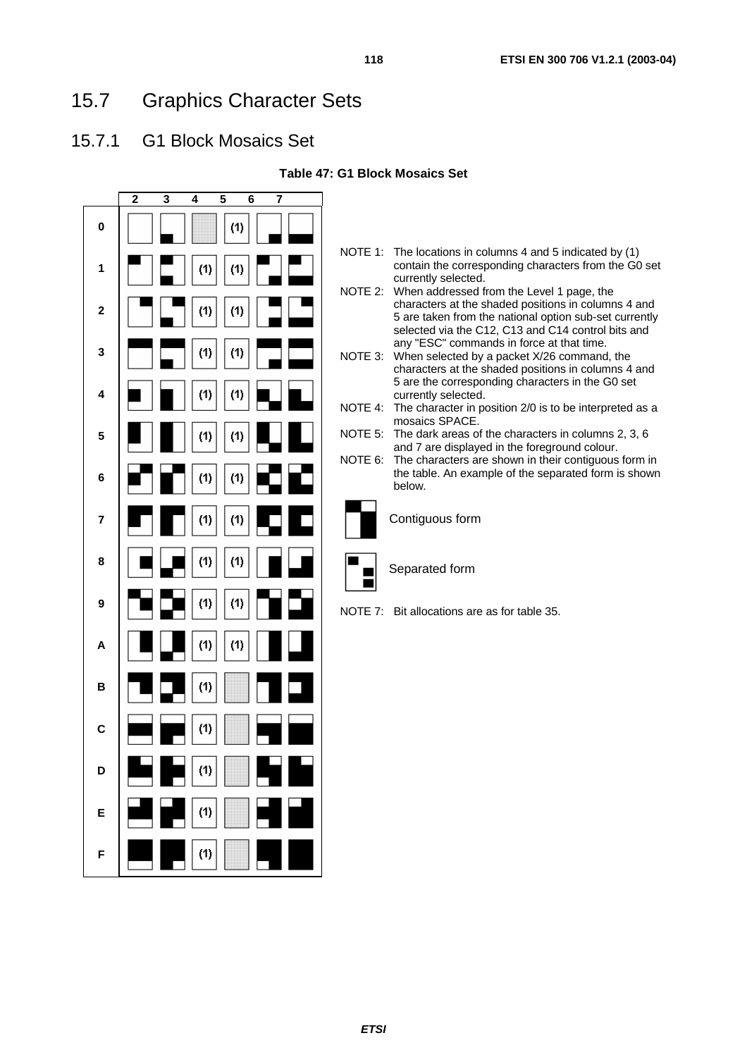## 15.7 Graphics Character Sets

### 15.7.1 G1 Block Mosaics Set

**Table 47: G1 Block Mosaics Set**

| | 2 | 3 | 4 | 5 | 6 | 7 |
|---|---|---|---|---|---|---|
| 0 | | | | (1) | | |
| 1 | | | (1) | (1) | | |
| 2 | | | (1) | (1) | | |
| 3 | | | (1) | (1) | | |
| 4 | | | (1) | (1) | | |
| 5 | | | (1) | (1) | | |
| 6 | | | (1) | (1) | | |
| 7 | | | (1) | (1) | | |
| 8 | | | (1) | (1) | | |
| 9 | | | (1) | (1) | | |
| A | | | (1) | (1) | | |
| B | | | (1) | | | |
| C | | | (1) | | | |
| D | | | (1) | | | |
| E | | | (1) | | | |
| F | | | (1) | | | |

NOTE 1: The locations in columns 4 and 5 indicated by (1) contain the corresponding characters from the G0 set currently selected.

NOTE 2: When addressed from the Level 1 page, the characters at the shaded positions in columns 4 and 5 are taken from the national option sub-set currently selected via the C12, C13 and C14 control bits and any "ESC" commands in force at that time.

NOTE 3: When selected by a packet X/26 command, the characters at the shaded positions in columns 4 and 5 are the corresponding characters in the G0 set currently selected.

NOTE 4: The character in position 2/0 is to be interpreted as a mosaics SPACE.

NOTE 5: The dark areas of the characters in columns 2, 3, 6 and 7 are displayed in the foreground colour.

NOTE 6: The characters are shown in their contiguous form in the table. An example of the separated form is shown below.

Contiguous form

Separated form

NOTE 7: Bit allocations are as for table 35.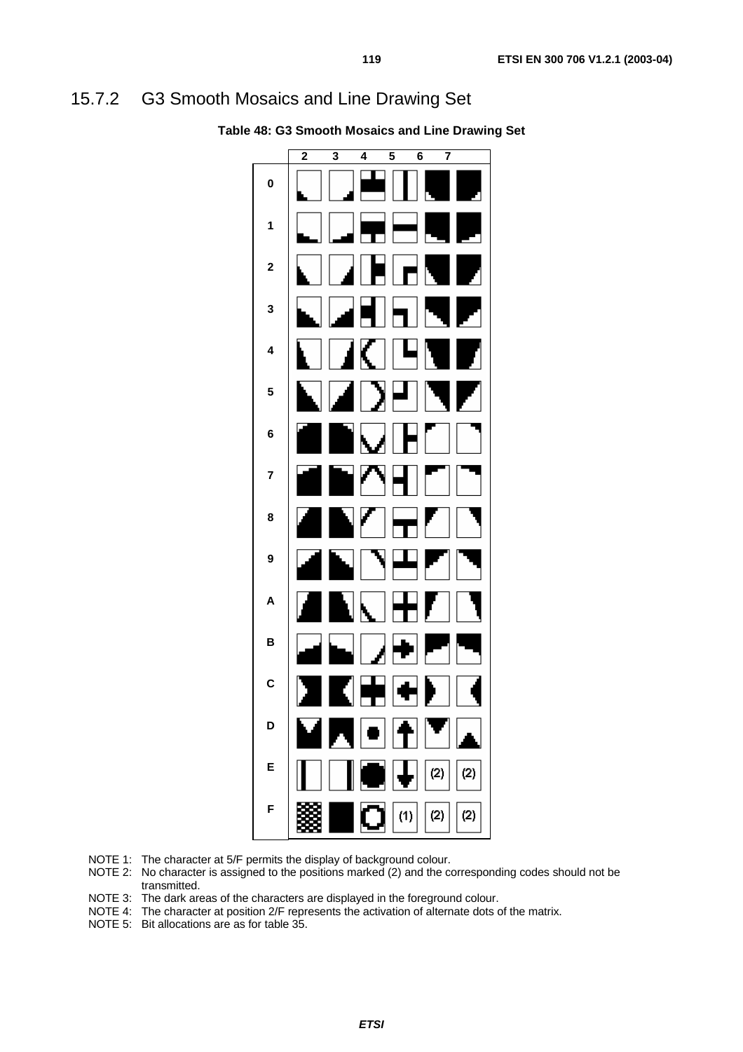## 15.7.2 G3 Smooth Mosaics and Line Drawing Set

**Table 48: G3 Smooth Mosaics and Line Drawing Set**

| | 2 | 3 | 4 | 5 | 6 | 7 |
|---|---|---|---|---|---|---|
| 0 | | | | | | |
| 1 | | | | | | |
| 2 | | | | | | |
| 3 | | | | | | |
| 4 | | | | | | |
| 5 | | | | | | |
| 6 | | | | | | |
| 7 | | | | | | |
| 8 | | | | | | |
| 9 | | | | | | |
| A | | | | | | |
| B | | | | | | |
| C | | | | | | |
| D | | | | | | |
| E | | | | | (2) | (2) |
| F | | | | (1) | (2) | (2) |

NOTE 1: The character at 5/F permits the display of background colour.

NOTE 2: No character is assigned to the positions marked (2) and the corresponding codes should not be transmitted.

NOTE 3: The dark areas of the characters are displayed in the foreground colour.

NOTE 4: The character at position 2/F represents the activation of alternate dots of the matrix.

NOTE 5: Bit allocations are as for table 35.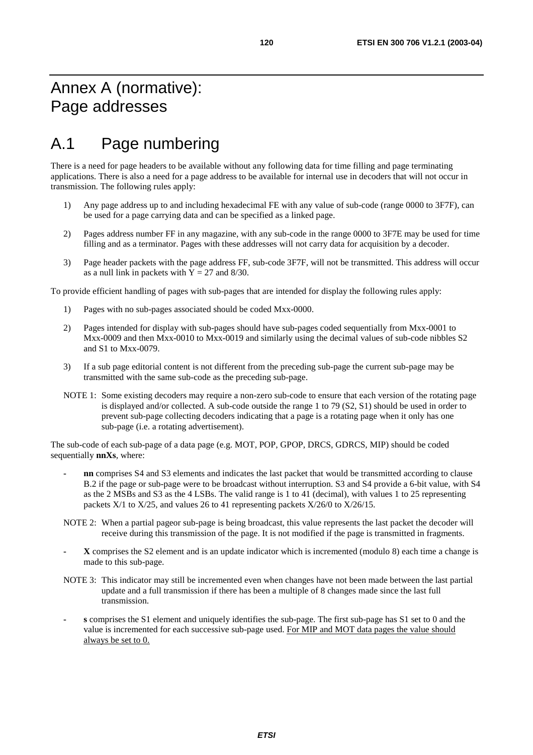# Annex A (normative): Page addresses

## A.1 Page numbering

There is a need for page headers to be available without any following data for time filling and page terminating applications. There is also a need for a page address to be available for internal use in decoders that will not occur in transmission. The following rules apply:

1) Any page address up to and including hexadecimal FE with any value of sub-code (range 0000 to 3F7F), can be used for a page carrying data and can be specified as a linked page.

2) Pages address number FF in any magazine, with any sub-code in the range 0000 to 3F7E may be used for time filling and as a terminator. Pages with these addresses will not carry data for acquisition by a decoder.

3) Page header packets with the page address FF, sub-code 3F7F, will not be transmitted. This address will occur as a null link in packets with Y = 27 and 8/30.

To provide efficient handling of pages with sub-pages that are intended for display the following rules apply:

1) Pages with no sub-pages associated should be coded Mxx-0000.

2) Pages intended for display with sub-pages should have sub-pages coded sequentially from Mxx-0001 to Mxx-0009 and then Mxx-0010 to Mxx-0019 and similarly using the decimal values of sub-code nibbles S2 and S1 to Mxx-0079.

3) If a sub page editorial content is not different from the preceding sub-page the current sub-page may be transmitted with the same sub-code as the preceding sub-page.

NOTE 1: Some existing decoders may require a non-zero sub-code to ensure that each version of the rotating page is displayed and/or collected. A sub-code outside the range 1 to 79 (S2, S1) should be used in order to prevent sub-page collecting decoders indicating that a page is a rotating page when it only has one sub-page (i.e. a rotating advertisement).

The sub-code of each sub-page of a data page (e.g. MOT, POP, GPOP, DRCS, GDRCS, MIP) should be coded sequentially **nnXs**, where:

- **nn** comprises S4 and S3 elements and indicates the last packet that would be transmitted according to clause B.2 if the page or sub-page were to be broadcast without interruption. S3 and S4 provide a 6-bit value, with S4 as the 2 MSBs and S3 as the 4 LSBs. The valid range is 1 to 41 (decimal), with values 1 to 25 representing packets X/1 to X/25, and values 26 to 41 representing packets X/26/0 to X/26/15.

NOTE 2: When a partial pageor sub-page is being broadcast, this value represents the last packet the decoder will receive during this transmission of the page. It is not modified if the page is transmitted in fragments.

- **X** comprises the S2 element and is an update indicator which is incremented (modulo 8) each time a change is made to this sub-page.

NOTE 3: This indicator may still be incremented even when changes have not been made between the last partial update and a full transmission if there has been a multiple of 8 changes made since the last full transmission.

- **s** comprises the S1 element and uniquely identifies the sub-page. The first sub-page has S1 set to 0 and the value is incremented for each successive sub-page used. For MIP and MOT data pages the value should always be set to 0.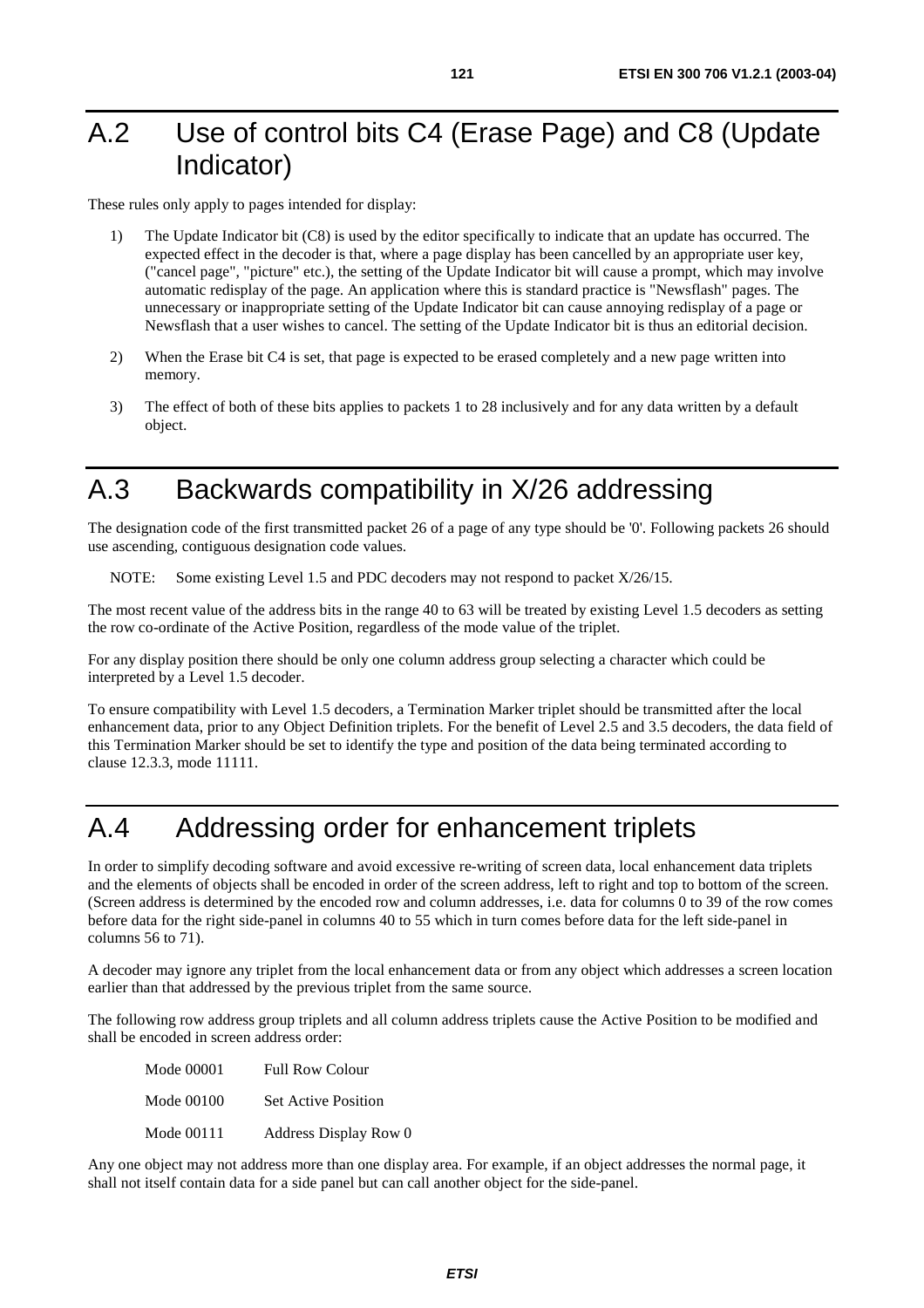# A.2 Use of control bits C4 (Erase Page) and C8 (Update Indicator)

These rules only apply to pages intended for display:

1) The Update Indicator bit (C8) is used by the editor specifically to indicate that an update has occurred. The expected effect in the decoder is that, where a page display has been cancelled by an appropriate user key, ("cancel page", "picture" etc.), the setting of the Update Indicator bit will cause a prompt, which may involve automatic redisplay of the page. An application where this is standard practice is "Newsflash" pages. The unnecessary or inappropriate setting of the Update Indicator bit can cause annoying redisplay of a page or Newsflash that a user wishes to cancel. The setting of the Update Indicator bit is thus an editorial decision.

2) When the Erase bit C4 is set, that page is expected to be erased completely and a new page written into memory.

3) The effect of both of these bits applies to packets 1 to 28 inclusively and for any data written by a default object.

# A.3 Backwards compatibility in X/26 addressing

The designation code of the first transmitted packet 26 of a page of any type should be '0'. Following packets 26 should use ascending, contiguous designation code values.

NOTE: Some existing Level 1.5 and PDC decoders may not respond to packet X/26/15.

The most recent value of the address bits in the range 40 to 63 will be treated by existing Level 1.5 decoders as setting the row co-ordinate of the Active Position, regardless of the mode value of the triplet.

For any display position there should be only one column address group selecting a character which could be interpreted by a Level 1.5 decoder.

To ensure compatibility with Level 1.5 decoders, a Termination Marker triplet should be transmitted after the local enhancement data, prior to any Object Definition triplets. For the benefit of Level 2.5 and 3.5 decoders, the data field of this Termination Marker should be set to identify the type and position of the data being terminated according to clause 12.3.3, mode 11111.

# A.4 Addressing order for enhancement triplets

In order to simplify decoding software and avoid excessive re-writing of screen data, local enhancement data triplets and the elements of objects shall be encoded in order of the screen address, left to right and top to bottom of the screen. (Screen address is determined by the encoded row and column addresses, i.e. data for columns 0 to 39 of the row comes before data for the right side-panel in columns 40 to 55 which in turn comes before data for the left side-panel in columns 56 to 71).

A decoder may ignore any triplet from the local enhancement data or from any object which addresses a screen location earlier than that addressed by the previous triplet from the same source.

The following row address group triplets and all column address triplets cause the Active Position to be modified and shall be encoded in screen address order:

| | |
|---|---|
| Mode 00001 | Full Row Colour |
| Mode 00100 | Set Active Position |
| Mode 00111 | Address Display Row 0 |

Any one object may not address more than one display area. For example, if an object addresses the normal page, it shall not itself contain data for a side panel but can call another object for the side-panel.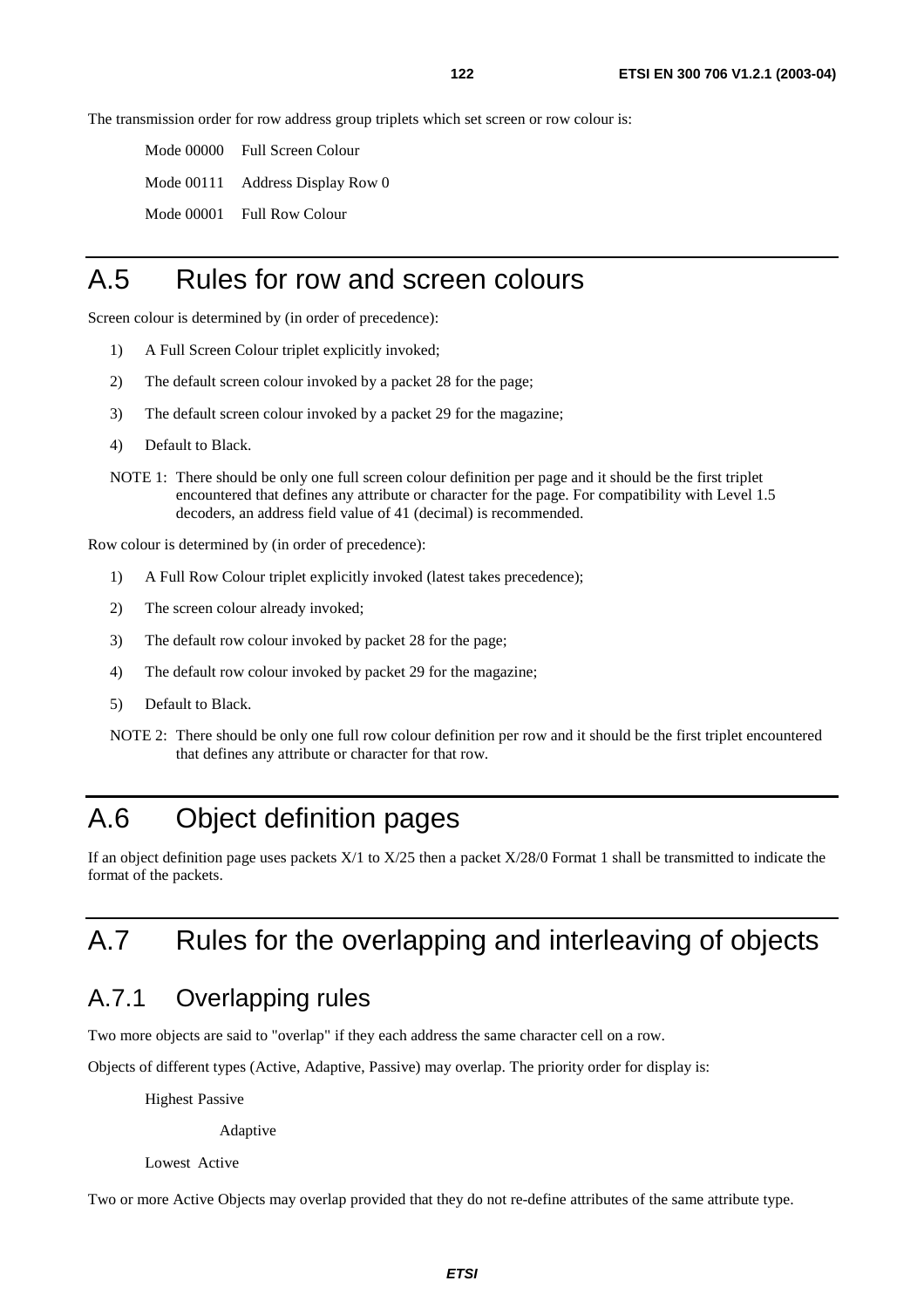The transmission order for row address group triplets which set screen or row colour is:

Mode 00000 Full Screen Colour

Mode 00111 Address Display Row 0

Mode 00001 Full Row Colour

# A.5 Rules for row and screen colours

Screen colour is determined by (in order of precedence):

1) A Full Screen Colour triplet explicitly invoked;
2) The default screen colour invoked by a packet 28 for the page;
3) The default screen colour invoked by a packet 29 for the magazine;
4) Default to Black.

NOTE 1: There should be only one full screen colour definition per page and it should be the first triplet encountered that defines any attribute or character for the page. For compatibility with Level 1.5 decoders, an address field value of 41 (decimal) is recommended.

Row colour is determined by (in order of precedence):

1) A Full Row Colour triplet explicitly invoked (latest takes precedence);
2) The screen colour already invoked;
3) The default row colour invoked by packet 28 for the page;
4) The default row colour invoked by packet 29 for the magazine;
5) Default to Black.

NOTE 2: There should be only one full row colour definition per row and it should be the first triplet encountered that defines any attribute or character for that row.

# A.6 Object definition pages

If an object definition page uses packets X/1 to X/25 then a packet X/28/0 Format 1 shall be transmitted to indicate the format of the packets.

# A.7 Rules for the overlapping and interleaving of objects

## A.7.1 Overlapping rules

Two more objects are said to "overlap" if they each address the same character cell on a row.

Objects of different types (Active, Adaptive, Passive) may overlap. The priority order for display is:

Highest Passive

Adaptive

Lowest Active

Two or more Active Objects may overlap provided that they do not re-define attributes of the same attribute type.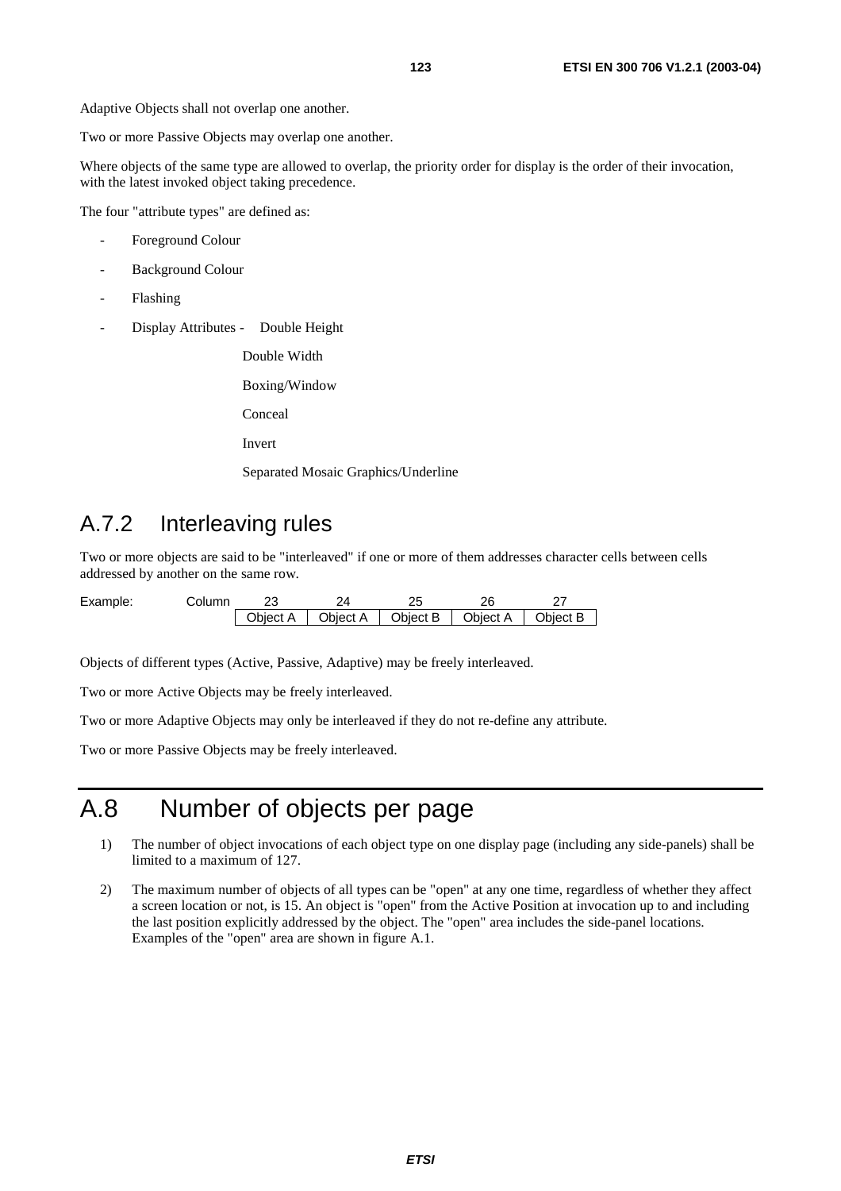Adaptive Objects shall not overlap one another.

Two or more Passive Objects may overlap one another.

Where objects of the same type are allowed to overlap, the priority order for display is the order of their invocation, with the latest invoked object taking precedence.

The four "attribute types" are defined as:

- Foreground Colour
- Background Colour
- Flashing
- Display Attributes - Double Height

  Double Width

  Boxing/Window

  Conceal

  Invert

  Separated Mosaic Graphics/Underline

## A.7.2 Interleaving rules

Two or more objects are said to be "interleaved" if one or more of them addresses character cells between cells addressed by another on the same row.

Example:

| Column | 23 | 24 | 25 | 26 | 27 |
|---|---|---|---|---|---|
| | Object A | Object A | Object B | Object A | Object B |

Objects of different types (Active, Passive, Adaptive) may be freely interleaved.

Two or more Active Objects may be freely interleaved.

Two or more Adaptive Objects may only be interleaved if they do not re-define any attribute.

Two or more Passive Objects may be freely interleaved.

# A.8 Number of objects per page

1) The number of object invocations of each object type on one display page (including any side-panels) shall be limited to a maximum of 127.

2) The maximum number of objects of all types can be "open" at any one time, regardless of whether they affect a screen location or not, is 15. An object is "open" from the Active Position at invocation up to and including the last position explicitly addressed by the object. The "open" area includes the side-panel locations. Examples of the "open" area are shown in figure A.1.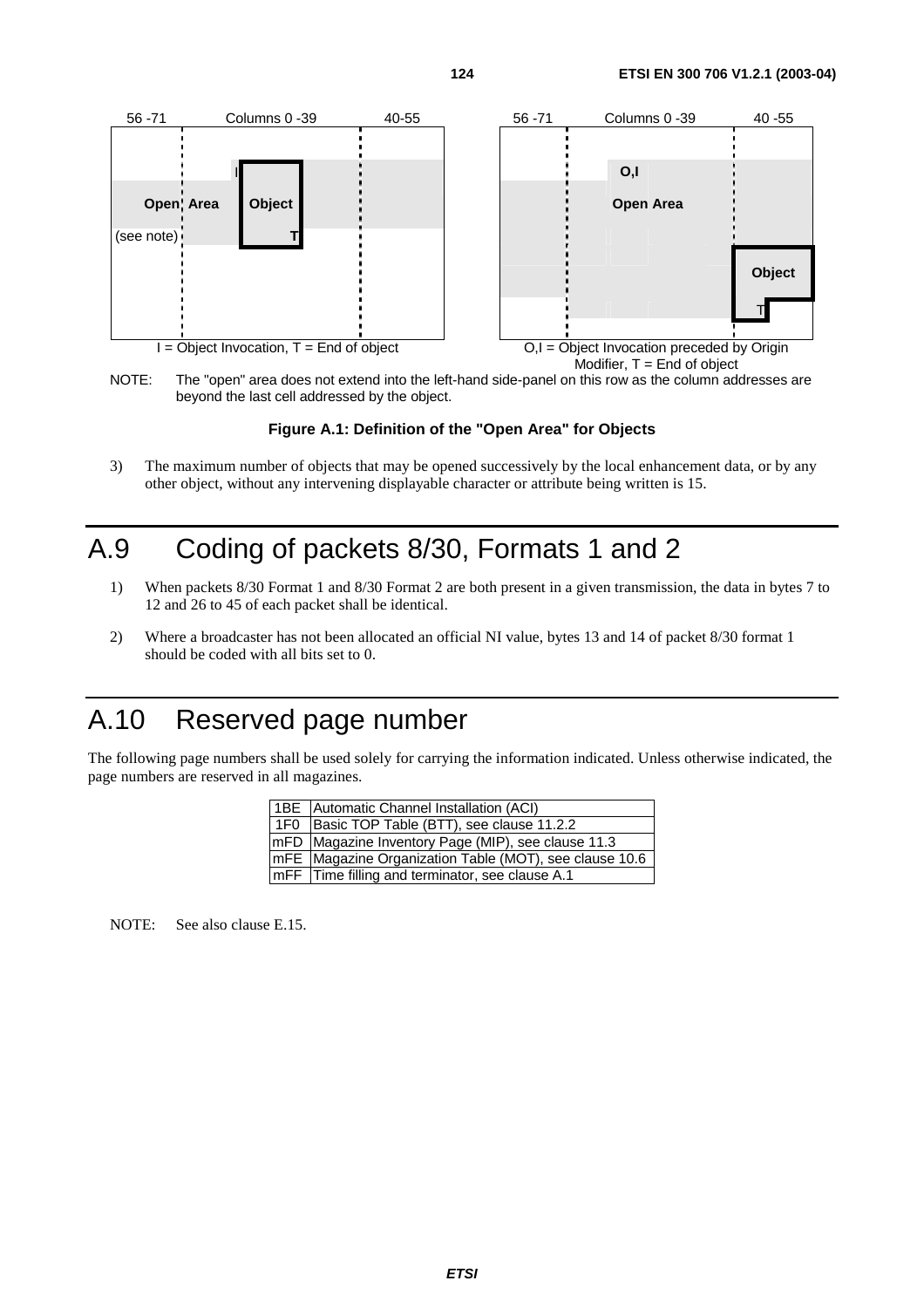56 -71 | Columns 0 -39 | 40-55

Open Area | Object | I | T | (see note)

I = Object Invocation, T = End of object

56 -71 | Columns 0 -39 | 40 -55

O,I | Open Area | Object | T

O,I = Object Invocation preceded by Origin Modifier, T = End of object

NOTE: The "open" area does not extend into the left-hand side-panel on this row as the column addresses are beyond the last cell addressed by the object.

**Figure A.1: Definition of the "Open Area" for Objects**

3) The maximum number of objects that may be opened successively by the local enhancement data, or by any other object, without any intervening displayable character or attribute being written is 15.

# A.9 Coding of packets 8/30, Formats 1 and 2

1) When packets 8/30 Format 1 and 8/30 Format 2 are both present in a given transmission, the data in bytes 7 to 12 and 26 to 45 of each packet shall be identical.

2) Where a broadcaster has not been allocated an official NI value, bytes 13 and 14 of packet 8/30 format 1 should be coded with all bits set to 0.

# A.10 Reserved page number

The following page numbers shall be used solely for carrying the information indicated. Unless otherwise indicated, the page numbers are reserved in all magazines.

| | |
|---|---|
| 1BE | Automatic Channel Installation (ACI) |
| 1F0 | Basic TOP Table (BTT), see clause 11.2.2 |
| mFD | Magazine Inventory Page (MIP), see clause 11.3 |
| mFE | Magazine Organization Table (MOT), see clause 10.6 |
| mFF | Time filling and terminator, see clause A.1 |

NOTE: See also clause E.15.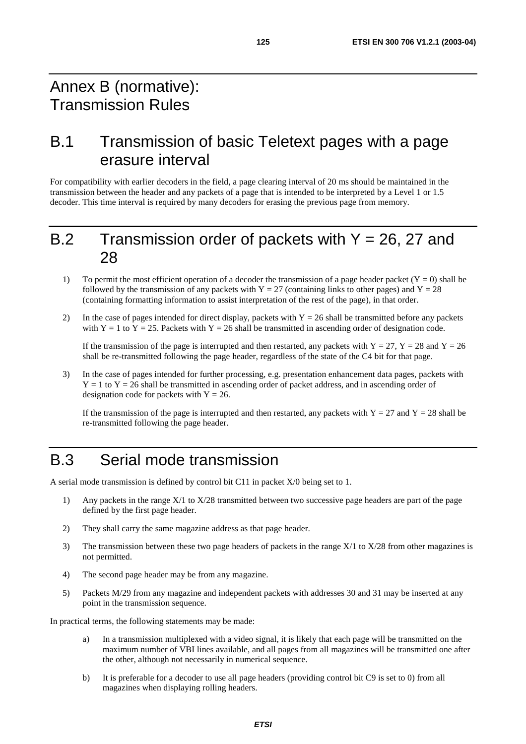# Annex B (normative): Transmission Rules

## B.1 Transmission of basic Teletext pages with a page erasure interval

For compatibility with earlier decoders in the field, a page clearing interval of 20 ms should be maintained in the transmission between the header and any packets of a page that is intended to be interpreted by a Level 1 or 1.5 decoder. This time interval is required by many decoders for erasing the previous page from memory.

## B.2 Transmission order of packets with Y = 26, 27 and 28

1) To permit the most efficient operation of a decoder the transmission of a page header packet (Y = 0) shall be followed by the transmission of any packets with Y = 27 (containing links to other pages) and Y = 28 (containing formatting information to assist interpretation of the rest of the page), in that order.

2) In the case of pages intended for direct display, packets with Y = 26 shall be transmitted before any packets with Y = 1 to Y = 25. Packets with Y = 26 shall be transmitted in ascending order of designation code.

   If the transmission of the page is interrupted and then restarted, any packets with Y = 27, Y = 28 and Y = 26 shall be re-transmitted following the page header, regardless of the state of the C4 bit for that page.

3) In the case of pages intended for further processing, e.g. presentation enhancement data pages, packets with Y = 1 to Y = 26 shall be transmitted in ascending order of packet address, and in ascending order of designation code for packets with Y = 26.

   If the transmission of the page is interrupted and then restarted, any packets with Y = 27 and Y = 28 shall be re-transmitted following the page header.

## B.3 Serial mode transmission

A serial mode transmission is defined by control bit C11 in packet X/0 being set to 1.

1) Any packets in the range X/1 to X/28 transmitted between two successive page headers are part of the page defined by the first page header.

2) They shall carry the same magazine address as that page header.

3) The transmission between these two page headers of packets in the range X/1 to X/28 from other magazines is not permitted.

4) The second page header may be from any magazine.

5) Packets M/29 from any magazine and independent packets with addresses 30 and 31 may be inserted at any point in the transmission sequence.

In practical terms, the following statements may be made:

a) In a transmission multiplexed with a video signal, it is likely that each page will be transmitted on the maximum number of VBI lines available, and all pages from all magazines will be transmitted one after the other, although not necessarily in numerical sequence.

b) It is preferable for a decoder to use all page headers (providing control bit C9 is set to 0) from all magazines when displaying rolling headers.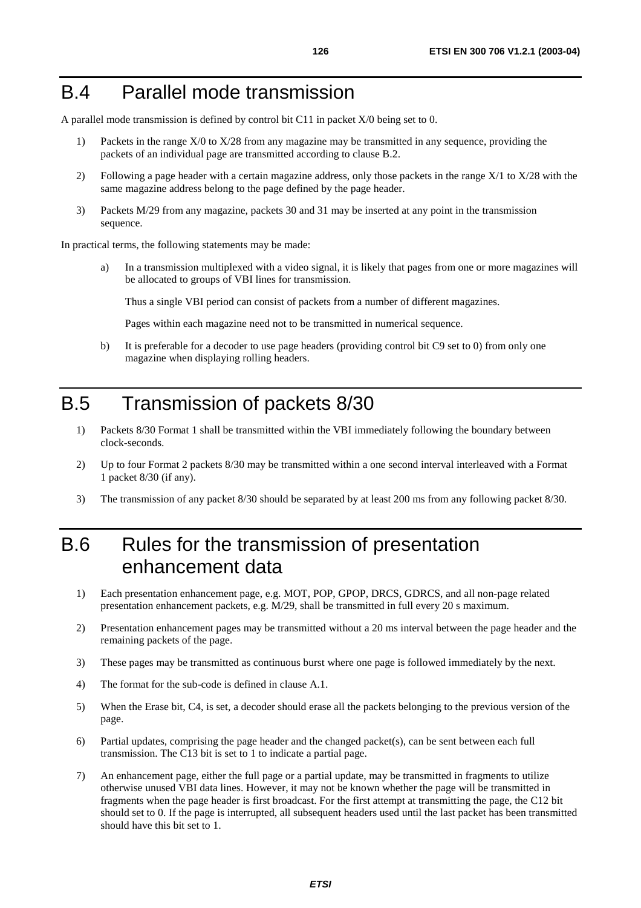# B.4 Parallel mode transmission

A parallel mode transmission is defined by control bit C11 in packet X/0 being set to 0.

1) Packets in the range X/0 to X/28 from any magazine may be transmitted in any sequence, providing the packets of an individual page are transmitted according to clause B.2.

2) Following a page header with a certain magazine address, only those packets in the range X/1 to X/28 with the same magazine address belong to the page defined by the page header.

3) Packets M/29 from any magazine, packets 30 and 31 may be inserted at any point in the transmission sequence.

In practical terms, the following statements may be made:

a) In a transmission multiplexed with a video signal, it is likely that pages from one or more magazines will be allocated to groups of VBI lines for transmission.

   Thus a single VBI period can consist of packets from a number of different magazines.

   Pages within each magazine need not to be transmitted in numerical sequence.

b) It is preferable for a decoder to use page headers (providing control bit C9 set to 0) from only one magazine when displaying rolling headers.

# B.5 Transmission of packets 8/30

1) Packets 8/30 Format 1 shall be transmitted within the VBI immediately following the boundary between clock-seconds.

2) Up to four Format 2 packets 8/30 may be transmitted within a one second interval interleaved with a Format 1 packet 8/30 (if any).

3) The transmission of any packet 8/30 should be separated by at least 200 ms from any following packet 8/30.

# B.6 Rules for the transmission of presentation enhancement data

1) Each presentation enhancement page, e.g. MOT, POP, GPOP, DRCS, GDRCS, and all non-page related presentation enhancement packets, e.g. M/29, shall be transmitted in full every 20 s maximum.

2) Presentation enhancement pages may be transmitted without a 20 ms interval between the page header and the remaining packets of the page.

3) These pages may be transmitted as continuous burst where one page is followed immediately by the next.

4) The format for the sub-code is defined in clause A.1.

5) When the Erase bit, C4, is set, a decoder should erase all the packets belonging to the previous version of the page.

6) Partial updates, comprising the page header and the changed packet(s), can be sent between each full transmission. The C13 bit is set to 1 to indicate a partial page.

7) An enhancement page, either the full page or a partial update, may be transmitted in fragments to utilize otherwise unused VBI data lines. However, it may not be known whether the page will be transmitted in fragments when the page header is first broadcast. For the first attempt at transmitting the page, the C12 bit should set to 0. If the page is interrupted, all subsequent headers used until the last packet has been transmitted should have this bit set to 1.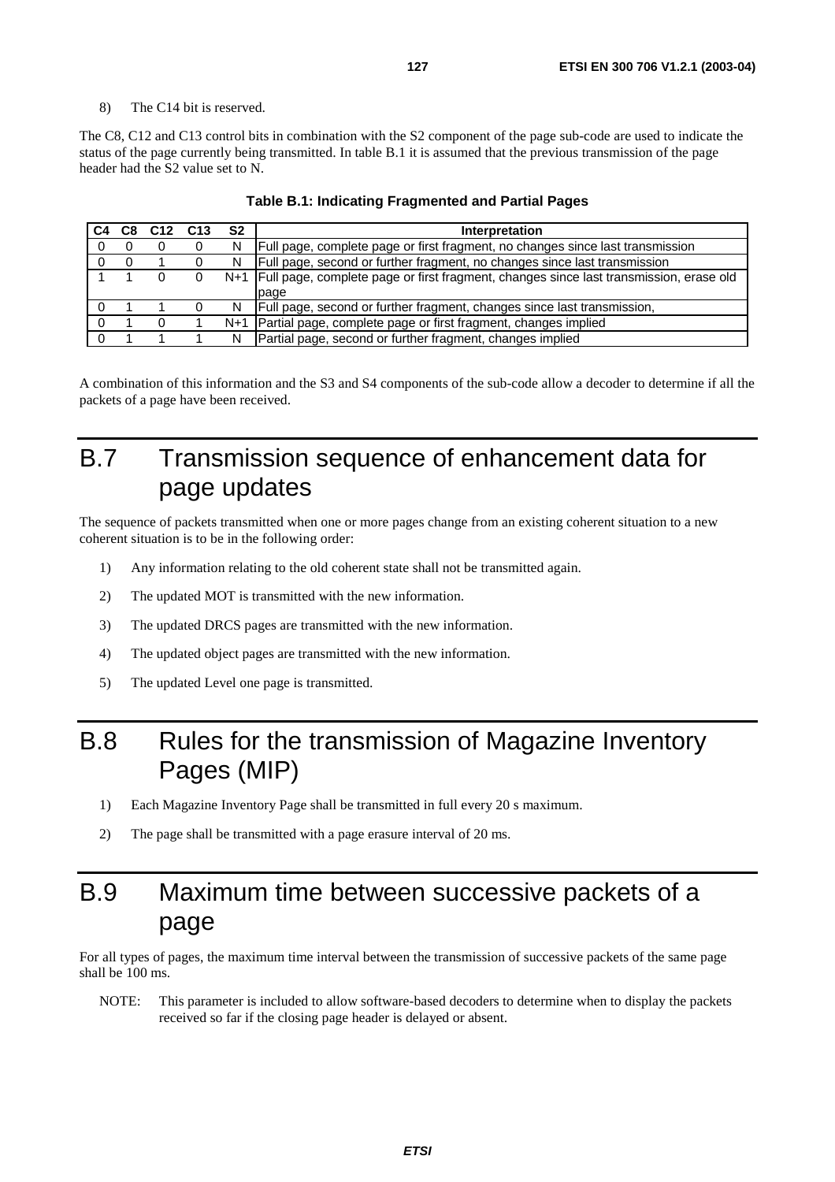8) The C14 bit is reserved.

The C8, C12 and C13 control bits in combination with the S2 component of the page sub-code are used to indicate the status of the page currently being transmitted. In table B.1 it is assumed that the previous transmission of the page header had the S2 value set to N.

**Table B.1: Indicating Fragmented and Partial Pages**

| C4 | C8 | C12 | C13 | S2 | Interpretation |
|---|---|---|---|---|---|
| 0 | 0 | 0 | 0 | N | Full page, complete page or first fragment, no changes since last transmission |
| 0 | 0 | 1 | 0 | N | Full page, second or further fragment, no changes since last transmission |
| 1 | 1 | 0 | 0 | N+1 | Full page, complete page or first fragment, changes since last transmission, erase old page |
| 0 | 1 | 1 | 0 | N | Full page, second or further fragment, changes since last transmission, |
| 0 | 1 | 0 | 1 | N+1 | Partial page, complete page or first fragment, changes implied |
| 0 | 1 | 1 | 1 | N | Partial page, second or further fragment, changes implied |

A combination of this information and the S3 and S4 components of the sub-code allow a decoder to determine if all the packets of a page have been received.

# B.7 Transmission sequence of enhancement data for page updates

The sequence of packets transmitted when one or more pages change from an existing coherent situation to a new coherent situation is to be in the following order:

1) Any information relating to the old coherent state shall not be transmitted again.
2) The updated MOT is transmitted with the new information.
3) The updated DRCS pages are transmitted with the new information.
4) The updated object pages are transmitted with the new information.
5) The updated Level one page is transmitted.

# B.8 Rules for the transmission of Magazine Inventory Pages (MIP)

1) Each Magazine Inventory Page shall be transmitted in full every 20 s maximum.
2) The page shall be transmitted with a page erasure interval of 20 ms.

# B.9 Maximum time between successive packets of a page

For all types of pages, the maximum time interval between the transmission of successive packets of the same page shall be 100 ms.

NOTE: This parameter is included to allow software-based decoders to determine when to display the packets received so far if the closing page header is delayed or absent.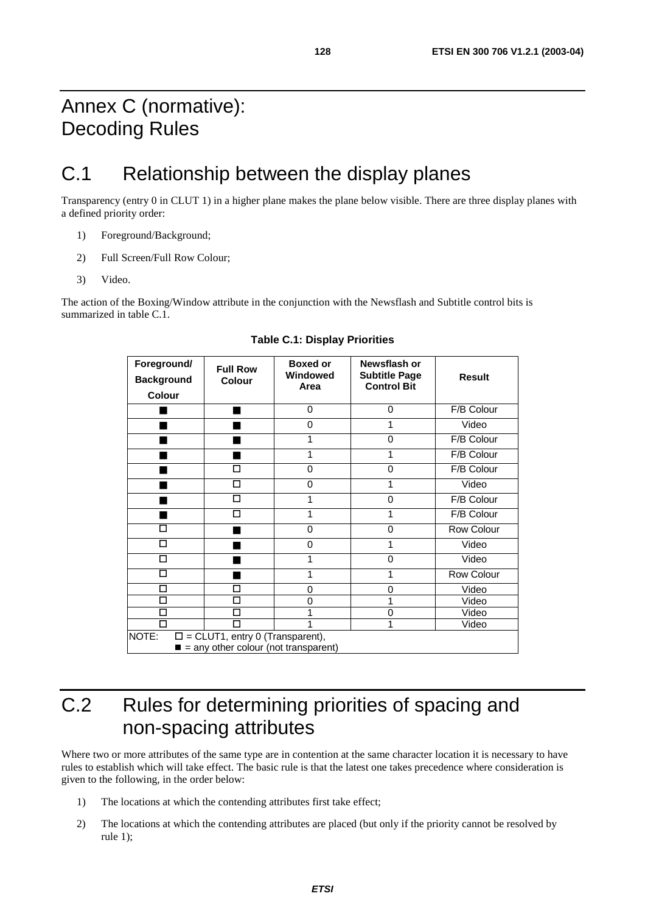# Annex C (normative): Decoding Rules

# C.1 Relationship between the display planes

Transparency (entry 0 in CLUT 1) in a higher plane makes the plane below visible. There are three display planes with a defined priority order:

1) Foreground/Background;

2) Full Screen/Full Row Colour;

3) Video.

The action of the Boxing/Window attribute in the conjunction with the Newsflash and Subtitle control bits is summarized in table C.1.

**Table C.1: Display Priorities**

| Foreground/ Background Colour | Full Row Colour | Boxed or Windowed Area | Newsflash or Subtitle Page Control Bit | Result |
|---|---|---|---|---|
| ■ | ■ | 0 | 0 | F/B Colour |
| ■ | ■ | 0 | 1 | Video |
| ■ | ■ | 1 | 0 | F/B Colour |
| ■ | ■ | 1 | 1 | F/B Colour |
| ■ | □ | 0 | 0 | F/B Colour |
| ■ | □ | 0 | 1 | Video |
| ■ | □ | 1 | 0 | F/B Colour |
| ■ | □ | 1 | 1 | F/B Colour |
| □ | ■ | 0 | 0 | Row Colour |
| □ | ■ | 0 | 1 | Video |
| □ | ■ | 1 | 0 | Video |
| □ | ■ | 1 | 1 | Row Colour |
| □ | □ | 0 | 0 | Video |
| □ | □ | 0 | 1 | Video |
| □ | □ | 1 | 0 | Video |
| □ | □ | 1 | 1 | Video |
| NOTE: □ = CLUT1, entry 0 (Transparent), ■ = any other colour (not transparent) | | | | |

# C.2 Rules for determining priorities of spacing and non-spacing attributes

Where two or more attributes of the same type are in contention at the same character location it is necessary to have rules to establish which will take effect. The basic rule is that the latest one takes precedence where consideration is given to the following, in the order below:

1) The locations at which the contending attributes first take effect;

2) The locations at which the contending attributes are placed (but only if the priority cannot be resolved by rule 1);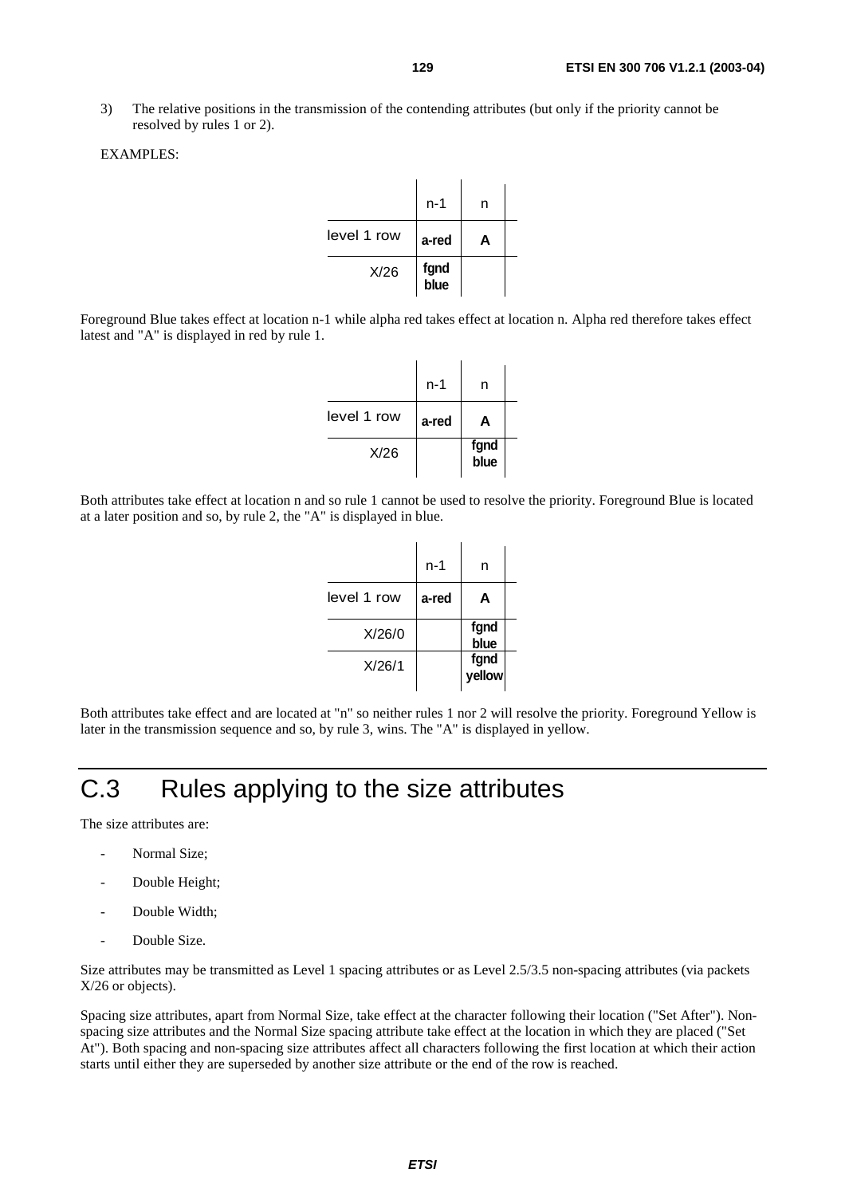3) The relative positions in the transmission of the contending attributes (but only if the priority cannot be resolved by rules 1 or 2).

EXAMPLES:

| | n-1 | n |
|---|---|---|
| level 1 row | a-red | A |
| X/26 | fgnd blue | |

Foreground Blue takes effect at location n-1 while alpha red takes effect at location n. Alpha red therefore takes effect latest and "A" is displayed in red by rule 1.

| | n-1 | n |
|---|---|---|
| level 1 row | a-red | A |
| X/26 | | fgnd blue |

Both attributes take effect at location n and so rule 1 cannot be used to resolve the priority. Foreground Blue is located at a later position and so, by rule 2, the "A" is displayed in blue.

| | n-1 | n |
|---|---|---|
| level 1 row | a-red | A |
| X/26/0 | | fgnd blue |
| X/26/1 | | fgnd yellow |

Both attributes take effect and are located at "n" so neither rules 1 nor 2 will resolve the priority. Foreground Yellow is later in the transmission sequence and so, by rule 3, wins. The "A" is displayed in yellow.

# C.3 Rules applying to the size attributes

The size attributes are:

- Normal Size;
- Double Height;
- Double Width;
- Double Size.

Size attributes may be transmitted as Level 1 spacing attributes or as Level 2.5/3.5 non-spacing attributes (via packets X/26 or objects).

Spacing size attributes, apart from Normal Size, take effect at the character following their location ("Set After"). Non-spacing size attributes and the Normal Size spacing attribute take effect at the location in which they are placed ("Set At"). Both spacing and non-spacing size attributes affect all characters following the first location at which their action starts until either they are superseded by another size attribute or the end of the row is reached.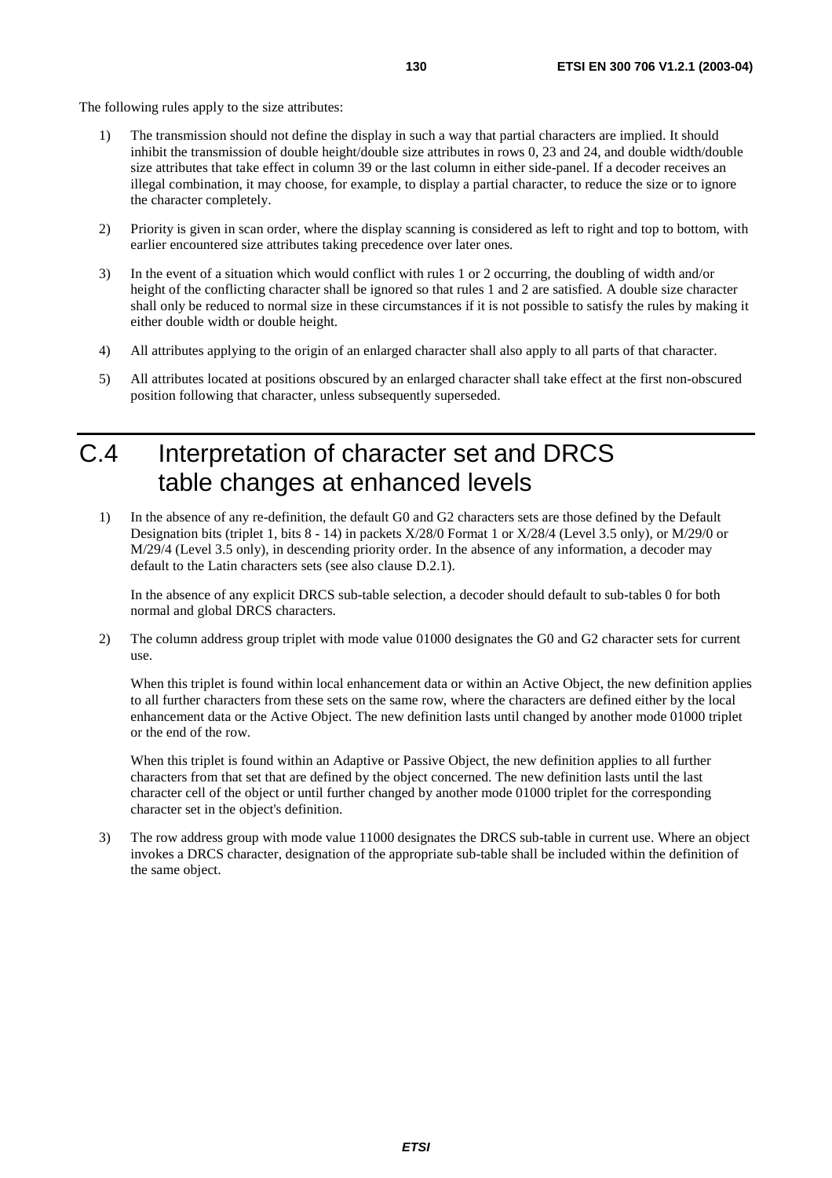The following rules apply to the size attributes:

1) The transmission should not define the display in such a way that partial characters are implied. It should inhibit the transmission of double height/double size attributes in rows 0, 23 and 24, and double width/double size attributes that take effect in column 39 or the last column in either side-panel. If a decoder receives an illegal combination, it may choose, for example, to display a partial character, to reduce the size or to ignore the character completely.

2) Priority is given in scan order, where the display scanning is considered as left to right and top to bottom, with earlier encountered size attributes taking precedence over later ones.

3) In the event of a situation which would conflict with rules 1 or 2 occurring, the doubling of width and/or height of the conflicting character shall be ignored so that rules 1 and 2 are satisfied. A double size character shall only be reduced to normal size in these circumstances if it is not possible to satisfy the rules by making it either double width or double height.

4) All attributes applying to the origin of an enlarged character shall also apply to all parts of that character.

5) All attributes located at positions obscured by an enlarged character shall take effect at the first non-obscured position following that character, unless subsequently superseded.

# C.4 Interpretation of character set and DRCS table changes at enhanced levels

1) In the absence of any re-definition, the default G0 and G2 characters sets are those defined by the Default Designation bits (triplet 1, bits 8 - 14) in packets X/28/0 Format 1 or X/28/4 (Level 3.5 only), or M/29/0 or M/29/4 (Level 3.5 only), in descending priority order. In the absence of any information, a decoder may default to the Latin characters sets (see also clause D.2.1).

   In the absence of any explicit DRCS sub-table selection, a decoder should default to sub-tables 0 for both normal and global DRCS characters.

2) The column address group triplet with mode value 01000 designates the G0 and G2 character sets for current use.

   When this triplet is found within local enhancement data or within an Active Object, the new definition applies to all further characters from these sets on the same row, where the characters are defined either by the local enhancement data or the Active Object. The new definition lasts until changed by another mode 01000 triplet or the end of the row.

   When this triplet is found within an Adaptive or Passive Object, the new definition applies to all further characters from that set that are defined by the object concerned. The new definition lasts until the last character cell of the object or until further changed by another mode 01000 triplet for the corresponding character set in the object's definition.

3) The row address group with mode value 11000 designates the DRCS sub-table in current use. Where an object invokes a DRCS character, designation of the appropriate sub-table shall be included within the definition of the same object.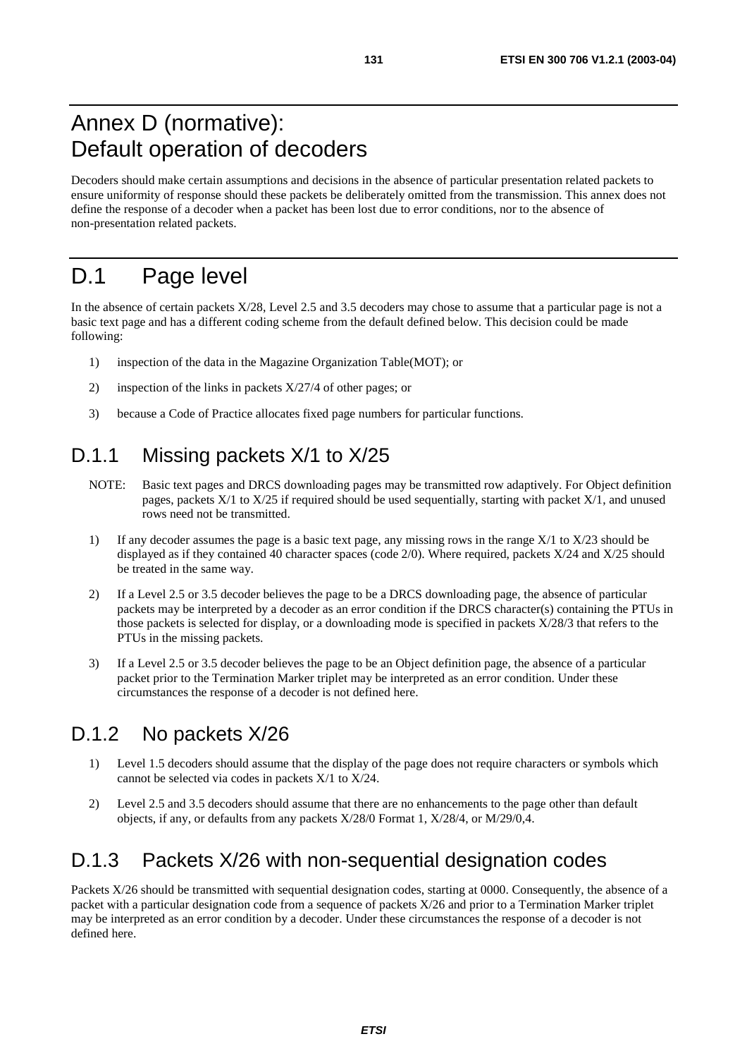# Annex D (normative): Default operation of decoders

Decoders should make certain assumptions and decisions in the absence of particular presentation related packets to ensure uniformity of response should these packets be deliberately omitted from the transmission. This annex does not define the response of a decoder when a packet has been lost due to error conditions, nor to the absence of non-presentation related packets.

# D.1 Page level

In the absence of certain packets X/28, Level 2.5 and 3.5 decoders may chose to assume that a particular page is not a basic text page and has a different coding scheme from the default defined below. This decision could be made following:

1) inspection of the data in the Magazine Organization Table(MOT); or
2) inspection of the links in packets X/27/4 of other pages; or
3) because a Code of Practice allocates fixed page numbers for particular functions.

## D.1.1 Missing packets X/1 to X/25

NOTE: Basic text pages and DRCS downloading pages may be transmitted row adaptively. For Object definition pages, packets X/1 to X/25 if required should be used sequentially, starting with packet X/1, and unused rows need not be transmitted.

1) If any decoder assumes the page is a basic text page, any missing rows in the range X/1 to X/23 should be displayed as if they contained 40 character spaces (code 2/0). Where required, packets X/24 and X/25 should be treated in the same way.
2) If a Level 2.5 or 3.5 decoder believes the page to be a DRCS downloading page, the absence of particular packets may be interpreted by a decoder as an error condition if the DRCS character(s) containing the PTUs in those packets is selected for display, or a downloading mode is specified in packets X/28/3 that refers to the PTUs in the missing packets.
3) If a Level 2.5 or 3.5 decoder believes the page to be an Object definition page, the absence of a particular packet prior to the Termination Marker triplet may be interpreted as an error condition. Under these circumstances the response of a decoder is not defined here.

## D.1.2 No packets X/26

1) Level 1.5 decoders should assume that the display of the page does not require characters or symbols which cannot be selected via codes in packets X/1 to X/24.
2) Level 2.5 and 3.5 decoders should assume that there are no enhancements to the page other than default objects, if any, or defaults from any packets X/28/0 Format 1, X/28/4, or M/29/0,4.

## D.1.3 Packets X/26 with non-sequential designation codes

Packets X/26 should be transmitted with sequential designation codes, starting at 0000. Consequently, the absence of a packet with a particular designation code from a sequence of packets X/26 and prior to a Termination Marker triplet may be interpreted as an error condition by a decoder. Under these circumstances the response of a decoder is not defined here.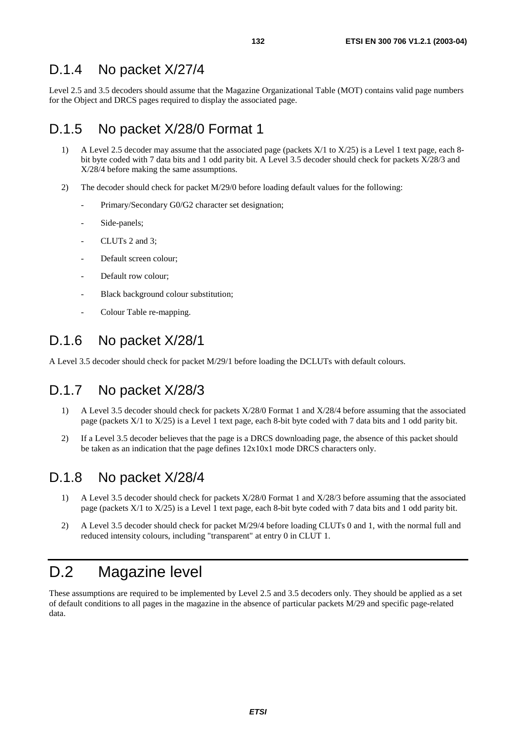## D.1.4 No packet X/27/4

Level 2.5 and 3.5 decoders should assume that the Magazine Organizational Table (MOT) contains valid page numbers for the Object and DRCS pages required to display the associated page.

## D.1.5 No packet X/28/0 Format 1

1) A Level 2.5 decoder may assume that the associated page (packets X/1 to X/25) is a Level 1 text page, each 8-bit byte coded with 7 data bits and 1 odd parity bit. A Level 3.5 decoder should check for packets X/28/3 and X/28/4 before making the same assumptions.

2) The decoder should check for packet M/29/0 before loading default values for the following:

   - Primary/Secondary G0/G2 character set designation;
   - Side-panels;
   - CLUTs 2 and 3;
   - Default screen colour;
   - Default row colour;
   - Black background colour substitution;
   - Colour Table re-mapping.

## D.1.6 No packet X/28/1

A Level 3.5 decoder should check for packet M/29/1 before loading the DCLUTs with default colours.

## D.1.7 No packet X/28/3

1) A Level 3.5 decoder should check for packets X/28/0 Format 1 and X/28/4 before assuming that the associated page (packets X/1 to X/25) is a Level 1 text page, each 8-bit byte coded with 7 data bits and 1 odd parity bit.

2) If a Level 3.5 decoder believes that the page is a DRCS downloading page, the absence of this packet should be taken as an indication that the page defines 12x10x1 mode DRCS characters only.

## D.1.8 No packet X/28/4

1) A Level 3.5 decoder should check for packets X/28/0 Format 1 and X/28/3 before assuming that the associated page (packets X/1 to X/25) is a Level 1 text page, each 8-bit byte coded with 7 data bits and 1 odd parity bit.

2) A Level 3.5 decoder should check for packet M/29/4 before loading CLUTs 0 and 1, with the normal full and reduced intensity colours, including "transparent" at entry 0 in CLUT 1.

# D.2 Magazine level

These assumptions are required to be implemented by Level 2.5 and 3.5 decoders only. They should be applied as a set of default conditions to all pages in the magazine in the absence of particular packets M/29 and specific page-related data.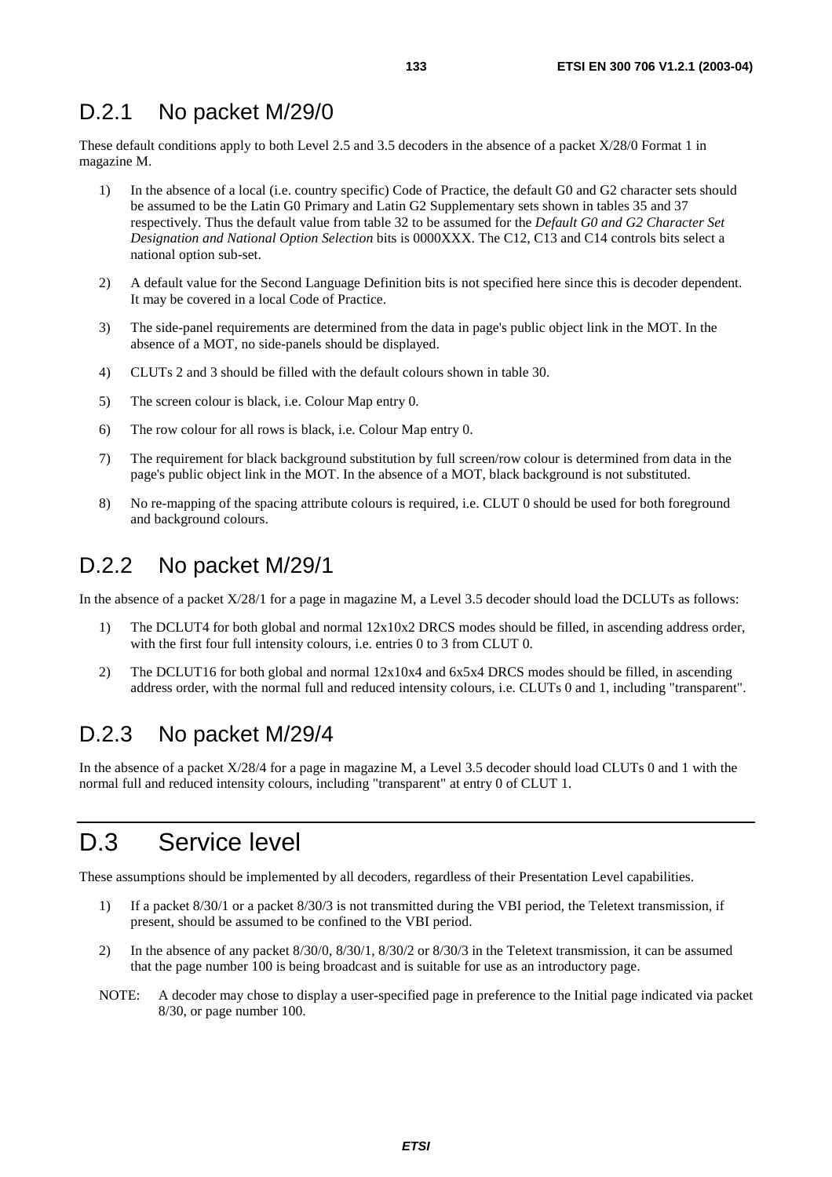## D.2.1 No packet M/29/0

These default conditions apply to both Level 2.5 and 3.5 decoders in the absence of a packet X/28/0 Format 1 in magazine M.

1) In the absence of a local (i.e. country specific) Code of Practice, the default G0 and G2 character sets should be assumed to be the Latin G0 Primary and Latin G2 Supplementary sets shown in tables 35 and 37 respectively. Thus the default value from table 32 to be assumed for the *Default G0 and G2 Character Set Designation and National Option Selection* bits is 0000XXX. The C12, C13 and C14 controls bits select a national option sub-set.

2) A default value for the Second Language Definition bits is not specified here since this is decoder dependent. It may be covered in a local Code of Practice.

3) The side-panel requirements are determined from the data in page's public object link in the MOT. In the absence of a MOT, no side-panels should be displayed.

4) CLUTs 2 and 3 should be filled with the default colours shown in table 30.

5) The screen colour is black, i.e. Colour Map entry 0.

6) The row colour for all rows is black, i.e. Colour Map entry 0.

7) The requirement for black background substitution by full screen/row colour is determined from data in the page's public object link in the MOT. In the absence of a MOT, black background is not substituted.

8) No re-mapping of the spacing attribute colours is required, i.e. CLUT 0 should be used for both foreground and background colours.

## D.2.2 No packet M/29/1

In the absence of a packet X/28/1 for a page in magazine M, a Level 3.5 decoder should load the DCLUTs as follows:

1) The DCLUT4 for both global and normal 12x10x2 DRCS modes should be filled, in ascending address order, with the first four full intensity colours, i.e. entries 0 to 3 from CLUT 0.

2) The DCLUT16 for both global and normal 12x10x4 and 6x5x4 DRCS modes should be filled, in ascending address order, with the normal full and reduced intensity colours, i.e. CLUTs 0 and 1, including "transparent".

## D.2.3 No packet M/29/4

In the absence of a packet X/28/4 for a page in magazine M, a Level 3.5 decoder should load CLUTs 0 and 1 with the normal full and reduced intensity colours, including "transparent" at entry 0 of CLUT 1.

# D.3 Service level

These assumptions should be implemented by all decoders, regardless of their Presentation Level capabilities.

1) If a packet 8/30/1 or a packet 8/30/3 is not transmitted during the VBI period, the Teletext transmission, if present, should be assumed to be confined to the VBI period.

2) In the absence of any packet 8/30/0, 8/30/1, 8/30/2 or 8/30/3 in the Teletext transmission, it can be assumed that the page number 100 is being broadcast and is suitable for use as an introductory page.

NOTE: A decoder may chose to display a user-specified page in preference to the Initial page indicated via packet 8/30, or page number 100.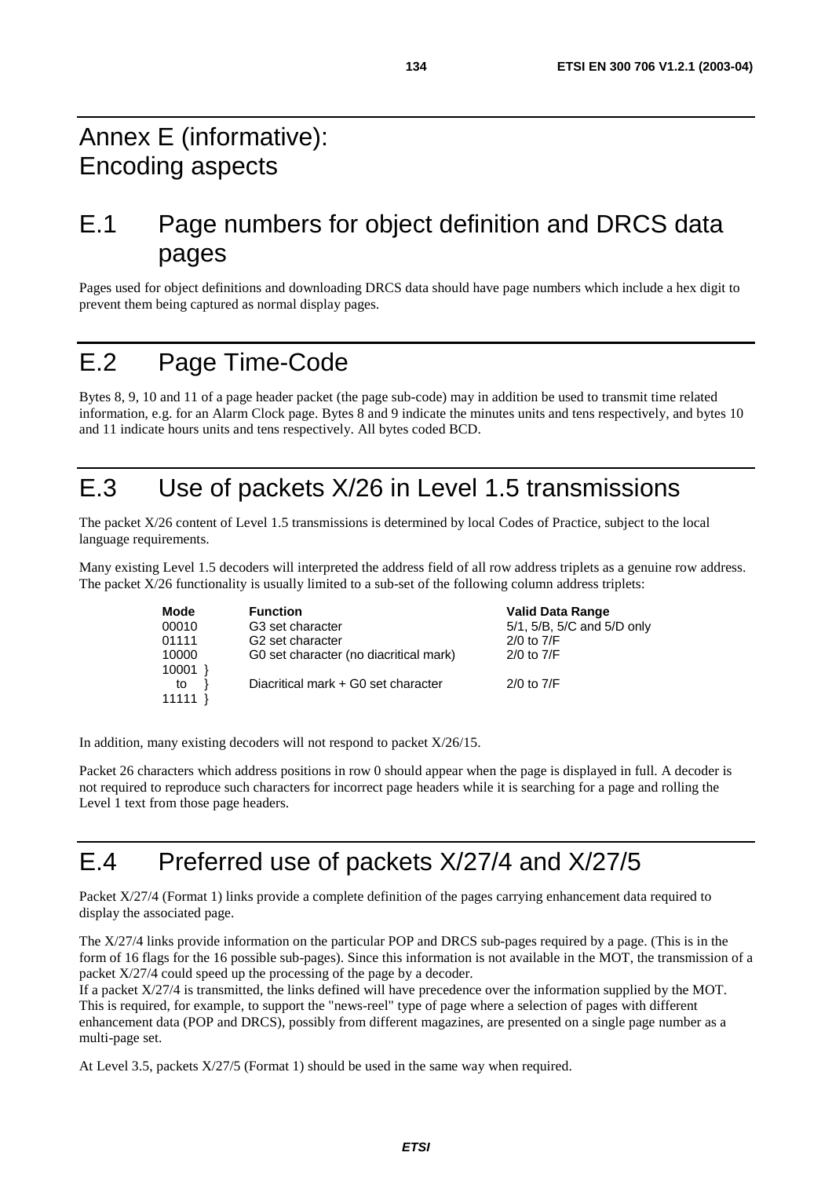# Annex E (informative): Encoding aspects

## E.1 Page numbers for object definition and DRCS data pages

Pages used for object definitions and downloading DRCS data should have page numbers which include a hex digit to prevent them being captured as normal display pages.

## E.2 Page Time-Code

Bytes 8, 9, 10 and 11 of a page header packet (the page sub-code) may in addition be used to transmit time related information, e.g. for an Alarm Clock page. Bytes 8 and 9 indicate the minutes units and tens respectively, and bytes 10 and 11 indicate hours units and tens respectively. All bytes coded BCD.

## E.3 Use of packets X/26 in Level 1.5 transmissions

The packet X/26 content of Level 1.5 transmissions is determined by local Codes of Practice, subject to the local language requirements.

Many existing Level 1.5 decoders will interpreted the address field of all row address triplets as a genuine row address. The packet X/26 functionality is usually limited to a sub-set of the following column address triplets:

| Mode | Function | Valid Data Range |
|---|---|---|
| 00010 | G3 set character | 5/1, 5/B, 5/C and 5/D only |
| 01111 | G2 set character | 2/0 to 7/F |
| 10000 | G0 set character (no diacritical mark) | 2/0 to 7/F |
| 10001 to 11111 | Diacritical mark + G0 set character | 2/0 to 7/F |

In addition, many existing decoders will not respond to packet X/26/15.

Packet 26 characters which address positions in row 0 should appear when the page is displayed in full. A decoder is not required to reproduce such characters for incorrect page headers while it is searching for a page and rolling the Level 1 text from those page headers.

## E.4 Preferred use of packets X/27/4 and X/27/5

Packet X/27/4 (Format 1) links provide a complete definition of the pages carrying enhancement data required to display the associated page.

The X/27/4 links provide information on the particular POP and DRCS sub-pages required by a page. (This is in the form of 16 flags for the 16 possible sub-pages). Since this information is not available in the MOT, the transmission of a packet X/27/4 could speed up the processing of the page by a decoder.
If a packet X/27/4 is transmitted, the links defined will have precedence over the information supplied by the MOT. This is required, for example, to support the "news-reel" type of page where a selection of pages with different enhancement data (POP and DRCS), possibly from different magazines, are presented on a single page number as a multi-page set.

At Level 3.5, packets X/27/5 (Format 1) should be used in the same way when required.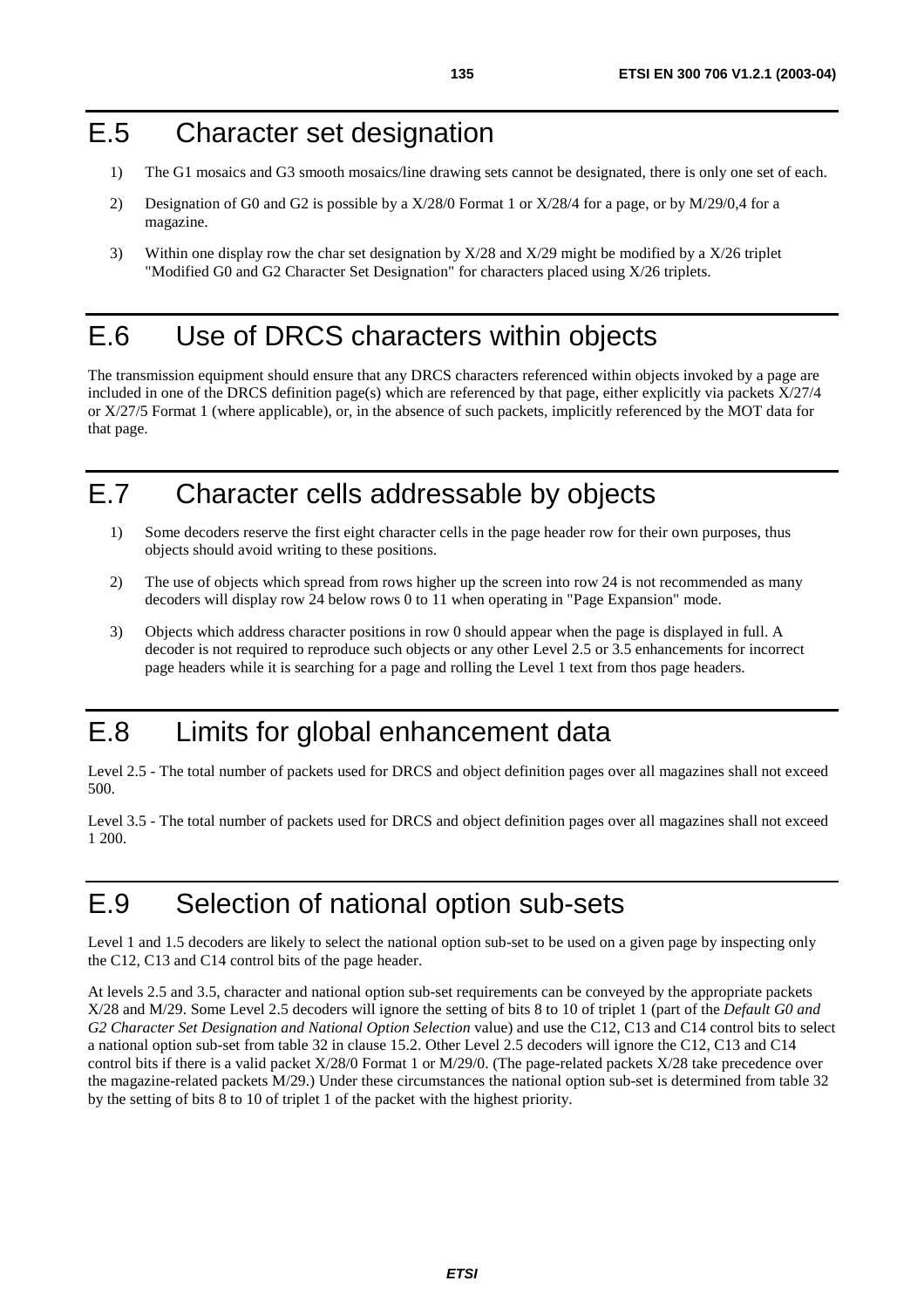# E.5 Character set designation

1) The G1 mosaics and G3 smooth mosaics/line drawing sets cannot be designated, there is only one set of each.

2) Designation of G0 and G2 is possible by a X/28/0 Format 1 or X/28/4 for a page, or by M/29/0,4 for a magazine.

3) Within one display row the char set designation by X/28 and X/29 might be modified by a X/26 triplet "Modified G0 and G2 Character Set Designation" for characters placed using X/26 triplets.

# E.6 Use of DRCS characters within objects

The transmission equipment should ensure that any DRCS characters referenced within objects invoked by a page are included in one of the DRCS definition page(s) which are referenced by that page, either explicitly via packets X/27/4 or X/27/5 Format 1 (where applicable), or, in the absence of such packets, implicitly referenced by the MOT data for that page.

# E.7 Character cells addressable by objects

1) Some decoders reserve the first eight character cells in the page header row for their own purposes, thus objects should avoid writing to these positions.

2) The use of objects which spread from rows higher up the screen into row 24 is not recommended as many decoders will display row 24 below rows 0 to 11 when operating in "Page Expansion" mode.

3) Objects which address character positions in row 0 should appear when the page is displayed in full. A decoder is not required to reproduce such objects or any other Level 2.5 or 3.5 enhancements for incorrect page headers while it is searching for a page and rolling the Level 1 text from thos page headers.

# E.8 Limits for global enhancement data

Level 2.5 - The total number of packets used for DRCS and object definition pages over all magazines shall not exceed 500.

Level 3.5 - The total number of packets used for DRCS and object definition pages over all magazines shall not exceed 1 200.

# E.9 Selection of national option sub-sets

Level 1 and 1.5 decoders are likely to select the national option sub-set to be used on a given page by inspecting only the C12, C13 and C14 control bits of the page header.

At levels 2.5 and 3.5, character and national option sub-set requirements can be conveyed by the appropriate packets X/28 and M/29. Some Level 2.5 decoders will ignore the setting of bits 8 to 10 of triplet 1 (part of the *Default G0 and G2 Character Set Designation and National Option Selection* value) and use the C12, C13 and C14 control bits to select a national option sub-set from table 32 in clause 15.2. Other Level 2.5 decoders will ignore the C12, C13 and C14 control bits if there is a valid packet X/28/0 Format 1 or M/29/0. (The page-related packets X/28 take precedence over the magazine-related packets M/29.) Under these circumstances the national option sub-set is determined from table 32 by the setting of bits 8 to 10 of triplet 1 of the packet with the highest priority.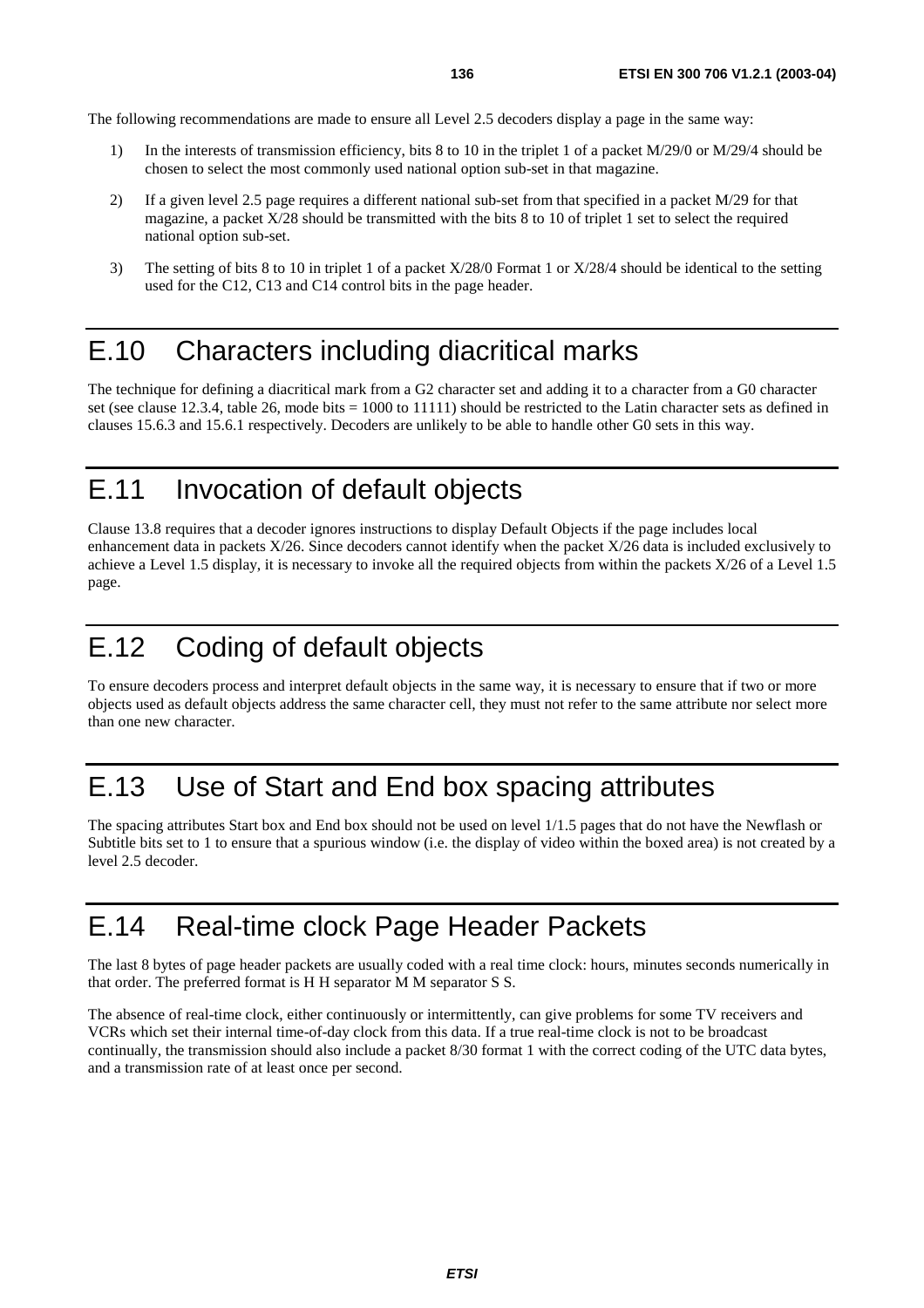The following recommendations are made to ensure all Level 2.5 decoders display a page in the same way:

1) In the interests of transmission efficiency, bits 8 to 10 in the triplet 1 of a packet M/29/0 or M/29/4 should be chosen to select the most commonly used national option sub-set in that magazine.

2) If a given level 2.5 page requires a different national sub-set from that specified in a packet M/29 for that magazine, a packet X/28 should be transmitted with the bits 8 to 10 of triplet 1 set to select the required national option sub-set.

3) The setting of bits 8 to 10 in triplet 1 of a packet X/28/0 Format 1 or X/28/4 should be identical to the setting used for the C12, C13 and C14 control bits in the page header.

# E.10 Characters including diacritical marks

The technique for defining a diacritical mark from a G2 character set and adding it to a character from a G0 character set (see clause 12.3.4, table 26, mode bits = 1000 to 11111) should be restricted to the Latin character sets as defined in clauses 15.6.3 and 15.6.1 respectively. Decoders are unlikely to be able to handle other G0 sets in this way.

# E.11 Invocation of default objects

Clause 13.8 requires that a decoder ignores instructions to display Default Objects if the page includes local enhancement data in packets X/26. Since decoders cannot identify when the packet X/26 data is included exclusively to achieve a Level 1.5 display, it is necessary to invoke all the required objects from within the packets X/26 of a Level 1.5 page.

# E.12 Coding of default objects

To ensure decoders process and interpret default objects in the same way, it is necessary to ensure that if two or more objects used as default objects address the same character cell, they must not refer to the same attribute nor select more than one new character.

# E.13 Use of Start and End box spacing attributes

The spacing attributes Start box and End box should not be used on level 1/1.5 pages that do not have the Newflash or Subtitle bits set to 1 to ensure that a spurious window (i.e. the display of video within the boxed area) is not created by a level 2.5 decoder.

# E.14 Real-time clock Page Header Packets

The last 8 bytes of page header packets are usually coded with a real time clock: hours, minutes seconds numerically in that order. The preferred format is H H separator M M separator S S.

The absence of real-time clock, either continuously or intermittently, can give problems for some TV receivers and VCRs which set their internal time-of-day clock from this data. If a true real-time clock is not to be broadcast continually, the transmission should also include a packet 8/30 format 1 with the correct coding of the UTC data bytes, and a transmission rate of at least once per second.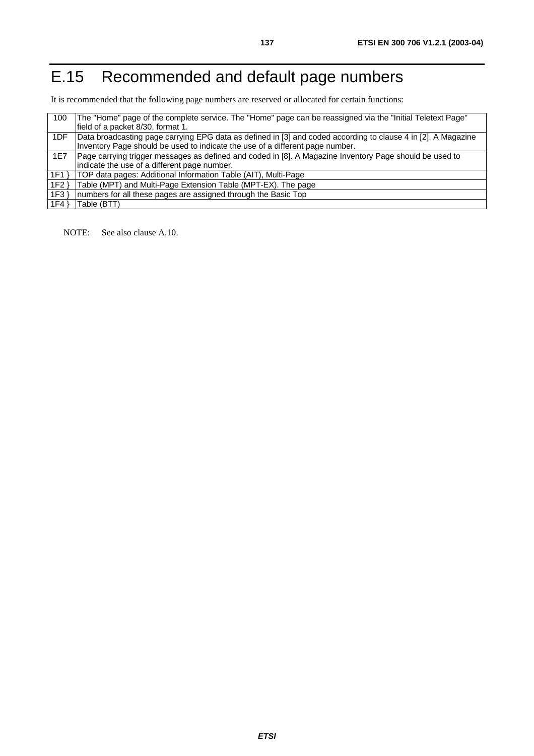# E.15 Recommended and default page numbers

It is recommended that the following page numbers are reserved or allocated for certain functions:

| | |
|---|---|
| 100 | The "Home" page of the complete service. The "Home" page can be reassigned via the "Initial Teletext Page" field of a packet 8/30, format 1. |
| 1DF | Data broadcasting page carrying EPG data as defined in [3] and coded according to clause 4 in [2]. A Magazine Inventory Page should be used to indicate the use of a different page number. |
| 1E7 | Page carrying trigger messages as defined and coded in [8]. A Magazine Inventory Page should be used to indicate the use of a different page number. |
| 1F1 } | TOP data pages: Additional Information Table (AIT), Multi-Page |
| 1F2 } | Table (MPT) and Multi-Page Extension Table (MPT-EX). The page |
| 1F3 } | numbers for all these pages are assigned through the Basic Top |
| 1F4 } | Table (BTT) |

NOTE: See also clause A.10.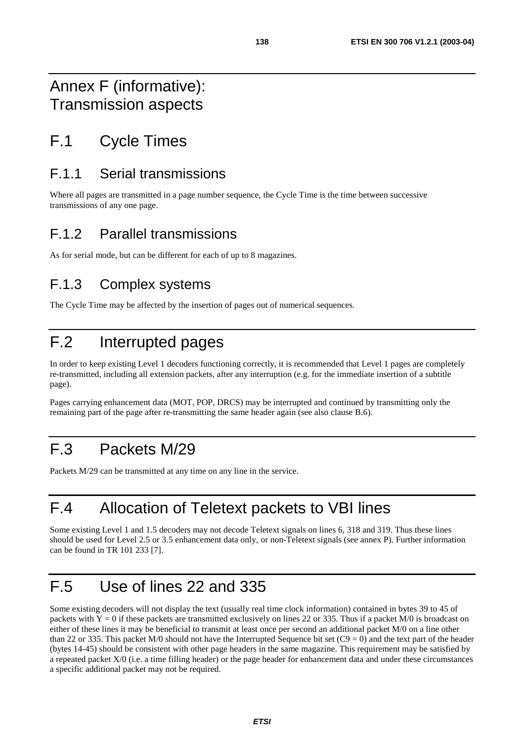# Annex F (informative): Transmission aspects

## F.1 Cycle Times

### F.1.1 Serial transmissions

Where all pages are transmitted in a page number sequence, the Cycle Time is the time between successive transmissions of any one page.

### F.1.2 Parallel transmissions

As for serial mode, but can be different for each of up to 8 magazines.

### F.1.3 Complex systems

The Cycle Time may be affected by the insertion of pages out of numerical sequences.

## F.2 Interrupted pages

In order to keep existing Level 1 decoders functioning correctly, it is recommended that Level 1 pages are completely re-transmitted, including all extension packets, after any interruption (e.g. for the immediate insertion of a subtitle page).

Pages carrying enhancement data (MOT, POP, DRCS) may be interrupted and continued by transmitting only the remaining part of the page after re-transmitting the same header again (see also clause B.6).

## F.3 Packets M/29

Packets M/29 can be transmitted at any time on any line in the service.

## F.4 Allocation of Teletext packets to VBI lines

Some existing Level 1 and 1.5 decoders may not decode Teletext signals on lines 6, 318 and 319. Thus these lines should be used for Level 2.5 or 3.5 enhancement data only, or non-Teletext signals (see annex P). Further information can be found in TR 101 233 [7].

## F.5 Use of lines 22 and 335

Some existing decoders will not display the text (usually real time clock information) contained in bytes 39 to 45 of packets with $Y = 0$ if these packets are transmitted exclusively on lines 22 or 335. Thus if a packet M/0 is broadcast on either of these lines it may be beneficial to transmit at least once per second an additional packet M/0 on a line other than 22 or 335. This packet M/0 should not have the Interrupted Sequence bit set ($C9 = 0$) and the text part of the header (bytes 14-45) should be consistent with other page headers in the same magazine. This requirement may be satisfied by a repeated packet X/0 (i.e. a time filling header) or the page header for enhancement data and under these circumstances a specific additional packet may not be required.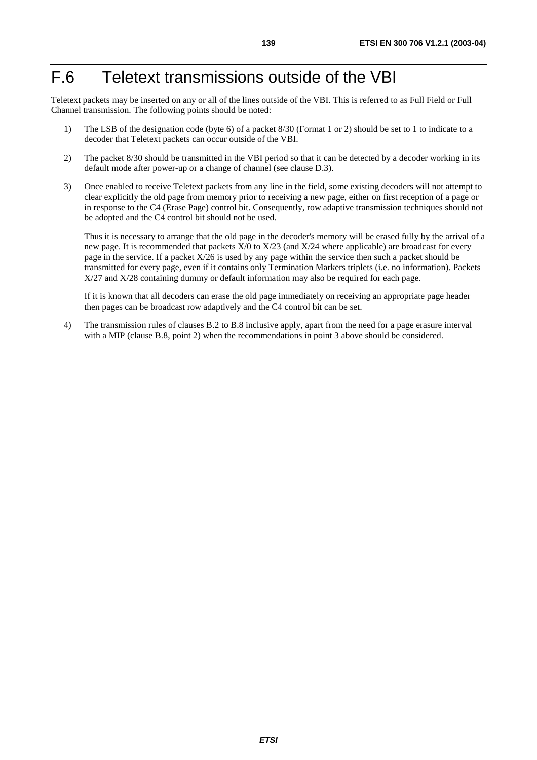# F.6 Teletext transmissions outside of the VBI

Teletext packets may be inserted on any or all of the lines outside of the VBI. This is referred to as Full Field or Full Channel transmission. The following points should be noted:

1) The LSB of the designation code (byte 6) of a packet 8/30 (Format 1 or 2) should be set to 1 to indicate to a decoder that Teletext packets can occur outside of the VBI.

2) The packet 8/30 should be transmitted in the VBI period so that it can be detected by a decoder working in its default mode after power-up or a change of channel (see clause D.3).

3) Once enabled to receive Teletext packets from any line in the field, some existing decoders will not attempt to clear explicitly the old page from memory prior to receiving a new page, either on first reception of a page or in response to the C4 (Erase Page) control bit. Consequently, row adaptive transmission techniques should not be adopted and the C4 control bit should not be used.

   Thus it is necessary to arrange that the old page in the decoder's memory will be erased fully by the arrival of a new page. It is recommended that packets X/0 to X/23 (and X/24 where applicable) are broadcast for every page in the service. If a packet X/26 is used by any page within the service then such a packet should be transmitted for every page, even if it contains only Termination Markers triplets (i.e. no information). Packets X/27 and X/28 containing dummy or default information may also be required for each page.

   If it is known that all decoders can erase the old page immediately on receiving an appropriate page header then pages can be broadcast row adaptively and the C4 control bit can be set.

4) The transmission rules of clauses B.2 to B.8 inclusive apply, apart from the need for a page erasure interval with a MIP (clause B.8, point 2) when the recommendations in point 3 above should be considered.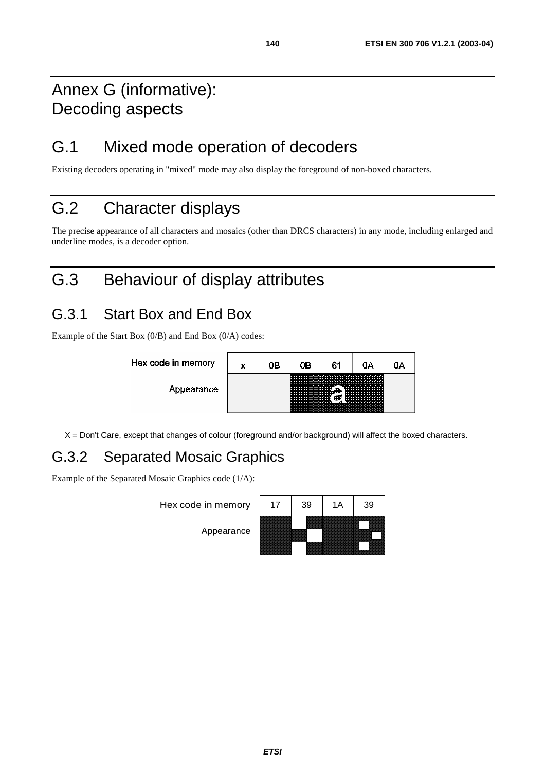# Annex G (informative): Decoding aspects

# G.1 Mixed mode operation of decoders

Existing decoders operating in "mixed" mode may also display the foreground of non-boxed characters.

# G.2 Character displays

The precise appearance of all characters and mosaics (other than DRCS characters) in any mode, including enlarged and underline modes, is a decoder option.

# G.3 Behaviour of display attributes

## G.3.1 Start Box and End Box

Example of the Start Box (0/B) and End Box (0/A) codes:

| Hex code in memory | x | 0B | 0B | 61 | 0A | 0A |
|---|---|---|---|---|---|---|
| Appearance | | | | a | | |

X = Don't Care, except that changes of colour (foreground and/or background) will affect the boxed characters.

## G.3.2 Separated Mosaic Graphics

Example of the Separated Mosaic Graphics code (1/A):

| Hex code in memory | 17 | 39 | 1A | 39 |
|---|---|---|---|---|
| Appearance | | | | |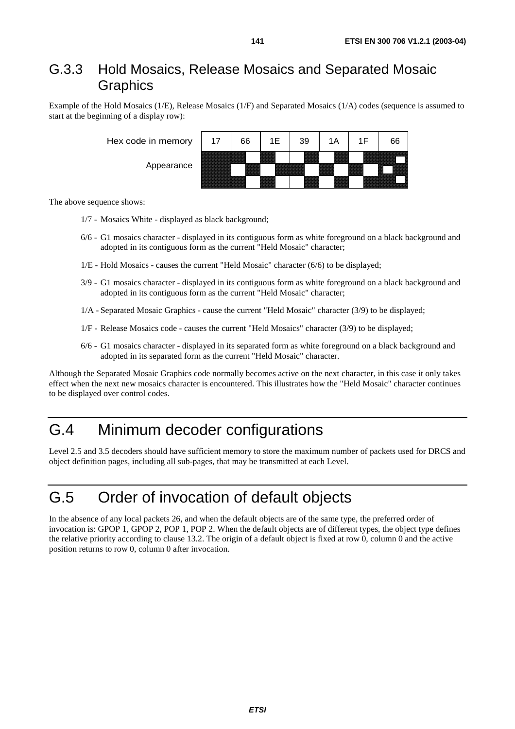## G.3.3 Hold Mosaics, Release Mosaics and Separated Mosaic Graphics

Example of the Hold Mosaics (1/E), Release Mosaics (1/F) and Separated Mosaics (1/A) codes (sequence is assumed to start at the beginning of a display row):

| Hex code in memory | 17 | 66 | 1E | 39 | 1A | 1F | 66 |
|---|---|---|---|---|---|---|---|
| Appearance | | | | | | | |

The above sequence shows:

- 1/7 - Mosaics White - displayed as black background;
- 6/6 - G1 mosaics character - displayed in its contiguous form as white foreground on a black background and adopted in its contiguous form as the current "Held Mosaic" character;
- 1/E - Hold Mosaics - causes the current "Held Mosaic" character (6/6) to be displayed;
- 3/9 - G1 mosaics character - displayed in its contiguous form as white foreground on a black background and adopted in its contiguous form as the current "Held Mosaic" character;
- 1/A - Separated Mosaic Graphics - cause the current "Held Mosaic" character (3/9) to be displayed;
- 1/F - Release Mosaics code - causes the current "Held Mosaics" character (3/9) to be displayed;
- 6/6 - G1 mosaics character - displayed in its separated form as white foreground on a black background and adopted in its separated form as the current "Held Mosaic" character.

Although the Separated Mosaic Graphics code normally becomes active on the next character, in this case it only takes effect when the next new mosaics character is encountered. This illustrates how the "Held Mosaic" character continues to be displayed over control codes.

# G.4 Minimum decoder configurations

Level 2.5 and 3.5 decoders should have sufficient memory to store the maximum number of packets used for DRCS and object definition pages, including all sub-pages, that may be transmitted at each Level.

# G.5 Order of invocation of default objects

In the absence of any local packets 26, and when the default objects are of the same type, the preferred order of invocation is: GPOP 1, GPOP 2, POP 1, POP 2. When the default objects are of different types, the object type defines the relative priority according to clause 13.2. The origin of a default object is fixed at row 0, column 0 and the active position returns to row 0, column 0 after invocation.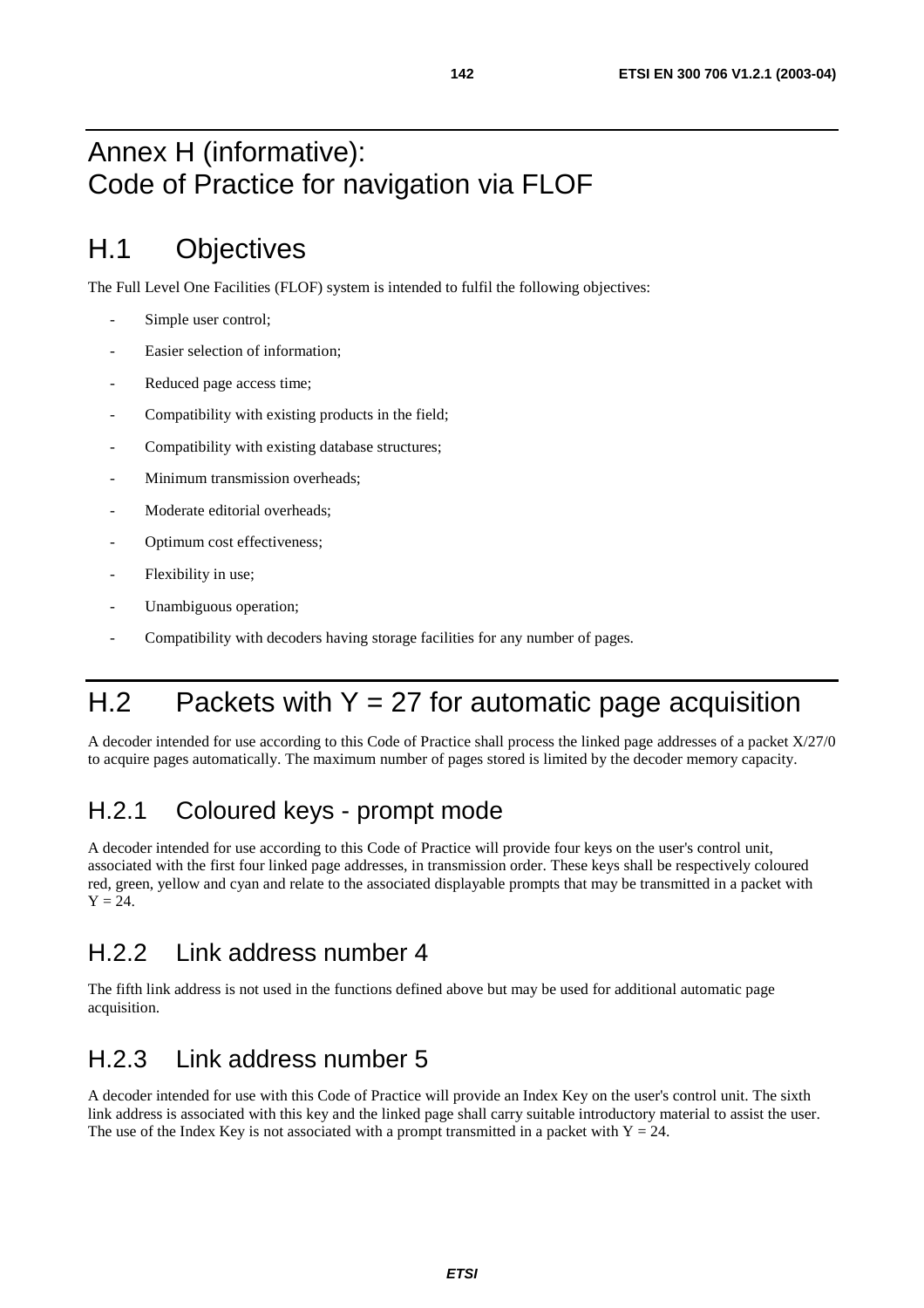# Annex H (informative): Code of Practice for navigation via FLOF

## H.1 Objectives

The Full Level One Facilities (FLOF) system is intended to fulfil the following objectives:

- Simple user control;
- Easier selection of information;
- Reduced page access time;
- Compatibility with existing products in the field;
- Compatibility with existing database structures;
- Minimum transmission overheads;
- Moderate editorial overheads;
- Optimum cost effectiveness;
- Flexibility in use;
- Unambiguous operation;
- Compatibility with decoders having storage facilities for any number of pages.

## H.2 Packets with Y = 27 for automatic page acquisition

A decoder intended for use according to this Code of Practice shall process the linked page addresses of a packet X/27/0 to acquire pages automatically. The maximum number of pages stored is limited by the decoder memory capacity.

### H.2.1 Coloured keys - prompt mode

A decoder intended for use according to this Code of Practice will provide four keys on the user's control unit, associated with the first four linked page addresses, in transmission order. These keys shall be respectively coloured red, green, yellow and cyan and relate to the associated displayable prompts that may be transmitted in a packet with Y = 24.

### H.2.2 Link address number 4

The fifth link address is not used in the functions defined above but may be used for additional automatic page acquisition.

### H.2.3 Link address number 5

A decoder intended for use with this Code of Practice will provide an Index Key on the user's control unit. The sixth link address is associated with this key and the linked page shall carry suitable introductory material to assist the user. The use of the Index Key is not associated with a prompt transmitted in a packet with Y = 24.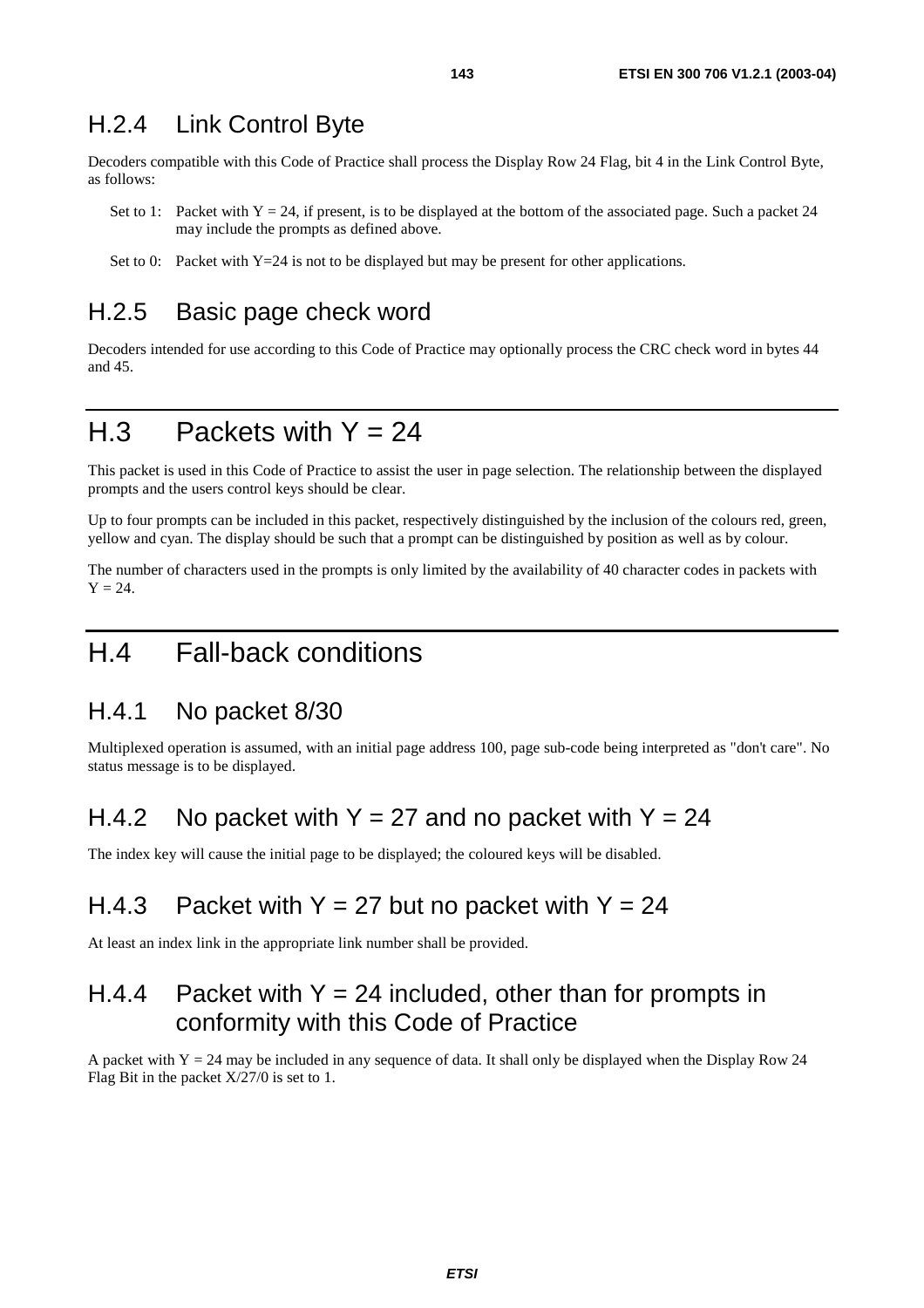### H.2.4 Link Control Byte

Decoders compatible with this Code of Practice shall process the Display Row 24 Flag, bit 4 in the Link Control Byte, as follows:

Set to 1: Packet with $Y = 24$, if present, is to be displayed at the bottom of the associated page. Such a packet 24 may include the prompts as defined above.

Set to 0: Packet with $Y=24$ is not to be displayed but may be present for other applications.

### H.2.5 Basic page check word

Decoders intended for use according to this Code of Practice may optionally process the CRC check word in bytes 44 and 45.

## H.3 Packets with Y = 24

This packet is used in this Code of Practice to assist the user in page selection. The relationship between the displayed prompts and the users control keys should be clear.

Up to four prompts can be included in this packet, respectively distinguished by the inclusion of the colours red, green, yellow and cyan. The display should be such that a prompt can be distinguished by position as well as by colour.

The number of characters used in the prompts is only limited by the availability of 40 character codes in packets with $Y = 24$.

## H.4 Fall-back conditions

### H.4.1 No packet 8/30

Multiplexed operation is assumed, with an initial page address 100, page sub-code being interpreted as "don't care". No status message is to be displayed.

### H.4.2 No packet with Y = 27 and no packet with Y = 24

The index key will cause the initial page to be displayed; the coloured keys will be disabled.

### H.4.3 Packet with Y = 27 but no packet with Y = 24

At least an index link in the appropriate link number shall be provided.

### H.4.4 Packet with Y = 24 included, other than for prompts in conformity with this Code of Practice

A packet with $Y = 24$ may be included in any sequence of data. It shall only be displayed when the Display Row 24 Flag Bit in the packet X/27/0 is set to 1.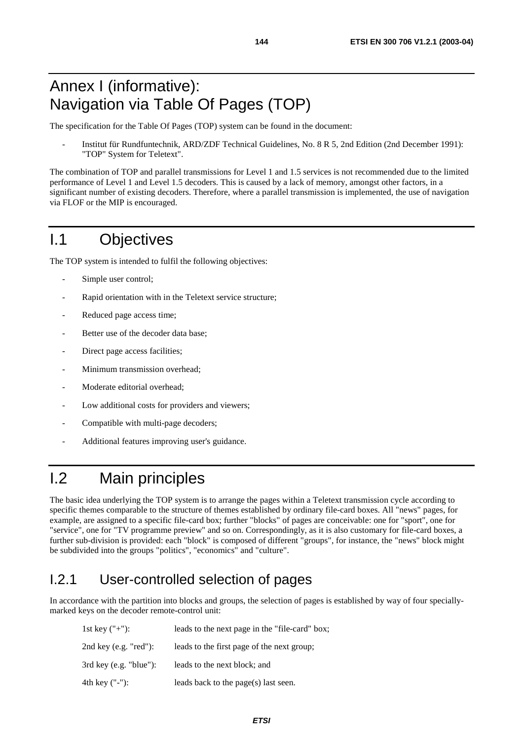# Annex I (informative): Navigation via Table Of Pages (TOP)

The specification for the Table Of Pages (TOP) system can be found in the document:

- Institut für Rundfuntechnik, ARD/ZDF Technical Guidelines, No. 8 R 5, 2nd Edition (2nd December 1991): "TOP" System for Teletext".

The combination of TOP and parallel transmissions for Level 1 and 1.5 services is not recommended due to the limited performance of Level 1 and Level 1.5 decoders. This is caused by a lack of memory, amongst other factors, in a significant number of existing decoders. Therefore, where a parallel transmission is implemented, the use of navigation via FLOF or the MIP is encouraged.

# I.1 Objectives

The TOP system is intended to fulfil the following objectives:

- Simple user control;
- Rapid orientation with in the Teletext service structure;
- Reduced page access time;
- Better use of the decoder data base;
- Direct page access facilities;
- Minimum transmission overhead;
- Moderate editorial overhead;
- Low additional costs for providers and viewers;
- Compatible with multi-page decoders;
- Additional features improving user's guidance.

# I.2 Main principles

The basic idea underlying the TOP system is to arrange the pages within a Teletext transmission cycle according to specific themes comparable to the structure of themes established by ordinary file-card boxes. All "news" pages, for example, are assigned to a specific file-card box; further "blocks" of pages are conceivable: one for "sport", one for "service", one for "TV programme preview" and so on. Correspondingly, as it is also customary for file-card boxes, a further sub-division is provided: each "block" is composed of different "groups", for instance, the "news" block might be subdivided into the groups "politics", "economics" and "culture".

## I.2.1 User-controlled selection of pages

In accordance with the partition into blocks and groups, the selection of pages is established by way of four specially-marked keys on the decoder remote-control unit:

1st key ("+"): leads to the next page in the "file-card" box;

2nd key (e.g. "red"): leads to the first page of the next group;

3rd key (e.g. "blue"): leads to the next block; and

4th key ("-"): leads back to the page(s) last seen.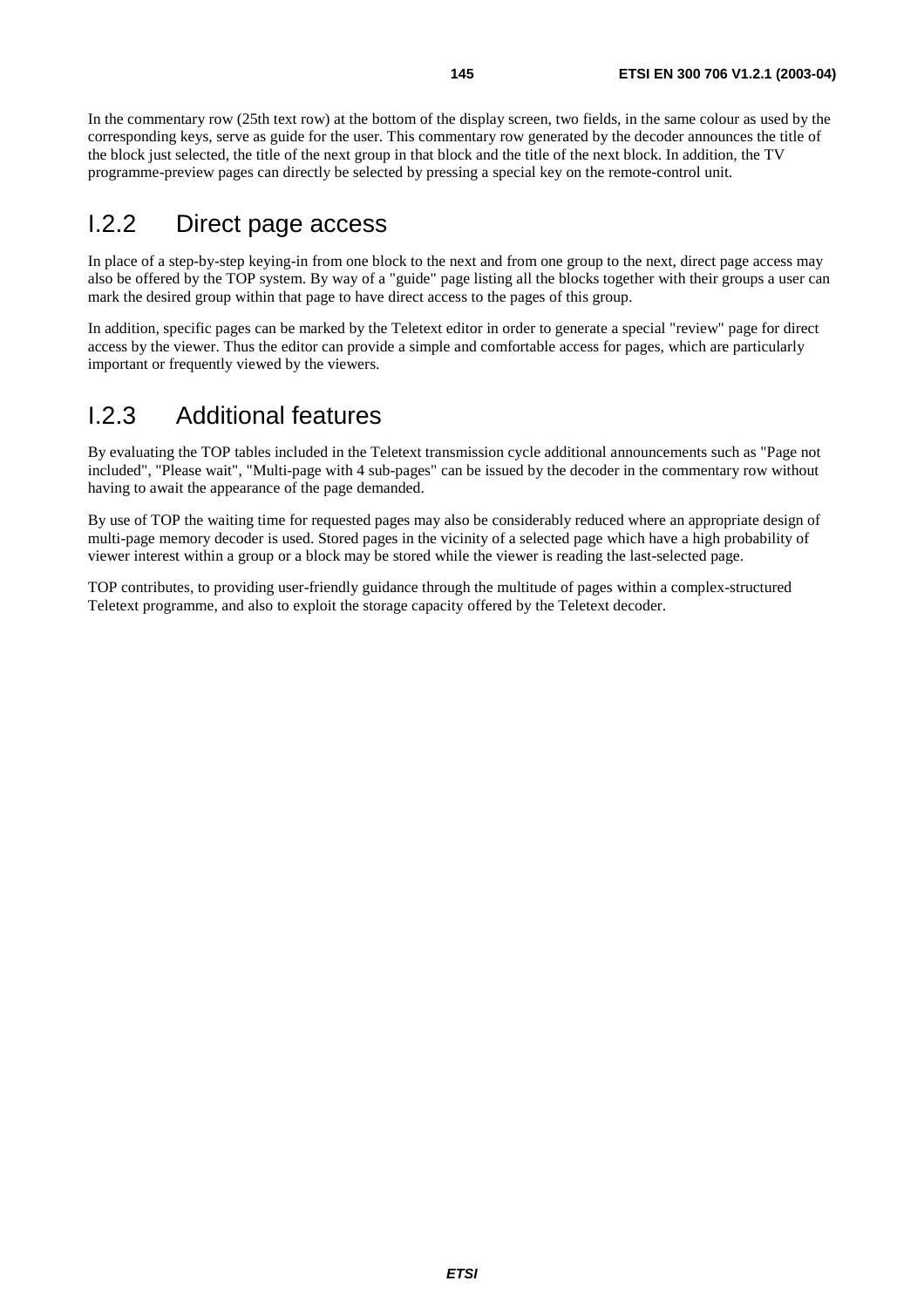In the commentary row (25th text row) at the bottom of the display screen, two fields, in the same colour as used by the corresponding keys, serve as guide for the user. This commentary row generated by the decoder announces the title of the block just selected, the title of the next group in that block and the title of the next block. In addition, the TV programme-preview pages can directly be selected by pressing a special key on the remote-control unit.

## I.2.2 Direct page access

In place of a step-by-step keying-in from one block to the next and from one group to the next, direct page access may also be offered by the TOP system. By way of a "guide" page listing all the blocks together with their groups a user can mark the desired group within that page to have direct access to the pages of this group.

In addition, specific pages can be marked by the Teletext editor in order to generate a special "review" page for direct access by the viewer. Thus the editor can provide a simple and comfortable access for pages, which are particularly important or frequently viewed by the viewers.

## I.2.3 Additional features

By evaluating the TOP tables included in the Teletext transmission cycle additional announcements such as "Page not included", "Please wait", "Multi-page with 4 sub-pages" can be issued by the decoder in the commentary row without having to await the appearance of the page demanded.

By use of TOP the waiting time for requested pages may also be considerably reduced where an appropriate design of multi-page memory decoder is used. Stored pages in the vicinity of a selected page which have a high probability of viewer interest within a group or a block may be stored while the viewer is reading the last-selected page.

TOP contributes, to providing user-friendly guidance through the multitude of pages within a complex-structured Teletext programme, and also to exploit the storage capacity offered by the Teletext decoder.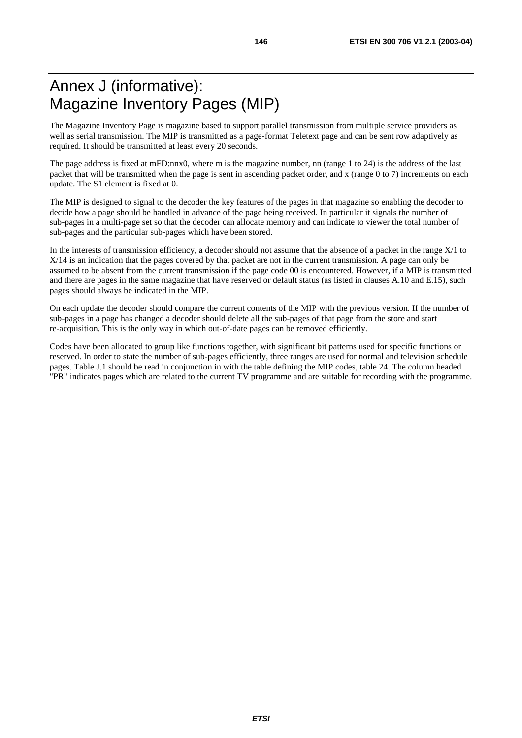# Annex J (informative): Magazine Inventory Pages (MIP)

The Magazine Inventory Page is magazine based to support parallel transmission from multiple service providers as well as serial transmission. The MIP is transmitted as a page-format Teletext page and can be sent row adaptively as required. It should be transmitted at least every 20 seconds.

The page address is fixed at mFD:nnx0, where m is the magazine number, nn (range 1 to 24) is the address of the last packet that will be transmitted when the page is sent in ascending packet order, and x (range 0 to 7) increments on each update. The S1 element is fixed at 0.

The MIP is designed to signal to the decoder the key features of the pages in that magazine so enabling the decoder to decide how a page should be handled in advance of the page being received. In particular it signals the number of sub-pages in a multi-page set so that the decoder can allocate memory and can indicate to viewer the total number of sub-pages and the particular sub-pages which have been stored.

In the interests of transmission efficiency, a decoder should not assume that the absence of a packet in the range X/1 to X/14 is an indication that the pages covered by that packet are not in the current transmission. A page can only be assumed to be absent from the current transmission if the page code 00 is encountered. However, if a MIP is transmitted and there are pages in the same magazine that have reserved or default status (as listed in clauses A.10 and E.15), such pages should always be indicated in the MIP.

On each update the decoder should compare the current contents of the MIP with the previous version. If the number of sub-pages in a page has changed a decoder should delete all the sub-pages of that page from the store and start re-acquisition. This is the only way in which out-of-date pages can be removed efficiently.

Codes have been allocated to group like functions together, with significant bit patterns used for specific functions or reserved. In order to state the number of sub-pages efficiently, three ranges are used for normal and television schedule pages. Table J.1 should be read in conjunction in with the table defining the MIP codes, table 24. The column headed "PR" indicates pages which are related to the current TV programme and are suitable for recording with the programme.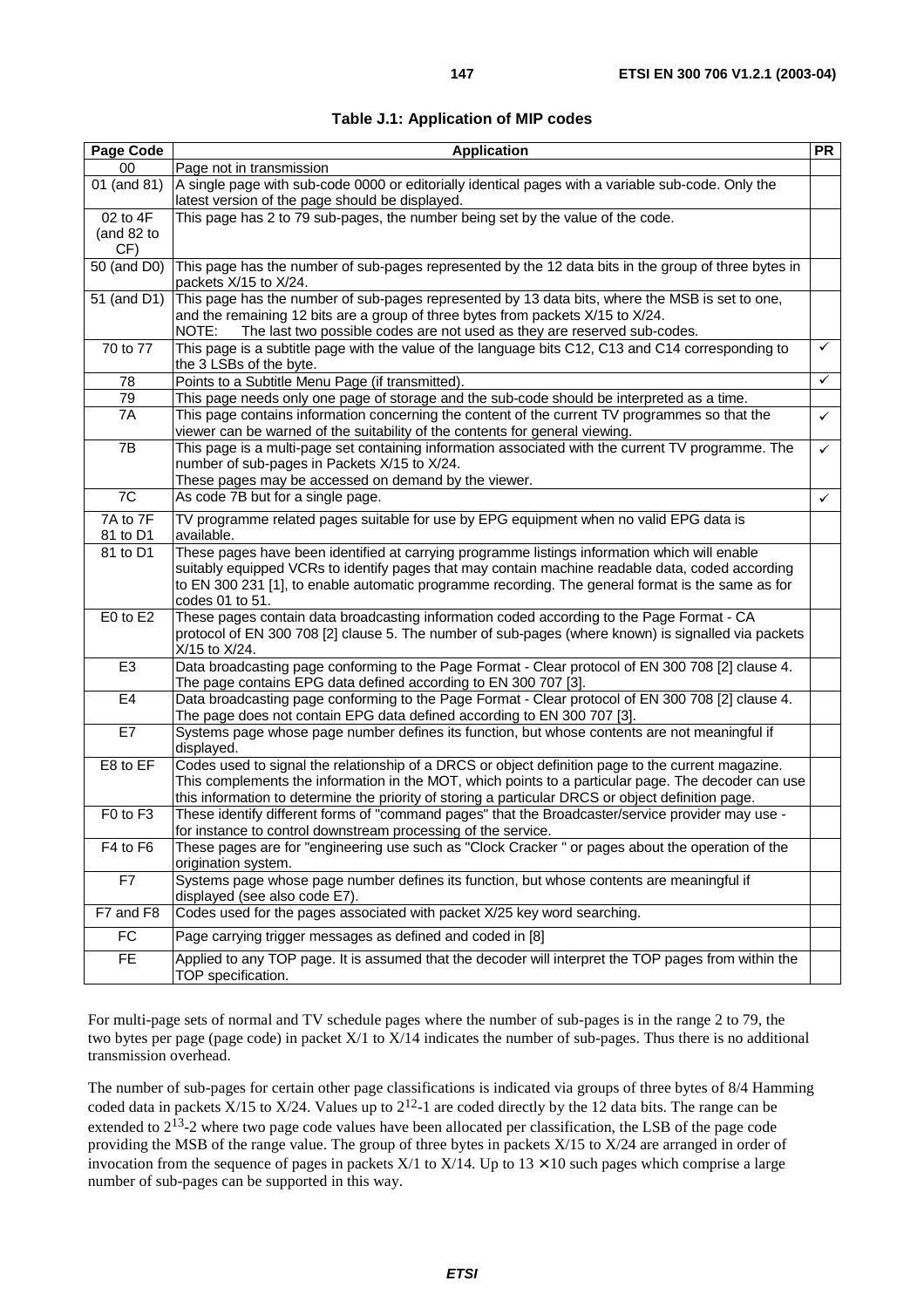**Table J.1: Application of MIP codes**

| Page Code | Application | PR |
|---|---|---|
| 00 | Page not in transmission | |
| 01 (and 81) | A single page with sub-code 0000 or editorially identical pages with a variable sub-code. Only the latest version of the page should be displayed. | |
| 02 to 4F (and 82 to CF) | This page has 2 to 79 sub-pages, the number being set by the value of the code. | |
| 50 (and D0) | This page has the number of sub-pages represented by the 12 data bits in the group of three bytes in packets X/15 to X/24. | |
| 51 (and D1) | This page has the number of sub-pages represented by 13 data bits, where the MSB is set to one, and the remaining 12 bits are a group of three bytes from packets X/15 to X/24. NOTE: The last two possible codes are not used as they are reserved sub-codes. | |
| 70 to 77 | This page is a subtitle page with the value of the language bits C12, C13 and C14 corresponding to the 3 LSBs of the byte. | ✓ |
| 78 | Points to a Subtitle Menu Page (if transmitted). | ✓ |
| 79 | This page needs only one page of storage and the sub-code should be interpreted as a time. | |
| 7A | This page contains information concerning the content of the current TV programmes so that the viewer can be warned of the suitability of the contents for general viewing. | ✓ |
| 7B | This page is a multi-page set containing information associated with the current TV programme. The number of sub-pages in Packets X/15 to X/24. These pages may be accessed on demand by the viewer. | ✓ |
| 7C | As code 7B but for a single page. | ✓ |
| 7A to 7F 81 to D1 | TV programme related pages suitable for use by EPG equipment when no valid EPG data is available. | |
| 81 to D1 | These pages have been identified at carrying programme listings information which will enable suitably equipped VCRs to identify pages that may contain machine readable data, coded according to EN 300 231 [1], to enable automatic programme recording. The general format is the same as for codes 01 to 51. | |
| E0 to E2 | These pages contain data broadcasting information coded according to the Page Format - CA protocol of EN 300 708 [2] clause 5. The number of sub-pages (where known) is signalled via packets X/15 to X/24. | |
| E3 | Data broadcasting page conforming to the Page Format - Clear protocol of EN 300 708 [2] clause 4. The page contains EPG data defined according to EN 300 707 [3]. | |
| E4 | Data broadcasting page conforming to the Page Format - Clear protocol of EN 300 708 [2] clause 4. The page does not contain EPG data defined according to EN 300 707 [3]. | |
| E7 | Systems page whose page number defines its function, but whose contents are not meaningful if displayed. | |
| E8 to EF | Codes used to signal the relationship of a DRCS or object definition page to the current magazine. This complements the information in the MOT, which points to a particular page. The decoder can use this information to determine the priority of storing a particular DRCS or object definition page. | |
| F0 to F3 | These identify different forms of "command pages" that the Broadcaster/service provider may use - for instance to control downstream processing of the service. | |
| F4 to F6 | These pages are for "engineering use such as "Clock Cracker " or pages about the operation of the origination system. | |
| F7 | Systems page whose page number defines its function, but whose contents are meaningful if displayed (see also code E7). | |
| F7 and F8 | Codes used for the pages associated with packet X/25 key word searching. | |
| FC | Page carrying trigger messages as defined and coded in [8] | |
| FE | Applied to any TOP page. It is assumed that the decoder will interpret the TOP pages from within the TOP specification. | |

For multi-page sets of normal and TV schedule pages where the number of sub-pages is in the range 2 to 79, the two bytes per page (page code) in packet X/1 to X/14 indicates the number of sub-pages. Thus there is no additional transmission overhead.

The number of sub-pages for certain other page classifications is indicated via groups of three bytes of 8/4 Hamming coded data in packets X/15 to X/24. Values up to $2^{12}$-1 are coded directly by the 12 data bits. The range can be extended to $2^{13}$-2 where two page code values have been allocated per classification, the LSB of the page code providing the MSB of the range value. The group of three bytes in packets X/15 to X/24 are arranged in order of invocation from the sequence of pages in packets X/1 to X/14. Up to $13 \times 10$ such pages which comprise a large number of sub-pages can be supported in this way.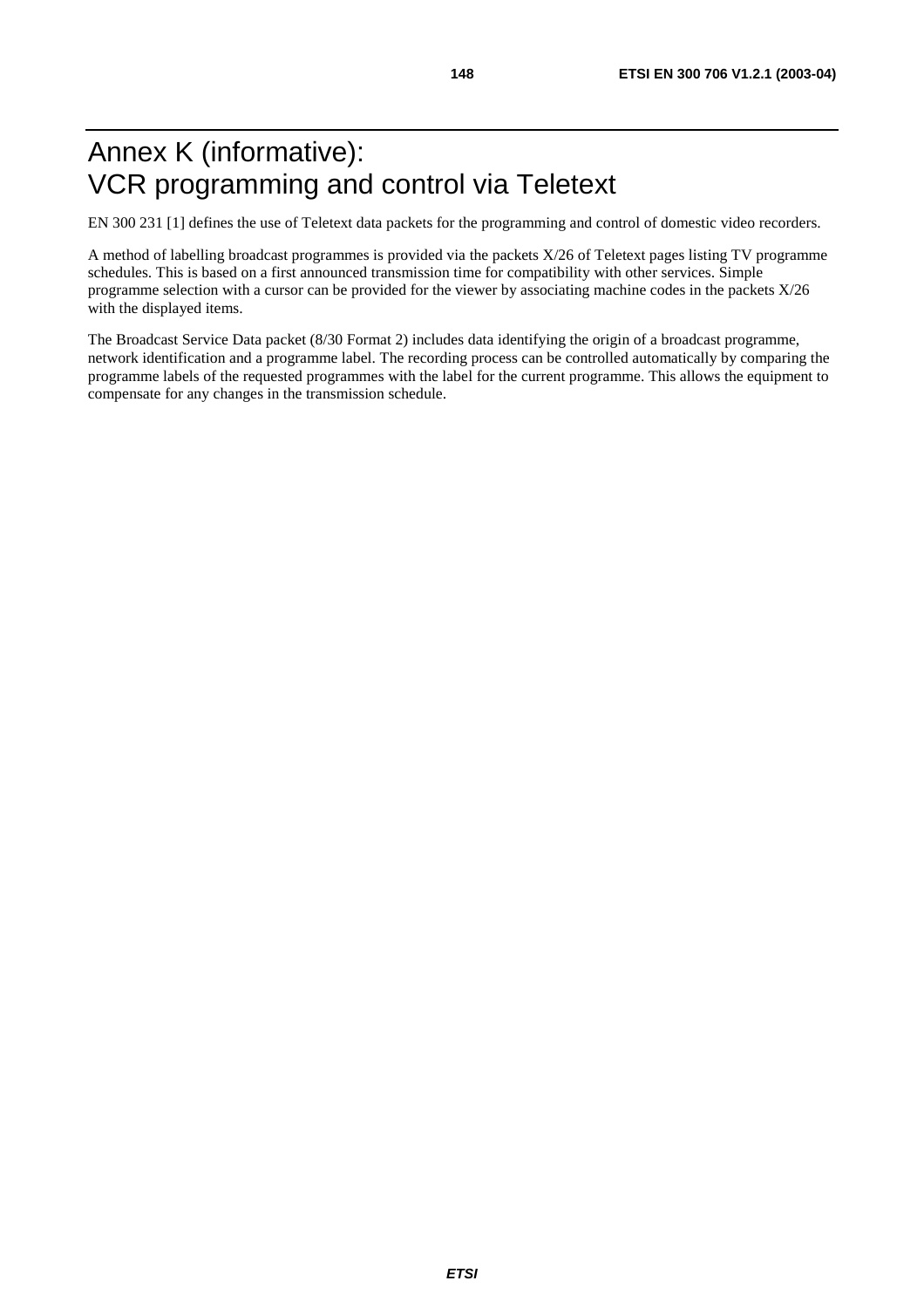# Annex K (informative): VCR programming and control via Teletext

EN 300 231 [1] defines the use of Teletext data packets for the programming and control of domestic video recorders.

A method of labelling broadcast programmes is provided via the packets X/26 of Teletext pages listing TV programme schedules. This is based on a first announced transmission time for compatibility with other services. Simple programme selection with a cursor can be provided for the viewer by associating machine codes in the packets X/26 with the displayed items.

The Broadcast Service Data packet (8/30 Format 2) includes data identifying the origin of a broadcast programme, network identification and a programme label. The recording process can be controlled automatically by comparing the programme labels of the requested programmes with the label for the current programme. This allows the equipment to compensate for any changes in the transmission schedule.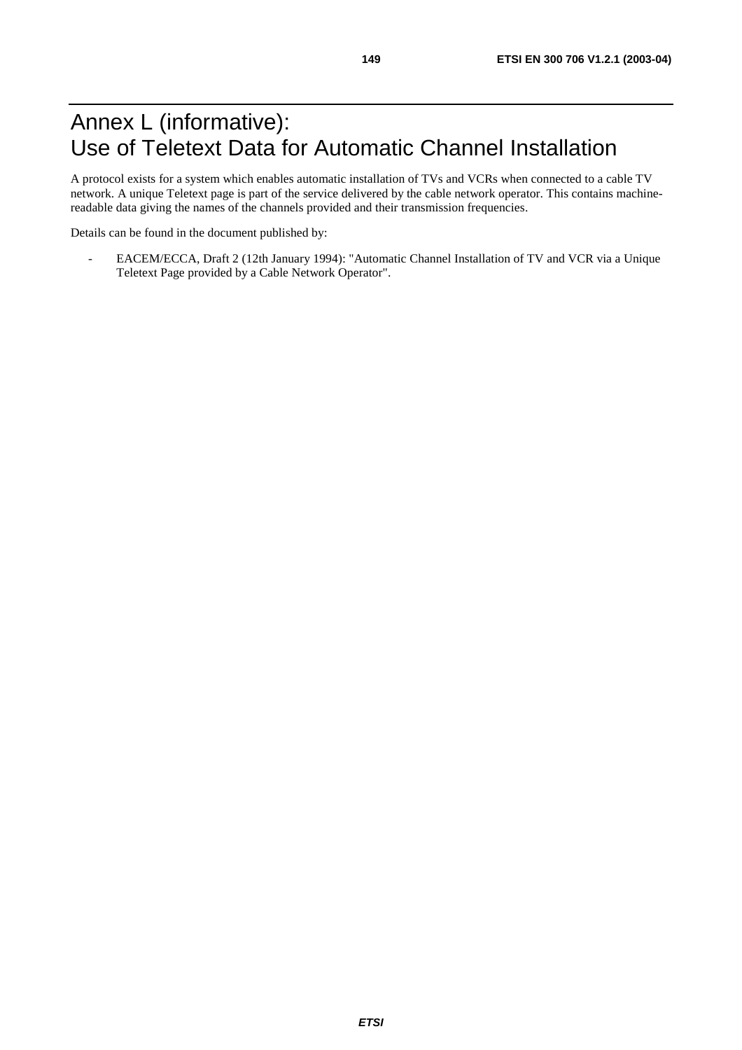# Annex L (informative): Use of Teletext Data for Automatic Channel Installation

A protocol exists for a system which enables automatic installation of TVs and VCRs when connected to a cable TV network. A unique Teletext page is part of the service delivered by the cable network operator. This contains machine-readable data giving the names of the channels provided and their transmission frequencies.

Details can be found in the document published by:

- EACEM/ECCA, Draft 2 (12th January 1994): "Automatic Channel Installation of TV and VCR via a Unique Teletext Page provided by a Cable Network Operator".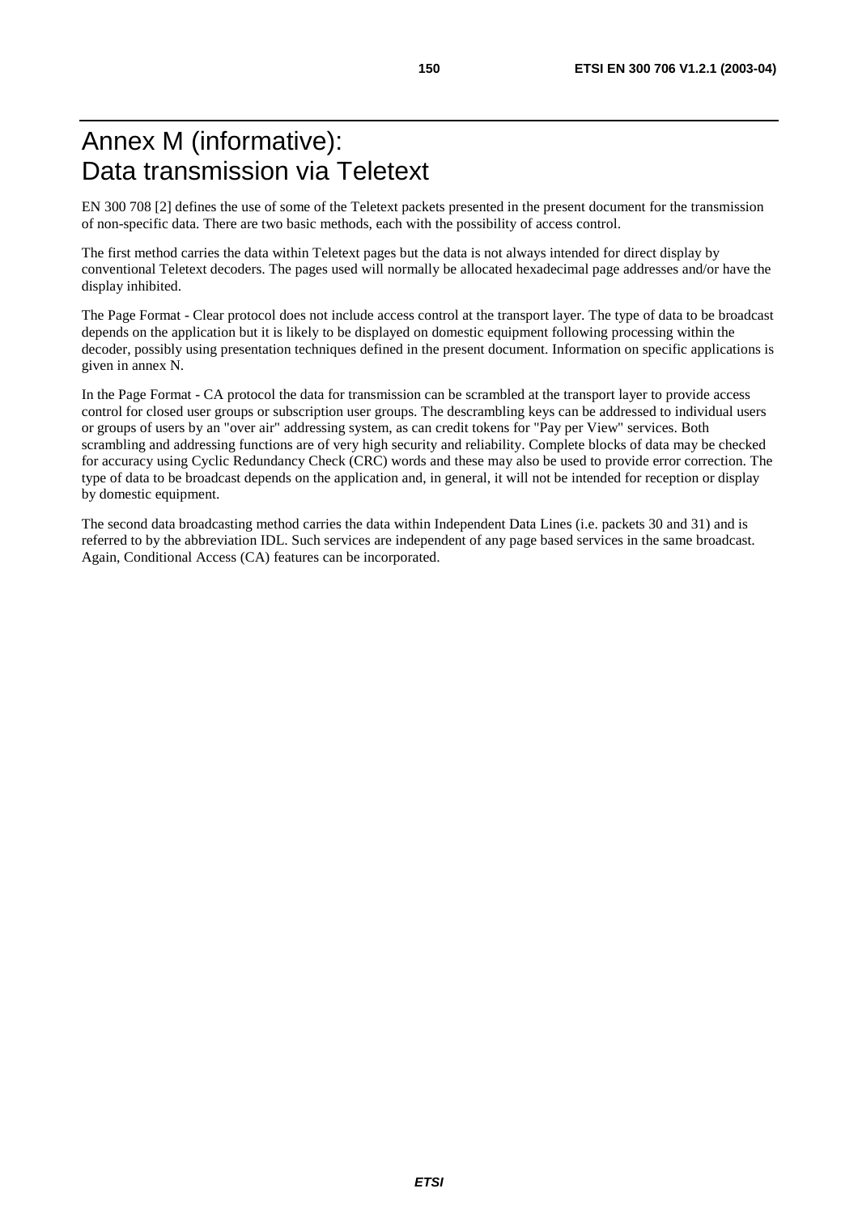# Annex M (informative): Data transmission via Teletext

EN 300 708 [2] defines the use of some of the Teletext packets presented in the present document for the transmission of non-specific data. There are two basic methods, each with the possibility of access control.

The first method carries the data within Teletext pages but the data is not always intended for direct display by conventional Teletext decoders. The pages used will normally be allocated hexadecimal page addresses and/or have the display inhibited.

The Page Format - Clear protocol does not include access control at the transport layer. The type of data to be broadcast depends on the application but it is likely to be displayed on domestic equipment following processing within the decoder, possibly using presentation techniques defined in the present document. Information on specific applications is given in annex N.

In the Page Format - CA protocol the data for transmission can be scrambled at the transport layer to provide access control for closed user groups or subscription user groups. The descrambling keys can be addressed to individual users or groups of users by an "over air" addressing system, as can credit tokens for "Pay per View" services. Both scrambling and addressing functions are of very high security and reliability. Complete blocks of data may be checked for accuracy using Cyclic Redundancy Check (CRC) words and these may also be used to provide error correction. The type of data to be broadcast depends on the application and, in general, it will not be intended for reception or display by domestic equipment.

The second data broadcasting method carries the data within Independent Data Lines (i.e. packets 30 and 31) and is referred to by the abbreviation IDL. Such services are independent of any page based services in the same broadcast. Again, Conditional Access (CA) features can be incorporated.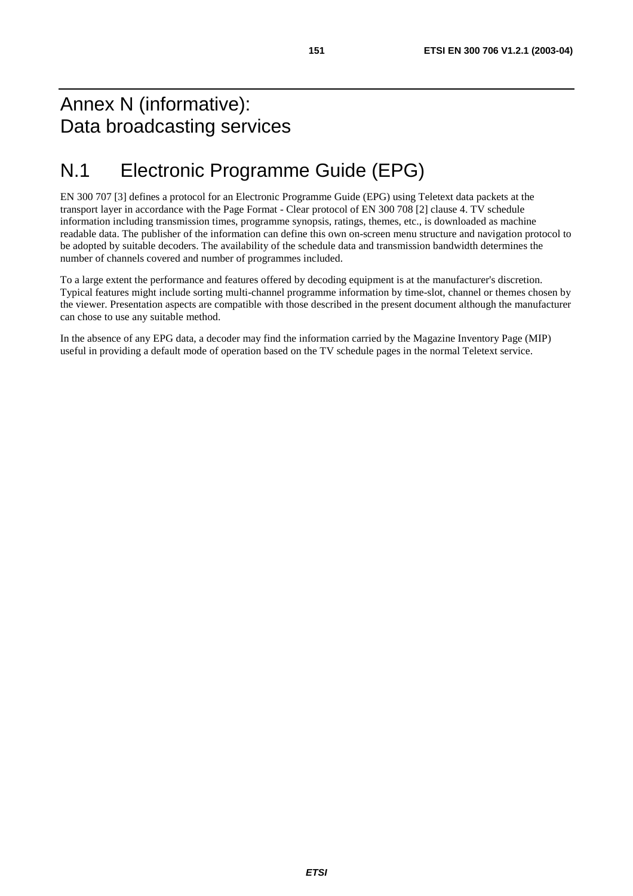# Annex N (informative): Data broadcasting services

# N.1 Electronic Programme Guide (EPG)

EN 300 707 [3] defines a protocol for an Electronic Programme Guide (EPG) using Teletext data packets at the transport layer in accordance with the Page Format - Clear protocol of EN 300 708 [2] clause 4. TV schedule information including transmission times, programme synopsis, ratings, themes, etc., is downloaded as machine readable data. The publisher of the information can define this own on-screen menu structure and navigation protocol to be adopted by suitable decoders. The availability of the schedule data and transmission bandwidth determines the number of channels covered and number of programmes included.

To a large extent the performance and features offered by decoding equipment is at the manufacturer's discretion. Typical features might include sorting multi-channel programme information by time-slot, channel or themes chosen by the viewer. Presentation aspects are compatible with those described in the present document although the manufacturer can chose to use any suitable method.

In the absence of any EPG data, a decoder may find the information carried by the Magazine Inventory Page (MIP) useful in providing a default mode of operation based on the TV schedule pages in the normal Teletext service.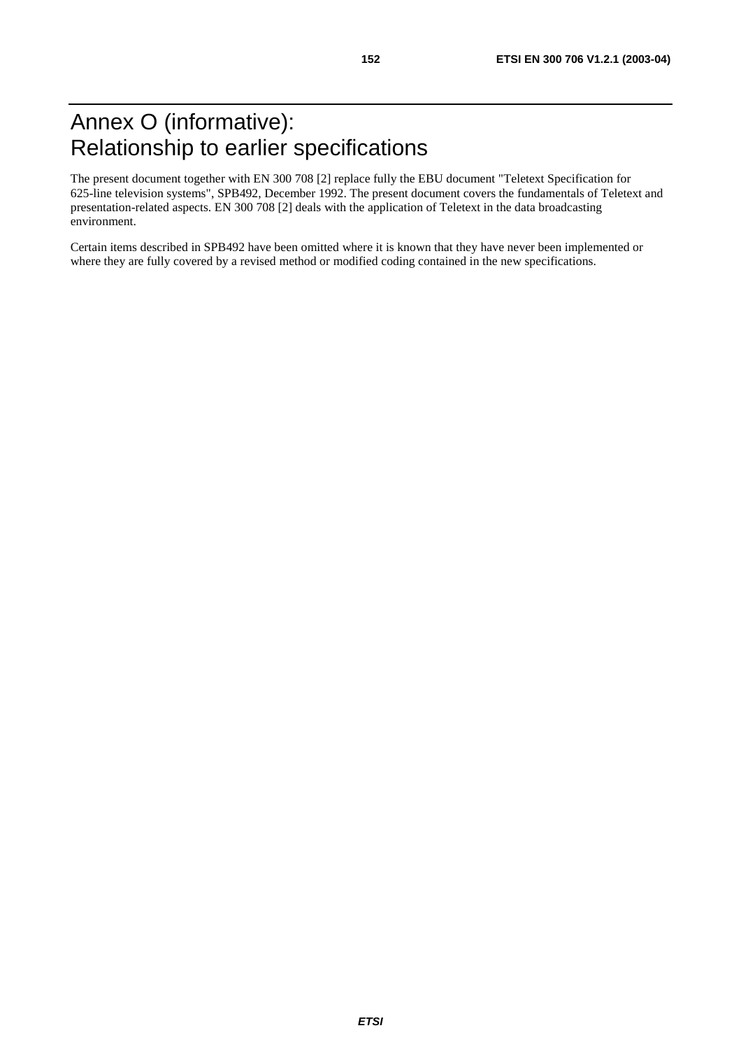# Annex O (informative): Relationship to earlier specifications

The present document together with EN 300 708 [2] replace fully the EBU document "Teletext Specification for 625-line television systems", SPB492, December 1992. The present document covers the fundamentals of Teletext and presentation-related aspects. EN 300 708 [2] deals with the application of Teletext in the data broadcasting environment.

Certain items described in SPB492 have been omitted where it is known that they have never been implemented or where they are fully covered by a revised method or modified coding contained in the new specifications.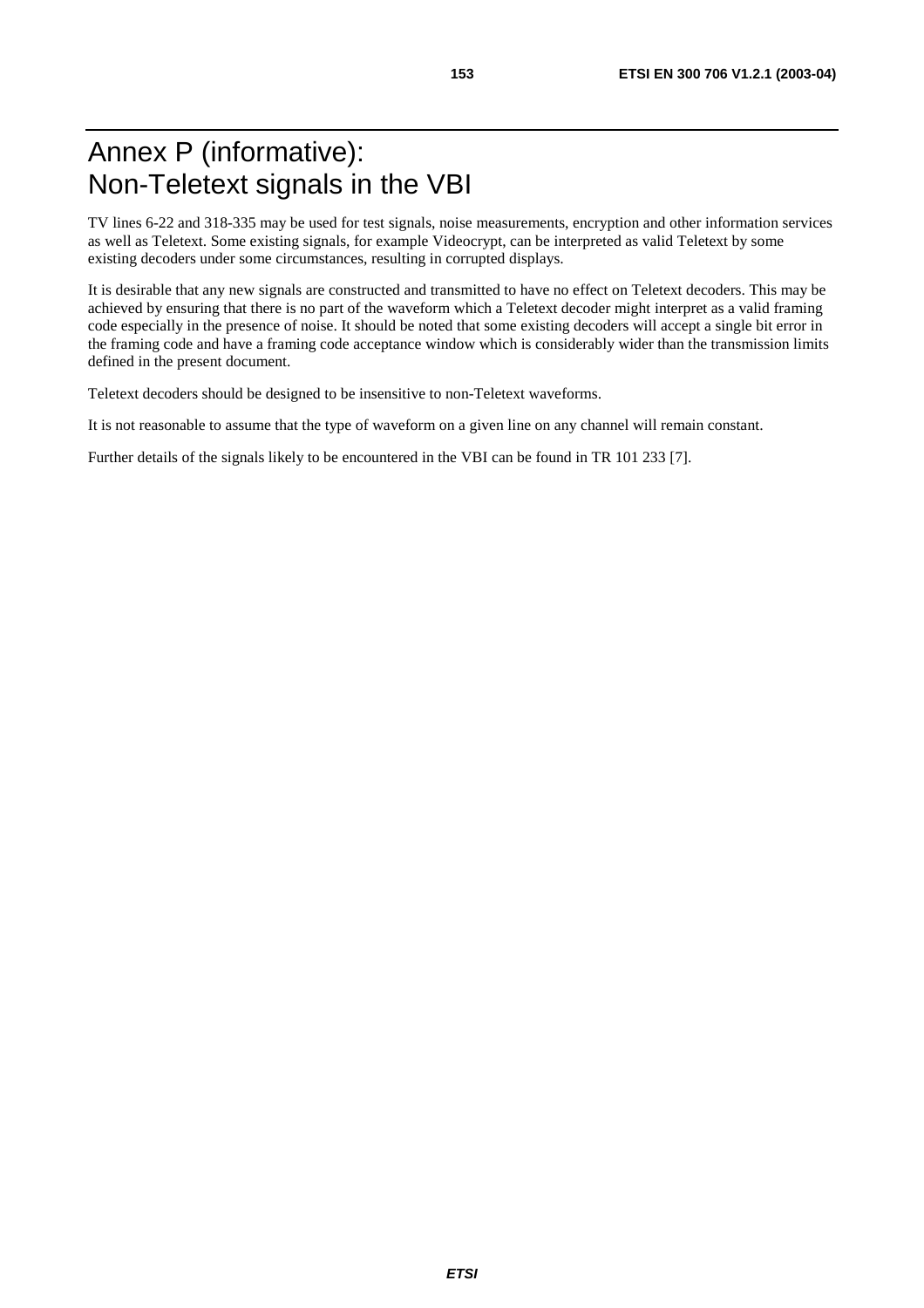# Annex P (informative): Non-Teletext signals in the VBI

TV lines 6-22 and 318-335 may be used for test signals, noise measurements, encryption and other information services as well as Teletext. Some existing signals, for example Videocrypt, can be interpreted as valid Teletext by some existing decoders under some circumstances, resulting in corrupted displays.

It is desirable that any new signals are constructed and transmitted to have no effect on Teletext decoders. This may be achieved by ensuring that there is no part of the waveform which a Teletext decoder might interpret as a valid framing code especially in the presence of noise. It should be noted that some existing decoders will accept a single bit error in the framing code and have a framing code acceptance window which is considerably wider than the transmission limits defined in the present document.

Teletext decoders should be designed to be insensitive to non-Teletext waveforms.

It is not reasonable to assume that the type of waveform on a given line on any channel will remain constant.

Further details of the signals likely to be encountered in the VBI can be found in TR 101 233 [7].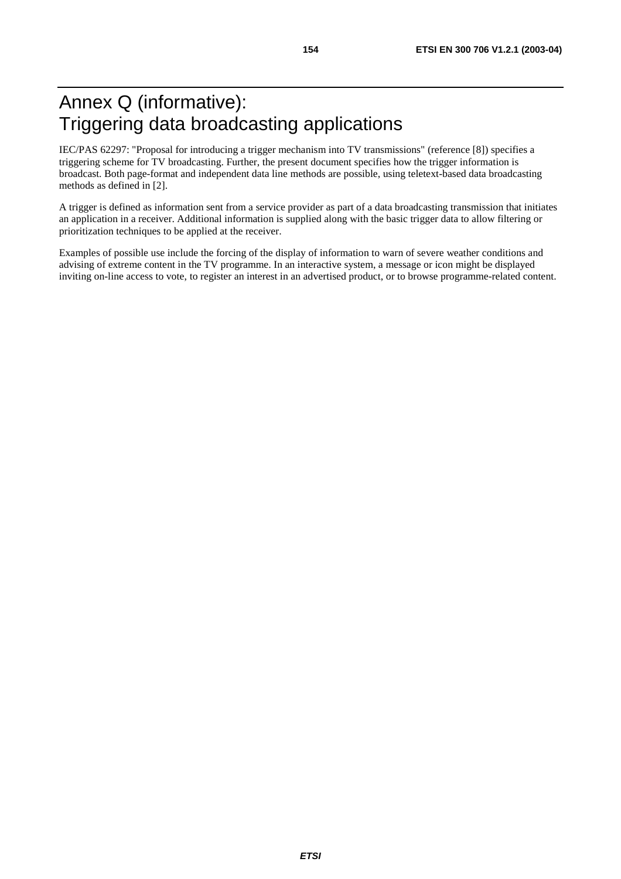# Annex Q (informative): Triggering data broadcasting applications

IEC/PAS 62297: "Proposal for introducing a trigger mechanism into TV transmissions" (reference [8]) specifies a triggering scheme for TV broadcasting. Further, the present document specifies how the trigger information is broadcast. Both page-format and independent data line methods are possible, using teletext-based data broadcasting methods as defined in [2].

A trigger is defined as information sent from a service provider as part of a data broadcasting transmission that initiates an application in a receiver. Additional information is supplied along with the basic trigger data to allow filtering or prioritization techniques to be applied at the receiver.

Examples of possible use include the forcing of the display of information to warn of severe weather conditions and advising of extreme content in the TV programme. In an interactive system, a message or icon might be displayed inviting on-line access to vote, to register an interest in an advertised product, or to browse programme-related content.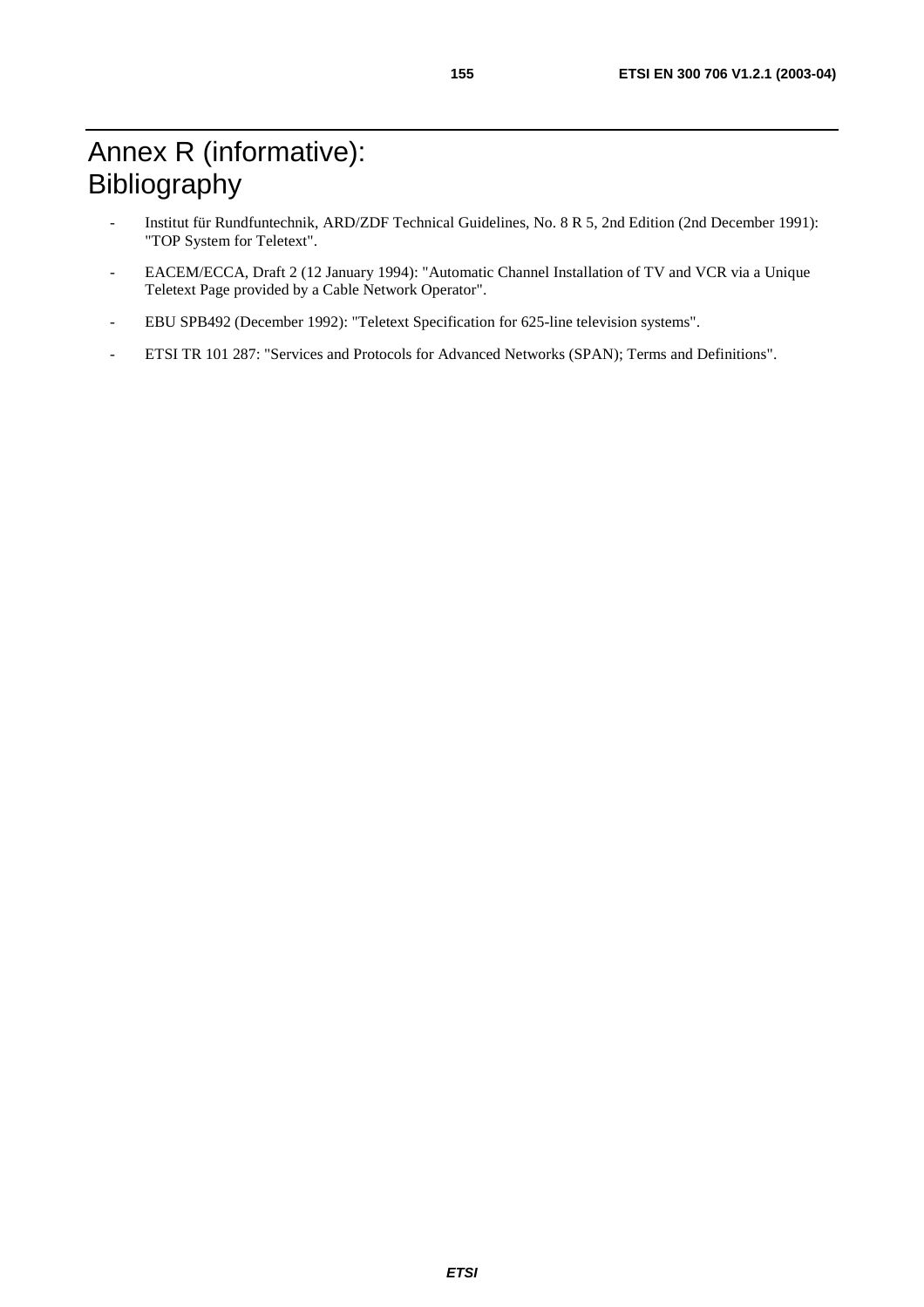# Annex R (informative): Bibliography

- Institut für Rundfuntechnik, ARD/ZDF Technical Guidelines, No. 8 R 5, 2nd Edition (2nd December 1991): "TOP System for Teletext".
- EACEM/ECCA, Draft 2 (12 January 1994): "Automatic Channel Installation of TV and VCR via a Unique Teletext Page provided by a Cable Network Operator".
- EBU SPB492 (December 1992): "Teletext Specification for 625-line television systems".
- ETSI TR 101 287: "Services and Protocols for Advanced Networks (SPAN); Terms and Definitions".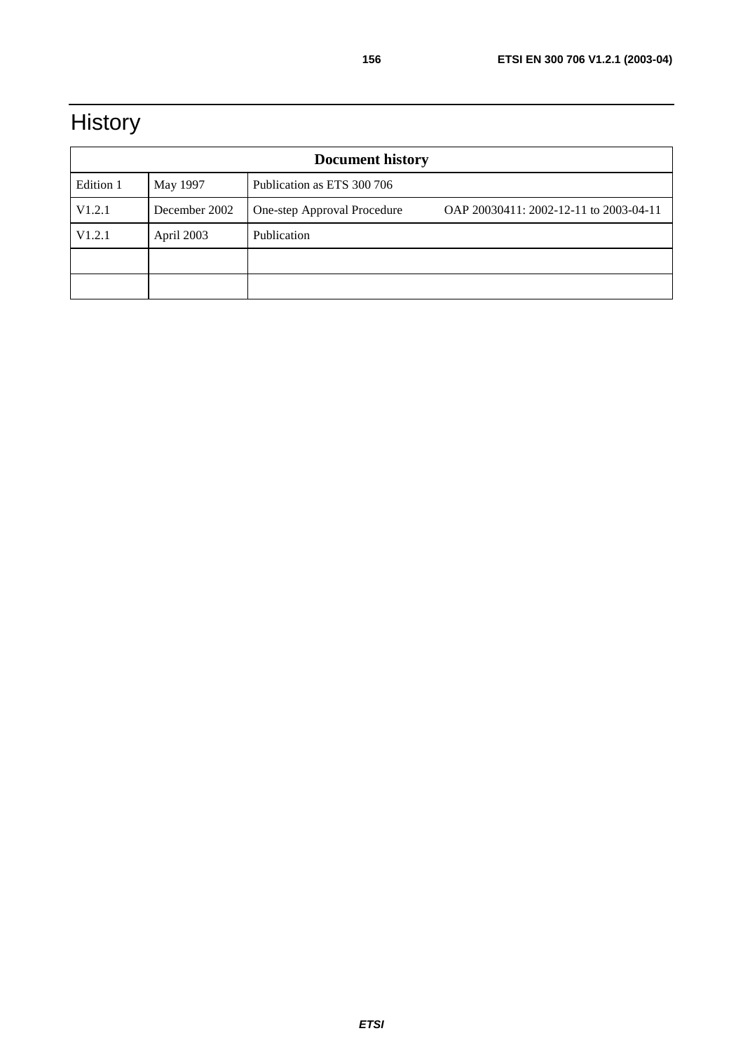# History

| Document history | | | |
|---|---|---|---|
| Edition 1 | May 1997 | Publication as ETS 300 706 | |
| V1.2.1 | December 2002 | One-step Approval Procedure | OAP 20030411: 2002-12-11 to 2003-04-11 |
| V1.2.1 | April 2003 | Publication | |
| | | | |
| | | | |